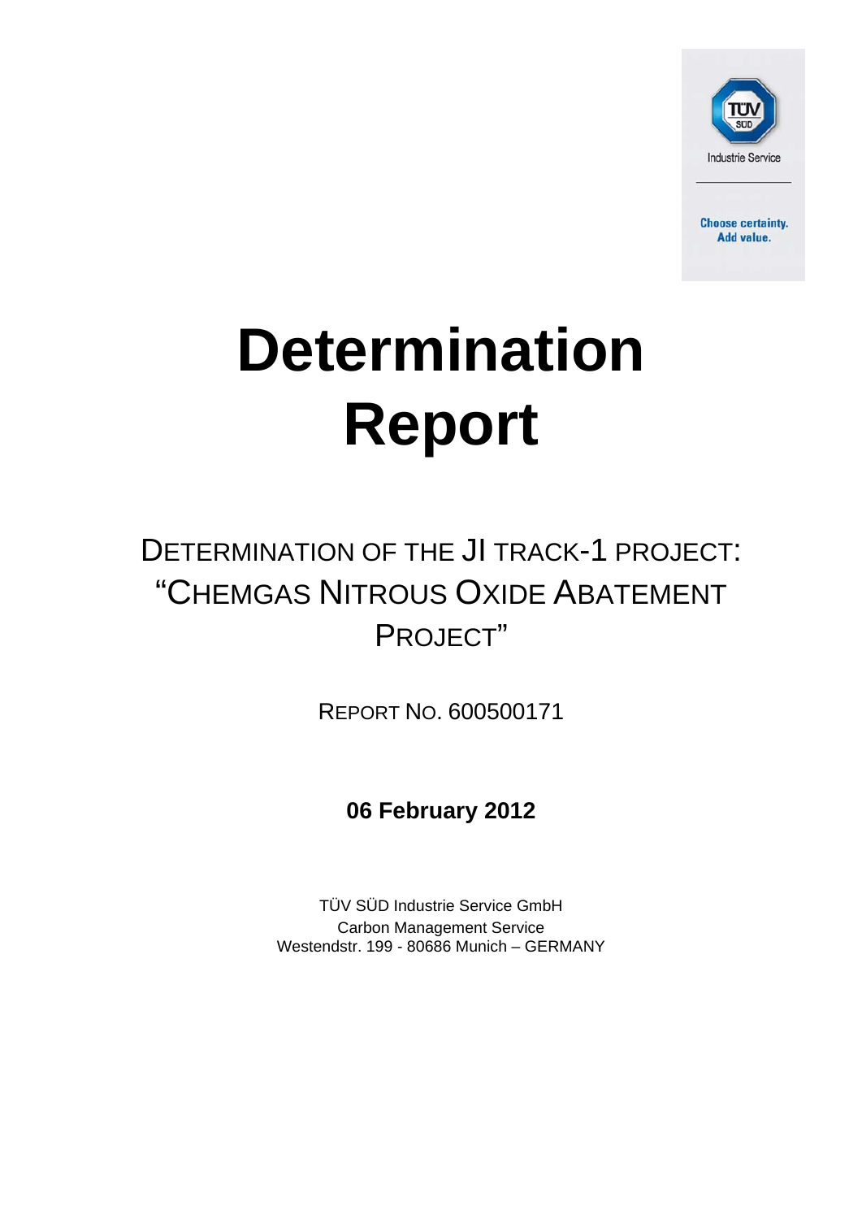TÜV SÜD

Industrie Service

Choose certainty.
Add value.

# Determination Report

## DETERMINATION OF THE JI TRACK-1 PROJECT: "CHEMGAS NITROUS OXIDE ABATEMENT PROJECT"

REPORT NO. 600500171

**06 February 2012**

TÜV SÜD Industrie Service GmbH
Carbon Management Service
Westendstr. 199 - 80686 Munich – GERMANY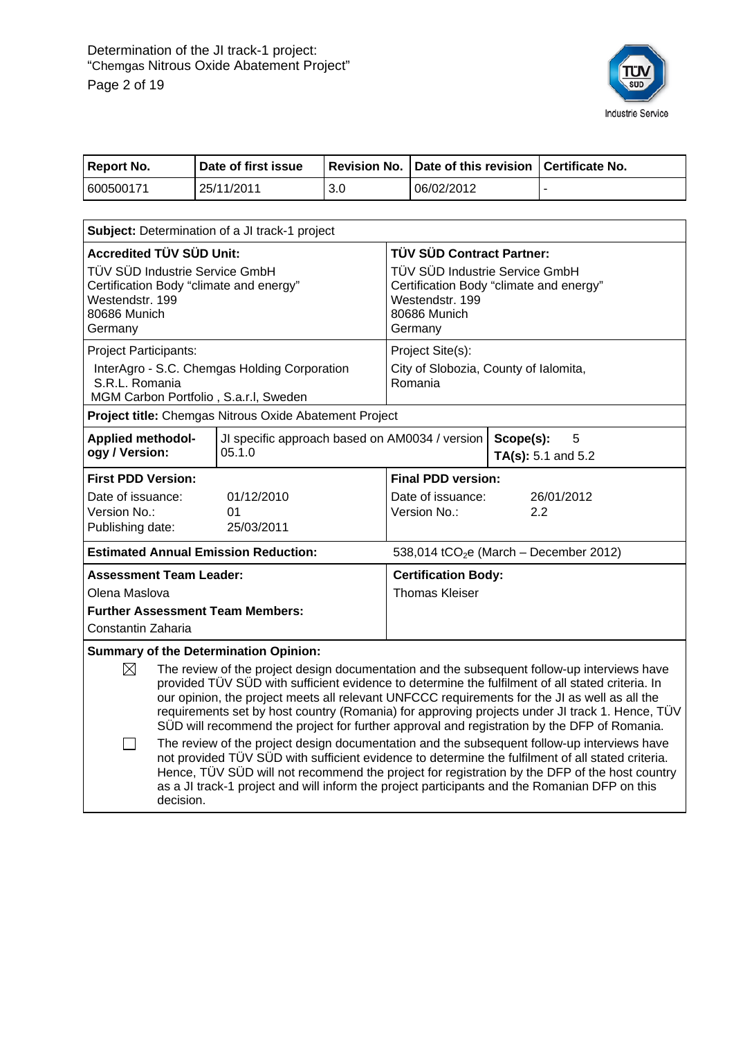| Report No. | Date of first issue | Revision No. | Date of this revision | Certificate No. |
|---|---|---|---|---|
| 600500171 | 25/11/2011 | 3.0 | 06/02/2012 | - |

| | |
|---|---|
| **Subject:** Determination of a JI track-1 project | |
| **Accredited TÜV SÜD Unit:**<br>TÜV SÜD Industrie Service GmbH<br>Certification Body "climate and energy"<br>Westendstr. 199<br>80686 Munich<br>Germany | **TÜV SÜD Contract Partner:**<br>TÜV SÜD Industrie Service GmbH<br>Certification Body "climate and energy"<br>Westendstr. 199<br>80686 Munich<br>Germany |
| Project Participants:<br>InterAgro - S.C. Chemgas Holding Corporation S.R.L. Romania<br>MGM Carbon Portfolio , S.a.r.l, Sweden | Project Site(s):<br>City of Slobozia, County of Ialomita, Romania |
| **Project title:** Chemgas Nitrous Oxide Abatement Project | |
| **Applied methodology / Version:** JI specific approach based on AM0034 / version 05.1.0 | **Scope(s):** 5<br>**TA(s):** 5.1 and 5.2 |
| **First PDD Version:**<br>Date of issuance: 01/12/2010<br>Version No.: 01<br>Publishing date: 25/03/2011 | **Final PDD version:**<br>Date of issuance: 26/01/2012<br>Version No.: 2.2 |
| **Estimated Annual Emission Reduction:** | 538,014 $tCO_2e$ (March – December 2012) |
| **Assessment Team Leader:**<br>Olena Maslova<br>**Further Assessment Team Members:**<br>Constantin Zaharia | **Certification Body:**<br>Thomas Kleiser |

**Summary of the Determination Opinion:**

- [x] The review of the project design documentation and the subsequent follow-up interviews have provided TÜV SÜD with sufficient evidence to determine the fulfilment of all stated criteria. In our opinion, the project meets all relevant UNFCCC requirements for the JI as well as all the requirements set by host country (Romania) for approving projects under JI track 1. Hence, TÜV SÜD will recommend the project for further approval and registration by the DFP of Romania.
- [ ] The review of the project design documentation and the subsequent follow-up interviews have not provided TÜV SÜD with sufficient evidence to determine the fulfilment of all stated criteria. Hence, TÜV SÜD will not recommend the project for registration by the DFP of the host country as a JI track-1 project and will inform the project participants and the Romanian DFP on this decision.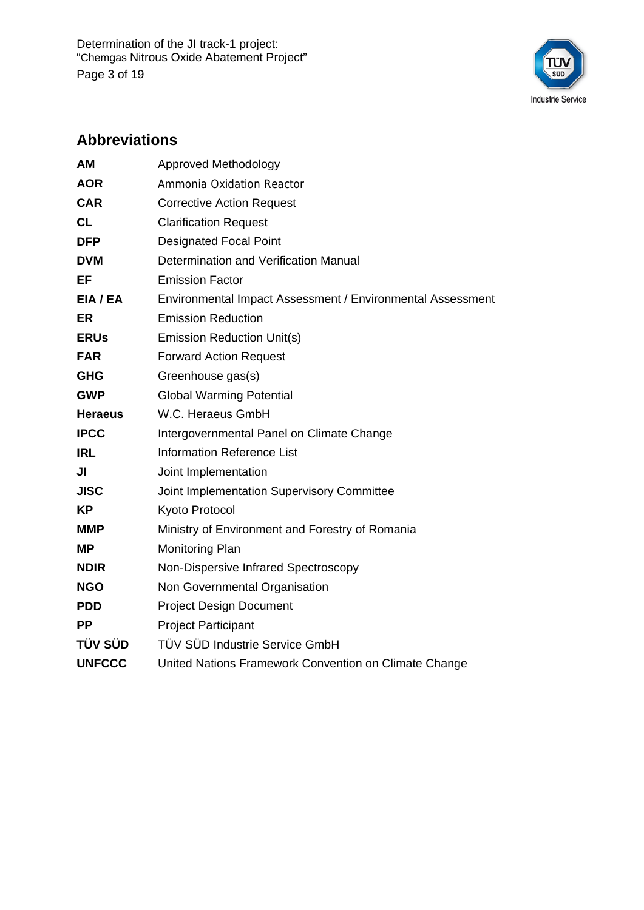## Abbreviations

| | |
|---|---|
| **AM** | Approved Methodology |
| **AOR** | Ammonia Oxidation Reactor |
| **CAR** | Corrective Action Request |
| **CL** | Clarification Request |
| **DFP** | Designated Focal Point |
| **DVM** | Determination and Verification Manual |
| **EF** | Emission Factor |
| **EIA / EA** | Environmental Impact Assessment / Environmental Assessment |
| **ER** | Emission Reduction |
| **ERUs** | Emission Reduction Unit(s) |
| **FAR** | Forward Action Request |
| **GHG** | Greenhouse gas(s) |
| **GWP** | Global Warming Potential |
| **Heraeus** | W.C. Heraeus GmbH |
| **IPCC** | Intergovernmental Panel on Climate Change |
| **IRL** | Information Reference List |
| **JI** | Joint Implementation |
| **JISC** | Joint Implementation Supervisory Committee |
| **KP** | Kyoto Protocol |
| **MMP** | Ministry of Environment and Forestry of Romania |
| **MP** | Monitoring Plan |
| **NDIR** | Non-Dispersive Infrared Spectroscopy |
| **NGO** | Non Governmental Organisation |
| **PDD** | Project Design Document |
| **PP** | Project Participant |
| **TÜV SÜD** | TÜV SÜD Industrie Service GmbH |
| **UNFCCC** | United Nations Framework Convention on Climate Change |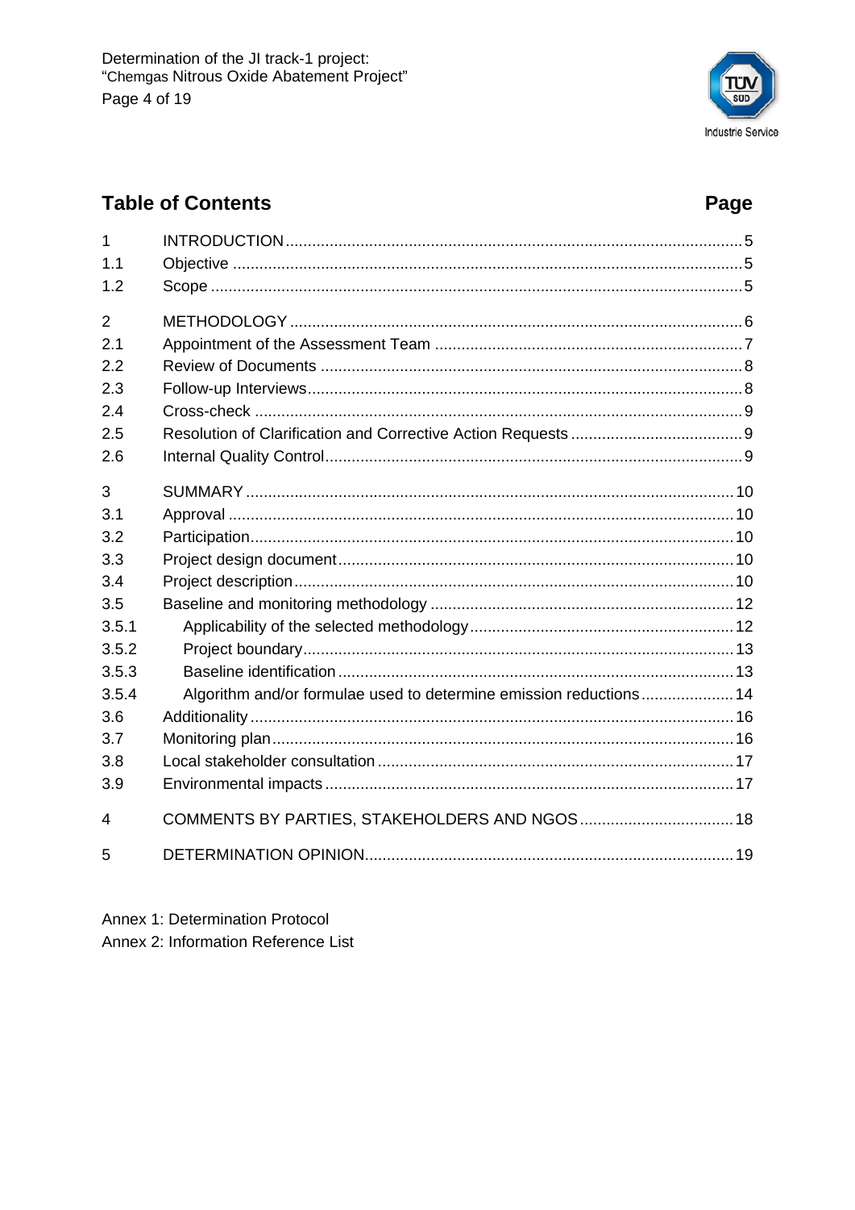## Table of Contents

| | | Page |
|---|---|---|
| 1 | INTRODUCTION | 5 |
| 1.1 | Objective | 5 |
| 1.2 | Scope | 5 |
| 2 | METHODOLOGY | 6 |
| 2.1 | Appointment of the Assessment Team | 7 |
| 2.2 | Review of Documents | 8 |
| 2.3 | Follow-up Interviews | 8 |
| 2.4 | Cross-check | 9 |
| 2.5 | Resolution of Clarification and Corrective Action Requests | 9 |
| 2.6 | Internal Quality Control | 9 |
| 3 | SUMMARY | 10 |
| 3.1 | Approval | 10 |
| 3.2 | Participation | 10 |
| 3.3 | Project design document | 10 |
| 3.4 | Project description | 10 |
| 3.5 | Baseline and monitoring methodology | 12 |
| 3.5.1 | Applicability of the selected methodology | 12 |
| 3.5.2 | Project boundary | 13 |
| 3.5.3 | Baseline identification | 13 |
| 3.5.4 | Algorithm and/or formulae used to determine emission reductions | 14 |
| 3.6 | Additionality | 16 |
| 3.7 | Monitoring plan | 16 |
| 3.8 | Local stakeholder consultation | 17 |
| 3.9 | Environmental impacts | 17 |
| 4 | COMMENTS BY PARTIES, STAKEHOLDERS AND NGOS | 18 |
| 5 | DETERMINATION OPINION | 19 |

Annex 1: Determination Protocol

Annex 2: Information Reference List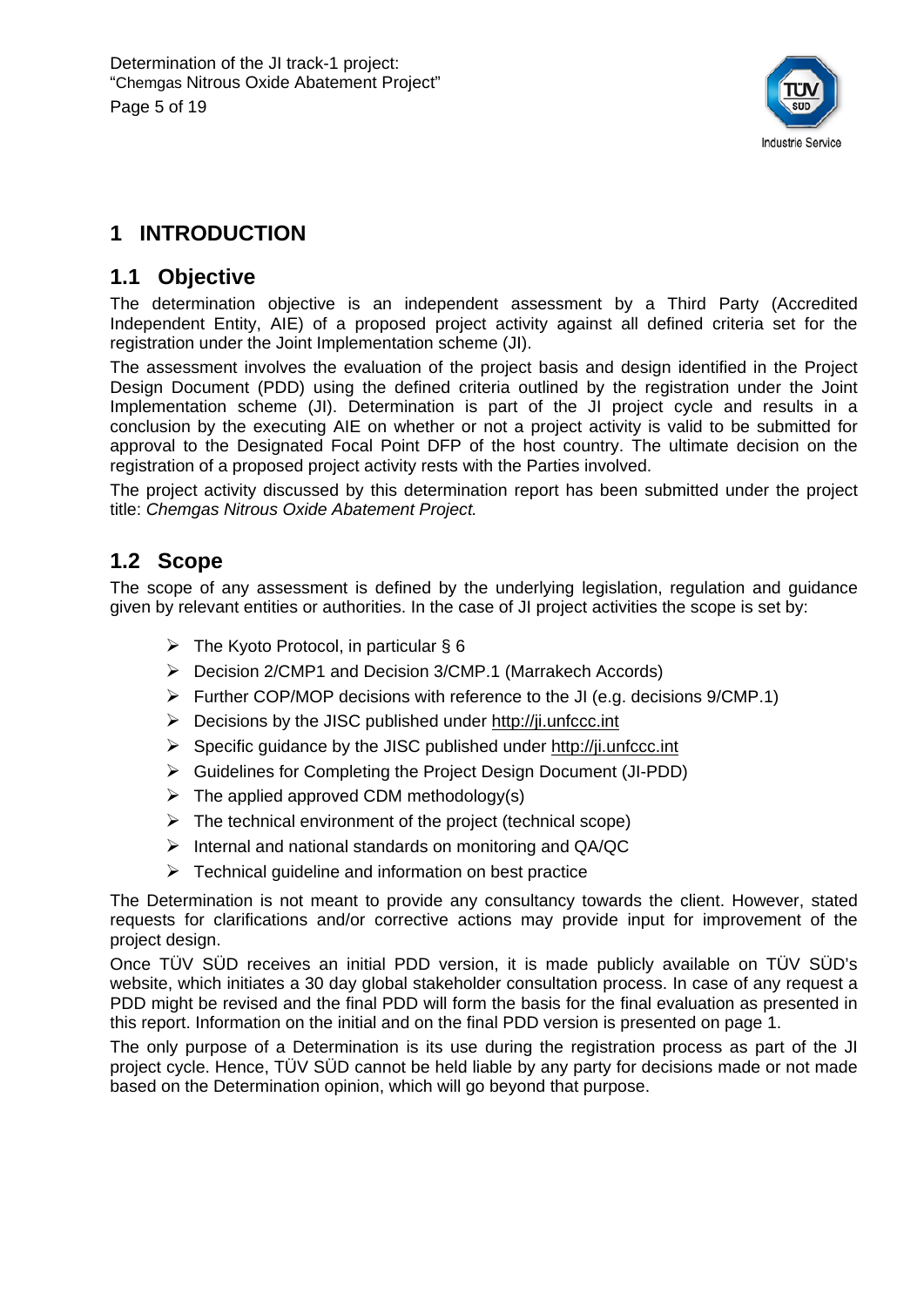# 1 INTRODUCTION

## 1.1 Objective

The determination objective is an independent assessment by a Third Party (Accredited Independent Entity, AIE) of a proposed project activity against all defined criteria set for the registration under the Joint Implementation scheme (JI).

The assessment involves the evaluation of the project basis and design identified in the Project Design Document (PDD) using the defined criteria outlined by the registration under the Joint Implementation scheme (JI). Determination is part of the JI project cycle and results in a conclusion by the executing AIE on whether or not a project activity is valid to be submitted for approval to the Designated Focal Point DFP of the host country. The ultimate decision on the registration of a proposed project activity rests with the Parties involved.

The project activity discussed by this determination report has been submitted under the project title: *Chemgas Nitrous Oxide Abatement Project.*

## 1.2 Scope

The scope of any assessment is defined by the underlying legislation, regulation and guidance given by relevant entities or authorities. In the case of JI project activities the scope is set by:

- The Kyoto Protocol, in particular § 6
- Decision 2/CMP1 and Decision 3/CMP.1 (Marrakech Accords)
- Further COP/MOP decisions with reference to the JI (e.g. decisions 9/CMP.1)
- Decisions by the JISC published under http://ji.unfccc.int
- Specific guidance by the JISC published under http://ji.unfccc.int
- Guidelines for Completing the Project Design Document (JI-PDD)
- The applied approved CDM methodology(s)
- The technical environment of the project (technical scope)
- Internal and national standards on monitoring and QA/QC
- Technical guideline and information on best practice

The Determination is not meant to provide any consultancy towards the client. However, stated requests for clarifications and/or corrective actions may provide input for improvement of the project design.

Once TÜV SÜD receives an initial PDD version, it is made publicly available on TÜV SÜD's website, which initiates a 30 day global stakeholder consultation process. In case of any request a PDD might be revised and the final PDD will form the basis for the final evaluation as presented in this report. Information on the initial and on the final PDD version is presented on page 1.

The only purpose of a Determination is its use during the registration process as part of the JI project cycle. Hence, TÜV SÜD cannot be held liable by any party for decisions made or not made based on the Determination opinion, which will go beyond that purpose.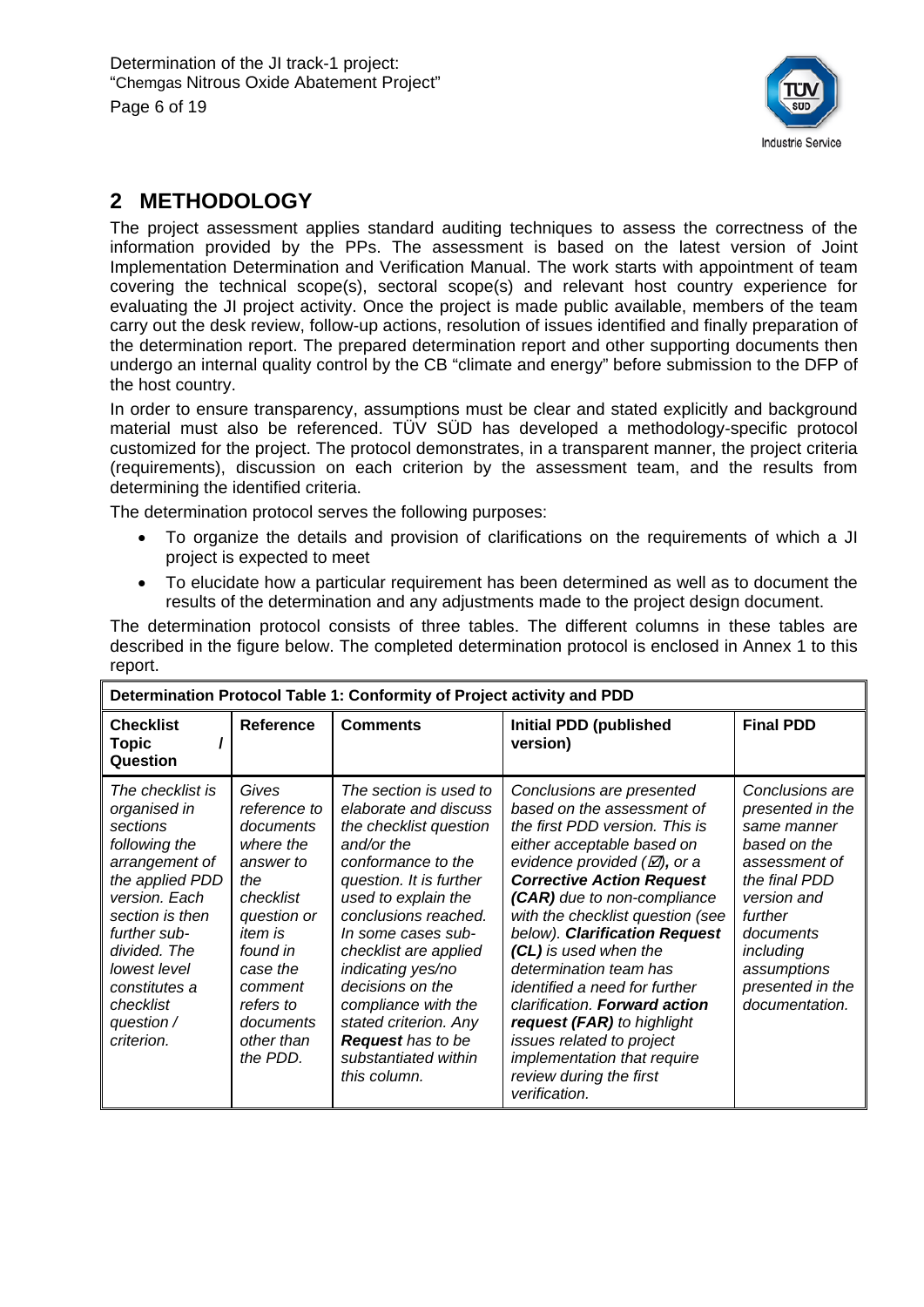## 2 METHODOLOGY

The project assessment applies standard auditing techniques to assess the correctness of the information provided by the PPs. The assessment is based on the latest version of Joint Implementation Determination and Verification Manual. The work starts with appointment of team covering the technical scope(s), sectoral scope(s) and relevant host country experience for evaluating the JI project activity. Once the project is made public available, members of the team carry out the desk review, follow-up actions, resolution of issues identified and finally preparation of the determination report. The prepared determination report and other supporting documents then undergo an internal quality control by the CB "climate and energy" before submission to the DFP of the host country.

In order to ensure transparency, assumptions must be clear and stated explicitly and background material must also be referenced. TÜV SÜD has developed a methodology-specific protocol customized for the project. The protocol demonstrates, in a transparent manner, the project criteria (requirements), discussion on each criterion by the assessment team, and the results from determining the identified criteria.

The determination protocol serves the following purposes:

- To organize the details and provision of clarifications on the requirements of which a JI project is expected to meet
- To elucidate how a particular requirement has been determined as well as to document the results of the determination and any adjustments made to the project design document.

The determination protocol consists of three tables. The different columns in these tables are described in the figure below. The completed determination protocol is enclosed in Annex 1 to this report.

| **Determination Protocol Table 1: Conformity of Project activity and PDD** | | | | |
|---|---|---|---|---|
| **Checklist Topic / Question** | **Reference** | **Comments** | **Initial PDD (published version)** | **Final PDD** |
| *The checklist is organised in sections following the arrangement of the applied PDD version. Each section is then further sub-divided. The lowest level constitutes a checklist question / criterion.* | *Gives reference to documents where the answer to the checklist question or item is found in case the comment refers to documents other than the PDD.* | *The section is used to elaborate and discuss the checklist question and/or the conformance to the question. It is further used to explain the conclusions reached. In some cases sub-checklist are applied indicating yes/no decisions on the compliance with the stated criterion. Any **Request** has to be substantiated within this column.* | *Conclusions are presented based on the assessment of the first PDD version. This is either acceptable based on evidence provided (☑), or a **Corrective Action Request (CAR)** due to non-compliance with the checklist question (see below). **Clarification Request (CL)** is used when the determination team has identified a need for further clarification. **Forward action request (FAR)** to highlight issues related to project implementation that require review during the first verification.* | *Conclusions are presented in the same manner based on the assessment of the final PDD version and further documents including assumptions presented in the documentation.* |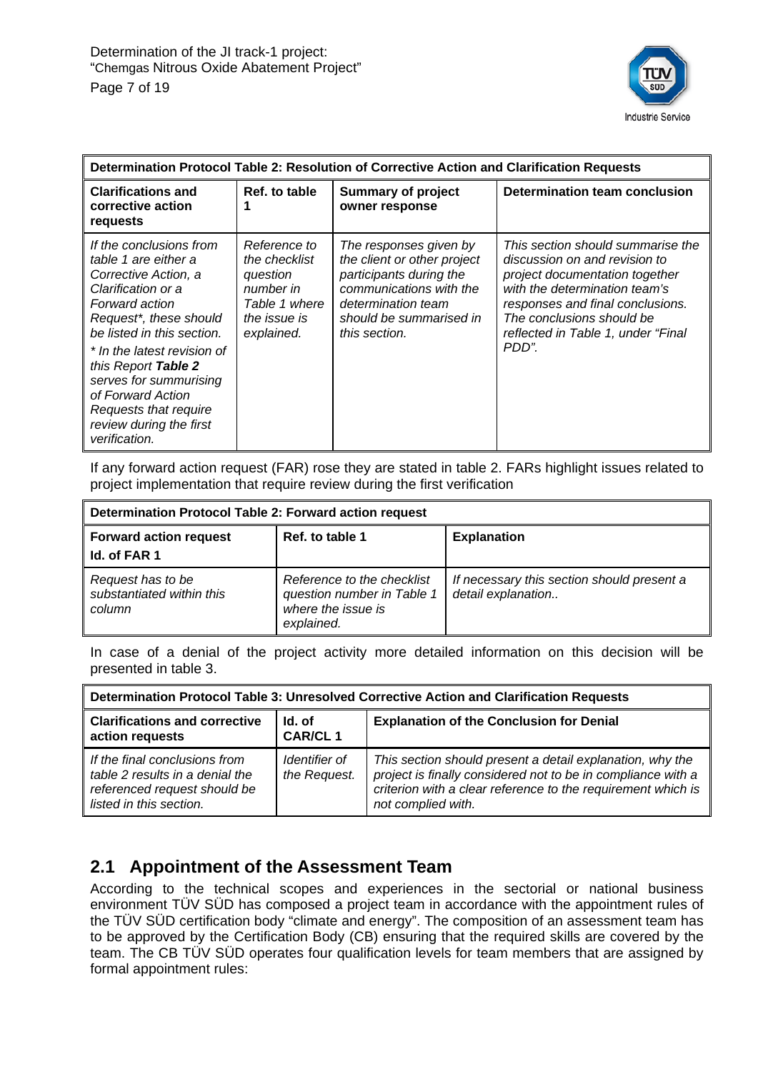| Determination Protocol Table 2: Resolution of Corrective Action and Clarification Requests | | | |
|---|---|---|---|
| **Clarifications and corrective action requests** | **Ref. to table 1** | **Summary of project owner response** | **Determination team conclusion** |
| *If the conclusions from table 1 are either a Corrective Action, a Clarification or a Forward action Request*, these should be listed in this section.* <br> ** In the latest revision of this Report **Table 2** serves for summurising of Forward Action Requests that require review during the first verification.* | *Reference to the checklist question number in Table 1 where the issue is explained.* | *The responses given by the client or other project participants during the communications with the determination team should be summarised in this section.* | *This section should summarise the discussion on and revision to project documentation together with the determination team's responses and final conclusions. The conclusions should be reflected in Table 1, under "Final PDD".* |

If any forward action request (FAR) rose they are stated in table 2. FARs highlight issues related to project implementation that require review during the first verification

| Determination Protocol Table 2: Forward action request | | |
|---|---|---|
| **Forward action request Id. of FAR 1** | **Ref. to table 1** | **Explanation** |
| *Request has to be substantiated within this column* | *Reference to the checklist question number in Table 1 where the issue is explained.* | *If necessary this section should present a detail explanation..* |

In case of a denial of the project activity more detailed information on this decision will be presented in table 3.

| Determination Protocol Table 3: Unresolved Corrective Action and Clarification Requests | | |
|---|---|---|
| **Clarifications and corrective action requests** | **Id. of CAR/CL 1** | **Explanation of the Conclusion for Denial** |
| *If the final conclusions from table 2 results in a denial the referenced request should be listed in this section.* | *Identifier of the Request.* | *This section should present a detail explanation, why the project is finally considered not to be in compliance with a criterion with a clear reference to the requirement which is not complied with.* |

## 2.1 Appointment of the Assessment Team

According to the technical scopes and experiences in the sectorial or national business environment TÜV SÜD has composed a project team in accordance with the appointment rules of the TÜV SÜD certification body "climate and energy". The composition of an assessment team has to be approved by the Certification Body (CB) ensuring that the required skills are covered by the team. The CB TÜV SÜD operates four qualification levels for team members that are assigned by formal appointment rules: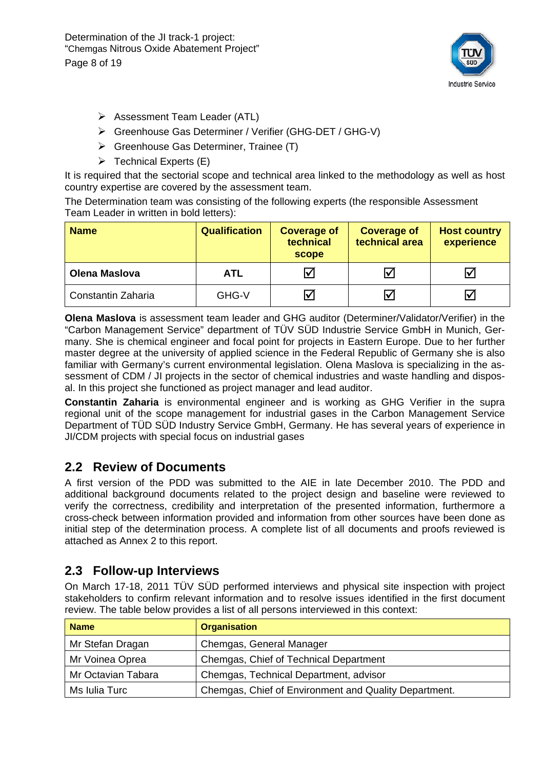- Assessment Team Leader (ATL)
- Greenhouse Gas Determiner / Verifier (GHG-DET / GHG-V)
- Greenhouse Gas Determiner, Trainee (T)
- Technical Experts (E)

It is required that the sectorial scope and technical area linked to the methodology as well as host country expertise are covered by the assessment team.

The Determination team was consisting of the following experts (the responsible Assessment Team Leader in written in bold letters):

| Name | Qualification | Coverage of technical scope | Coverage of technical area | Host country experience |
|---|---|---|---|---|
| **Olena Maslova** | **ATL** | ☑ | ☑ | ☑ |
| Constantin Zaharia | GHG-V | ☑ | ☑ | ☑ |

**Olena Maslova** is assessment team leader and GHG auditor (Determiner/Validator/Verifier) in the "Carbon Management Service" department of TÜV SÜD Industrie Service GmbH in Munich, Germany. She is chemical engineer and focal point for projects in Eastern Europe. Due to her further master degree at the university of applied science in the Federal Republic of Germany she is also familiar with Germany's current environmental legislation. Olena Maslova is specializing in the assessment of CDM / JI projects in the sector of chemical industries and waste handling and disposal. In this project she functioned as project manager and lead auditor.

**Constantin Zaharia** is environmental engineer and is working as GHG Verifier in the supra regional unit of the scope management for industrial gases in the Carbon Management Service Department of TÜD SÜD Industry Service GmbH, Germany. He has several years of experience in JI/CDM projects with special focus on industrial gases

## 2.2 Review of Documents

A first version of the PDD was submitted to the AIE in late December 2010. The PDD and additional background documents related to the project design and baseline were reviewed to verify the correctness, credibility and interpretation of the presented information, furthermore a cross-check between information provided and information from other sources have been done as initial step of the determination process. A complete list of all documents and proofs reviewed is attached as Annex 2 to this report.

## 2.3 Follow-up Interviews

On March 17-18, 2011 TÜV SÜD performed interviews and physical site inspection with project stakeholders to confirm relevant information and to resolve issues identified in the first document review. The table below provides a list of all persons interviewed in this context:

| Name | Organisation |
|---|---|
| Mr Stefan Dragan | Chemgas, General Manager |
| Mr Voinea Oprea | Chemgas, Chief of Technical Department |
| Mr Octavian Tabara | Chemgas, Technical Department, advisor |
| Ms Iulia Turc | Chemgas, Chief of Environment and Quality Department. |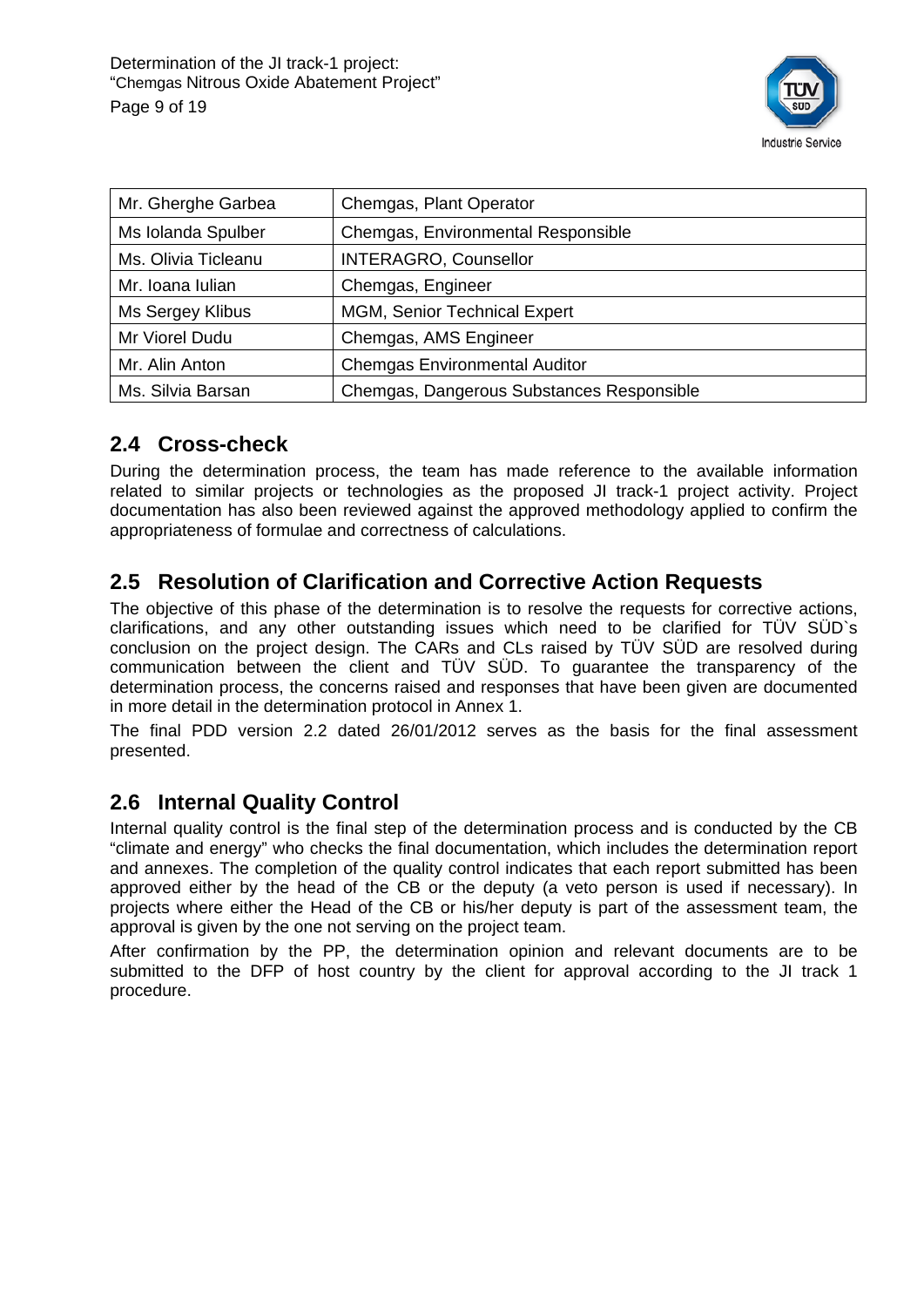| Mr. Gherghe Garbea | Chemgas, Plant Operator |
|---|---|
| Ms Iolanda Spulber | Chemgas, Environmental Responsible |
| Ms. Olivia Ticleanu | INTERAGRO, Counsellor |
| Mr. Ioana Iulian | Chemgas, Engineer |
| Ms Sergey Klibus | MGM, Senior Technical Expert |
| Mr Viorel Dudu | Chemgas, AMS Engineer |
| Mr. Alin Anton | Chemgas Environmental Auditor |
| Ms. Silvia Barsan | Chemgas, Dangerous Substances Responsible |

## 2.4 Cross-check

During the determination process, the team has made reference to the available information related to similar projects or technologies as the proposed JI track-1 project activity. Project documentation has also been reviewed against the approved methodology applied to confirm the appropriateness of formulae and correctness of calculations.

## 2.5 Resolution of Clarification and Corrective Action Requests

The objective of this phase of the determination is to resolve the requests for corrective actions, clarifications, and any other outstanding issues which need to be clarified for TÜV SÜD`s conclusion on the project design. The CARs and CLs raised by TÜV SÜD are resolved during communication between the client and TÜV SÜD. To guarantee the transparency of the determination process, the concerns raised and responses that have been given are documented in more detail in the determination protocol in Annex 1.

The final PDD version 2.2 dated 26/01/2012 serves as the basis for the final assessment presented.

## 2.6 Internal Quality Control

Internal quality control is the final step of the determination process and is conducted by the CB "climate and energy" who checks the final documentation, which includes the determination report and annexes. The completion of the quality control indicates that each report submitted has been approved either by the head of the CB or the deputy (a veto person is used if necessary). In projects where either the Head of the CB or his/her deputy is part of the assessment team, the approval is given by the one not serving on the project team.

After confirmation by the PP, the determination opinion and relevant documents are to be submitted to the DFP of host country by the client for approval according to the JI track 1 procedure.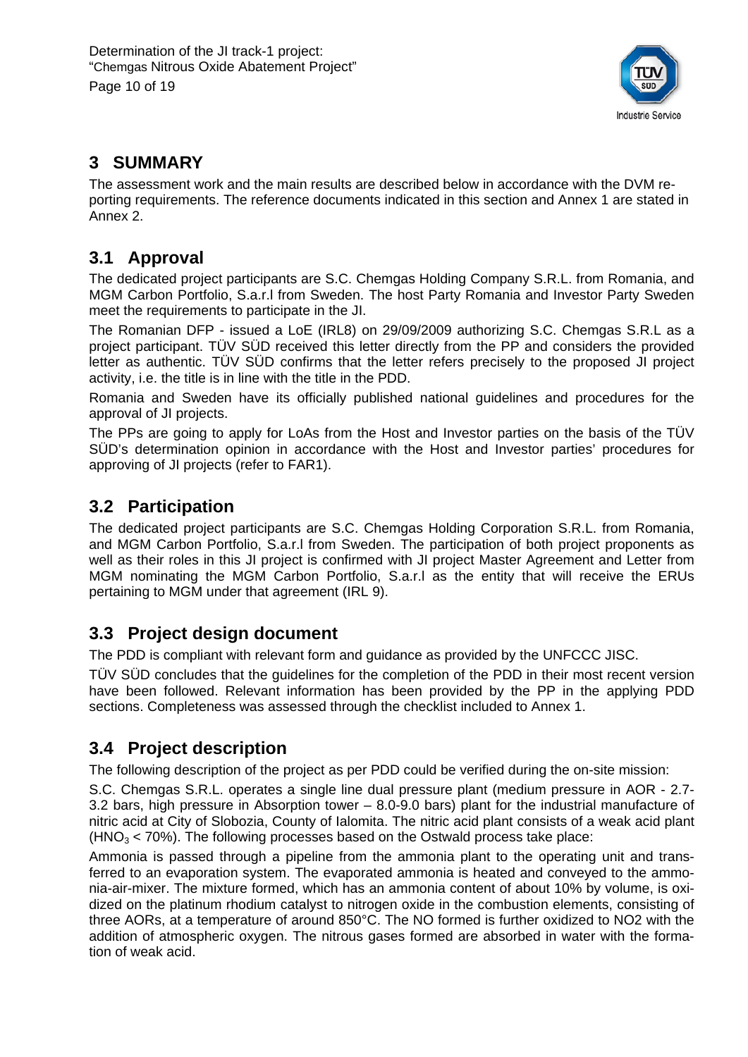# 3 SUMMARY

The assessment work and the main results are described below in accordance with the DVM reporting requirements. The reference documents indicated in this section and Annex 1 are stated in Annex 2.

## 3.1 Approval

The dedicated project participants are S.C. Chemgas Holding Company S.R.L. from Romania, and MGM Carbon Portfolio, S.a.r.l from Sweden. The host Party Romania and Investor Party Sweden meet the requirements to participate in the JI.

The Romanian DFP - issued a LoE (IRL8) on 29/09/2009 authorizing S.C. Chemgas S.R.L as a project participant. TÜV SÜD received this letter directly from the PP and considers the provided letter as authentic. TÜV SÜD confirms that the letter refers precisely to the proposed JI project activity, i.e. the title is in line with the title in the PDD.

Romania and Sweden have its officially published national guidelines and procedures for the approval of JI projects.

The PPs are going to apply for LoAs from the Host and Investor parties on the basis of the TÜV SÜD's determination opinion in accordance with the Host and Investor parties' procedures for approving of JI projects (refer to FAR1).

## 3.2 Participation

The dedicated project participants are S.C. Chemgas Holding Corporation S.R.L. from Romania, and MGM Carbon Portfolio, S.a.r.l from Sweden. The participation of both project proponents as well as their roles in this JI project is confirmed with JI project Master Agreement and Letter from MGM nominating the MGM Carbon Portfolio, S.a.r.l as the entity that will receive the ERUs pertaining to MGM under that agreement (IRL 9).

## 3.3 Project design document

The PDD is compliant with relevant form and guidance as provided by the UNFCCC JISC.

TÜV SÜD concludes that the guidelines for the completion of the PDD in their most recent version have been followed. Relevant information has been provided by the PP in the applying PDD sections. Completeness was assessed through the checklist included to Annex 1.

## 3.4 Project description

The following description of the project as per PDD could be verified during the on-site mission:

S.C. Chemgas S.R.L. operates a single line dual pressure plant (medium pressure in AOR - 2.7-3.2 bars, high pressure in Absorption tower – 8.0-9.0 bars) plant for the industrial manufacture of nitric acid at City of Slobozia, County of Ialomita. The nitric acid plant consists of a weak acid plant ($HNO_3$ < 70%). The following processes based on the Ostwald process take place:

Ammonia is passed through a pipeline from the ammonia plant to the operating unit and transferred to an evaporation system. The evaporated ammonia is heated and conveyed to the ammonia-air-mixer. The mixture formed, which has an ammonia content of about 10% by volume, is oxidized on the platinum rhodium catalyst to nitrogen oxide in the combustion elements, consisting of three AORs, at a temperature of around 850°C. The NO formed is further oxidized to NO2 with the addition of atmospheric oxygen. The nitrous gases formed are absorbed in water with the formation of weak acid.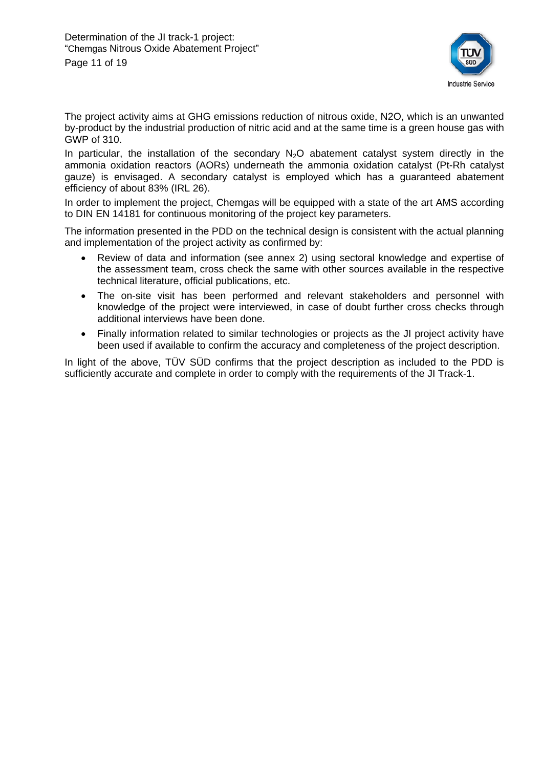The project activity aims at GHG emissions reduction of nitrous oxide, N2O, which is an unwanted by-product by the industrial production of nitric acid and at the same time is a green house gas with GWP of 310.

In particular, the installation of the secondary $N_2O$ abatement catalyst system directly in the ammonia oxidation reactors (AORs) underneath the ammonia oxidation catalyst (Pt-Rh catalyst gauze) is envisaged. A secondary catalyst is employed which has a guaranteed abatement efficiency of about 83% (IRL 26).

In order to implement the project, Chemgas will be equipped with a state of the art AMS according to DIN EN 14181 for continuous monitoring of the project key parameters.

The information presented in the PDD on the technical design is consistent with the actual planning and implementation of the project activity as confirmed by:

- Review of data and information (see annex 2) using sectoral knowledge and expertise of the assessment team, cross check the same with other sources available in the respective technical literature, official publications, etc.
- The on-site visit has been performed and relevant stakeholders and personnel with knowledge of the project were interviewed, in case of doubt further cross checks through additional interviews have been done.
- Finally information related to similar technologies or projects as the JI project activity have been used if available to confirm the accuracy and completeness of the project description.

In light of the above, TÜV SÜD confirms that the project description as included to the PDD is sufficiently accurate and complete in order to comply with the requirements of the JI Track-1.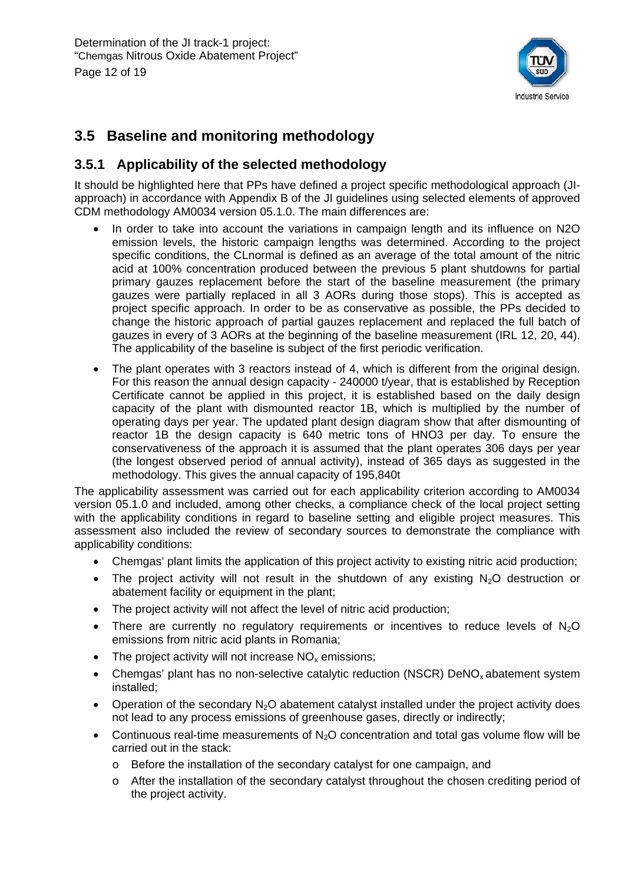## 3.5 Baseline and monitoring methodology

### 3.5.1 Applicability of the selected methodology

It should be highlighted here that PPs have defined a project specific methodological approach (JI-approach) in accordance with Appendix B of the JI guidelines using selected elements of approved CDM methodology AM0034 version 05.1.0. The main differences are:

- In order to take into account the variations in campaign length and its influence on N2O emission levels, the historic campaign lengths was determined. According to the project specific conditions, the CLnormal is defined as an average of the total amount of the nitric acid at 100% concentration produced between the previous 5 plant shutdowns for partial primary gauzes replacement before the start of the baseline measurement (the primary gauzes were partially replaced in all 3 AORs during those stops). This is accepted as project specific approach. In order to be as conservative as possible, the PPs decided to change the historic approach of partial gauzes replacement and replaced the full batch of gauzes in every of 3 AORs at the beginning of the baseline measurement (IRL 12, 20, 44). The applicability of the baseline is subject of the first periodic verification.
- The plant operates with 3 reactors instead of 4, which is different from the original design. For this reason the annual design capacity - 240000 t/year, that is established by Reception Certificate cannot be applied in this project, it is established based on the daily design capacity of the plant with dismounted reactor 1B, which is multiplied by the number of operating days per year. The updated plant design diagram show that after dismounting of reactor 1B the design capacity is 640 metric tons of HNO3 per day. To ensure the conservativeness of the approach it is assumed that the plant operates 306 days per year (the longest observed period of annual activity), instead of 365 days as suggested in the methodology. This gives the annual capacity of 195,840t

The applicability assessment was carried out for each applicability criterion according to AM0034 version 05.1.0 and included, among other checks, a compliance check of the local project setting with the applicability conditions in regard to baseline setting and eligible project measures. This assessment also included the review of secondary sources to demonstrate the compliance with applicability conditions:

- Chemgas' plant limits the application of this project activity to existing nitric acid production;
- The project activity will not result in the shutdown of any existing $N_2O$ destruction or abatement facility or equipment in the plant;
- The project activity will not affect the level of nitric acid production;
- There are currently no regulatory requirements or incentives to reduce levels of $N_2O$ emissions from nitric acid plants in Romania;
- The project activity will not increase $NO_x$ emissions;
- Chemgas' plant has no non-selective catalytic reduction (NSCR) $DeNO_x$ abatement system installed;
- Operation of the secondary $N_2O$ abatement catalyst installed under the project activity does not lead to any process emissions of greenhouse gases, directly or indirectly;
- Continuous real-time measurements of $N_2O$ concentration and total gas volume flow will be carried out in the stack:
  - Before the installation of the secondary catalyst for one campaign, and
  - After the installation of the secondary catalyst throughout the chosen crediting period of the project activity.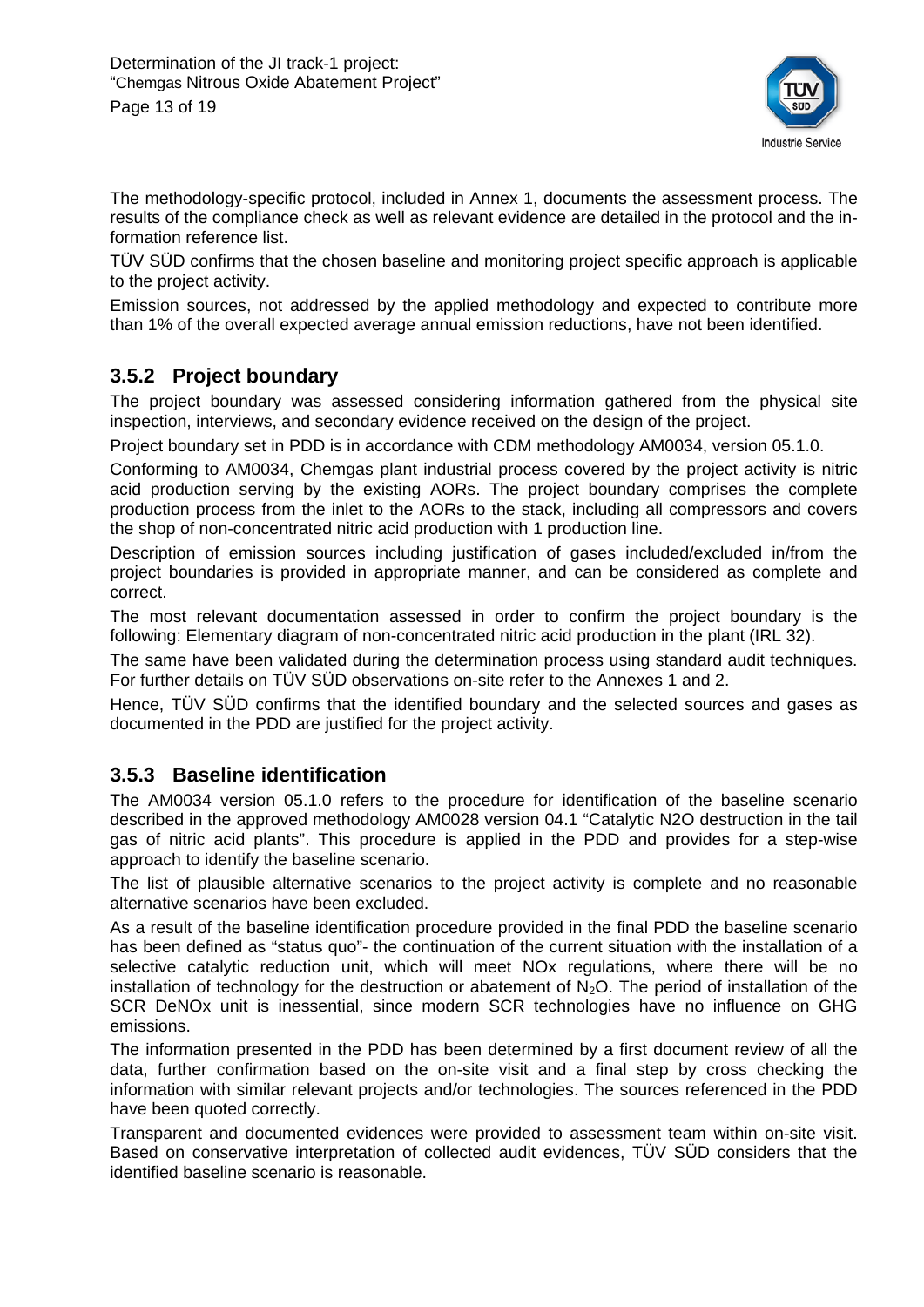The methodology-specific protocol, included in Annex 1, documents the assessment process. The results of the compliance check as well as relevant evidence are detailed in the protocol and the information reference list.

TÜV SÜD confirms that the chosen baseline and monitoring project specific approach is applicable to the project activity.

Emission sources, not addressed by the applied methodology and expected to contribute more than 1% of the overall expected average annual emission reductions, have not been identified.

### 3.5.2 Project boundary

The project boundary was assessed considering information gathered from the physical site inspection, interviews, and secondary evidence received on the design of the project.

Project boundary set in PDD is in accordance with CDM methodology AM0034, version 05.1.0.

Conforming to AM0034, Chemgas plant industrial process covered by the project activity is nitric acid production serving by the existing AORs. The project boundary comprises the complete production process from the inlet to the AORs to the stack, including all compressors and covers the shop of non-concentrated nitric acid production with 1 production line.

Description of emission sources including justification of gases included/excluded in/from the project boundaries is provided in appropriate manner, and can be considered as complete and correct.

The most relevant documentation assessed in order to confirm the project boundary is the following: Elementary diagram of non-concentrated nitric acid production in the plant (IRL 32).

The same have been validated during the determination process using standard audit techniques. For further details on TÜV SÜD observations on-site refer to the Annexes 1 and 2.

Hence, TÜV SÜD confirms that the identified boundary and the selected sources and gases as documented in the PDD are justified for the project activity.

### 3.5.3 Baseline identification

The AM0034 version 05.1.0 refers to the procedure for identification of the baseline scenario described in the approved methodology AM0028 version 04.1 "Catalytic N2O destruction in the tail gas of nitric acid plants". This procedure is applied in the PDD and provides for a step-wise approach to identify the baseline scenario.

The list of plausible alternative scenarios to the project activity is complete and no reasonable alternative scenarios have been excluded.

As a result of the baseline identification procedure provided in the final PDD the baseline scenario has been defined as "status quo"- the continuation of the current situation with the installation of a selective catalytic reduction unit, which will meet NOx regulations, where there will be no installation of technology for the destruction or abatement of $N_2O$. The period of installation of the SCR DeNOx unit is inessential, since modern SCR technologies have no influence on GHG emissions.

The information presented in the PDD has been determined by a first document review of all the data, further confirmation based on the on-site visit and a final step by cross checking the information with similar relevant projects and/or technologies. The sources referenced in the PDD have been quoted correctly.

Transparent and documented evidences were provided to assessment team within on-site visit. Based on conservative interpretation of collected audit evidences, TÜV SÜD considers that the identified baseline scenario is reasonable.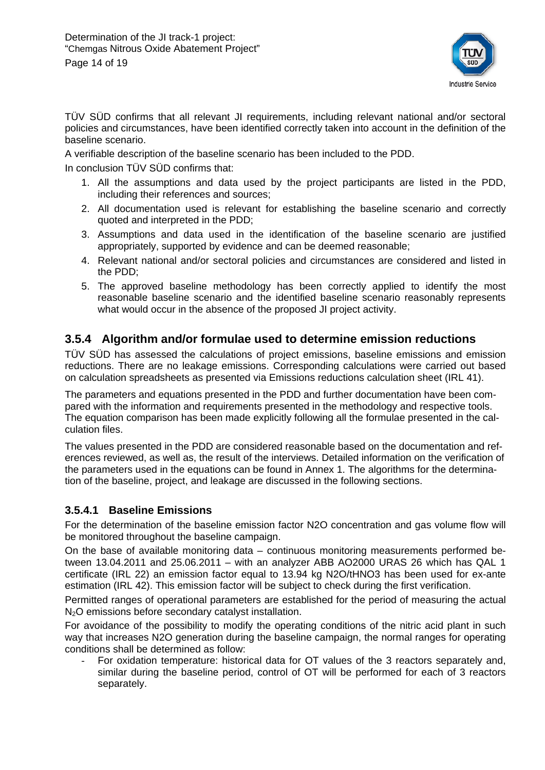TÜV SÜD confirms that all relevant JI requirements, including relevant national and/or sectoral policies and circumstances, have been identified correctly taken into account in the definition of the baseline scenario.

A verifiable description of the baseline scenario has been included to the PDD.

In conclusion TÜV SÜD confirms that:

1. All the assumptions and data used by the project participants are listed in the PDD, including their references and sources;
2. All documentation used is relevant for establishing the baseline scenario and correctly quoted and interpreted in the PDD;
3. Assumptions and data used in the identification of the baseline scenario are justified appropriately, supported by evidence and can be deemed reasonable;
4. Relevant national and/or sectoral policies and circumstances are considered and listed in the PDD;
5. The approved baseline methodology has been correctly applied to identify the most reasonable baseline scenario and the identified baseline scenario reasonably represents what would occur in the absence of the proposed JI project activity.

### 3.5.4 Algorithm and/or formulae used to determine emission reductions

TÜV SÜD has assessed the calculations of project emissions, baseline emissions and emission reductions. There are no leakage emissions. Corresponding calculations were carried out based on calculation spreadsheets as presented via Emissions reductions calculation sheet (IRL 41).

The parameters and equations presented in the PDD and further documentation have been compared with the information and requirements presented in the methodology and respective tools. The equation comparison has been made explicitly following all the formulae presented in the calculation files.

The values presented in the PDD are considered reasonable based on the documentation and references reviewed, as well as, the result of the interviews. Detailed information on the verification of the parameters used in the equations can be found in Annex 1. The algorithms for the determination of the baseline, project, and leakage are discussed in the following sections.

#### 3.5.4.1 Baseline Emissions

For the determination of the baseline emission factor N2O concentration and gas volume flow will be monitored throughout the baseline campaign.

On the base of available monitoring data – continuous monitoring measurements performed between 13.04.2011 and 25.06.2011 – with an analyzer ABB AO2000 URAS 26 which has QAL 1 certificate (IRL 22) an emission factor equal to 13.94 kg N2O/tHNO3 has been used for ex-ante estimation (IRL 42). This emission factor will be subject to check during the first verification.

Permitted ranges of operational parameters are established for the period of measuring the actual $N_2O$ emissions before secondary catalyst installation.

For avoidance of the possibility to modify the operating conditions of the nitric acid plant in such way that increases N2O generation during the baseline campaign, the normal ranges for operating conditions shall be determined as follow:

- For oxidation temperature: historical data for OT values of the 3 reactors separately and, similar during the baseline period, control of OT will be performed for each of 3 reactors separately.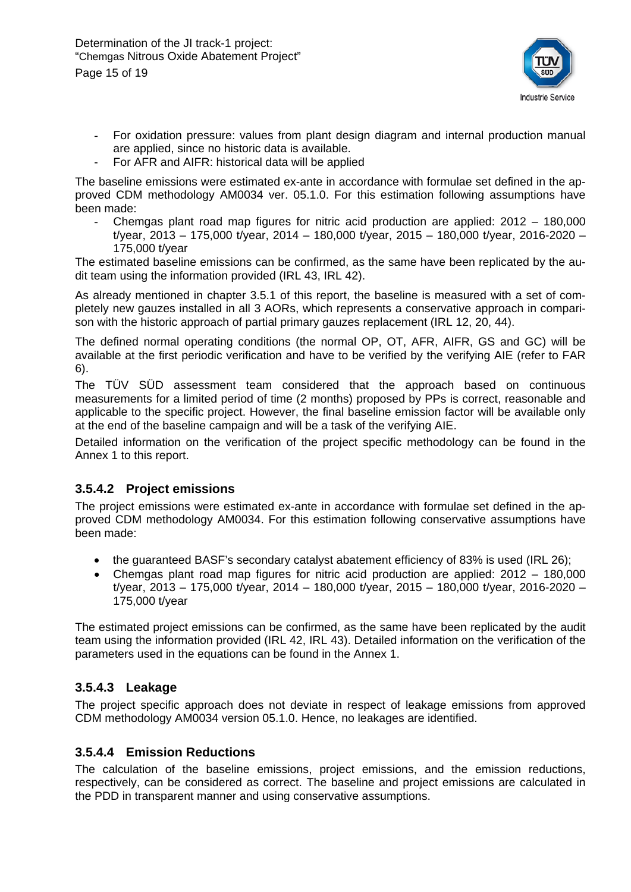- For oxidation pressure: values from plant design diagram and internal production manual are applied, since no historic data is available.
- For AFR and AIFR: historical data will be applied

The baseline emissions were estimated ex-ante in accordance with formulae set defined in the approved CDM methodology AM0034 ver. 05.1.0. For this estimation following assumptions have been made:

- Chemgas plant road map figures for nitric acid production are applied: 2012 – 180,000 t/year, 2013 – 175,000 t/year, 2014 – 180,000 t/year, 2015 – 180,000 t/year, 2016-2020 – 175,000 t/year

The estimated baseline emissions can be confirmed, as the same have been replicated by the audit team using the information provided (IRL 43, IRL 42).

As already mentioned in chapter 3.5.1 of this report, the baseline is measured with a set of completely new gauzes installed in all 3 AORs, which represents a conservative approach in comparison with the historic approach of partial primary gauzes replacement (IRL 12, 20, 44).

The defined normal operating conditions (the normal OP, OT, AFR, AIFR, GS and GC) will be available at the first periodic verification and have to be verified by the verifying AIE (refer to FAR 6).

The TÜV SÜD assessment team considered that the approach based on continuous measurements for a limited period of time (2 months) proposed by PPs is correct, reasonable and applicable to the specific project. However, the final baseline emission factor will be available only at the end of the baseline campaign and will be a task of the verifying AIE.

Detailed information on the verification of the project specific methodology can be found in the Annex 1 to this report.

### 3.5.4.2 Project emissions

The project emissions were estimated ex-ante in accordance with formulae set defined in the approved CDM methodology AM0034. For this estimation following conservative assumptions have been made:

- the guaranteed BASF's secondary catalyst abatement efficiency of 83% is used (IRL 26);
- Chemgas plant road map figures for nitric acid production are applied: 2012 – 180,000 t/year, 2013 – 175,000 t/year, 2014 – 180,000 t/year, 2015 – 180,000 t/year, 2016-2020 – 175,000 t/year

The estimated project emissions can be confirmed, as the same have been replicated by the audit team using the information provided (IRL 42, IRL 43). Detailed information on the verification of the parameters used in the equations can be found in the Annex 1.

### 3.5.4.3 Leakage

The project specific approach does not deviate in respect of leakage emissions from approved CDM methodology AM0034 version 05.1.0. Hence, no leakages are identified.

### 3.5.4.4 Emission Reductions

The calculation of the baseline emissions, project emissions, and the emission reductions, respectively, can be considered as correct. The baseline and project emissions are calculated in the PDD in transparent manner and using conservative assumptions.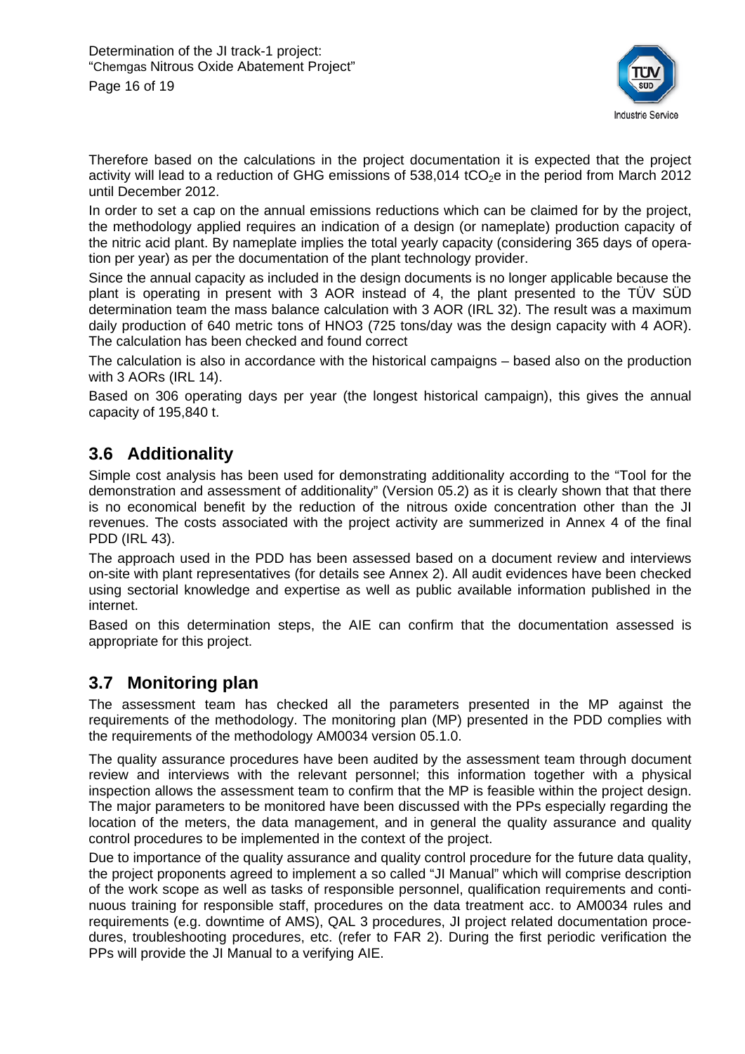Therefore based on the calculations in the project documentation it is expected that the project activity will lead to a reduction of GHG emissions of 538,014 $tCO_2e$ in the period from March 2012 until December 2012.

In order to set a cap on the annual emissions reductions which can be claimed for by the project, the methodology applied requires an indication of a design (or nameplate) production capacity of the nitric acid plant. By nameplate implies the total yearly capacity (considering 365 days of operation per year) as per the documentation of the plant technology provider.

Since the annual capacity as included in the design documents is no longer applicable because the plant is operating in present with 3 AOR instead of 4, the plant presented to the TÜV SÜD determination team the mass balance calculation with 3 AOR (IRL 32). The result was a maximum daily production of 640 metric tons of HNO3 (725 tons/day was the design capacity with 4 AOR). The calculation has been checked and found correct

The calculation is also in accordance with the historical campaigns – based also on the production with 3 AORs (IRL 14).

Based on 306 operating days per year (the longest historical campaign), this gives the annual capacity of 195,840 t.

## 3.6 Additionality

Simple cost analysis has been used for demonstrating additionality according to the "Tool for the demonstration and assessment of additionality" (Version 05.2) as it is clearly shown that that there is no economical benefit by the reduction of the nitrous oxide concentration other than the JI revenues. The costs associated with the project activity are summerized in Annex 4 of the final PDD (IRL 43).

The approach used in the PDD has been assessed based on a document review and interviews on-site with plant representatives (for details see Annex 2). All audit evidences have been checked using sectorial knowledge and expertise as well as public available information published in the internet.

Based on this determination steps, the AIE can confirm that the documentation assessed is appropriate for this project.

## 3.7 Monitoring plan

The assessment team has checked all the parameters presented in the MP against the requirements of the methodology. The monitoring plan (MP) presented in the PDD complies with the requirements of the methodology AM0034 version 05.1.0.

The quality assurance procedures have been audited by the assessment team through document review and interviews with the relevant personnel; this information together with a physical inspection allows the assessment team to confirm that the MP is feasible within the project design. The major parameters to be monitored have been discussed with the PPs especially regarding the location of the meters, the data management, and in general the quality assurance and quality control procedures to be implemented in the context of the project.

Due to importance of the quality assurance and quality control procedure for the future data quality, the project proponents agreed to implement a so called "JI Manual" which will comprise description of the work scope as well as tasks of responsible personnel, qualification requirements and continuous training for responsible staff, procedures on the data treatment acc. to AM0034 rules and requirements (e.g. downtime of AMS), QAL 3 procedures, JI project related documentation procedures, troubleshooting procedures, etc. (refer to FAR 2). During the first periodic verification the PPs will provide the JI Manual to a verifying AIE.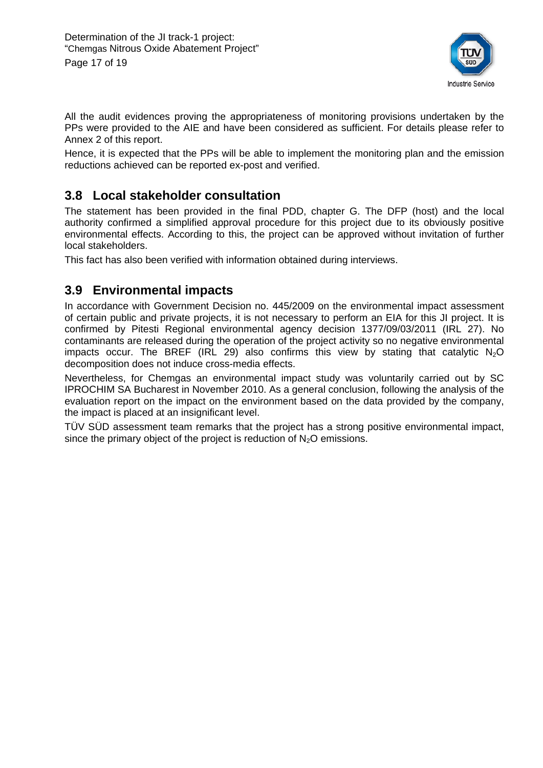All the audit evidences proving the appropriateness of monitoring provisions undertaken by the PPs were provided to the AIE and have been considered as sufficient. For details please refer to Annex 2 of this report.

Hence, it is expected that the PPs will be able to implement the monitoring plan and the emission reductions achieved can be reported ex-post and verified.

## 3.8 Local stakeholder consultation

The statement has been provided in the final PDD, chapter G. The DFP (host) and the local authority confirmed a simplified approval procedure for this project due to its obviously positive environmental effects. According to this, the project can be approved without invitation of further local stakeholders.

This fact has also been verified with information obtained during interviews.

## 3.9 Environmental impacts

In accordance with Government Decision no. 445/2009 on the environmental impact assessment of certain public and private projects, it is not necessary to perform an EIA for this JI project. It is confirmed by Pitesti Regional environmental agency decision 1377/09/03/2011 (IRL 27). No contaminants are released during the operation of the project activity so no negative environmental impacts occur. The BREF (IRL 29) also confirms this view by stating that catalytic $N_2O$ decomposition does not induce cross-media effects.

Nevertheless, for Chemgas an environmental impact study was voluntarily carried out by SC IPROCHIM SA Bucharest in November 2010. As a general conclusion, following the analysis of the evaluation report on the impact on the environment based on the data provided by the company, the impact is placed at an insignificant level.

TÜV SÜD assessment team remarks that the project has a strong positive environmental impact, since the primary object of the project is reduction of $N_2O$ emissions.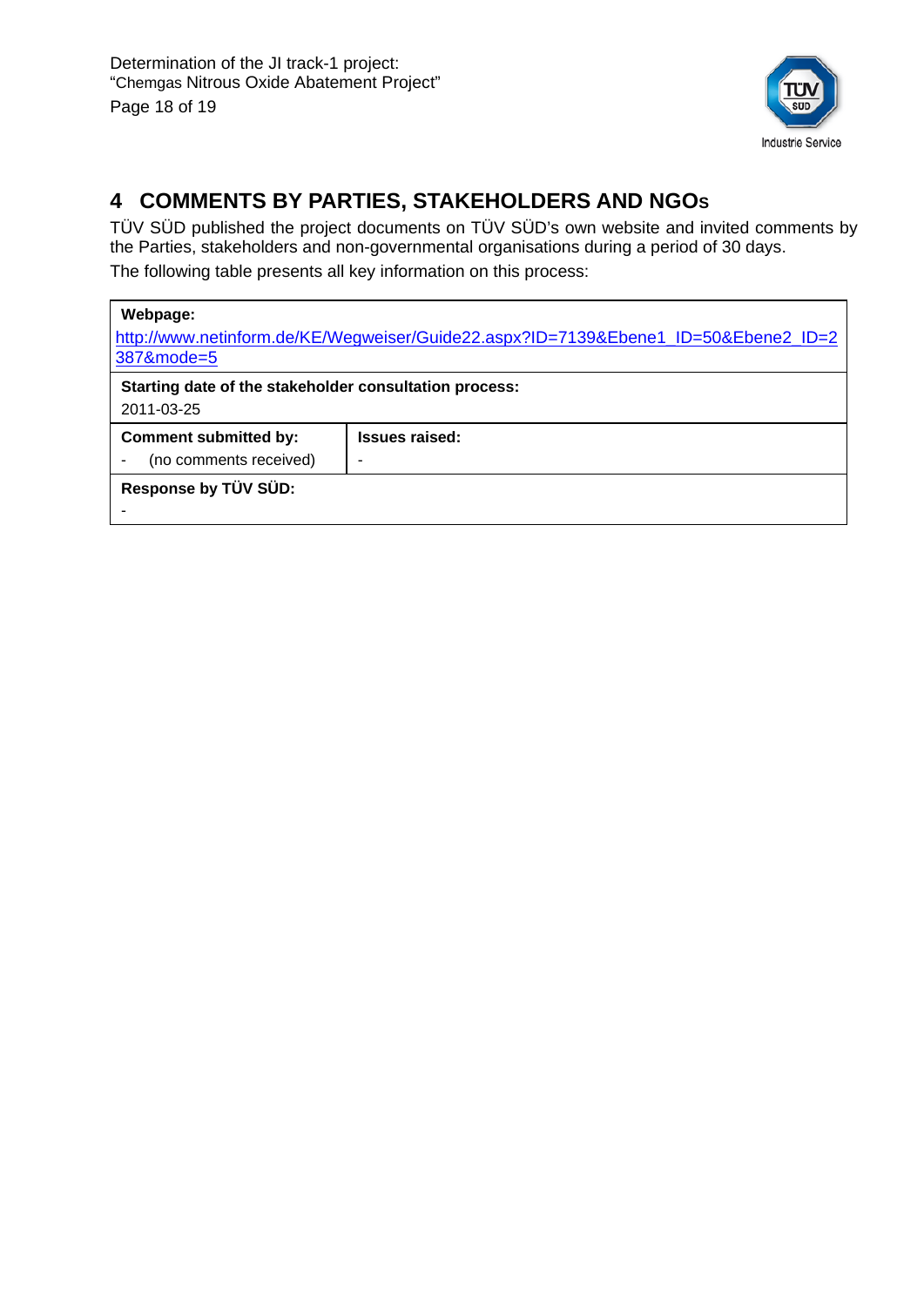# 4 COMMENTS BY PARTIES, STAKEHOLDERS AND NGOs

TÜV SÜD published the project documents on TÜV SÜD's own website and invited comments by the Parties, stakeholders and non-governmental organisations during a period of 30 days.

The following table presents all key information on this process:

| **Webpage:** | |
|---|---|
| http://www.netinform.de/KE/Wegweiser/Guide22.aspx?ID=7139&Ebene1_ID=50&Ebene2_ID=2387&mode=5 | |
| **Starting date of the stakeholder consultation process:** | |
| 2011-03-25 | |
| **Comment submitted by:** | **Issues raised:** |
| - (no comments received) | - |
| **Response by TÜV SÜD:** | |
| - | |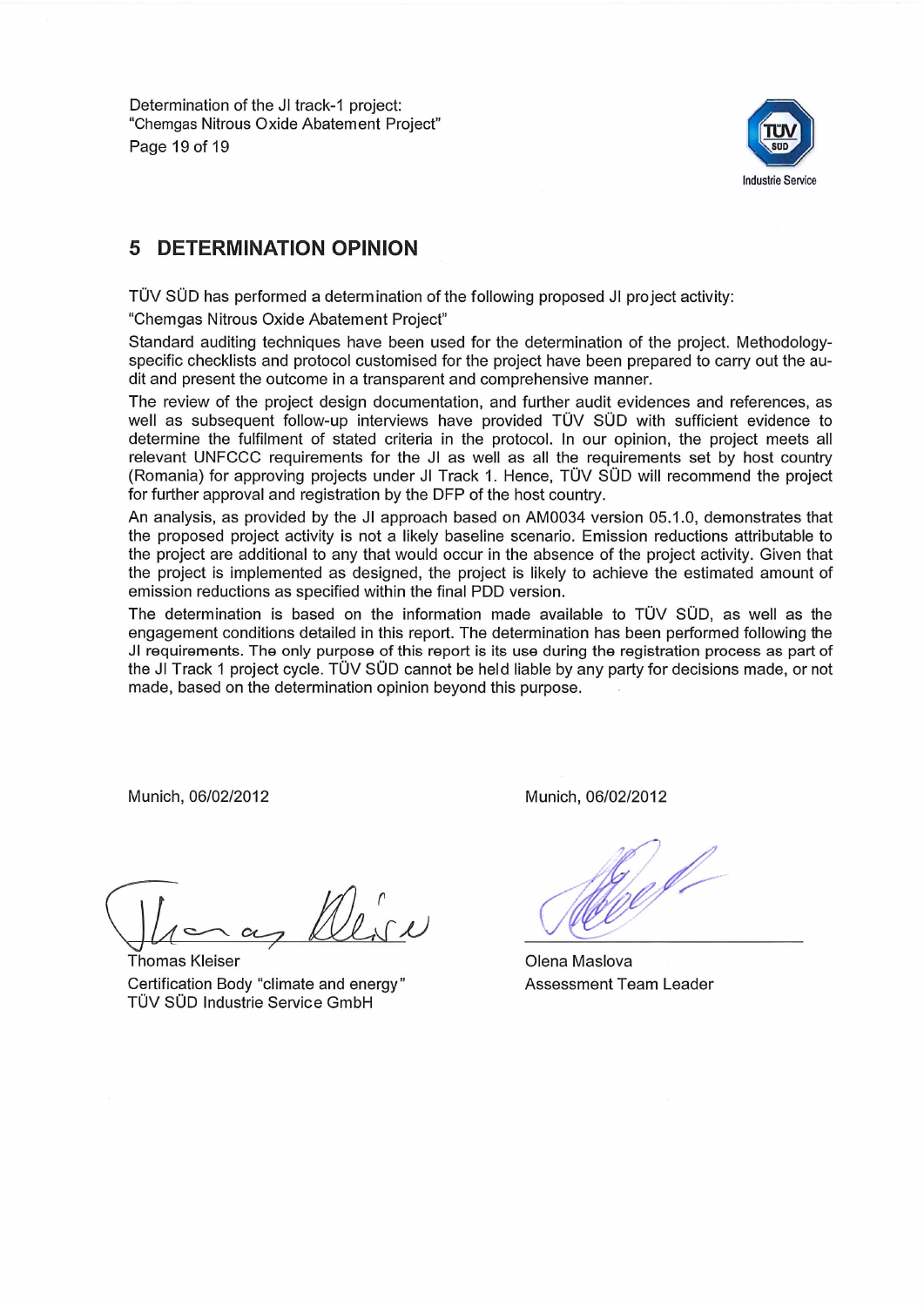## 5 DETERMINATION OPINION

TÜV SÜD has performed a determination of the following proposed JI project activity:

"Chemgas Nitrous Oxide Abatement Project"

Standard auditing techniques have been used for the determination of the project. Methodology-specific checklists and protocol customised for the project have been prepared to carry out the audit and present the outcome in a transparent and comprehensive manner.

The review of the project design documentation, and further audit evidences and references, as well as subsequent follow-up interviews have provided TÜV SÜD with sufficient evidence to determine the fulfilment of stated criteria in the protocol. In our opinion, the project meets all relevant UNFCCC requirements for the JI as well as all the requirements set by host country (Romania) for approving projects under JI Track 1. Hence, TÜV SÜD will recommend the project for further approval and registration by the DFP of the host country.

An analysis, as provided by the JI approach based on AM0034 version 05.1.0, demonstrates that the proposed project activity is not a likely baseline scenario. Emission reductions attributable to the project are additional to any that would occur in the absence of the project activity. Given that the project is implemented as designed, the project is likely to achieve the estimated amount of emission reductions as specified within the final PDD version.

The determination is based on the information made available to TÜV SÜD, as well as the engagement conditions detailed in this report. The determination has been performed following the JI requirements. The only purpose of this report is its use during the registration process as part of the JI Track 1 project cycle. TÜV SÜD cannot be held liable by any party for decisions made, or not made, based on the determination opinion beyond this purpose.

Munich, 06/02/2012

Thomas Kleiser
Certification Body "climate and energy"
TÜV SÜD Industrie Service GmbH

Munich, 06/02/2012

Olena Maslova
Assessment Team Leader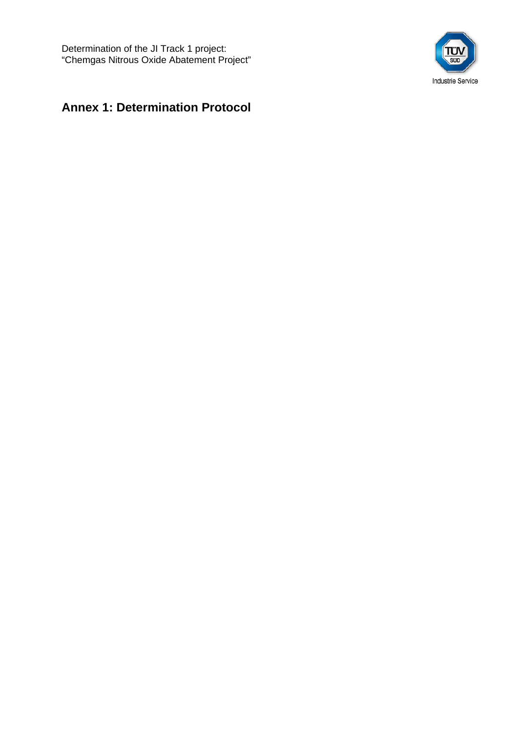# Annex 1: Determination Protocol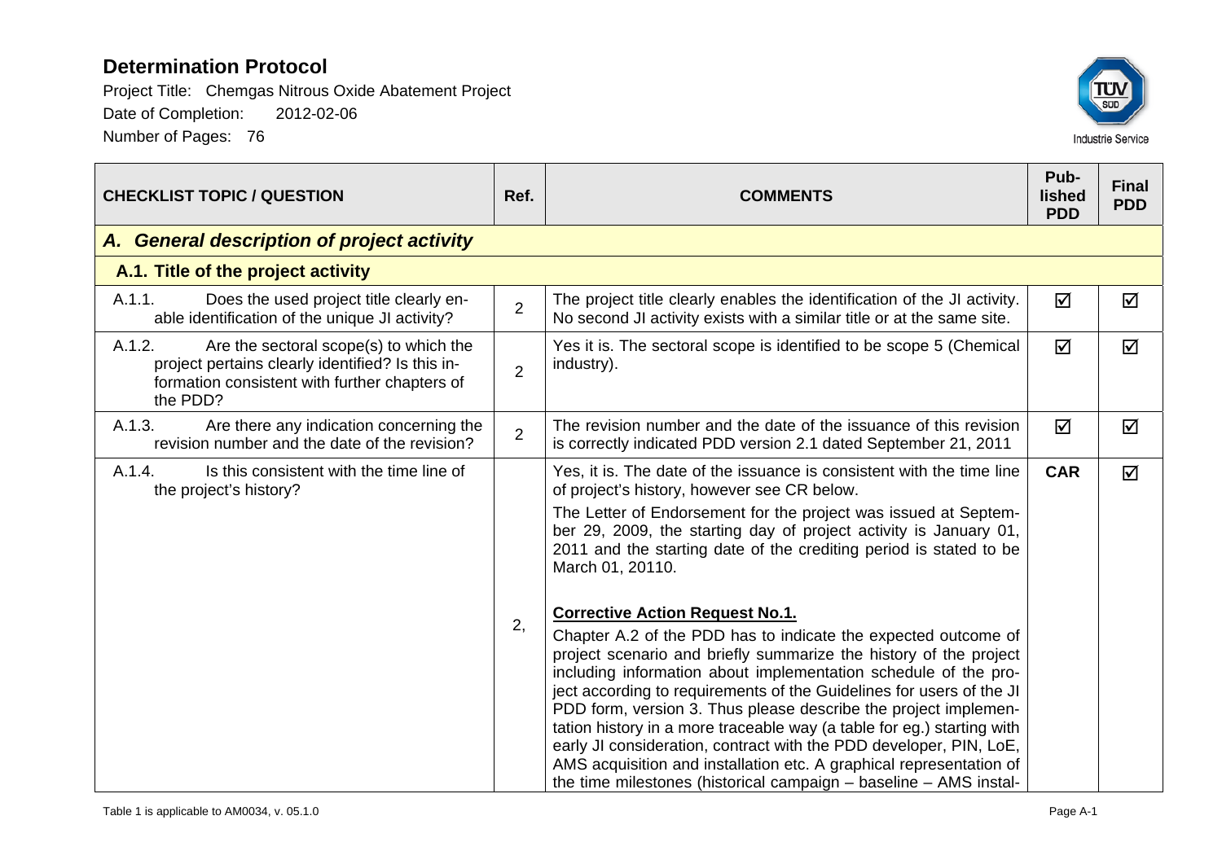# Determination Protocol

Project Title: Chemgas Nitrous Oxide Abatement Project

Date of Completion: 2012-02-06

Number of Pages: 76

| CHECKLIST TOPIC / QUESTION | Ref. | COMMENTS | Pub-lished PDD | Final PDD |
|---|---|---|---|---|
| ***A. General description of project activity*** | | | | |
| **A.1. Title of the project activity** | | | | |
| A.1.1. Does the used project title clearly enable identification of the unique JI activity? | 2 | The project title clearly enables the identification of the JI activity. No second JI activity exists with a similar title or at the same site. | ☑ | ☑ |
| A.1.2. Are the sectoral scope(s) to which the project pertains clearly identified? Is this information consistent with further chapters of the PDD? | 2 | Yes it is. The sectoral scope is identified to be scope 5 (Chemical industry). | ☑ | ☑ |
| A.1.3. Are there any indication concerning the revision number and the date of the revision? | 2 | The revision number and the date of the issuance of this revision is correctly indicated PDD version 2.1 dated September 21, 2011 | ☑ | ☑ |
| A.1.4. Is this consistent with the time line of the project's history? | 2, | Yes, it is. The date of the issuance is consistent with the time line of project's history, however see CR below.<br><br>The Letter of Endorsement for the project was issued at September 29, 2009, the starting day of project activity is January 01, 2011 and the starting date of the crediting period is stated to be March 01, 20110.<br><br>**Corrective Action Request No.1.**<br><br>Chapter A.2 of the PDD has to indicate the expected outcome of project scenario and briefly summarize the history of the project including information about implementation schedule of the project according to requirements of the Guidelines for users of the JI PDD form, version 3. Thus please describe the project implementation history in a more traceable way (a table for eg.) starting with early JI consideration, contract with the PDD developer, PIN, LoE, AMS acquisition and installation etc. A graphical representation of the time milestones (historical campaign – baseline – AMS instal- | **CAR** | ☑ |

Table 1 is applicable to AM0034, v. 05.1.0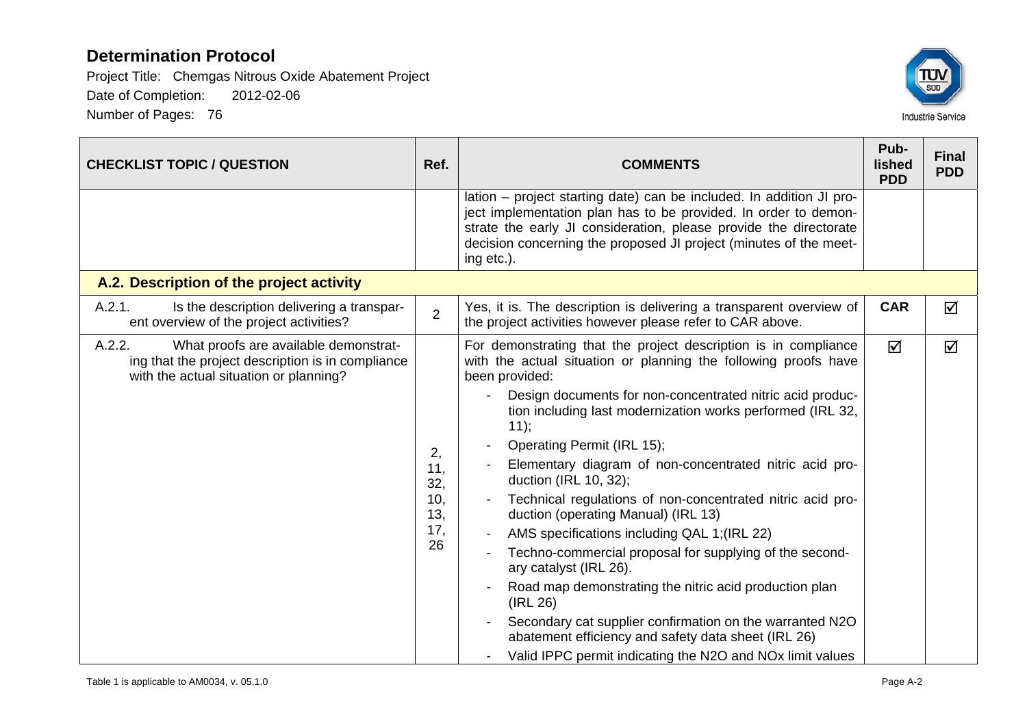# Determination Protocol

Project Title: Chemgas Nitrous Oxide Abatement Project

Date of Completion: 2012-02-06

Number of Pages: 76

| CHECKLIST TOPIC / QUESTION | Ref. | COMMENTS | Published PDD | Final PDD |
|---|---|---|---|---|
| | | lation – project starting date) can be included. In addition JI project implementation plan has to be provided. In order to demonstrate the early JI consideration, please provide the directorate decision concerning the proposed JI project (minutes of the meeting etc.). | | |
| **A.2. Description of the project activity** | | | | |
| A.2.1. Is the description delivering a transparent overview of the project activities? | 2 | Yes, it is. The description is delivering a transparent overview of the project activities however please refer to CAR above. | **CAR** | ☑ |
| A.2.2. What proofs are available demonstrating that the project description is in compliance with the actual situation or planning? | 2, 11, 32, 10, 13, 17, 26 | For demonstrating that the project description is in compliance with the actual situation or planning the following proofs have been provided:<br>- Design documents for non-concentrated nitric acid production including last modernization works performed (IRL 32, 11);<br>- Operating Permit (IRL 15);<br>- Elementary diagram of non-concentrated nitric acid production (IRL 10, 32);<br>- Technical regulations of non-concentrated nitric acid production (operating Manual) (IRL 13)<br>- AMS specifications including QAL 1;(IRL 22)<br>- Techno-commercial proposal for supplying of the secondary catalyst (IRL 26).<br>- Road map demonstrating the nitric acid production plan (IRL 26)<br>- Secondary cat supplier confirmation on the warranted $N_2O$ abatement efficiency and safety data sheet (IRL 26)<br>- Valid IPPC permit indicating the $N_2O$ and $NO_x$ limit values | ☑ | ☑ |

Table 1 is applicable to AM0034, v. 05.1.0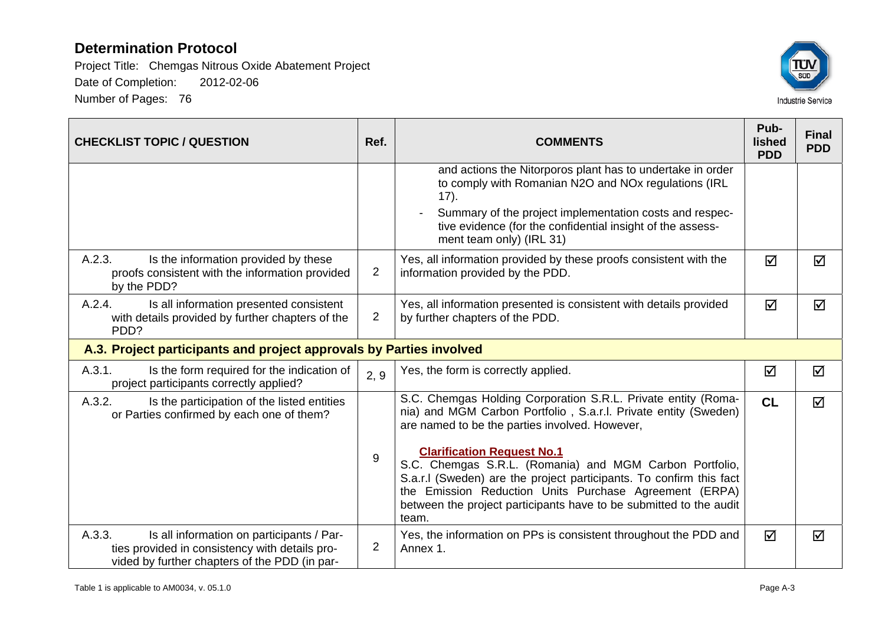# Determination Protocol

Project Title: Chemgas Nitrous Oxide Abatement Project

Date of Completion: 2012-02-06

Number of Pages: 76

| CHECKLIST TOPIC / QUESTION | Ref. | COMMENTS | Pub-lished PDD | Final PDD |
|---|---|---|---|---|
| | | and actions the Nitorporos plant has to undertake in order to comply with Romanian N2O and NOx regulations (IRL 17).<br>- Summary of the project implementation costs and respective evidence (for the confidential insight of the assessment team only) (IRL 31) | | |
| A.2.3. Is the information provided by these proofs consistent with the information provided by the PDD? | 2 | Yes, all information provided by these proofs consistent with the information provided by the PDD. | ☑ | ☑ |
| A.2.4. Is all information presented consistent with details provided by further chapters of the PDD? | 2 | Yes, all information presented is consistent with details provided by further chapters of the PDD. | ☑ | ☑ |
| **A.3. Project participants and project approvals by Parties involved** | | | | |
| A.3.1. Is the form required for the indication of project participants correctly applied? | 2, 9 | Yes, the form is correctly applied. | ☑ | ☑ |
| A.3.2. Is the participation of the listed entities or Parties confirmed by each one of them? | 9 | S.C. Chemgas Holding Corporation S.R.L. Private entity (Romania) and MGM Carbon Portfolio , S.a.r.l. Private entity (Sweden) are named to be the parties involved. However,<br><br>**Clarification Request No.1**<br>S.C. Chemgas S.R.L. (Romania) and MGM Carbon Portfolio, S.a.r.l (Sweden) are the project participants. To confirm this fact the Emission Reduction Units Purchase Agreement (ERPA) between the project participants have to be submitted to the audit team. | **CL** | ☑ |
| A.3.3. Is all information on participants / Parties provided in consistency with details provided by further chapters of the PDD (in par- | 2 | Yes, the information on PPs is consistent throughout the PDD and Annex 1. | ☑ | ☑ |

Table 1 is applicable to AM0034, v. 05.1.0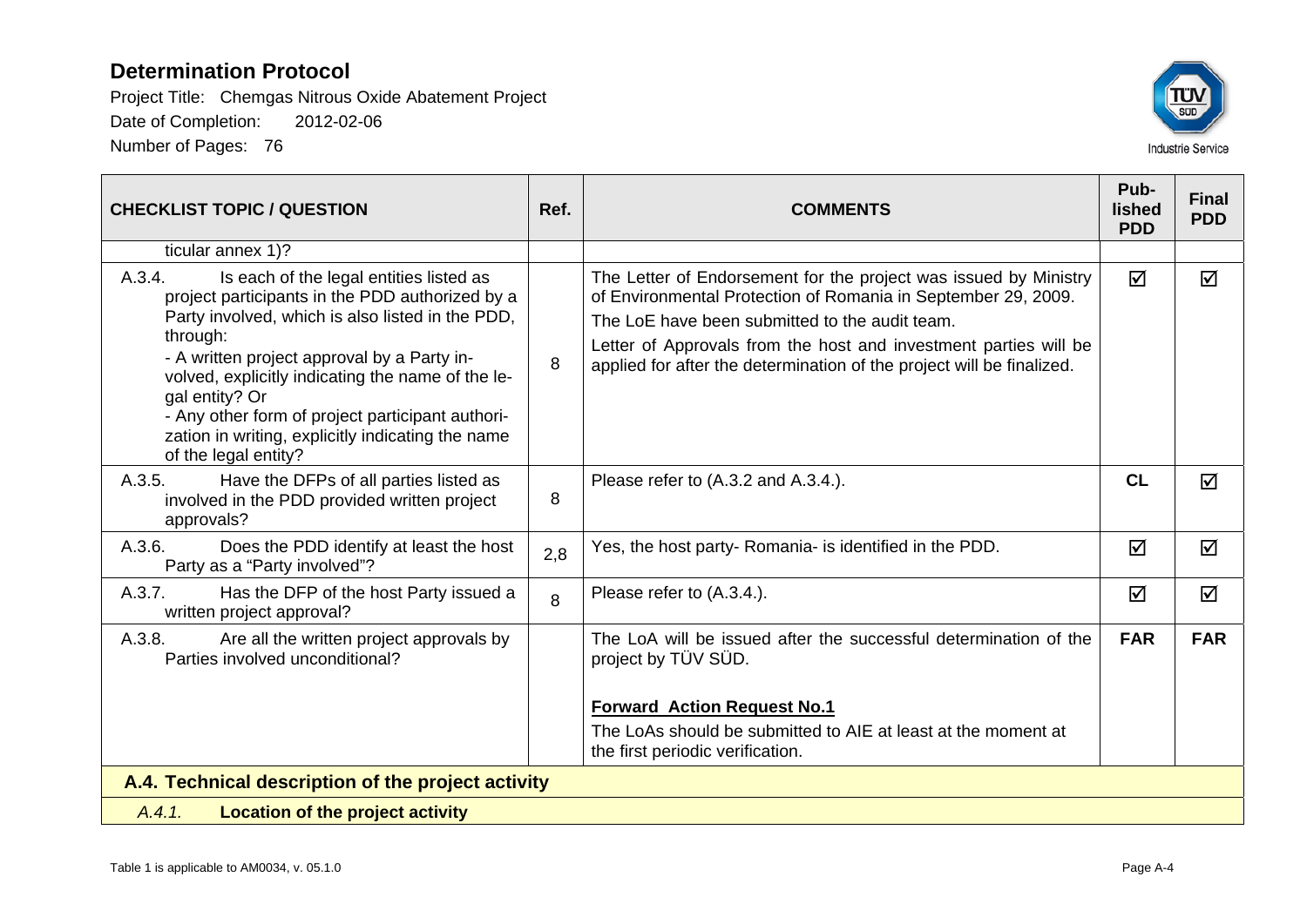# Determination Protocol

Project Title: Chemgas Nitrous Oxide Abatement Project

Date of Completion: 2012-02-06

Number of Pages: 76

| CHECKLIST TOPIC / QUESTION | Ref. | COMMENTS | Pub-lished PDD | Final PDD |
|---|---|---|---|---|
| ticular annex 1)? | | | | |
| A.3.4. Is each of the legal entities listed as project participants in the PDD authorized by a Party involved, which is also listed in the PDD, through:<br>- A written project approval by a Party involved, explicitly indicating the name of the legal entity? Or<br>- Any other form of project participant authorization in writing, explicitly indicating the name of the legal entity? | 8 | The Letter of Endorsement for the project was issued by Ministry of Environmental Protection of Romania in September 29, 2009.<br>The LoE have been submitted to the audit team.<br>Letter of Approvals from the host and investment parties will be applied for after the determination of the project will be finalized. | ☑ | ☑ |
| A.3.5. Have the DFPs of all parties listed as involved in the PDD provided written project approvals? | 8 | Please refer to (A.3.2 and A.3.4.). | **CL** | ☑ |
| A.3.6. Does the PDD identify at least the host Party as a "Party involved"? | 2,8 | Yes, the host party- Romania- is identified in the PDD. | ☑ | ☑ |
| A.3.7. Has the DFP of the host Party issued a written project approval? | 8 | Please refer to (A.3.4.). | ☑ | ☑ |
| A.3.8. Are all the written project approvals by Parties involved unconditional? | | The LoA will be issued after the successful determination of the project by TÜV SÜD.<br><br>**Forward Action Request No.1**<br>The LoAs should be submitted to AIE at least at the moment at the first periodic verification. | **FAR** | **FAR** |
| **A.4. Technical description of the project activity** | | | | |
| *A.4.1.* **Location of the project activity** | | | | |

Table 1 is applicable to AM0034, v. 05.1.0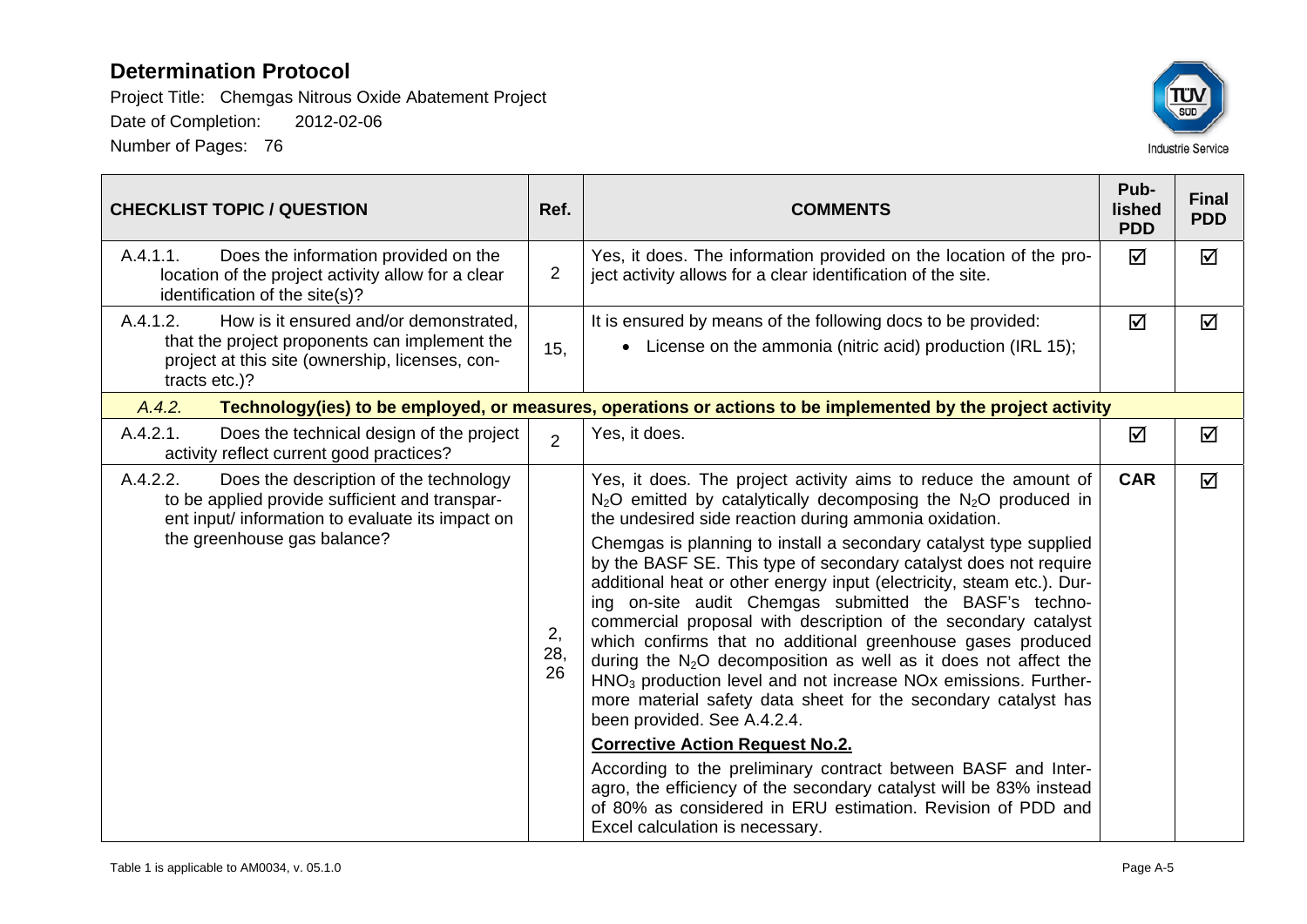# Determination Protocol

Project Title: Chemgas Nitrous Oxide Abatement Project

Date of Completion: 2012-02-06

Number of Pages: 76

| CHECKLIST TOPIC / QUESTION | Ref. | COMMENTS | Published PDD | Final PDD |
|---|---|---|---|---|
| A.4.1.1. Does the information provided on the location of the project activity allow for a clear identification of the site(s)? | 2 | Yes, it does. The information provided on the location of the project activity allows for a clear identification of the site. | ☑ | ☑ |
| A.4.1.2. How is it ensured and/or demonstrated, that the project proponents can implement the project at this site (ownership, licenses, contracts etc.)? | 15, | It is ensured by means of the following docs to be provided:<br>• License on the ammonia (nitric acid) production (IRL 15); | ☑ | ☑ |
| *A.4.2.* **Technology(ies) to be employed, or measures, operations or actions to be implemented by the project activity** | | | | |
| A.4.2.1. Does the technical design of the project activity reflect current good practices? | 2 | Yes, it does. | ☑ | ☑ |
| A.4.2.2. Does the description of the technology to be applied provide sufficient and transparent input/ information to evaluate its impact on the greenhouse gas balance? | 2, 28, 26 | Yes, it does. The project activity aims to reduce the amount of $N_2O$ emitted by catalytically decomposing the $N_2O$ produced in the undesired side reaction during ammonia oxidation.<br>Chemgas is planning to install a secondary catalyst type supplied by the BASF SE. This type of secondary catalyst does not require additional heat or other energy input (electricity, steam etc.). During on-site audit Chemgas submitted the BASF's techno-commercial proposal with description of the secondary catalyst which confirms that no additional greenhouse gases produced during the $N_2O$ decomposition as well as it does not affect the $HNO_3$ production level and not increase NOx emissions. Furthermore material safety data sheet for the secondary catalyst has been provided. See A.4.2.4.<br>**Corrective Action Request No.2.**<br>According to the preliminary contract between BASF and Interagro, the efficiency of the secondary catalyst will be 83% instead of 80% as considered in ERU estimation. Revision of PDD and Excel calculation is necessary. | CAR | ☑ |

Table 1 is applicable to AM0034, v. 05.1.0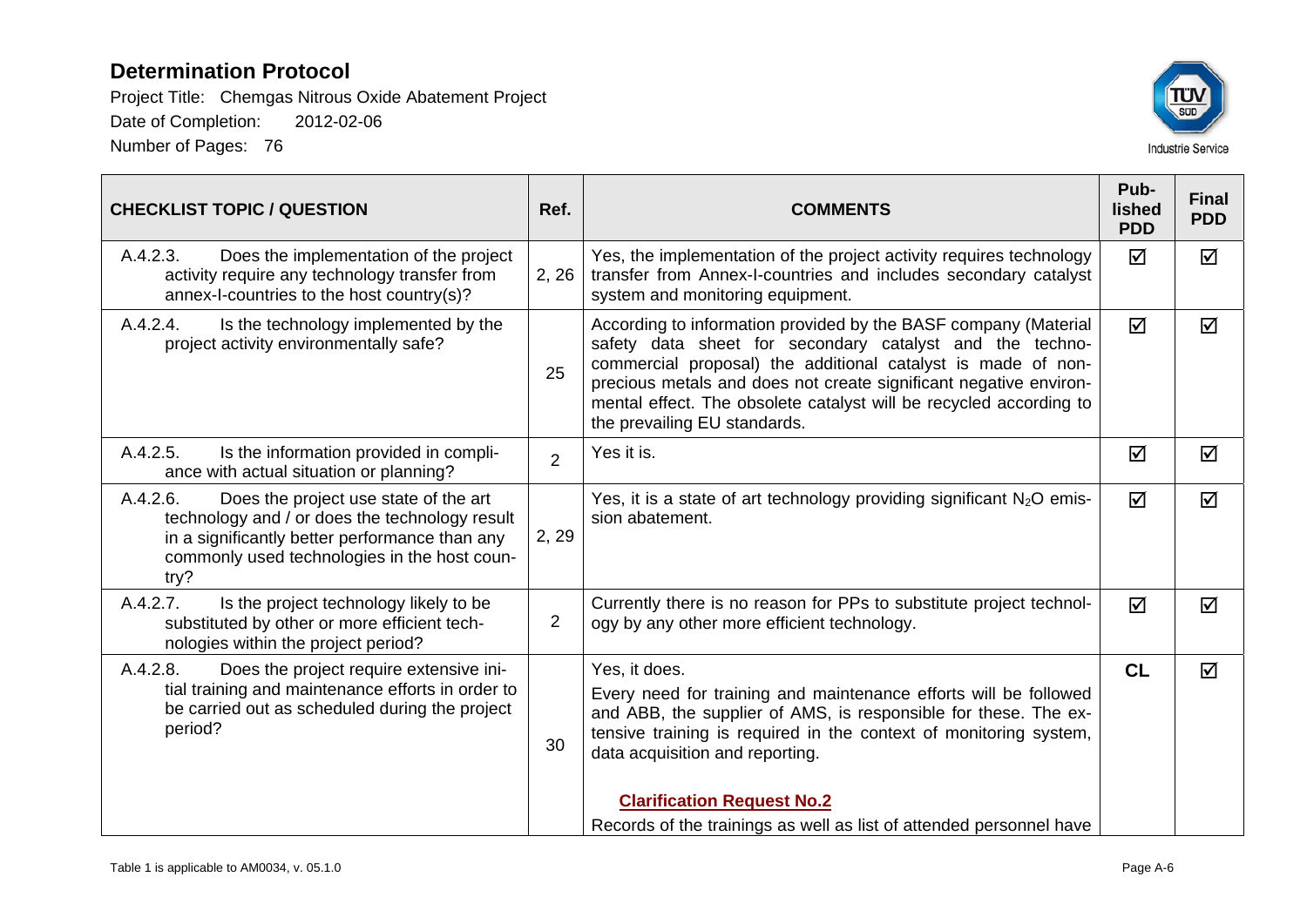# Determination Protocol

Project Title: Chemgas Nitrous Oxide Abatement Project

Date of Completion: 2012-02-06

Number of Pages: 76

| CHECKLIST TOPIC / QUESTION | Ref. | COMMENTS | Pub-lished PDD | Final PDD |
|---|---|---|---|---|
| A.4.2.3. Does the implementation of the project activity require any technology transfer from annex-I-countries to the host country(s)? | 2, 26 | Yes, the implementation of the project activity requires technology transfer from Annex-I-countries and includes secondary catalyst system and monitoring equipment. | ☑ | ☑ |
| A.4.2.4. Is the technology implemented by the project activity environmentally safe? | 25 | According to information provided by the BASF company (Material safety data sheet for secondary catalyst and the techno-commercial proposal) the additional catalyst is made of non-precious metals and does not create significant negative environmental effect. The obsolete catalyst will be recycled according to the prevailing EU standards. | ☑ | ☑ |
| A.4.2.5. Is the information provided in compliance with actual situation or planning? | 2 | Yes it is. | ☑ | ☑ |
| A.4.2.6. Does the project use state of the art technology and / or does the technology result in a significantly better performance than any commonly used technologies in the host country? | 2, 29 | Yes, it is a state of art technology providing significant $N_2O$ emission abatement. | ☑ | ☑ |
| A.4.2.7. Is the project technology likely to be substituted by other or more efficient technologies within the project period? | 2 | Currently there is no reason for PPs to substitute project technology by any other more efficient technology. | ☑ | ☑ |
| A.4.2.8. Does the project require extensive initial training and maintenance efforts in order to be carried out as scheduled during the project period? | 30 | Yes, it does. Every need for training and maintenance efforts will be followed and ABB, the supplier of AMS, is responsible for these. The extensive training is required in the context of monitoring system, data acquisition and reporting. **Clarification Request No.2** Records of the trainings as well as list of attended personnel have | **CL** | ☑ |

Table 1 is applicable to AM0034, v. 05.1.0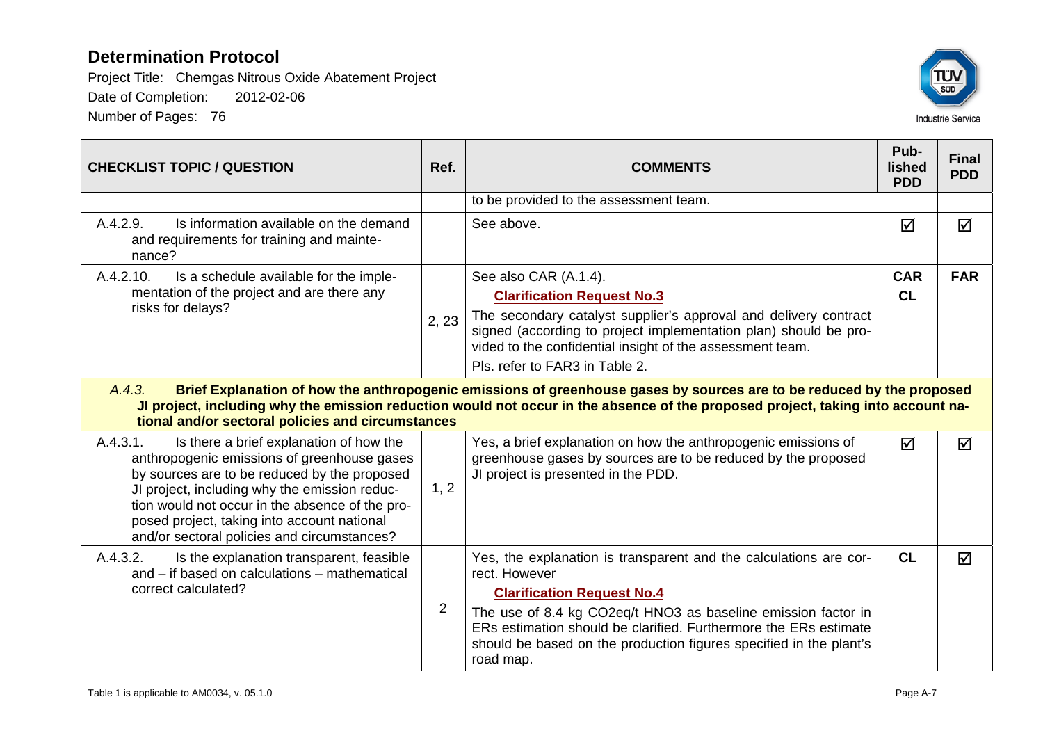## Determination Protocol

Project Title: Chemgas Nitrous Oxide Abatement Project

Date of Completion: 2012-02-06

Number of Pages: 76

| CHECKLIST TOPIC / QUESTION | Ref. | COMMENTS | Published PDD | Final PDD |
|---|---|---|---|---|
| | | to be provided to the assessment team. | | |
| A.4.2.9. Is information available on the demand and requirements for training and maintenance? | | See above. | ☑ | ☑ |
| A.4.2.10. Is a schedule available for the implementation of the project and are there any risks for delays? | 2, 23 | See also CAR (A.1.4).<br>**Clarification Request No.3**<br>The secondary catalyst supplier's approval and delivery contract signed (according to project implementation plan) should be provided to the confidential insight of the assessment team.<br>Pls. refer to FAR3 in Table 2. | **CAR**<br>**CL** | **FAR** |
| *A.4.3.* **Brief Explanation of how the anthropogenic emissions of greenhouse gases by sources are to be reduced by the proposed JI project, including why the emission reduction would not occur in the absence of the proposed project, taking into account national and/or sectoral policies and circumstances** | | | | |
| A.4.3.1. Is there a brief explanation of how the anthropogenic emissions of greenhouse gases by sources are to be reduced by the proposed JI project, including why the emission reduction would not occur in the absence of the proposed project, taking into account national and/or sectoral policies and circumstances? | 1, 2 | Yes, a brief explanation on how the anthropogenic emissions of greenhouse gases by sources are to be reduced by the proposed JI project is presented in the PDD. | ☑ | ☑ |
| A.4.3.2. Is the explanation transparent, feasible and – if based on calculations – mathematical correct calculated? | 2 | Yes, the explanation is transparent and the calculations are correct. However<br>**Clarification Request No.4**<br>The use of 8.4 kg $CO_2$eq/t $HNO_3$ as baseline emission factor in ERs estimation should be clarified. Furthermore the ERs estimate should be based on the production figures specified in the plant's road map. | **CL** | ☑ |

Table 1 is applicable to AM0034, v. 05.1.0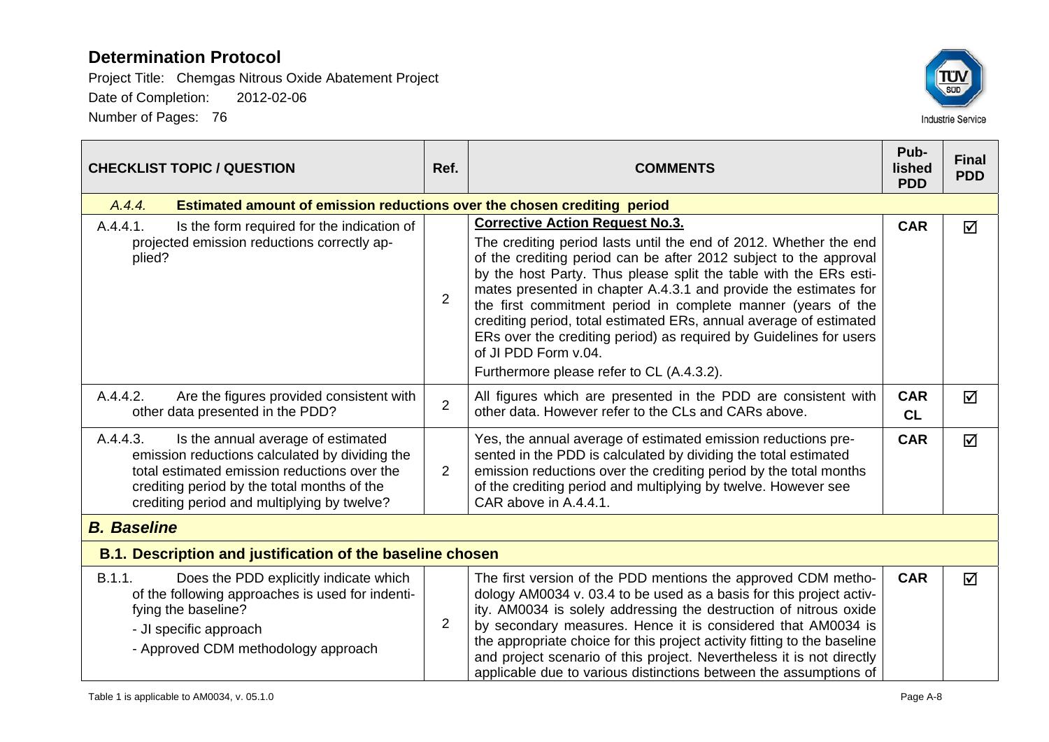| CHECKLIST TOPIC / QUESTION | Ref. | COMMENTS | Published PDD | Final PDD |
|---|---|---|---|---|
| *A.4.4.* **Estimated amount of emission reductions over the chosen crediting period** | | | | |
| A.4.4.1. Is the form required for the indication of projected emission reductions correctly applied? | 2 | **<u>Corrective Action Request No.3.</u>**<br>The crediting period lasts until the end of 2012. Whether the end of the crediting period can be after 2012 subject to the approval by the host Party. Thus please split the table with the ERs estimates presented in chapter A.4.3.1 and provide the estimates for the first commitment period in complete manner (years of the crediting period, total estimated ERs, annual average of estimated ERs over the crediting period) as required by Guidelines for users of JI PDD Form v.04.<br>Furthermore please refer to CL (A.4.3.2). | **CAR** | ☑ |
| A.4.4.2. Are the figures provided consistent with other data presented in the PDD? | 2 | All figures which are presented in the PDD are consistent with other data. However refer to the CLs and CARs above. | **CAR**<br>**CL** | ☑ |
| A.4.4.3. Is the annual average of estimated emission reductions calculated by dividing the total estimated emission reductions over the crediting period by the total months of the crediting period and multiplying by twelve? | 2 | Yes, the annual average of estimated emission reductions presented in the PDD is calculated by dividing the total estimated emission reductions over the crediting period by the total months of the crediting period and multiplying by twelve. However see CAR above in A.4.4.1. | **CAR** | ☑ |
| ***B. Baseline*** | | | | |
| **B.1. Description and justification of the baseline chosen** | | | | |
| B.1.1. Does the PDD explicitly indicate which of the following approaches is used for indentifying the baseline?<br>- JI specific approach<br>- Approved CDM methodology approach | 2 | The first version of the PDD mentions the approved CDM methodology AM0034 v. 03.4 to be used as a basis for this project activity. AM0034 is solely addressing the destruction of nitrous oxide by secondary measures. Hence it is considered that AM0034 is the appropriate choice for this project activity fitting to the baseline and project scenario of this project. Nevertheless it is not directly applicable due to various distinctions between the assumptions of | **CAR** | ☑ |

Table 1 is applicable to AM0034, v. 05.1.0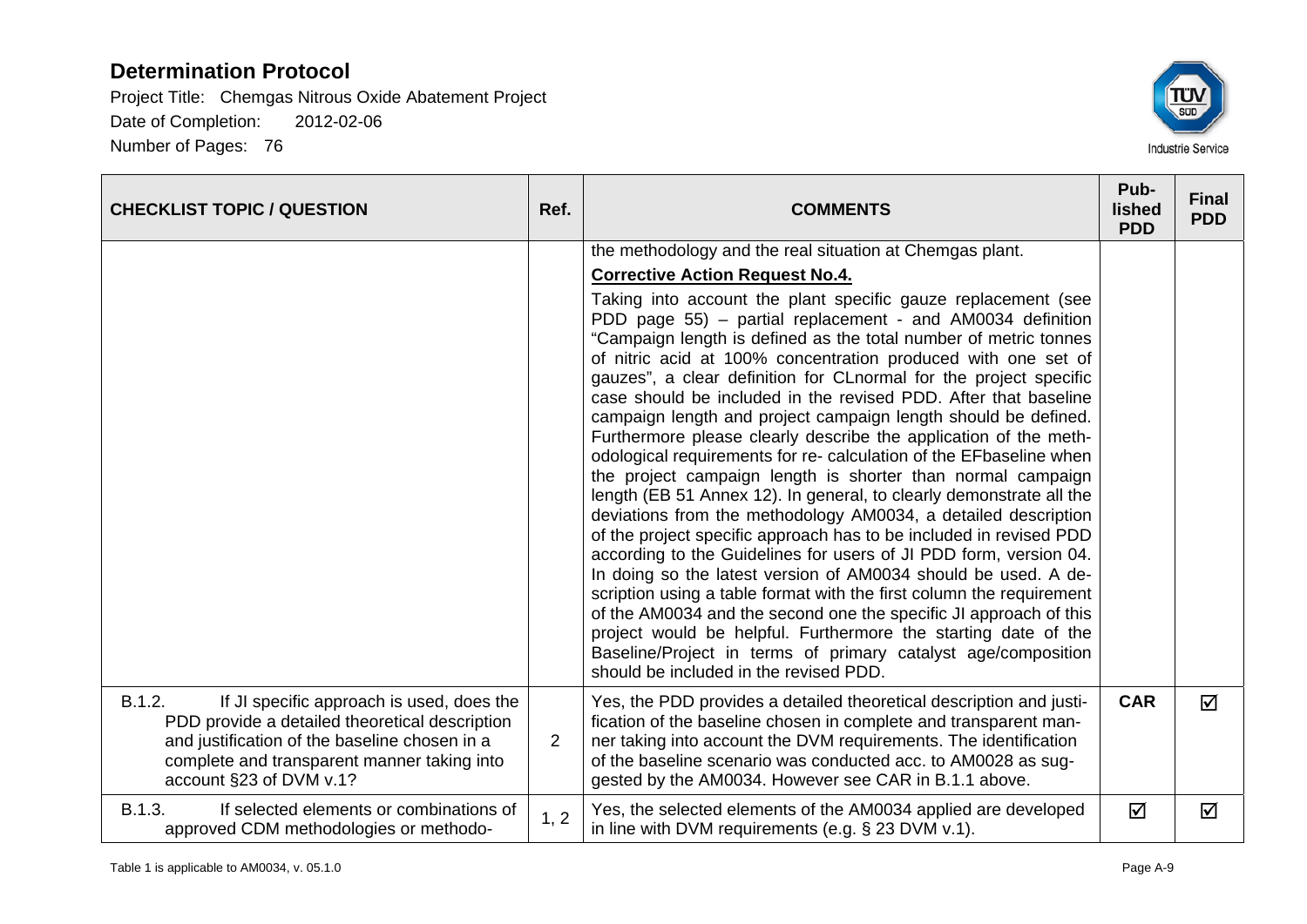| CHECKLIST TOPIC / QUESTION | Ref. | COMMENTS | Pub-lished PDD | Final PDD |
|---|---|---|---|---|
| | | the methodology and the real situation at Chemgas plant.<br>**Corrective Action Request No.4.**<br>Taking into account the plant specific gauze replacement (see PDD page 55) – partial replacement - and AM0034 definition "Campaign length is defined as the total number of metric tonnes of nitric acid at 100% concentration produced with one set of gauzes", a clear definition for CLnormal for the project specific case should be included in the revised PDD. After that baseline campaign length and project campaign length should be defined. Furthermore please clearly describe the application of the methodological requirements for re- calculation of the EFbaseline when the project campaign length is shorter than normal campaign length (EB 51 Annex 12). In general, to clearly demonstrate all the deviations from the methodology AM0034, a detailed description of the project specific approach has to be included in revised PDD according to the Guidelines for users of JI PDD form, version 04. In doing so the latest version of AM0034 should be used. A description using a table format with the first column the requirement of the AM0034 and the second one the specific JI approach of this project would be helpful. Furthermore the starting date of the Baseline/Project in terms of primary catalyst age/composition should be included in the revised PDD. | | |
| B.1.2. If JI specific approach is used, does the PDD provide a detailed theoretical description and justification of the baseline chosen in a complete and transparent manner taking into account §23 of DVM v.1? | 2 | Yes, the PDD provides a detailed theoretical description and justification of the baseline chosen in complete and transparent manner taking into account the DVM requirements. The identification of the baseline scenario was conducted acc. to AM0028 as suggested by the AM0034. However see CAR in B.1.1 above. | **CAR** | ☑ |
| B.1.3. If selected elements or combinations of approved CDM methodologies or methodo- | 1, 2 | Yes, the selected elements of the AM0034 applied are developed in line with DVM requirements (e.g. § 23 DVM v.1). | ☑ | ☑ |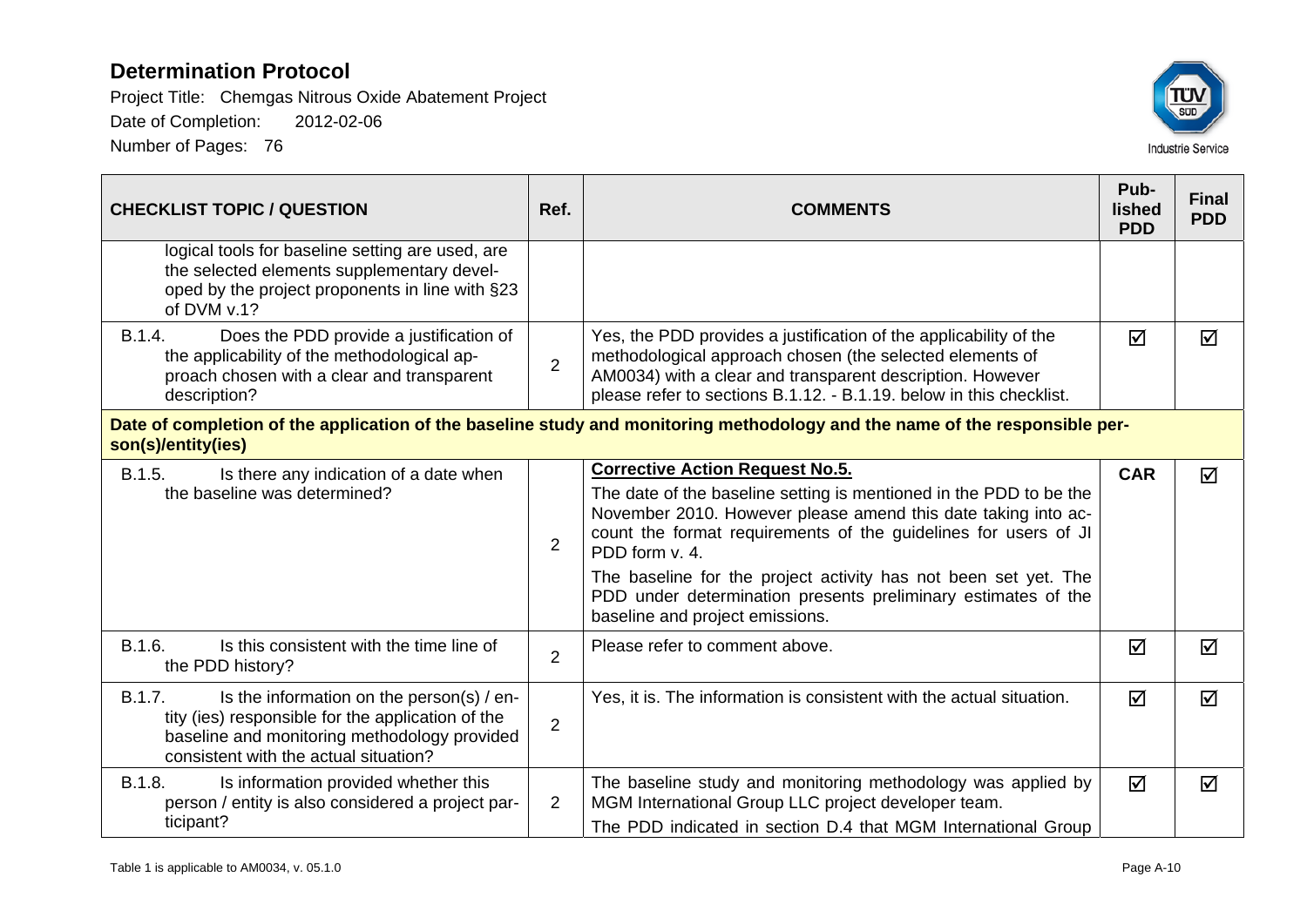# Determination Protocol

Project Title: Chemgas Nitrous Oxide Abatement Project

Date of Completion: 2012-02-06

Number of Pages: 76

| CHECKLIST TOPIC / QUESTION | Ref. | COMMENTS | Published PDD | Final PDD |
|---|---|---|---|---|
| logical tools for baseline setting are used, are the selected elements supplementary developed by the project proponents in line with §23 of DVM v.1? | | | | |
| B.1.4. Does the PDD provide a justification of the applicability of the methodological approach chosen with a clear and transparent description? | 2 | Yes, the PDD provides a justification of the applicability of the methodological approach chosen (the selected elements of AM0034) with a clear and transparent description. However please refer to sections B.1.12. - B.1.19. below in this checklist. | ☑ | ☑ |
| **Date of completion of the application of the baseline study and monitoring methodology and the name of the responsible person(s)/entity(ies)** | | | | |
| B.1.5. Is there any indication of a date when the baseline was determined? | 2 | **Corrective Action Request No.5.** The date of the baseline setting is mentioned in the PDD to be the November 2010. However please amend this date taking into account the format requirements of the guidelines for users of JI PDD form v. 4. The baseline for the project activity has not been set yet. The PDD under determination presents preliminary estimates of the baseline and project emissions. | **CAR** | ☑ |
| B.1.6. Is this consistent with the time line of the PDD history? | 2 | Please refer to comment above. | ☑ | ☑ |
| B.1.7. Is the information on the person(s) / entity (ies) responsible for the application of the baseline and monitoring methodology provided consistent with the actual situation? | 2 | Yes, it is. The information is consistent with the actual situation. | ☑ | ☑ |
| B.1.8. Is information provided whether this person / entity is also considered a project participant? | 2 | The baseline study and monitoring methodology was applied by MGM International Group LLC project developer team. The PDD indicated in section D.4 that MGM International Group | ☑ | ☑ |

Table 1 is applicable to AM0034, v. 05.1.0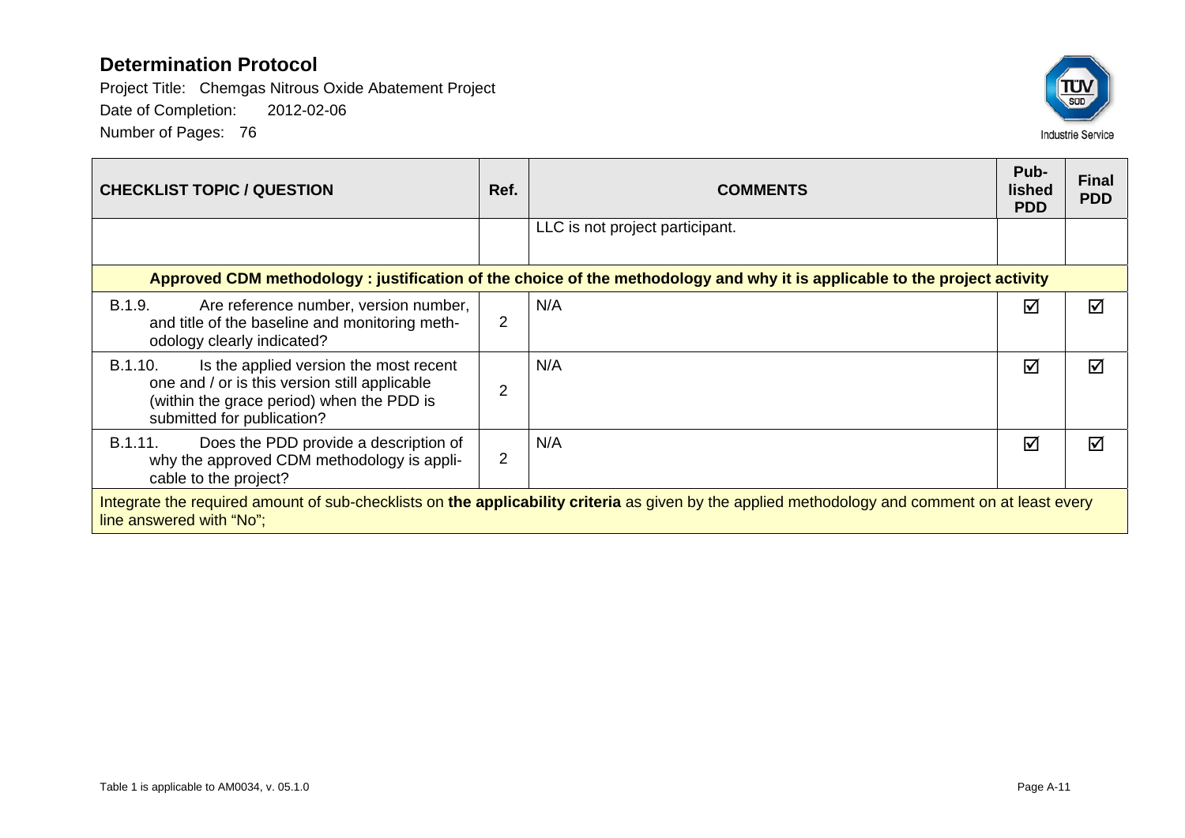# Determination Protocol

Project Title: Chemgas Nitrous Oxide Abatement Project

Date of Completion: 2012-02-06

Number of Pages: 76

| CHECKLIST TOPIC / QUESTION | Ref. | COMMENTS | Pub-lished PDD | Final PDD |
|---|---|---|---|---|
| | | LLC is not project participant. | | |
| **Approved CDM methodology : justification of the choice of the methodology and why it is applicable to the project activity** | | | | |
| B.1.9. Are reference number, version number, and title of the baseline and monitoring methodology clearly indicated? | 2 | N/A | ☑ | ☑ |
| B.1.10. Is the applied version the most recent one and / or is this version still applicable (within the grace period) when the PDD is submitted for publication? | 2 | N/A | ☑ | ☑ |
| B.1.11. Does the PDD provide a description of why the approved CDM methodology is applicable to the project? | 2 | N/A | ☑ | ☑ |
| Integrate the required amount of sub-checklists on **the applicability criteria** as given by the applied methodology and comment on at least every line answered with "No"; | | | | |

Table 1 is applicable to AM0034, v. 05.1.0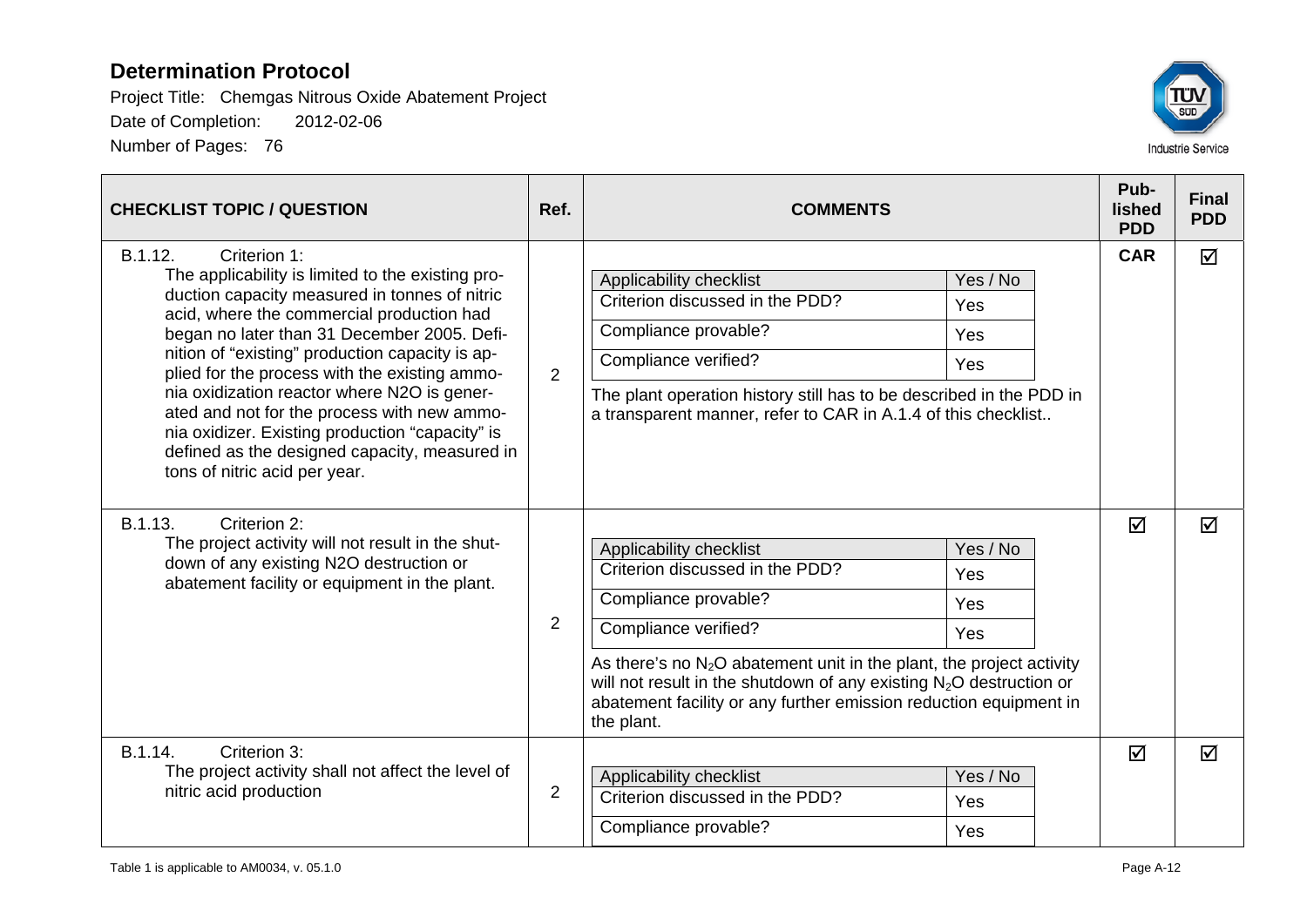# Determination Protocol

Project Title: Chemgas Nitrous Oxide Abatement Project

Date of Completion: 2012-02-06

Number of Pages: 76

| CHECKLIST TOPIC / QUESTION | Ref. | COMMENTS | Published PDD | Final PDD |
|---|---|---|---|---|
| B.1.12. Criterion 1: The applicability is limited to the existing production capacity measured in tonnes of nitric acid, where the commercial production had began no later than 31 December 2005. Definition of "existing" production capacity is applied for the process with the existing ammonia oxidization reactor where N2O is generated and not for the process with new ammonia oxidizer. Existing production "capacity" is defined as the designed capacity, measured in tons of nitric acid per year. | 2 | Applicability checklist – Yes / No<br>Criterion discussed in the PDD? – Yes<br>Compliance provable? – Yes<br>Compliance verified? – Yes<br>The plant operation history still has to be described in the PDD in a transparent manner, refer to CAR in A.1.4 of this checklist.. | CAR | ☑ |
| B.1.13. Criterion 2: The project activity will not result in the shutdown of any existing N2O destruction or abatement facility or equipment in the plant. | 2 | Applicability checklist – Yes / No<br>Criterion discussed in the PDD? – Yes<br>Compliance provable? – Yes<br>Compliance verified? – Yes<br>As there's no $N_2O$ abatement unit in the plant, the project activity will not result in the shutdown of any existing $N_2O$ destruction or abatement facility or any further emission reduction equipment in the plant. | ☑ | ☑ |
| B.1.14. Criterion 3: The project activity shall not affect the level of nitric acid production | 2 | Applicability checklist – Yes / No<br>Criterion discussed in the PDD? – Yes<br>Compliance provable? – Yes | ☑ | ☑ |

Table 1 is applicable to AM0034, v. 05.1.0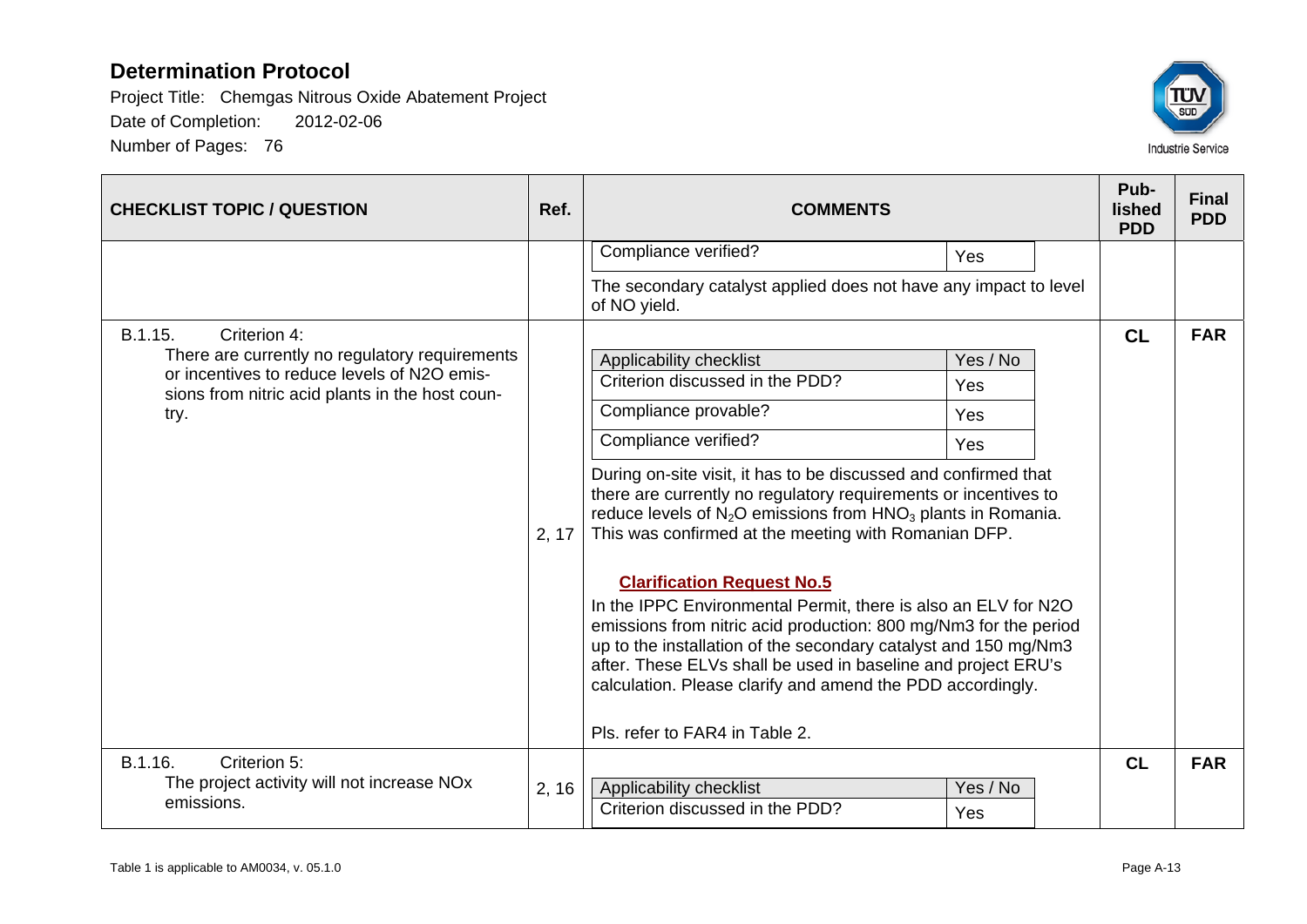# Determination Protocol

Project Title: Chemgas Nitrous Oxide Abatement Project

Date of Completion: 2012-02-06

Number of Pages: 76

| CHECKLIST TOPIC / QUESTION | Ref. | COMMENTS | Pub-lished PDD | Final PDD |
|---|---|---|---|---|
| | | Compliance verified? — Yes<br><br>The secondary catalyst applied does not have any impact to level of NO yield. | | |
| B.1.15. Criterion 4:<br>There are currently no regulatory requirements or incentives to reduce levels of N2O emissions from nitric acid plants in the host country. | 2, 17 | Applicability checklist — Yes / No<br>Criterion discussed in the PDD? — Yes<br>Compliance provable? — Yes<br>Compliance verified? — Yes<br><br>During on-site visit, it has to be discussed and confirmed that there are currently no regulatory requirements or incentives to reduce levels of $N_2O$ emissions from $HNO_3$ plants in Romania. This was confirmed at the meeting with Romanian DFP.<br><br>**Clarification Request No.5**<br>In the IPPC Environmental Permit, there is also an ELV for N2O emissions from nitric acid production: 800 mg/Nm3 for the period up to the installation of the secondary catalyst and 150 mg/Nm3 after. These ELVs shall be used in baseline and project ERU's calculation. Please clarify and amend the PDD accordingly.<br><br>Pls. refer to FAR4 in Table 2. | **CL** | **FAR** |
| B.1.16. Criterion 5:<br>The project activity will not increase NOx emissions. | 2, 16 | Applicability checklist — Yes / No<br>Criterion discussed in the PDD? — Yes | **CL** | **FAR** |

Table 1 is applicable to AM0034, v. 05.1.0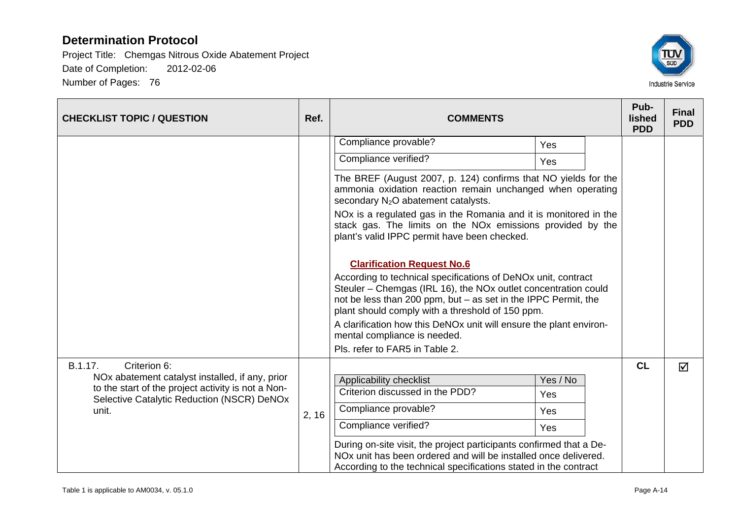# Determination Protocol

Project Title: Chemgas Nitrous Oxide Abatement Project

Date of Completion: 2012-02-06

Number of Pages: 76

| CHECKLIST TOPIC / QUESTION | Ref. | COMMENTS | Pub-lished PDD | Final PDD |
|---|---|---|---|---|
| | | Compliance provable? Yes<br>Compliance verified? Yes<br>The BREF (August 2007, p. 124) confirms that NO yields for the ammonia oxidation reaction remain unchanged when operating secondary $N_2O$ abatement catalysts.<br>NOx is a regulated gas in the Romania and it is monitored in the stack gas. The limits on the NOx emissions provided by the plant's valid IPPC permit have been checked.<br>**Clarification Request No.6**<br>According to technical specifications of DeNOx unit, contract Steuler – Chemgas (IRL 16), the NOx outlet concentration could not be less than 200 ppm, but – as set in the IPPC Permit, the plant should comply with a threshold of 150 ppm.<br>A clarification how this DeNOx unit will ensure the plant environmental compliance is needed.<br>Pls. refer to FAR5 in Table 2. | | |
| B.1.17. Criterion 6:<br>NOx abatement catalyst installed, if any, prior to the start of the project activity is not a Non-Selective Catalytic Reduction (NSCR) DeNOx unit. | 2, 16 | Applicability checklist: Yes / No<br>Criterion discussed in the PDD? Yes<br>Compliance provable? Yes<br>Compliance verified? Yes<br>During on-site visit, the project participants confirmed that a De-NOx unit has been ordered and will be installed once delivered. According to the technical specifications stated in the contract | CL | ☑ |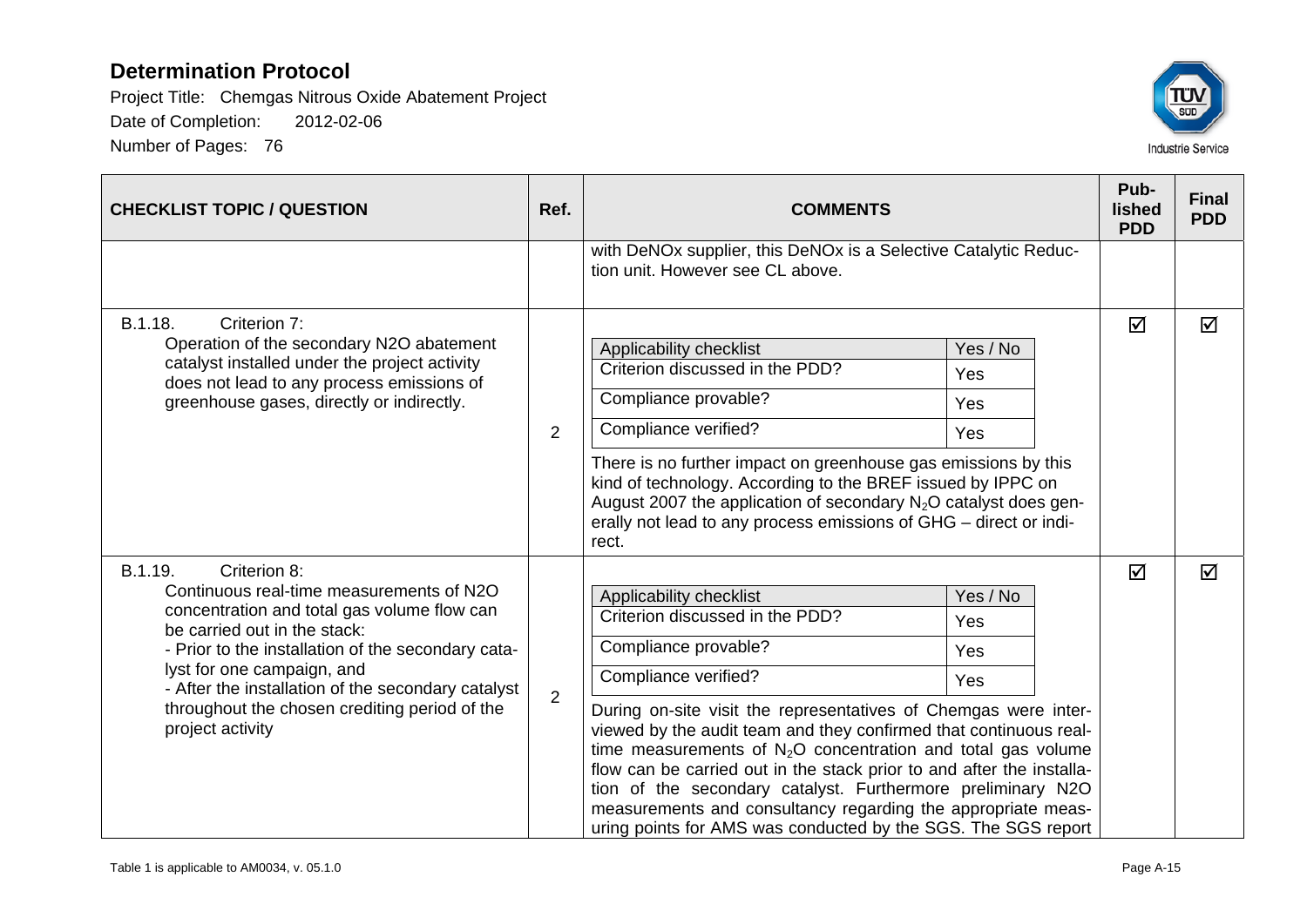# Determination Protocol

Project Title: Chemgas Nitrous Oxide Abatement Project

Date of Completion: 2012-02-06

Number of Pages: 76

| CHECKLIST TOPIC / QUESTION | Ref. | COMMENTS | Pub-lished PDD | Final PDD |
|---|---|---|---|---|
| | | with DeNOx supplier, this DeNOx is a Selective Catalytic Reduction unit. However see CL above. | | |
| B.1.18. Criterion 7: Operation of the secondary N2O abatement catalyst installed under the project activity does not lead to any process emissions of greenhouse gases, directly or indirectly. | 2 | Applicability checklist – Yes / No<br>Criterion discussed in the PDD? – Yes<br>Compliance provable? – Yes<br>Compliance verified? – Yes<br><br>There is no further impact on greenhouse gas emissions by this kind of technology. According to the BREF issued by IPPC on August 2007 the application of secondary $N_2O$ catalyst does generally not lead to any process emissions of GHG – direct or indirect. | ☑ | ☑ |
| B.1.19. Criterion 8: Continuous real-time measurements of N2O concentration and total gas volume flow can be carried out in the stack:<br>- Prior to the installation of the secondary catalyst for one campaign, and<br>- After the installation of the secondary catalyst throughout the chosen crediting period of the project activity | 2 | Applicability checklist – Yes / No<br>Criterion discussed in the PDD? – Yes<br>Compliance provable? – Yes<br>Compliance verified? – Yes<br><br>During on-site visit the representatives of Chemgas were interviewed by the audit team and they confirmed that continuous real-time measurements of $N_2O$ concentration and total gas volume flow can be carried out in the stack prior to and after the installation of the secondary catalyst. Furthermore preliminary N2O measurements and consultancy regarding the appropriate measuring points for AMS was conducted by the SGS. The SGS report | ☑ | ☑ |

Table 1 is applicable to AM0034, v. 05.1.0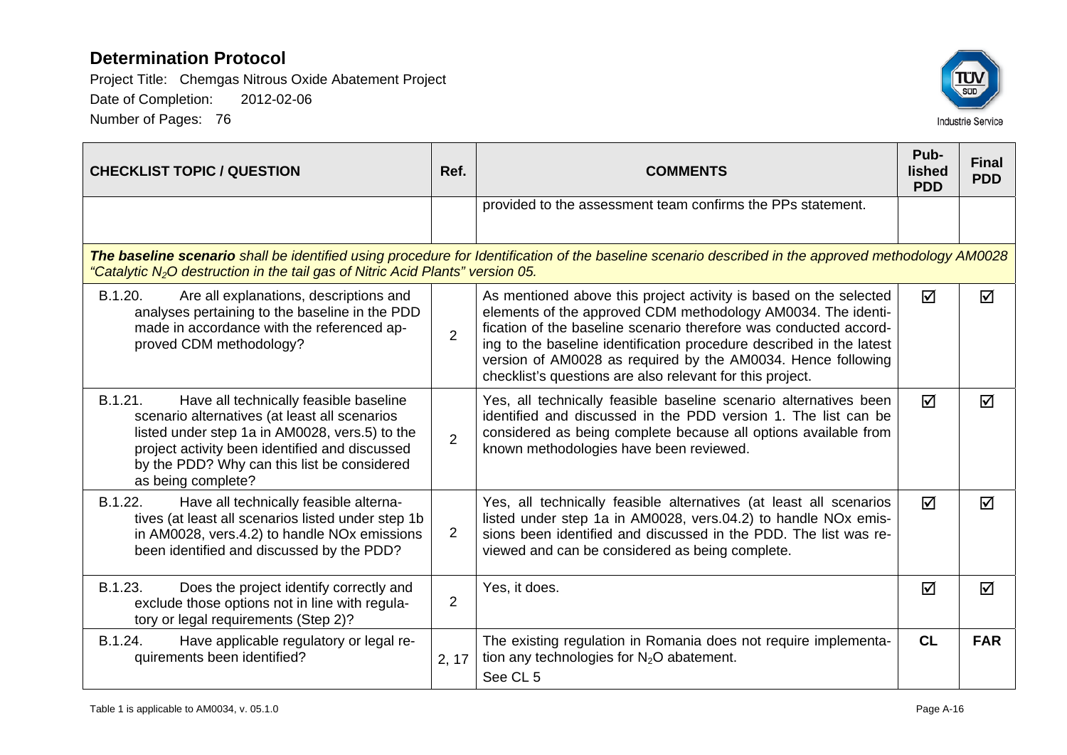| CHECKLIST TOPIC / QUESTION | Ref. | COMMENTS | Pub-lished PDD | Final PDD |
|---|---|---|---|---|
| | | provided to the assessment team confirms the PPs statement. | | |
| ***The baseline scenario** shall be identified using procedure for Identification of the baseline scenario described in the approved methodology AM0028 "Catalytic $N_2O$ destruction in the tail gas of Nitric Acid Plants" version 05.* | | | | |
| B.1.20. Are all explanations, descriptions and analyses pertaining to the baseline in the PDD made in accordance with the referenced approved CDM methodology? | 2 | As mentioned above this project activity is based on the selected elements of the approved CDM methodology AM0034. The identification of the baseline scenario therefore was conducted according to the baseline identification procedure described in the latest version of AM0028 as required by the AM0034. Hence following checklist's questions are also relevant for this project. | ☑ | ☑ |
| B.1.21. Have all technically feasible baseline scenario alternatives (at least all scenarios listed under step 1a in AM0028, vers.5) to the project activity been identified and discussed by the PDD? Why can this list be considered as being complete? | 2 | Yes, all technically feasible baseline scenario alternatives been identified and discussed in the PDD version 1. The list can be considered as being complete because all options available from known methodologies have been reviewed. | ☑ | ☑ |
| B.1.22. Have all technically feasible alternatives (at least all scenarios listed under step 1b in AM0028, vers.4.2) to handle NOx emissions been identified and discussed by the PDD? | 2 | Yes, all technically feasible alternatives (at least all scenarios listed under step 1a in AM0028, vers.04.2) to handle NOx emissions been identified and discussed in the PDD. The list was reviewed and can be considered as being complete. | ☑ | ☑ |
| B.1.23. Does the project identify correctly and exclude those options not in line with regulatory or legal requirements (Step 2)? | 2 | Yes, it does. | ☑ | ☑ |
| B.1.24. Have applicable regulatory or legal requirements been identified? | 2, 17 | The existing regulation in Romania does not require implementation any technologies for $N_2O$ abatement.<br>See CL 5 | CL | FAR |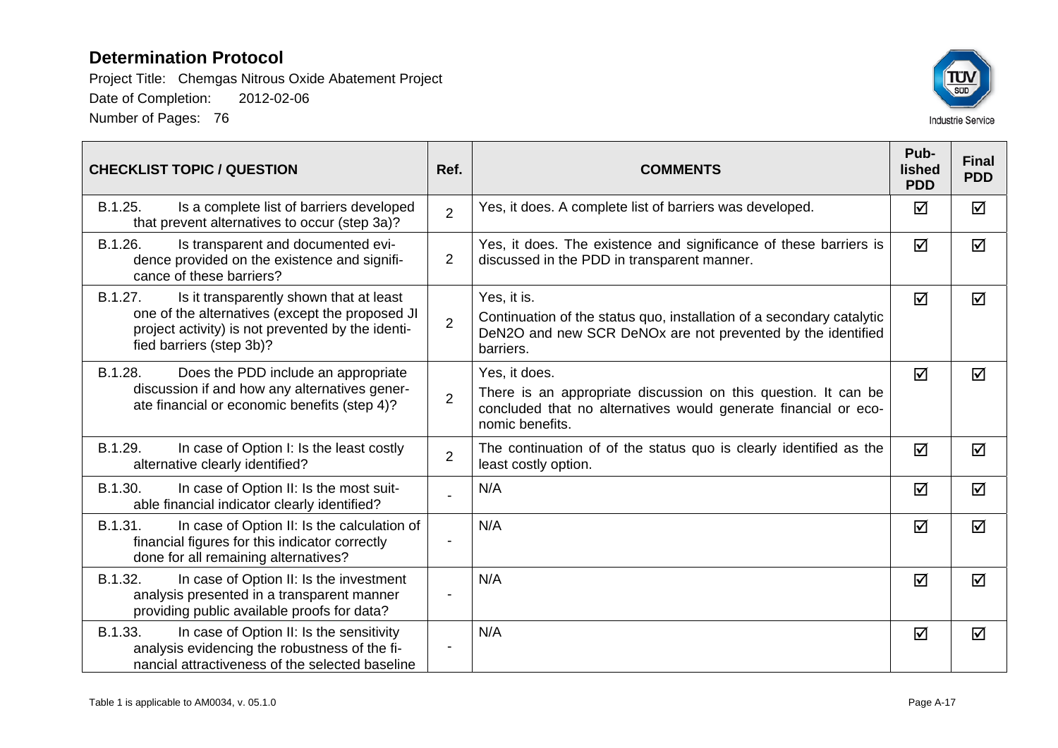| CHECKLIST TOPIC / QUESTION | Ref. | COMMENTS | Pub-lished PDD | Final PDD |
|---|---|---|---|---|
| B.1.25. Is a complete list of barriers developed that prevent alternatives to occur (step 3a)? | 2 | Yes, it does. A complete list of barriers was developed. | ☑ | ☑ |
| B.1.26. Is transparent and documented evidence provided on the existence and significance of these barriers? | 2 | Yes, it does. The existence and significance of these barriers is discussed in the PDD in transparent manner. | ☑ | ☑ |
| B.1.27. Is it transparently shown that at least one of the alternatives (except the proposed JI project activity) is not prevented by the identified barriers (step 3b)? | 2 | Yes, it is.<br>Continuation of the status quo, installation of a secondary catalytic DeN2O and new SCR DeNOx are not prevented by the identified barriers. | ☑ | ☑ |
| B.1.28. Does the PDD include an appropriate discussion if and how any alternatives generate financial or economic benefits (step 4)? | 2 | Yes, it does.<br>There is an appropriate discussion on this question. It can be concluded that no alternatives would generate financial or economic benefits. | ☑ | ☑ |
| B.1.29. In case of Option I: Is the least costly alternative clearly identified? | 2 | The continuation of of the status quo is clearly identified as the least costly option. | ☑ | ☑ |
| B.1.30. In case of Option II: Is the most suitable financial indicator clearly identified? | - | N/A | ☑ | ☑ |
| B.1.31. In case of Option II: Is the calculation of financial figures for this indicator correctly done for all remaining alternatives? | - | N/A | ☑ | ☑ |
| B.1.32. In case of Option II: Is the investment analysis presented in a transparent manner providing public available proofs for data? | - | N/A | ☑ | ☑ |
| B.1.33. In case of Option II: Is the sensitivity analysis evidencing the robustness of the financial attractiveness of the selected baseline | - | N/A | ☑ | ☑ |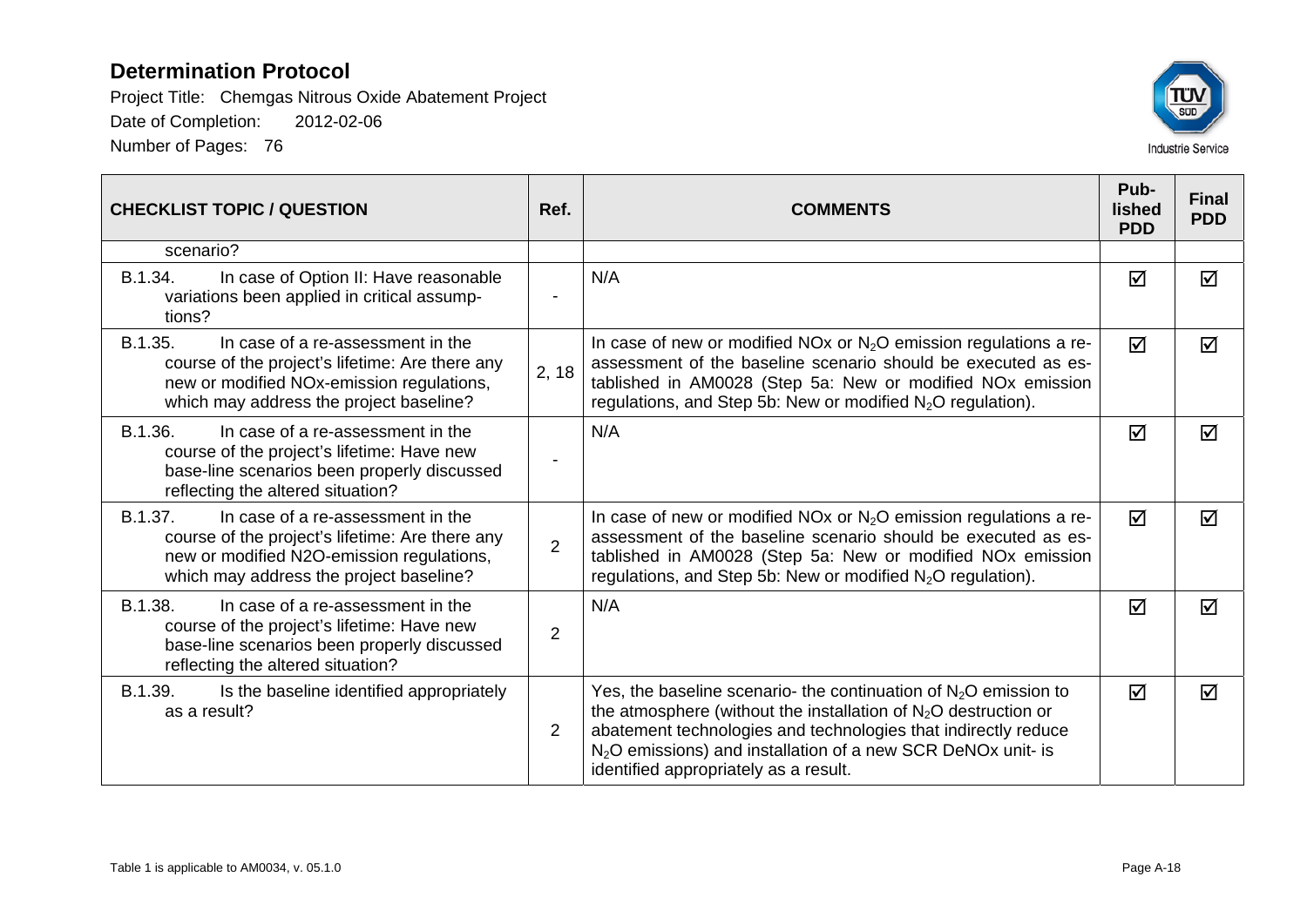| CHECKLIST TOPIC / QUESTION | Ref. | COMMENTS | Published PDD | Final PDD |
|---|---|---|---|---|
| scenario? | | | | |
| B.1.34. In case of Option II: Have reasonable variations been applied in critical assumptions? | - | N/A | ☑ | ☑ |
| B.1.35. In case of a re-assessment in the course of the project's lifetime: Are there any new or modified NOx-emission regulations, which may address the project baseline? | 2, 18 | In case of new or modified NOx or $N_2O$ emission regulations a re-assessment of the baseline scenario should be executed as established in AM0028 (Step 5a: New or modified NOx emission regulations, and Step 5b: New or modified $N_2O$ regulation). | ☑ | ☑ |
| B.1.36. In case of a re-assessment in the course of the project's lifetime: Have new base-line scenarios been properly discussed reflecting the altered situation? | - | N/A | ☑ | ☑ |
| B.1.37. In case of a re-assessment in the course of the project's lifetime: Are there any new or modified N2O-emission regulations, which may address the project baseline? | 2 | In case of new or modified NOx or $N_2O$ emission regulations a re-assessment of the baseline scenario should be executed as established in AM0028 (Step 5a: New or modified NOx emission regulations, and Step 5b: New or modified $N_2O$ regulation). | ☑ | ☑ |
| B.1.38. In case of a re-assessment in the course of the project's lifetime: Have new base-line scenarios been properly discussed reflecting the altered situation? | 2 | N/A | ☑ | ☑ |
| B.1.39. Is the baseline identified appropriately as a result? | 2 | Yes, the baseline scenario- the continuation of $N_2O$ emission to the atmosphere (without the installation of $N_2O$ destruction or abatement technologies and technologies that indirectly reduce $N_2O$ emissions) and installation of a new SCR DeNOx unit- is identified appropriately as a result. | ☑ | ☑ |

Table 1 is applicable to AM0034, v. 05.1.0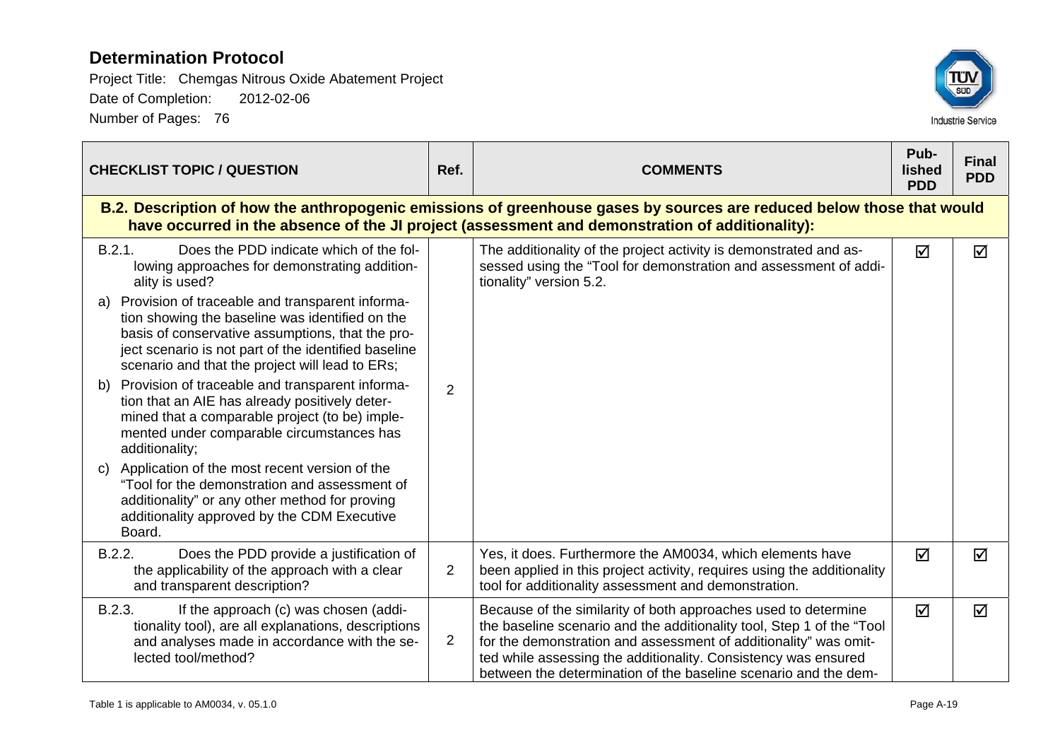# Determination Protocol

Project Title: Chemgas Nitrous Oxide Abatement Project
Date of Completion: 2012-02-06
Number of Pages: 76

| CHECKLIST TOPIC / QUESTION | Ref. | COMMENTS | Pub-lished PDD | Final PDD |
|---|---|---|---|---|
| **B.2. Description of how the anthropogenic emissions of greenhouse gases by sources are reduced below those that would have occurred in the absence of the JI project (assessment and demonstration of additionality):** | | | | |
| B.2.1. Does the PDD indicate which of the following approaches for demonstrating additionality is used?<br>a) Provision of traceable and transparent information showing the baseline was identified on the basis of conservative assumptions, that the project scenario is not part of the identified baseline scenario and that the project will lead to ERs;<br>b) Provision of traceable and transparent information that an AIE has already positively determined that a comparable project (to be) implemented under comparable circumstances has additionality;<br>c) Application of the most recent version of the "Tool for the demonstration and assessment of additionality" or any other method for proving additionality approved by the CDM Executive Board. | 2 | The additionality of the project activity is demonstrated and assessed using the "Tool for demonstration and assessment of additionality" version 5.2. | ☑ | ☑ |
| B.2.2. Does the PDD provide a justification of the applicability of the approach with a clear and transparent description? | 2 | Yes, it does. Furthermore the AM0034, which elements have been applied in this project activity, requires using the additionality tool for additionality assessment and demonstration. | ☑ | ☑ |
| B.2.3. If the approach (c) was chosen (additionality tool), are all explanations, descriptions and analyses made in accordance with the selected tool/method? | 2 | Because of the similarity of both approaches used to determine the baseline scenario and the additionality tool, Step 1 of the "Tool for the demonstration and assessment of additionality" was omitted while assessing the additionality. Consistency was ensured between the determination of the baseline scenario and the dem- | ☑ | ☑ |

Table 1 is applicable to AM0034, v. 05.1.0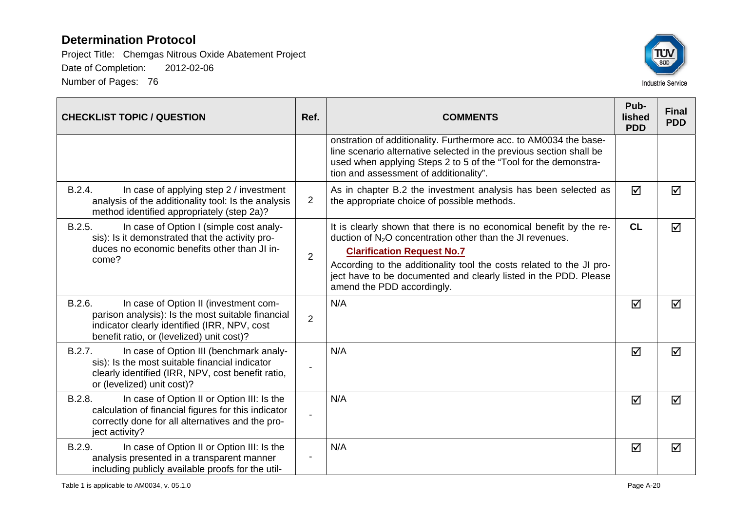# Determination Protocol

Project Title: Chemgas Nitrous Oxide Abatement Project

Date of Completion: 2012-02-06

Number of Pages: 76

| CHECKLIST TOPIC / QUESTION | Ref. | COMMENTS | Pub-lished PDD | Final PDD |
|---|---|---|---|---|
| | | onstration of additionality. Furthermore acc. to AM0034 the baseline scenario alternative selected in the previous section shall be used when applying Steps 2 to 5 of the "Tool for the demonstration and assessment of additionality". | | |
| B.2.4. In case of applying step 2 / investment analysis of the additionality tool: Is the analysis method identified appropriately (step 2a)? | 2 | As in chapter B.2 the investment analysis has been selected as the appropriate choice of possible methods. | ☑ | ☑ |
| B.2.5. In case of Option I (simple cost analysis): Is it demonstrated that the activity produces no economic benefits other than JI income? | 2 | It is clearly shown that there is no economical benefit by the reduction of $N_2O$ concentration other than the JI revenues. **Clarification Request No.7** According to the additionality tool the costs related to the JI project have to be documented and clearly listed in the PDD. Please amend the PDD accordingly. | **CL** | ☑ |
| B.2.6. In case of Option II (investment comparison analysis): Is the most suitable financial indicator clearly identified (IRR, NPV, cost benefit ratio, or (levelized) unit cost)? | 2 | N/A | ☑ | ☑ |
| B.2.7. In case of Option III (benchmark analysis): Is the most suitable financial indicator clearly identified (IRR, NPV, cost benefit ratio, or (levelized) unit cost)? | - | N/A | ☑ | ☑ |
| B.2.8. In case of Option II or Option III: Is the calculation of financial figures for this indicator correctly done for all alternatives and the project activity? | - | N/A | ☑ | ☑ |
| B.2.9. In case of Option II or Option III: Is the analysis presented in a transparent manner including publicly available proofs for the util- | - | N/A | ☑ | ☑ |

Table 1 is applicable to AM0034, v. 05.1.0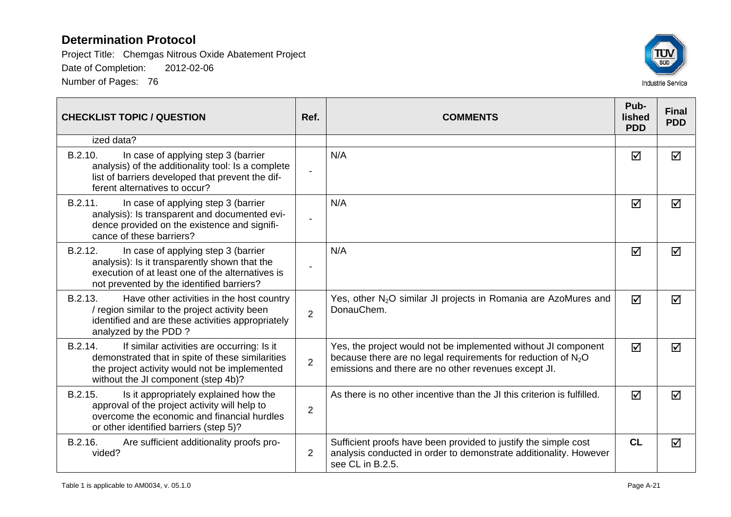# Determination Protocol

Project Title: Chemgas Nitrous Oxide Abatement Project

Date of Completion: 2012-02-06

Number of Pages: 76

| CHECKLIST TOPIC / QUESTION | Ref. | COMMENTS | Pub-lished PDD | Final PDD |
|---|---|---|---|---|
| ized data? | | | | |
| B.2.10. In case of applying step 3 (barrier analysis) of the additionality tool: Is a complete list of barriers developed that prevent the different alternatives to occur? | - | N/A | ☑ | ☑ |
| B.2.11. In case of applying step 3 (barrier analysis): Is transparent and documented evidence provided on the existence and significance of these barriers? | - | N/A | ☑ | ☑ |
| B.2.12. In case of applying step 3 (barrier analysis): Is it transparently shown that the execution of at least one of the alternatives is not prevented by the identified barriers? | - | N/A | ☑ | ☑ |
| B.2.13. Have other activities in the host country / region similar to the project activity been identified and are these activities appropriately analyzed by the PDD ? | 2 | Yes, other $N_2O$ similar JI projects in Romania are AzoMures and DonauChem. | ☑ | ☑ |
| B.2.14. If similar activities are occurring: Is it demonstrated that in spite of these similarities the project activity would not be implemented without the JI component (step 4b)? | 2 | Yes, the project would not be implemented without JI component because there are no legal requirements for reduction of $N_2O$ emissions and there are no other revenues except JI. | ☑ | ☑ |
| B.2.15. Is it appropriately explained how the approval of the project activity will help to overcome the economic and financial hurdles or other identified barriers (step 5)? | 2 | As there is no other incentive than the JI this criterion is fulfilled. | ☑ | ☑ |
| B.2.16. Are sufficient additionality proofs provided? | 2 | Sufficient proofs have been provided to justify the simple cost analysis conducted in order to demonstrate additionality. However see CL in B.2.5. | **CL** | ☑ |

Table 1 is applicable to AM0034, v. 05.1.0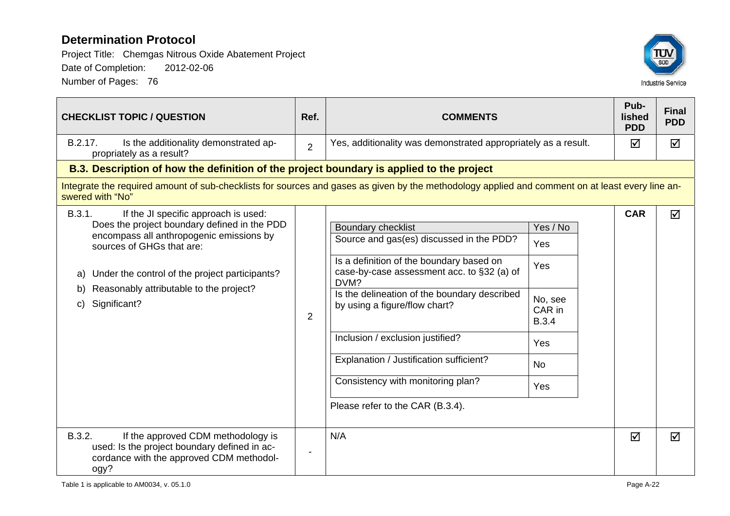# Determination Protocol

Project Title: Chemgas Nitrous Oxide Abatement Project

Date of Completion: 2012-02-06

Number of Pages: 76

| CHECKLIST TOPIC / QUESTION | Ref. | COMMENTS | Pub-lished PDD | Final PDD |
|---|---|---|---|---|
| B.2.17. Is the additionality demonstrated appropriately as a result? | 2 | Yes, additionality was demonstrated appropriately as a result. | ☑ | ☑ |
| **B.3. Description of how the definition of the project boundary is applied to the project** | | | | |
| Integrate the required amount of sub-checklists for sources and gases as given by the methodology applied and comment on at least every line answered with "No" | | | | |
| B.3.1. If the JI specific approach is used: Does the project boundary defined in the PDD encompass all anthropogenic emissions by sources of GHGs that are:<br>a) Under the control of the project participants?<br>b) Reasonably attributable to the project?<br>c) Significant? | 2 | Boundary checklist – Yes / No:<br>Source and gas(es) discussed in the PDD? – Yes<br>Is a definition of the boundary based on case-by-case assessment acc. to §32 (a) of DVM? – Yes<br>Is the delineation of the boundary described by using a figure/flow chart? – No, see CAR in B.3.4<br>Inclusion / exclusion justified? – Yes<br>Explanation / Justification sufficient? – No<br>Consistency with monitoring plan? – Yes<br><br>Please refer to the CAR (B.3.4). | **CAR** | ☑ |
| B.3.2. If the approved CDM methodology is used: Is the project boundary defined in accordance with the approved CDM methodology? | - | N/A | ☑ | ☑ |

Table 1 is applicable to AM0034, v. 05.1.0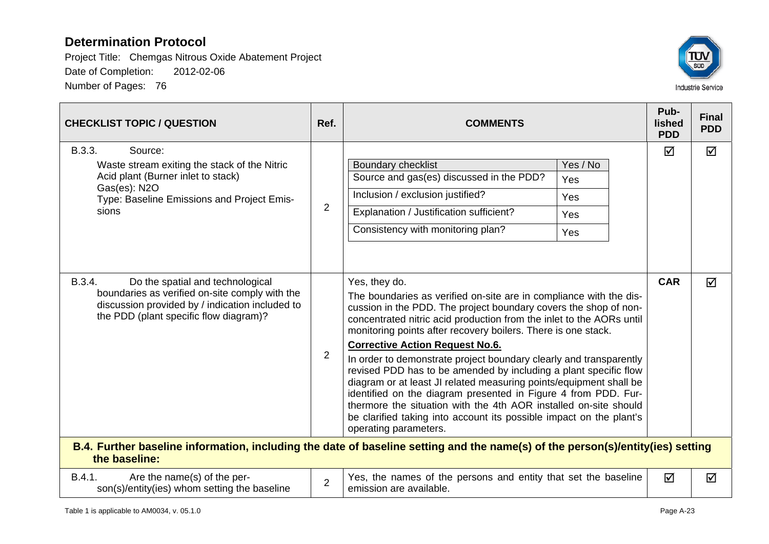| CHECKLIST TOPIC / QUESTION | Ref. | COMMENTS | Published PDD | Final PDD |
|---|---|---|---|---|
| B.3.3. Source:<br>Waste stream exiting the stack of the Nitric Acid plant (Burner inlet to stack)<br>Gas(es): N2O<br>Type: Baseline Emissions and Project Emissions | 2 | Boundary checklist – Yes / No<br>Source and gas(es) discussed in the PDD? – Yes<br>Inclusion / exclusion justified? – Yes<br>Explanation / Justification sufficient? – Yes<br>Consistency with monitoring plan? – Yes | ☑ | ☑ |
| B.3.4. Do the spatial and technological boundaries as verified on-site comply with the discussion provided by / indication included to the PDD (plant specific flow diagram)? | 2 | Yes, they do.<br>The boundaries as verified on-site are in compliance with the discussion in the PDD. The project boundary covers the shop of non-concentrated nitric acid production from the inlet to the AORs until monitoring points after recovery boilers. There is one stack.<br>**Corrective Action Request No.6.**<br>In order to demonstrate project boundary clearly and transparently revised PDD has to be amended by including a plant specific flow diagram or at least JI related measuring points/equipment shall be identified on the diagram presented in Figure 4 from PDD. Furthermore the situation with the 4th AOR installed on-site should be clarified taking into account its possible impact on the plant's operating parameters. | **CAR** | ☑ |
| **B.4. Further baseline information, including the date of baseline setting and the name(s) of the person(s)/entity(ies) setting the baseline:** | | | | |
| B.4.1. Are the name(s) of the person(s)/entity(ies) whom setting the baseline | 2 | Yes, the names of the persons and entity that set the baseline emission are available. | ☑ | ☑ |

Table 1 is applicable to AM0034, v. 05.1.0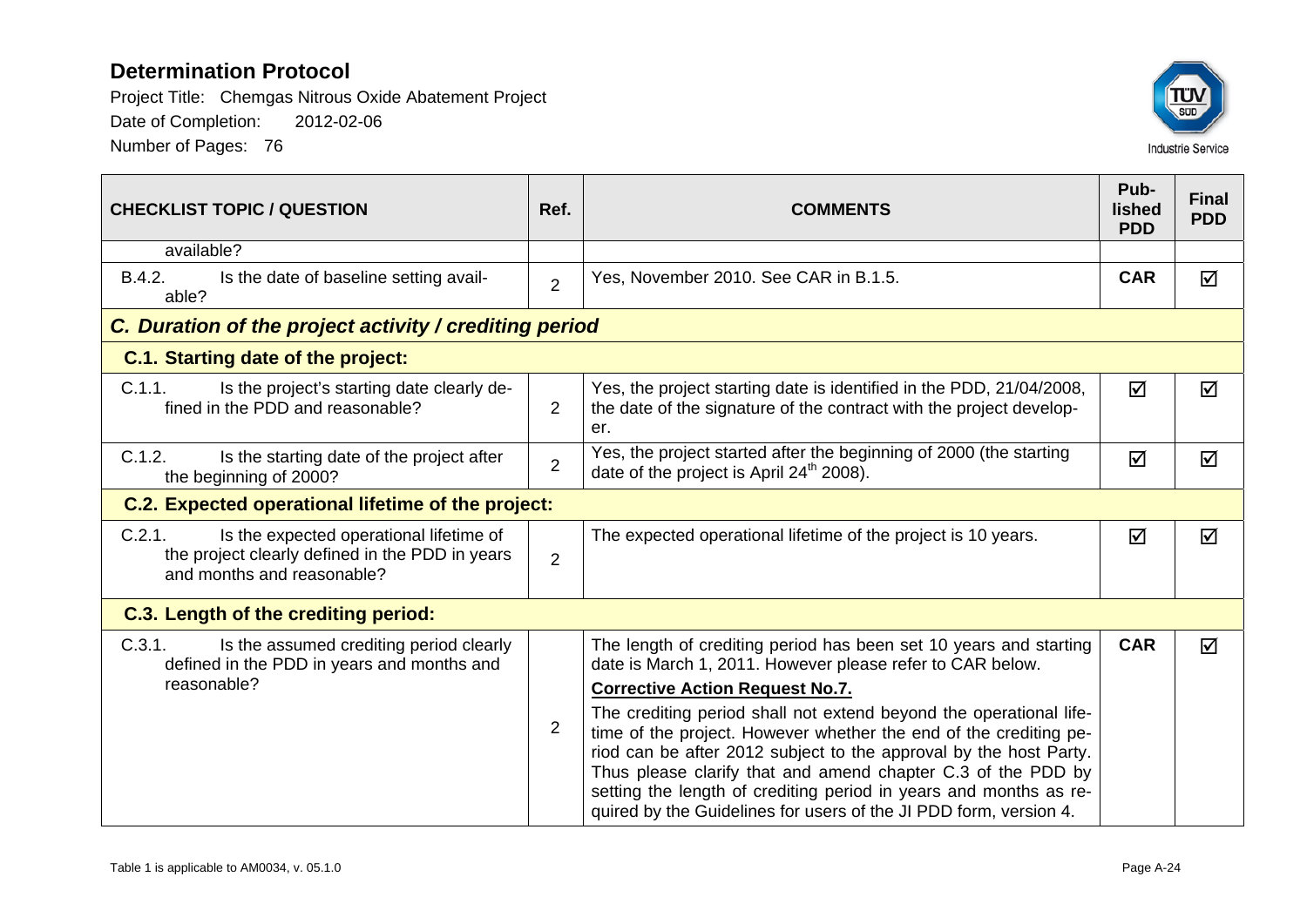# Determination Protocol

Project Title: Chemgas Nitrous Oxide Abatement Project

Date of Completion: 2012-02-06

Number of Pages: 76

| CHECKLIST TOPIC / QUESTION | Ref. | COMMENTS | Pub-lished PDD | Final PDD |
|---|---|---|---|---|
| available? | | | | |
| B.4.2. Is the date of baseline setting available? | 2 | Yes, November 2010. See CAR in B.1.5. | **CAR** | ☑ |
| ***C. Duration of the project activity / crediting period*** | | | | |
| **C.1. Starting date of the project:** | | | | |
| C.1.1. Is the project's starting date clearly defined in the PDD and reasonable? | 2 | Yes, the project starting date is identified in the PDD, 21/04/2008, the date of the signature of the contract with the project developer. | ☑ | ☑ |
| C.1.2. Is the starting date of the project after the beginning of 2000? | 2 | Yes, the project started after the beginning of 2000 (the starting date of the project is April 24th 2008). | ☑ | ☑ |
| **C.2. Expected operational lifetime of the project:** | | | | |
| C.2.1. Is the expected operational lifetime of the project clearly defined in the PDD in years and months and reasonable? | 2 | The expected operational lifetime of the project is 10 years. | ☑ | ☑ |
| **C.3. Length of the crediting period:** | | | | |
| C.3.1. Is the assumed crediting period clearly defined in the PDD in years and months and reasonable? | 2 | The length of crediting period has been set 10 years and starting date is March 1, 2011. However please refer to CAR below.<br>**Corrective Action Request No.7.**<br>The crediting period shall not extend beyond the operational lifetime of the project. However whether the end of the crediting period can be after 2012 subject to the approval by the host Party. Thus please clarify that and amend chapter C.3 of the PDD by setting the length of crediting period in years and months as required by the Guidelines for users of the JI PDD form, version 4. | **CAR** | ☑ |

Table 1 is applicable to AM0034, v. 05.1.0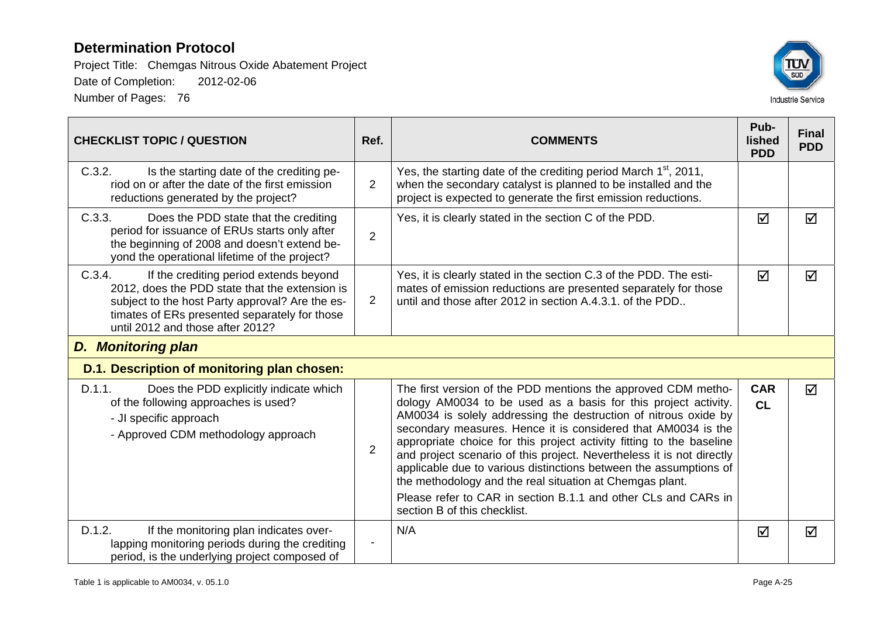# Determination Protocol

Project Title: Chemgas Nitrous Oxide Abatement Project

Date of Completion: 2012-02-06

Number of Pages: 76

| CHECKLIST TOPIC / QUESTION | Ref. | COMMENTS | Pub-lished PDD | Final PDD |
|---|---|---|---|---|
| C.3.2. Is the starting date of the crediting period on or after the date of the first emission reductions generated by the project? | 2 | Yes, the starting date of the crediting period March 1st, 2011, when the secondary catalyst is planned to be installed and the project is expected to generate the first emission reductions. | | |
| C.3.3. Does the PDD state that the crediting period for issuance of ERUs starts only after the beginning of 2008 and doesn't extend beyond the operational lifetime of the project? | 2 | Yes, it is clearly stated in the section C of the PDD. | ☑ | ☑ |
| C.3.4. If the crediting period extends beyond 2012, does the PDD state that the extension is subject to the host Party approval? Are the estimates of ERs presented separately for those until 2012 and those after 2012? | 2 | Yes, it is clearly stated in the section C.3 of the PDD. The estimates of emission reductions are presented separately for those until and those after 2012 in section A.4.3.1. of the PDD.. | ☑ | ☑ |
| ***D. Monitoring plan*** | | | | |
| **D.1. Description of monitoring plan chosen:** | | | | |
| D.1.1. Does the PDD explicitly indicate which of the following approaches is used?<br>- JI specific approach<br>- Approved CDM methodology approach | 2 | The first version of the PDD mentions the approved CDM methodology AM0034 to be used as a basis for this project activity. AM0034 is solely addressing the destruction of nitrous oxide by secondary measures. Hence it is considered that AM0034 is the appropriate choice for this project activity fitting to the baseline and project scenario of this project. Nevertheless it is not directly applicable due to various distinctions between the assumptions of the methodology and the real situation at Chemgas plant.<br>Please refer to CAR in section B.1.1 and other CLs and CARs in section B of this checklist. | **CAR CL** | ☑ |
| D.1.2. If the monitoring plan indicates overlapping monitoring periods during the crediting period, is the underlying project composed of | - | N/A | ☑ | ☑ |

Table 1 is applicable to AM0034, v. 05.1.0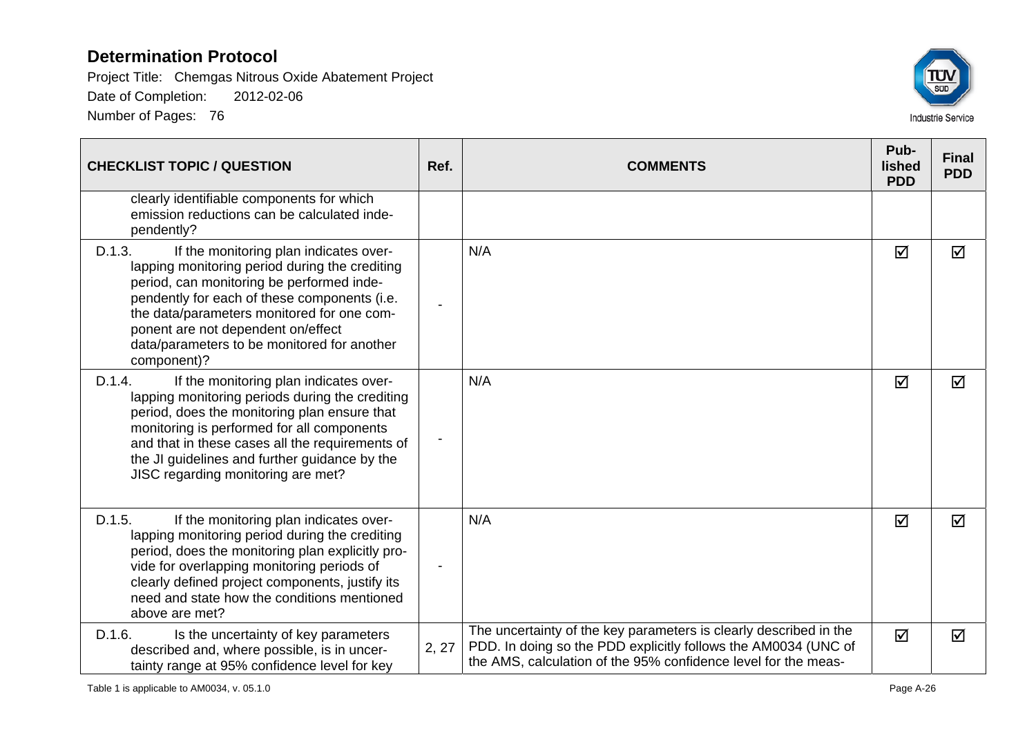# Determination Protocol

Project Title: Chemgas Nitrous Oxide Abatement Project

Date of Completion: 2012-02-06

Number of Pages: 76

| CHECKLIST TOPIC / QUESTION | Ref. | COMMENTS | Pub-lished PDD | Final PDD |
|---|---|---|---|---|
| clearly identifiable components for which emission reductions can be calculated independently? | | | | |
| D.1.3. If the monitoring plan indicates overlapping monitoring period during the crediting period, can monitoring be performed independently for each of these components (i.e. the data/parameters monitored for one component are not dependent on/effect data/parameters to be monitored for another component)? | - | N/A | ☑ | ☑ |
| D.1.4. If the monitoring plan indicates overlapping monitoring periods during the crediting period, does the monitoring plan ensure that monitoring is performed for all components and that in these cases all the requirements of the JI guidelines and further guidance by the JISC regarding monitoring are met? | - | N/A | ☑ | ☑ |
| D.1.5. If the monitoring plan indicates overlapping monitoring period during the crediting period, does the monitoring plan explicitly provide for overlapping monitoring periods of clearly defined project components, justify its need and state how the conditions mentioned above are met? | - | N/A | ☑ | ☑ |
| D.1.6. Is the uncertainty of key parameters described and, where possible, is in uncertainty range at 95% confidence level for key | 2, 27 | The uncertainty of the key parameters is clearly described in the PDD. In doing so the PDD explicitly follows the AM0034 (UNC of the AMS, calculation of the 95% confidence level for the meas- | ☑ | ☑ |

Table 1 is applicable to AM0034, v. 05.1.0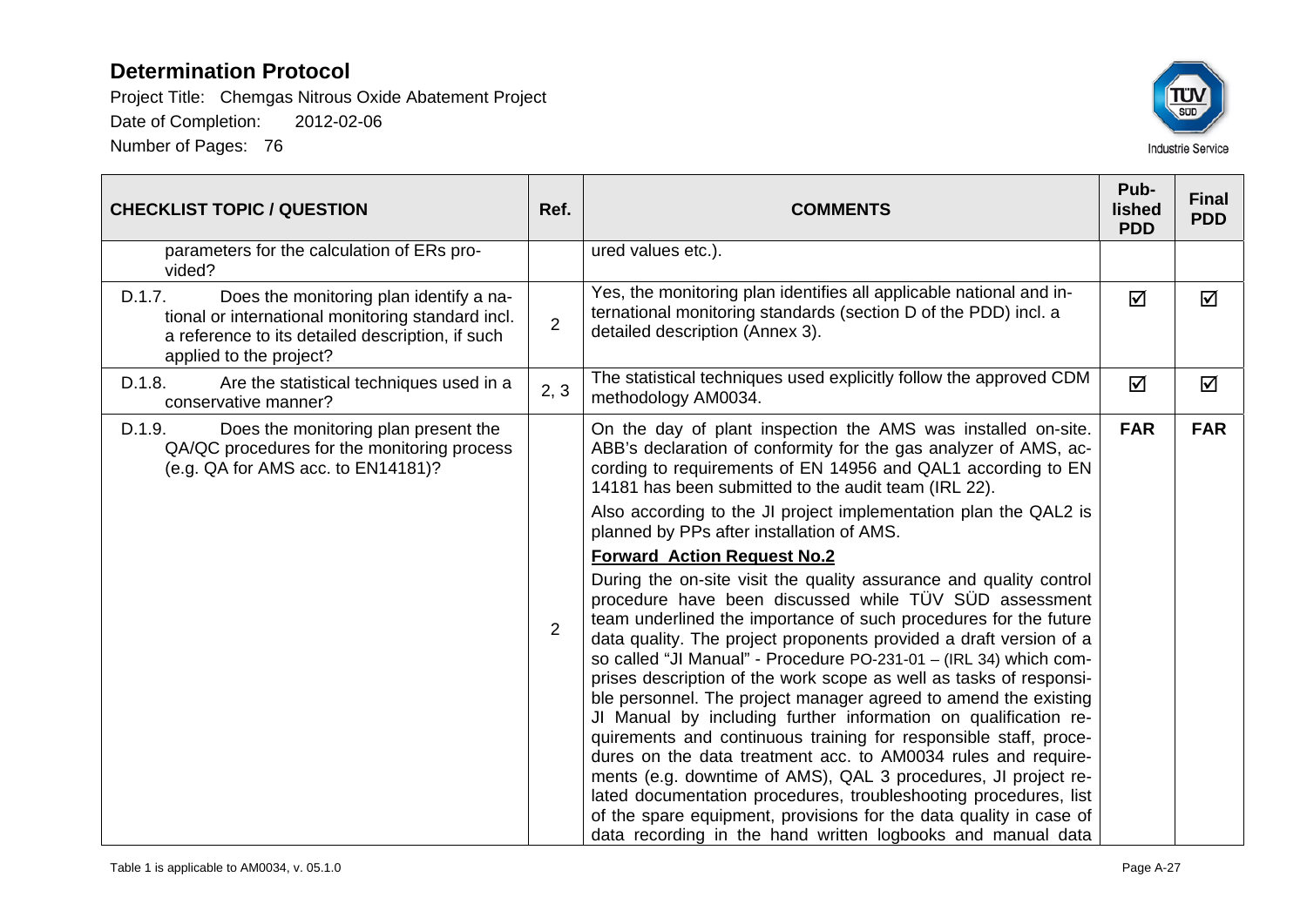# Determination Protocol

Project Title: Chemgas Nitrous Oxide Abatement Project

Date of Completion: 2012-02-06

Number of Pages: 76

| CHECKLIST TOPIC / QUESTION | Ref. | COMMENTS | Published PDD | Final PDD |
|---|---|---|---|---|
| parameters for the calculation of ERs provided? | | ured values etc.). | | |
| D.1.7. Does the monitoring plan identify a national or international monitoring standard incl. a reference to its detailed description, if such applied to the project? | 2 | Yes, the monitoring plan identifies all applicable national and international monitoring standards (section D of the PDD) incl. a detailed description (Annex 3). | ☑ | ☑ |
| D.1.8. Are the statistical techniques used in a conservative manner? | 2, 3 | The statistical techniques used explicitly follow the approved CDM methodology AM0034. | ☑ | ☑ |
| D.1.9. Does the monitoring plan present the QA/QC procedures for the monitoring process (e.g. QA for AMS acc. to EN14181)? | 2 | On the day of plant inspection the AMS was installed on-site. ABB's declaration of conformity for the gas analyzer of AMS, according to requirements of EN 14956 and QAL1 according to EN 14181 has been submitted to the audit team (IRL 22).<br><br>Also according to the JI project implementation plan the QAL2 is planned by PPs after installation of AMS.<br><br>**Forward Action Request No.2**<br><br>During the on-site visit the quality assurance and quality control procedure have been discussed while TÜV SÜD assessment team underlined the importance of such procedures for the future data quality. The project proponents provided a draft version of a so called "JI Manual" - Procedure PO-231-01 – (IRL 34) which comprises description of the work scope as well as tasks of responsible personnel. The project manager agreed to amend the existing JI Manual by including further information on qualification requirements and continuous training for responsible staff, procedures on the data treatment acc. to AM0034 rules and requirements (e.g. downtime of AMS), QAL 3 procedures, JI project related documentation procedures, troubleshooting procedures, list of the spare equipment, provisions for the data quality in case of data recording in the hand written logbooks and manual data | **FAR** | **FAR** |

Table 1 is applicable to AM0034, v. 05.1.0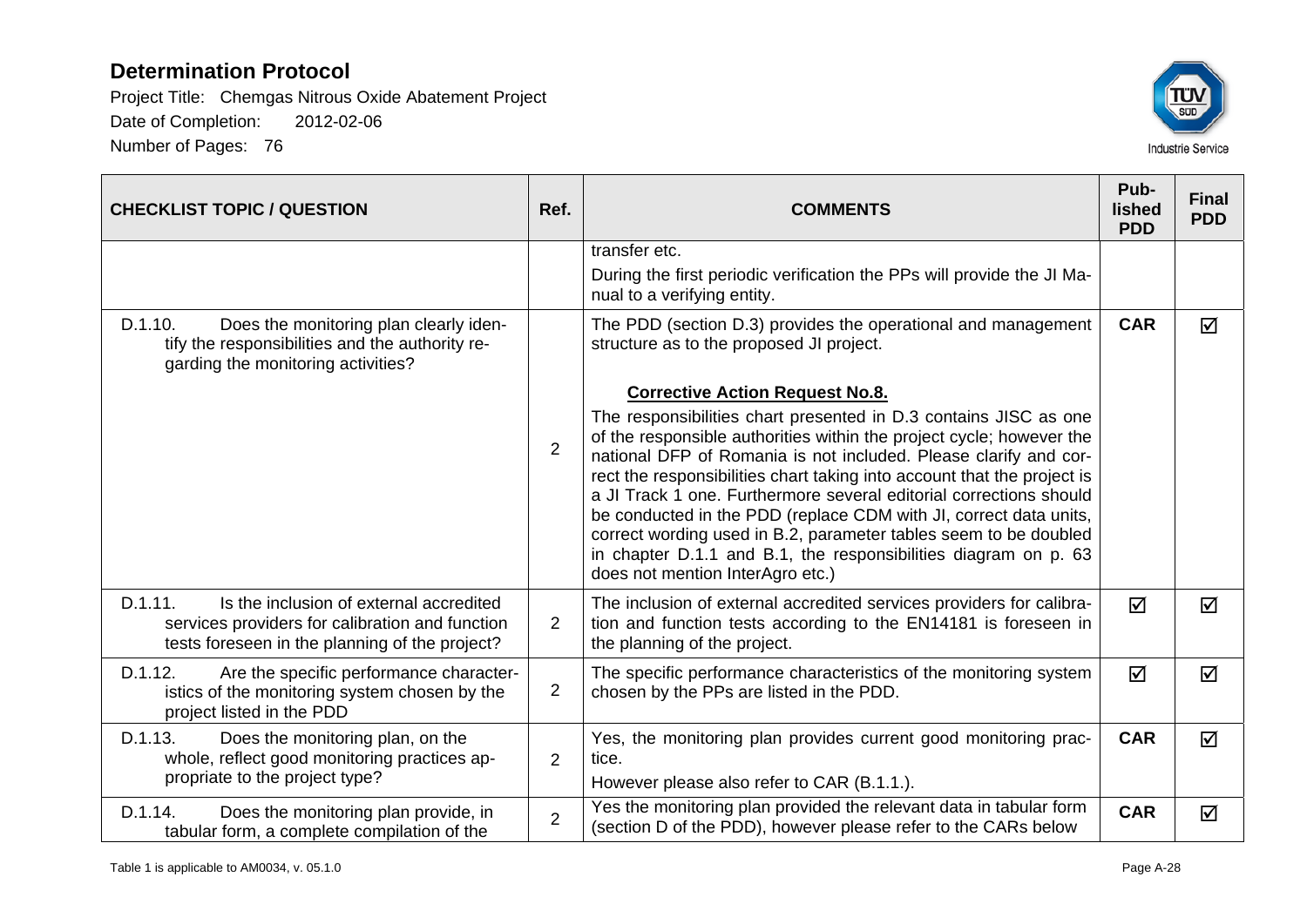| CHECKLIST TOPIC / QUESTION | Ref. | COMMENTS | Pub-lished PDD | Final PDD |
|---|---|---|---|---|
| | | transfer etc.<br>During the first periodic verification the PPs will provide the JI Manual to a verifying entity. | | |
| D.1.10. Does the monitoring plan clearly identify the responsibilities and the authority regarding the monitoring activities? | 2 | The PDD (section D.3) provides the operational and management structure as to the proposed JI project.<br><br>**Corrective Action Request No.8.**<br>The responsibilities chart presented in D.3 contains JISC as one of the responsible authorities within the project cycle; however the national DFP of Romania is not included. Please clarify and correct the responsibilities chart taking into account that the project is a JI Track 1 one. Furthermore several editorial corrections should be conducted in the PDD (replace CDM with JI, correct data units, correct wording used in B.2, parameter tables seem to be doubled in chapter D.1.1 and B.1, the responsibilities diagram on p. 63 does not mention InterAgro etc.) | CAR | ☑ |
| D.1.11. Is the inclusion of external accredited services providers for calibration and function tests foreseen in the planning of the project? | 2 | The inclusion of external accredited services providers for calibration and function tests according to the EN14181 is foreseen in the planning of the project. | ☑ | ☑ |
| D.1.12. Are the specific performance characteristics of the monitoring system chosen by the project listed in the PDD | 2 | The specific performance characteristics of the monitoring system chosen by the PPs are listed in the PDD. | ☑ | ☑ |
| D.1.13. Does the monitoring plan, on the whole, reflect good monitoring practices appropriate to the project type? | 2 | Yes, the monitoring plan provides current good monitoring practice.<br>However please also refer to CAR (B.1.1.). | CAR | ☑ |
| D.1.14. Does the monitoring plan provide, in tabular form, a complete compilation of the | 2 | Yes the monitoring plan provided the relevant data in tabular form (section D of the PDD), however please refer to the CARs below | CAR | ☑ |

Table 1 is applicable to AM0034, v. 05.1.0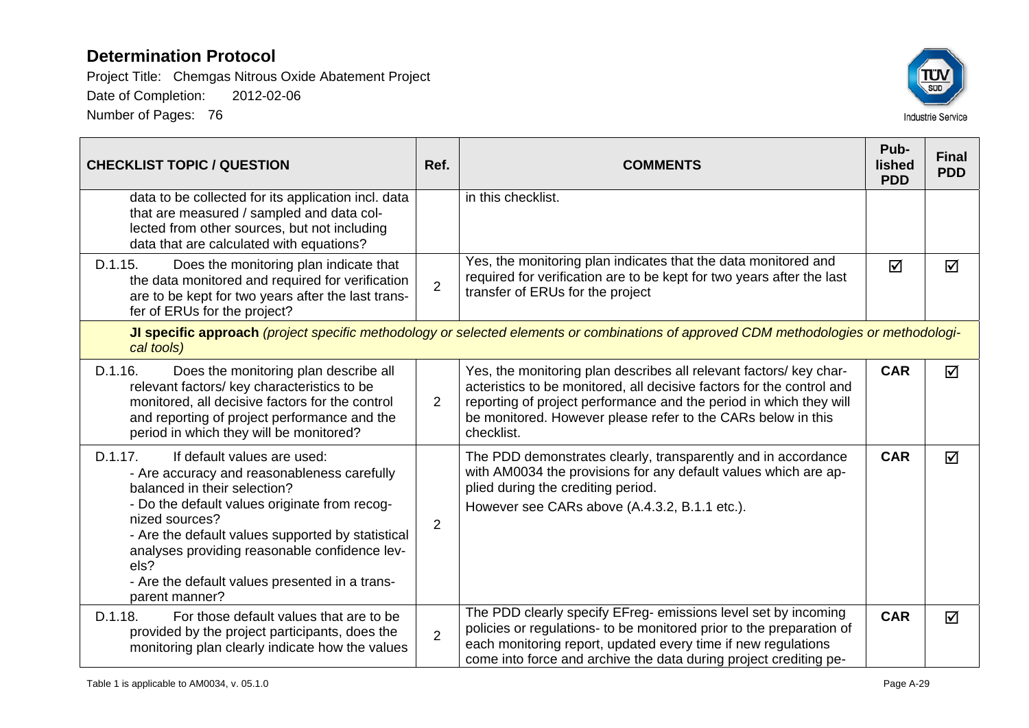# Determination Protocol

Project Title: Chemgas Nitrous Oxide Abatement Project

Date of Completion: 2012-02-06

Number of Pages: 76

| CHECKLIST TOPIC / QUESTION | Ref. | COMMENTS | Pub-lished PDD | Final PDD |
|---|---|---|---|---|
| data to be collected for its application incl. data that are measured / sampled and data collected from other sources, but not including data that are calculated with equations? | | in this checklist. | | |
| D.1.15. Does the monitoring plan indicate that the data monitored and required for verification are to be kept for two years after the last transfer of ERUs for the project? | 2 | Yes, the monitoring plan indicates that the data monitored and required for verification are to be kept for two years after the last transfer of ERUs for the project | ☑ | ☑ |
| **JI specific approach** *(project specific methodology or selected elements or combinations of approved CDM methodologies or methodological tools)* | | | | |
| D.1.16. Does the monitoring plan describe all relevant factors/ key characteristics to be monitored, all decisive factors for the control and reporting of project performance and the period in which they will be monitored? | 2 | Yes, the monitoring plan describes all relevant factors/ key characteristics to be monitored, all decisive factors for the control and reporting of project performance and the period in which they will be monitored. However please refer to the CARs below in this checklist. | **CAR** | ☑ |
| D.1.17. If default values are used:<br>- Are accuracy and reasonableness carefully balanced in their selection?<br>- Do the default values originate from recognized sources?<br>- Are the default values supported by statistical analyses providing reasonable confidence levels?<br>- Are the default values presented in a transparent manner? | 2 | The PDD demonstrates clearly, transparently and in accordance with AM0034 the provisions for any default values which are applied during the crediting period.<br>However see CARs above (A.4.3.2, B.1.1 etc.). | **CAR** | ☑ |
| D.1.18. For those default values that are to be provided by the project participants, does the monitoring plan clearly indicate how the values | 2 | The PDD clearly specify EFreg- emissions level set by incoming policies or regulations- to be monitored prior to the preparation of each monitoring report, updated every time if new regulations come into force and archive the data during project crediting pe- | **CAR** | ☑ |

Table 1 is applicable to AM0034, v. 05.1.0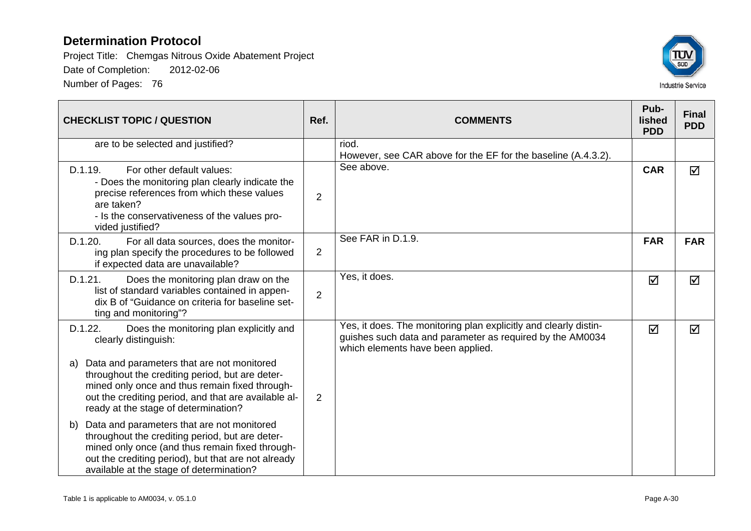# Determination Protocol

Project Title: Chemgas Nitrous Oxide Abatement Project

Date of Completion: 2012-02-06

Number of Pages: 76

| CHECKLIST TOPIC / QUESTION | Ref. | COMMENTS | Pub-lished PDD | Final PDD |
|---|---|---|---|---|
| are to be selected and justified? | | riod.<br>However, see CAR above for the EF for the baseline (A.4.3.2). | | |
| D.1.19. For other default values:<br>- Does the monitoring plan clearly indicate the precise references from which these values are taken?<br>- Is the conservativeness of the values provided justified? | 2 | See above. | **CAR** | ☑ |
| D.1.20. For all data sources, does the monitoring plan specify the procedures to be followed if expected data are unavailable? | 2 | See FAR in D.1.9. | **FAR** | **FAR** |
| D.1.21. Does the monitoring plan draw on the list of standard variables contained in appendix B of "Guidance on criteria for baseline setting and monitoring"? | 2 | Yes, it does. | ☑ | ☑ |
| D.1.22. Does the monitoring plan explicitly and clearly distinguish:<br>a) Data and parameters that are not monitored throughout the crediting period, but are determined only once and thus remain fixed throughout the crediting period, and that are available already at the stage of determination?<br>b) Data and parameters that are not monitored throughout the crediting period, but are determined only once (and thus remain fixed throughout the crediting period), but that are not already available at the stage of determination? | 2 | Yes, it does. The monitoring plan explicitly and clearly distinguishes such data and parameter as required by the AM0034 which elements have been applied. | ☑ | ☑ |

Table 1 is applicable to AM0034, v. 05.1.0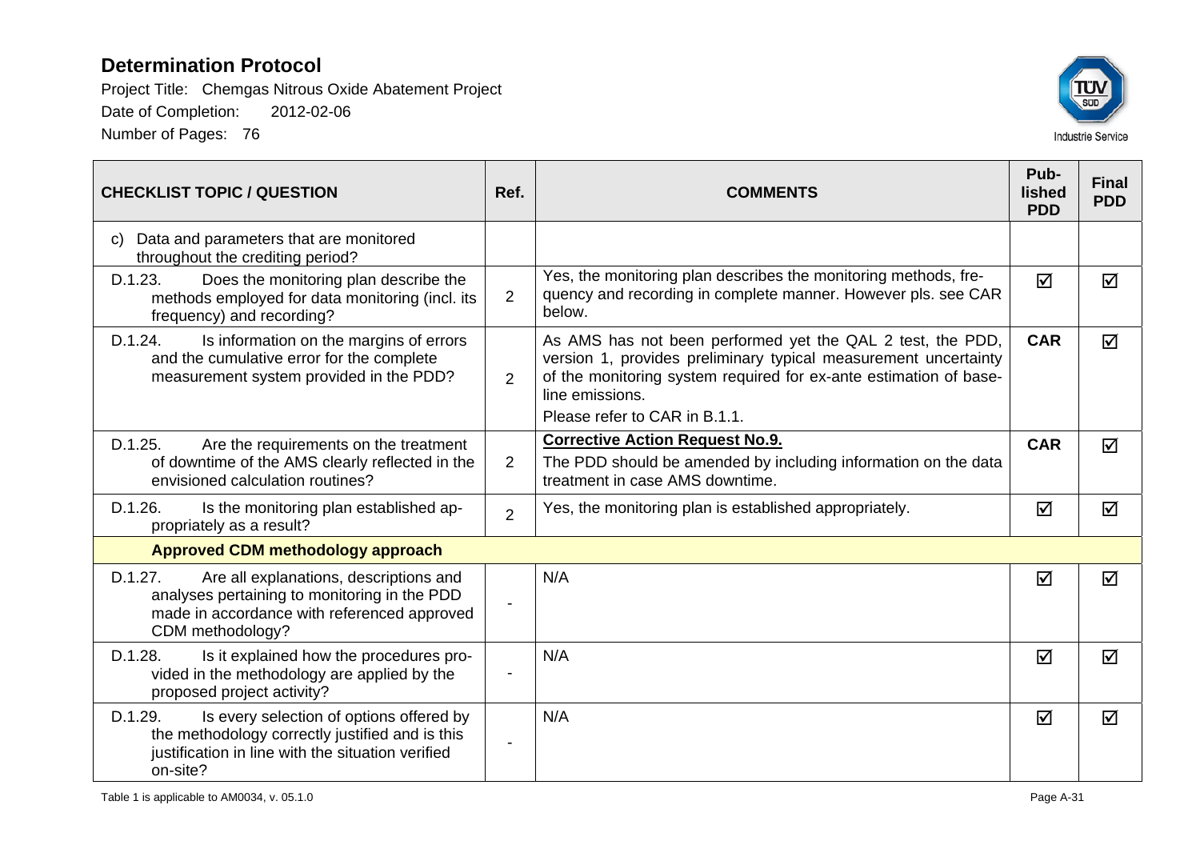# Determination Protocol

Project Title: Chemgas Nitrous Oxide Abatement Project

Date of Completion: 2012-02-06

Number of Pages: 76

| CHECKLIST TOPIC / QUESTION | Ref. | COMMENTS | Published PDD | Final PDD |
|---|---|---|---|---|
| c) Data and parameters that are monitored throughout the crediting period? | | | | |
| D.1.23. Does the monitoring plan describe the methods employed for data monitoring (incl. its frequency) and recording? | 2 | Yes, the monitoring plan describes the monitoring methods, frequency and recording in complete manner. However pls. see CAR below. | ☑ | ☑ |
| D.1.24. Is information on the margins of errors and the cumulative error for the complete measurement system provided in the PDD? | 2 | As AMS has not been performed yet the QAL 2 test, the PDD, version 1, provides preliminary typical measurement uncertainty of the monitoring system required for ex-ante estimation of baseline emissions.<br>Please refer to CAR in B.1.1. | **CAR** | ☑ |
| D.1.25. Are the requirements on the treatment of downtime of the AMS clearly reflected in the envisioned calculation routines? | 2 | **Corrective Action Request No.9.**<br>The PDD should be amended by including information on the data treatment in case AMS downtime. | **CAR** | ☑ |
| D.1.26. Is the monitoring plan established appropriately as a result? | 2 | Yes, the monitoring plan is established appropriately. | ☑ | ☑ |
| **Approved CDM methodology approach** | | | | |
| D.1.27. Are all explanations, descriptions and analyses pertaining to monitoring in the PDD made in accordance with referenced approved CDM methodology? | - | N/A | ☑ | ☑ |
| D.1.28. Is it explained how the procedures provided in the methodology are applied by the proposed project activity? | - | N/A | ☑ | ☑ |
| D.1.29. Is every selection of options offered by the methodology correctly justified and is this justification in line with the situation verified on-site? | - | N/A | ☑ | ☑ |

Table 1 is applicable to AM0034, v. 05.1.0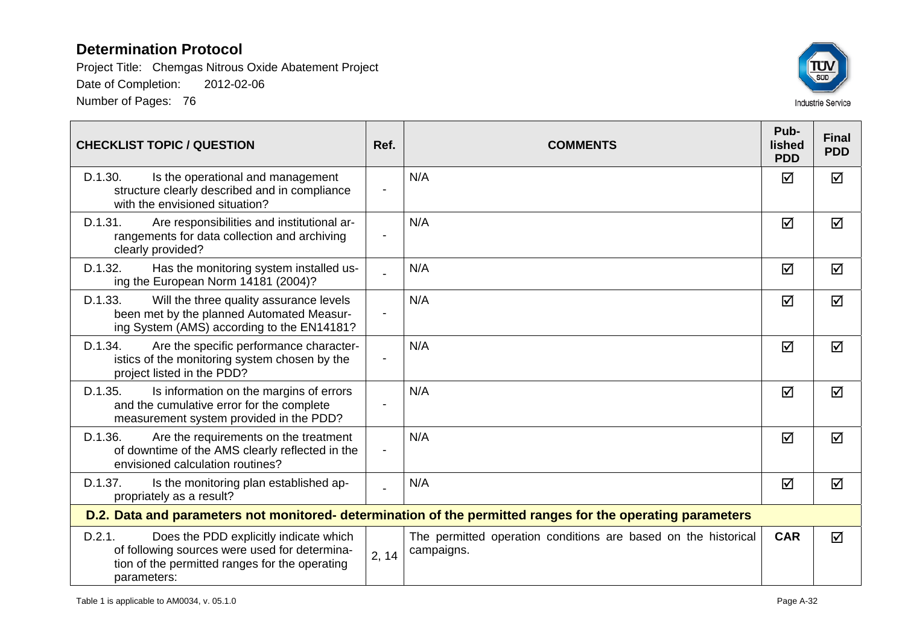# Determination Protocol

Project Title: Chemgas Nitrous Oxide Abatement Project

Date of Completion: 2012-02-06

Number of Pages: 76

| CHECKLIST TOPIC / QUESTION | Ref. | COMMENTS | Pub-lished PDD | Final PDD |
|---|---|---|---|---|
| D.1.30. Is the operational and management structure clearly described and in compliance with the envisioned situation? | - | N/A | ☑ | ☑ |
| D.1.31. Are responsibilities and institutional arrangements for data collection and archiving clearly provided? | - | N/A | ☑ | ☑ |
| D.1.32. Has the monitoring system installed using the European Norm 14181 (2004)? | - | N/A | ☑ | ☑ |
| D.1.33. Will the three quality assurance levels been met by the planned Automated Measuring System (AMS) according to the EN14181? | - | N/A | ☑ | ☑ |
| D.1.34. Are the specific performance characteristics of the monitoring system chosen by the project listed in the PDD? | - | N/A | ☑ | ☑ |
| D.1.35. Is information on the margins of errors and the cumulative error for the complete measurement system provided in the PDD? | - | N/A | ☑ | ☑ |
| D.1.36. Are the requirements on the treatment of downtime of the AMS clearly reflected in the envisioned calculation routines? | - | N/A | ☑ | ☑ |
| D.1.37. Is the monitoring plan established appropriately as a result? | - | N/A | ☑ | ☑ |
| **D.2. Data and parameters not monitored- determination of the permitted ranges for the operating parameters** | | | | |
| D.2.1. Does the PDD explicitly indicate which of following sources were used for determination of the permitted ranges for the operating parameters: | 2, 14 | The permitted operation conditions are based on the historical campaigns. | **CAR** | ☑ |

Table 1 is applicable to AM0034, v. 05.1.0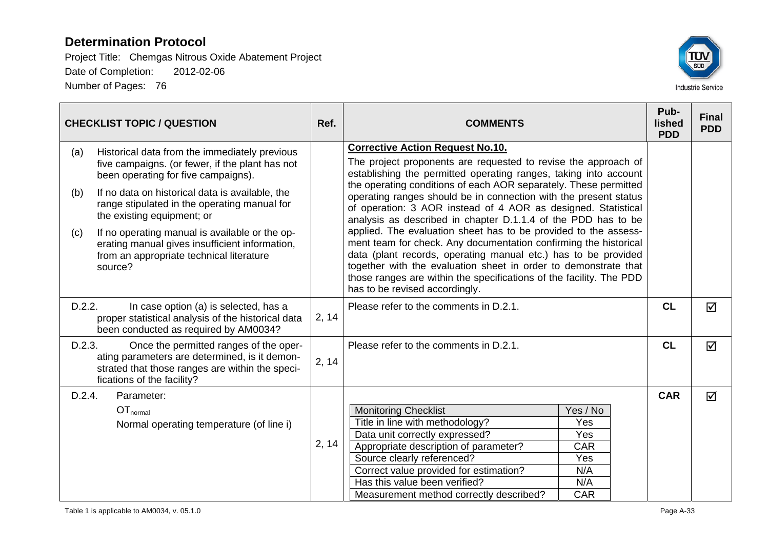| CHECKLIST TOPIC / QUESTION | Ref. | COMMENTS | Pub-lished PDD | Final PDD |
|---|---|---|---|---|
| (a) Historical data from the immediately previous five campaigns. (or fewer, if the plant has not been operating for five campaigns).<br>(b) If no data on historical data is available, the range stipulated in the operating manual for the existing equipment; or<br>(c) If no operating manual is available or the operating manual gives insufficient information, from an appropriate technical literature source? | | **Corrective Action Request No.10.**<br>The project proponents are requested to revise the approach of establishing the permitted operating ranges, taking into account the operating conditions of each AOR separately. These permitted operating ranges should be in connection with the present status of operation: 3 AOR instead of 4 AOR as designed. Statistical analysis as described in chapter D.1.1.4 of the PDD has to be applied. The evaluation sheet has to be provided to the assessment team for check. Any documentation confirming the historical data (plant records, operating manual etc.) has to be provided together with the evaluation sheet in order to demonstrate that those ranges are within the specifications of the facility. The PDD has to be revised accordingly. | | |
| D.2.2. In case option (a) is selected, has a proper statistical analysis of the historical data been conducted as required by AM0034? | 2, 14 | Please refer to the comments in D.2.1. | **CL** | ☑ |
| D.2.3. Once the permitted ranges of the operating parameters are determined, is it demonstrated that those ranges are within the specifications of the facility? | 2, 14 | Please refer to the comments in D.2.1. | **CL** | ☑ |
| D.2.4. Parameter:<br>$OT_{normal}$<br>Normal operating temperature (of line i) | 2, 14 | Monitoring Checklist — Yes / No<br>Title in line with methodology? — Yes<br>Data unit correctly expressed? — Yes<br>Appropriate description of parameter? — CAR<br>Source clearly referenced? — Yes<br>Correct value provided for estimation? — N/A<br>Has this value been verified? — N/A<br>Measurement method correctly described? — CAR | **CAR** | ☑ |

Table 1 is applicable to AM0034, v. 05.1.0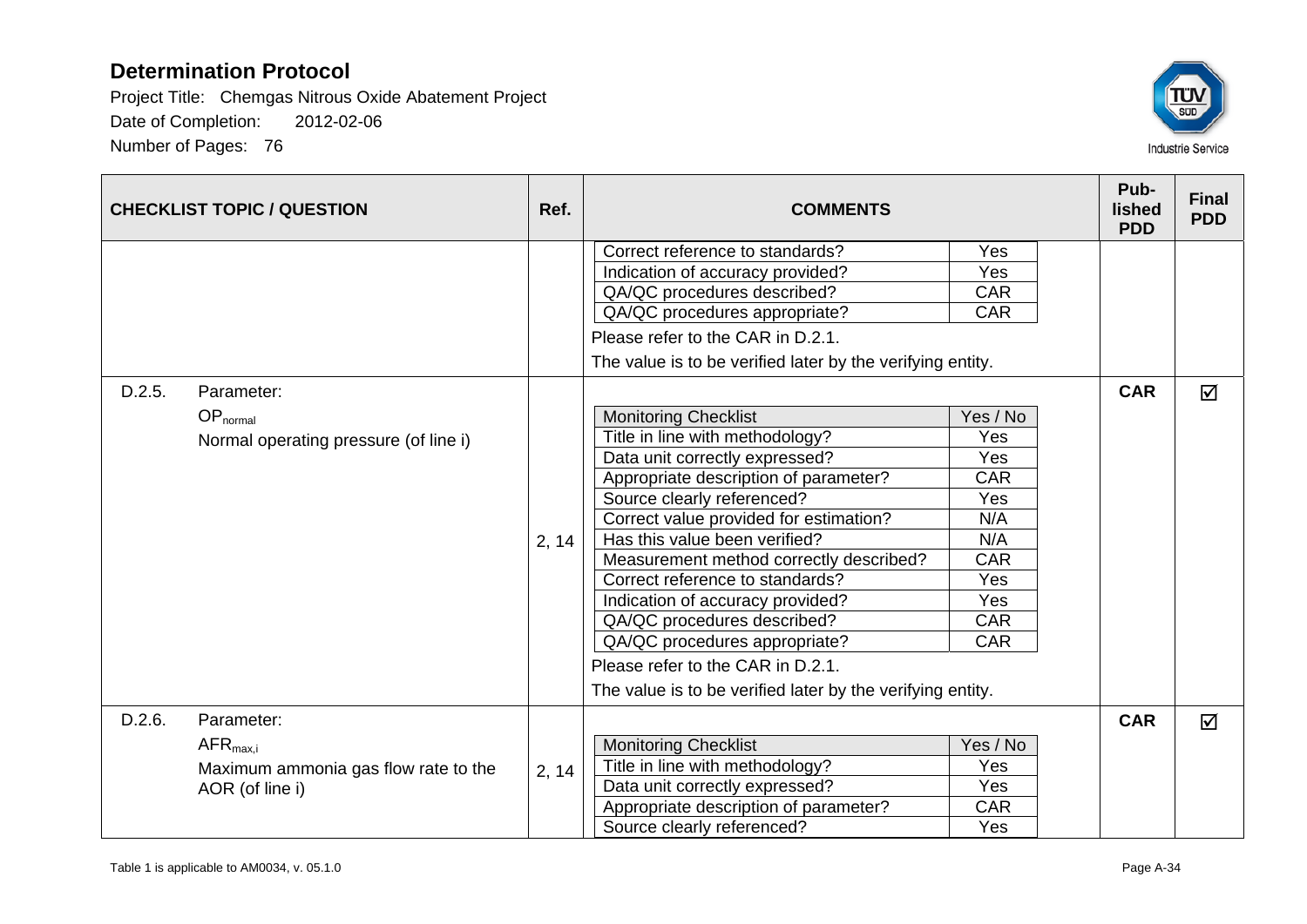# Determination Protocol

Project Title: Chemgas Nitrous Oxide Abatement Project

Date of Completion: 2012-02-06

Number of Pages: 76

| CHECKLIST TOPIC / QUESTION | Ref. | COMMENTS | Pub-lished PDD | Final PDD |
|---|---|---|---|---|
| | | Correct reference to standards? — Yes<br>Indication of accuracy provided? — Yes<br>QA/QC procedures described? — CAR<br>QA/QC procedures appropriate? — CAR<br>Please refer to the CAR in D.2.1.<br>The value is to be verified later by the verifying entity. | | |
| D.2.5. Parameter:<br>$OP_{normal}$<br>Normal operating pressure (of line i) | 2, 14 | Monitoring Checklist — Yes / No<br>Title in line with methodology? — Yes<br>Data unit correctly expressed? — Yes<br>Appropriate description of parameter? — CAR<br>Source clearly referenced? — Yes<br>Correct value provided for estimation? — N/A<br>Has this value been verified? — N/A<br>Measurement method correctly described? — CAR<br>Correct reference to standards? — Yes<br>Indication of accuracy provided? — Yes<br>QA/QC procedures described? — CAR<br>QA/QC procedures appropriate? — CAR<br>Please refer to the CAR in D.2.1.<br>The value is to be verified later by the verifying entity. | **CAR** | ☑ |
| D.2.6. Parameter:<br>$AFR_{max,i}$<br>Maximum ammonia gas flow rate to the AOR (of line i) | 2, 14 | Monitoring Checklist — Yes / No<br>Title in line with methodology? — Yes<br>Data unit correctly expressed? — Yes<br>Appropriate description of parameter? — CAR<br>Source clearly referenced? — Yes | **CAR** | ☑ |

Table 1 is applicable to AM0034, v. 05.1.0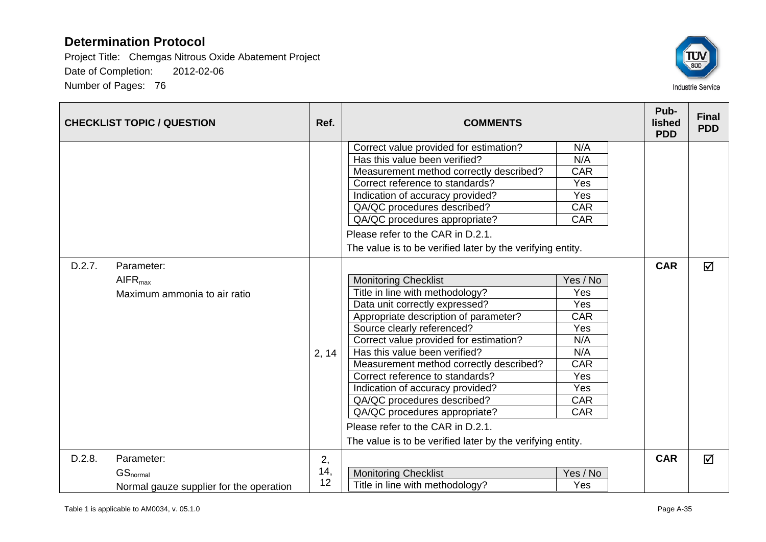| CHECKLIST TOPIC / QUESTION | Ref. | COMMENTS | Pub-lished PDD | Final PDD |
|---|---|---|---|---|
| | | Correct value provided for estimation? N/A<br>Has this value been verified? N/A<br>Measurement method correctly described? CAR<br>Correct reference to standards? Yes<br>Indication of accuracy provided? Yes<br>QA/QC procedures described? CAR<br>QA/QC procedures appropriate? CAR<br>Please refer to the CAR in D.2.1.<br>The value is to be verified later by the verifying entity. | | |
| D.2.7. Parameter:<br>$AIFR_{max}$<br>Maximum ammonia to air ratio | 2, 14 | Monitoring Checklist Yes / No<br>Title in line with methodology? Yes<br>Data unit correctly expressed? Yes<br>Appropriate description of parameter? CAR<br>Source clearly referenced? Yes<br>Correct value provided for estimation? N/A<br>Has this value been verified? N/A<br>Measurement method correctly described? CAR<br>Correct reference to standards? Yes<br>Indication of accuracy provided? Yes<br>QA/QC procedures described? CAR<br>QA/QC procedures appropriate? CAR<br>Please refer to the CAR in D.2.1.<br>The value is to be verified later by the verifying entity. | **CAR** | ☑ |
| D.2.8. Parameter:<br>$GS_{normal}$<br>Normal gauze supplier for the operation | 2, 14, 12 | Monitoring Checklist Yes / No<br>Title in line with methodology? Yes | **CAR** | ☑ |

Table 1 is applicable to AM0034, v. 05.1.0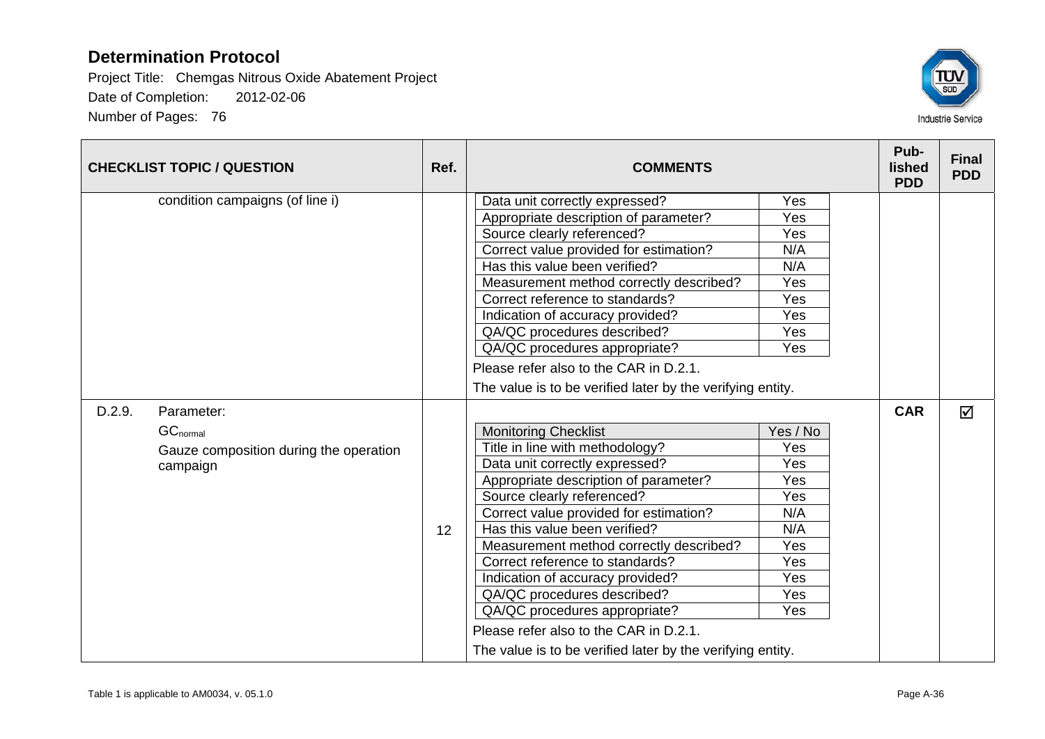| CHECKLIST TOPIC / QUESTION | Ref. | COMMENTS | Pub-lished PDD | Final PDD |
|---|---|---|---|---|
| condition campaigns (of line i) | | Data unit correctly expressed? Yes<br>Appropriate description of parameter? Yes<br>Source clearly referenced? Yes<br>Correct value provided for estimation? N/A<br>Has this value been verified? N/A<br>Measurement method correctly described? Yes<br>Correct reference to standards? Yes<br>Indication of accuracy provided? Yes<br>QA/QC procedures described? Yes<br>QA/QC procedures appropriate? Yes<br>Please refer also to the CAR in D.2.1.<br>The value is to be verified later by the verifying entity. | | |
| D.2.9. Parameter:<br>$GC_{normal}$<br>Gauze composition during the operation campaign | 12 | Monitoring Checklist Yes / No<br>Title in line with methodology? Yes<br>Data unit correctly expressed? Yes<br>Appropriate description of parameter? Yes<br>Source clearly referenced? Yes<br>Correct value provided for estimation? N/A<br>Has this value been verified? N/A<br>Measurement method correctly described? Yes<br>Correct reference to standards? Yes<br>Indication of accuracy provided? Yes<br>QA/QC procedures described? Yes<br>QA/QC procedures appropriate? Yes<br>Please refer also to the CAR in D.2.1.<br>The value is to be verified later by the verifying entity. | CAR | ☑ |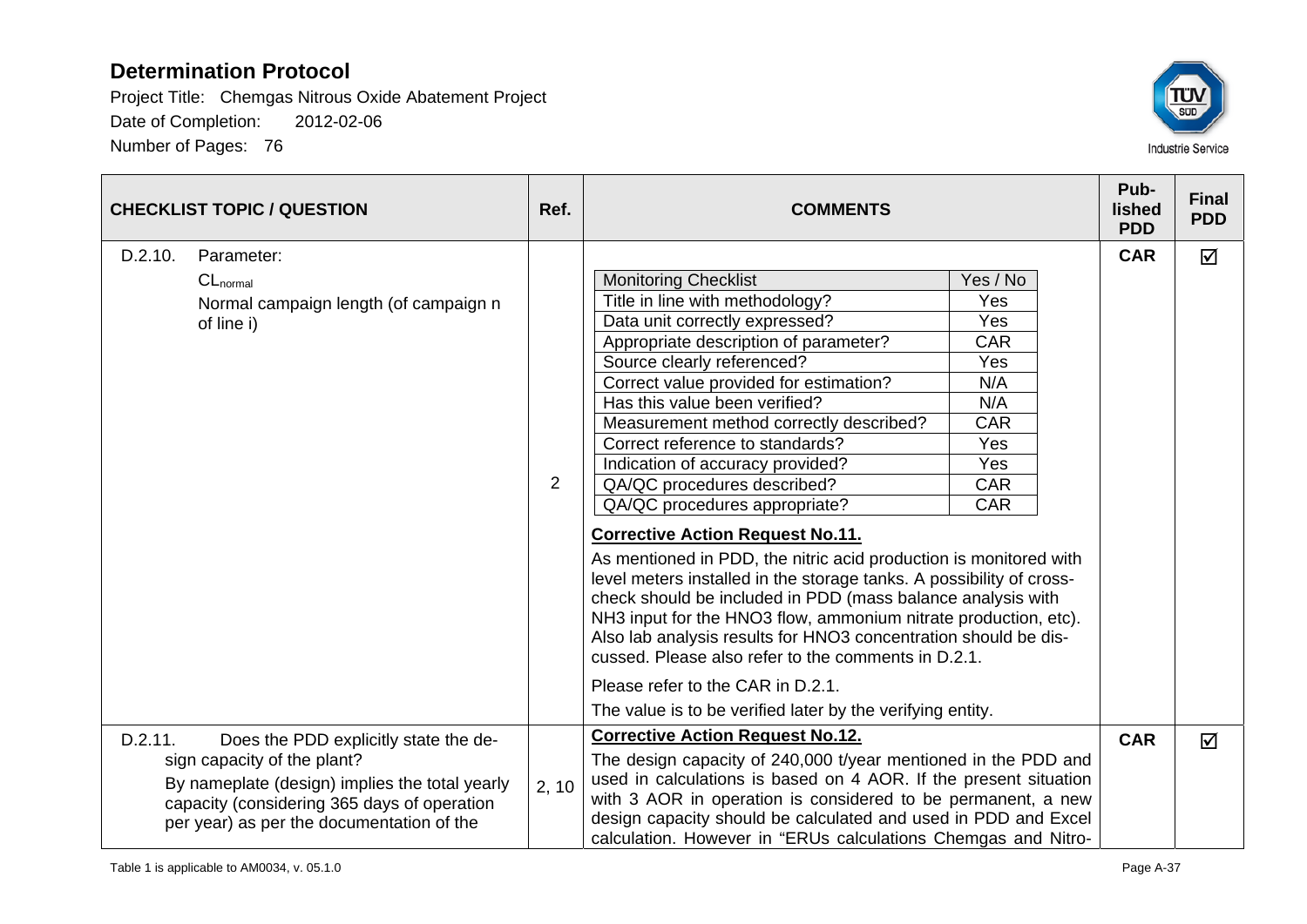# Determination Protocol

Project Title: Chemgas Nitrous Oxide Abatement Project

Date of Completion: 2012-02-06

Number of Pages: 76

| CHECKLIST TOPIC / QUESTION | Ref. | COMMENTS | Pub-lished PDD | Final PDD |
|---|---|---|---|---|
| D.2.10. Parameter: $CL_{normal}$ Normal campaign length (of campaign n of line i) | 2 | Monitoring Checklist — Yes / No<br>Title in line with methodology? — Yes<br>Data unit correctly expressed? — Yes<br>Appropriate description of parameter? — CAR<br>Source clearly referenced? — Yes<br>Correct value provided for estimation? — N/A<br>Has this value been verified? — N/A<br>Measurement method correctly described? — CAR<br>Correct reference to standards? — Yes<br>Indication of accuracy provided? — Yes<br>QA/QC procedures described? — CAR<br>QA/QC procedures appropriate? — CAR<br><br>**Corrective Action Request No.11.**<br>As mentioned in PDD, the nitric acid production is monitored with level meters installed in the storage tanks. A possibility of cross-check should be included in PDD (mass balance analysis with NH3 input for the HNO3 flow, ammonium nitrate production, etc). Also lab analysis results for HNO3 concentration should be discussed. Please also refer to the comments in D.2.1.<br><br>Please refer to the CAR in D.2.1.<br><br>The value is to be verified later by the verifying entity. | CAR | ☑ |
| D.2.11. Does the PDD explicitly state the design capacity of the plant? By nameplate (design) implies the total yearly capacity (considering 365 days of operation per year) as per the documentation of the | 2, 10 | **Corrective Action Request No.12.**<br>The design capacity of 240,000 t/year mentioned in the PDD and used in calculations is based on 4 AOR. If the present situation with 3 AOR in operation is considered to be permanent, a new design capacity should be calculated and used in PDD and Excel calculation. However in "ERUs calculations Chemgas and Nitro- | CAR | ☑ |

Table 1 is applicable to AM0034, v. 05.1.0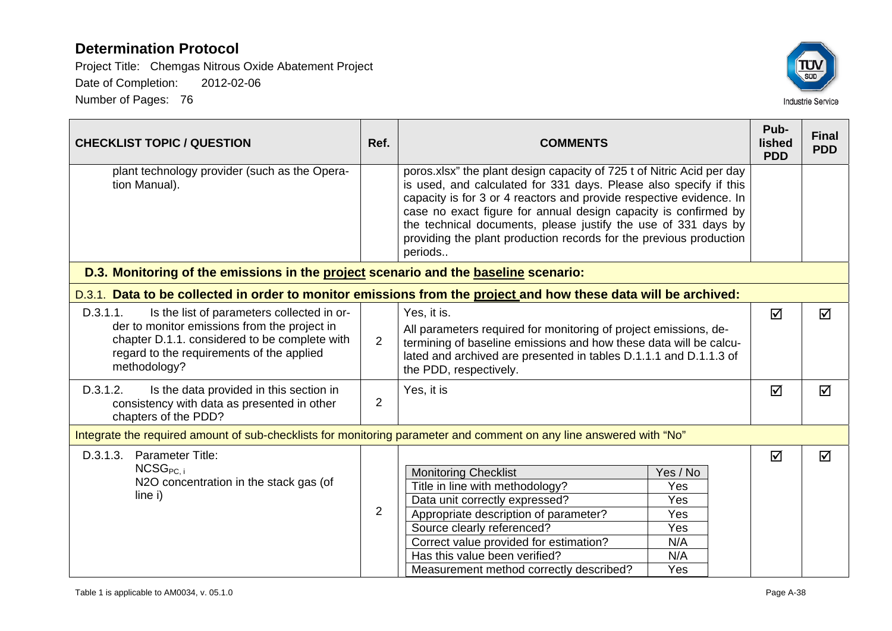| CHECKLIST TOPIC / QUESTION | Ref. | COMMENTS | Published PDD | Final PDD |
|---|---|---|---|---|
| plant technology provider (such as the Operation Manual). | | poros.xlsx" the plant design capacity of 725 t of Nitric Acid per day is used, and calculated for 331 days. Please also specify if this capacity is for 3 or 4 reactors and provide respective evidence. In case no exact figure for annual design capacity is confirmed by the technical documents, please justify the use of 331 days by providing the plant production records for the previous production periods.. | | |
| **D.3. Monitoring of the emissions in the project scenario and the baseline scenario:** | | | | |
| D.3.1. **Data to be collected in order to monitor emissions from the project and how these data will be archived:** | | | | |
| D.3.1.1. Is the list of parameters collected in order to monitor emissions from the project in chapter D.1.1. considered to be complete with regard to the requirements of the applied methodology? | 2 | Yes, it is.<br>All parameters required for monitoring of project emissions, determining of baseline emissions and how these data will be calculated and archived are presented in tables D.1.1.1 and D.1.1.3 of the PDD, respectively. | ☑ | ☑ |
| D.3.1.2. Is the data provided in this section in consistency with data as presented in other chapters of the PDD? | 2 | Yes, it is | ☑ | ☑ |
| Integrate the required amount of sub-checklists for monitoring parameter and comment on any line answered with "No" | | | | |
| D.3.1.3. Parameter Title:<br>$NCSG_{PC,i}$<br>N2O concentration in the stack gas (of line i) | 2 | Monitoring Checklist — Yes / No<br>Title in line with methodology? — Yes<br>Data unit correctly expressed? — Yes<br>Appropriate description of parameter? — Yes<br>Source clearly referenced? — Yes<br>Correct value provided for estimation? — N/A<br>Has this value been verified? — N/A<br>Measurement method correctly described? — Yes | ☑ | ☑ |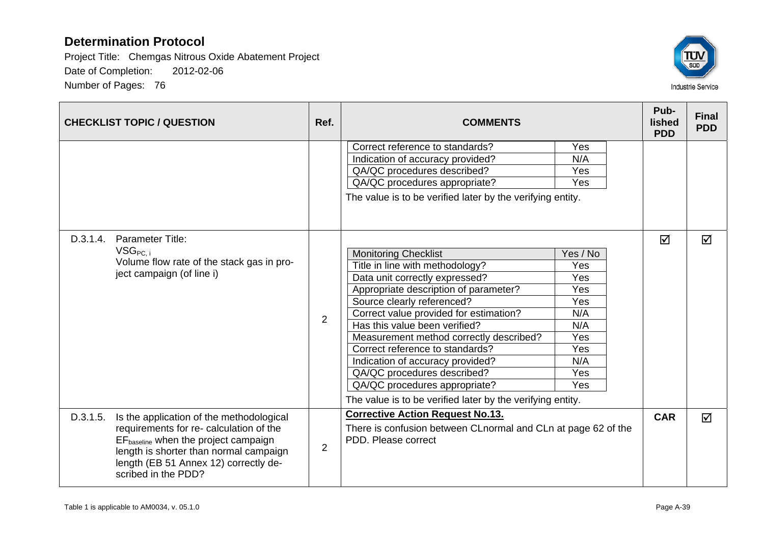# Determination Protocol

Project Title: Chemgas Nitrous Oxide Abatement Project

Date of Completion: 2012-02-06

Number of Pages: 76

| CHECKLIST TOPIC / QUESTION | Ref. | COMMENTS | Published PDD | Final PDD |
|---|---|---|---|---|
| | | Correct reference to standards? — Yes<br>Indication of accuracy provided? — N/A<br>QA/QC procedures described? — Yes<br>QA/QC procedures appropriate? — Yes<br>The value is to be verified later by the verifying entity. | | |
| D.3.1.4. Parameter Title: $VSG_{PC,i}$ Volume flow rate of the stack gas in project campaign (of line i) | 2 | Monitoring Checklist — Yes / No<br>Title in line with methodology? — Yes<br>Data unit correctly expressed? — Yes<br>Appropriate description of parameter? — Yes<br>Source clearly referenced? — Yes<br>Correct value provided for estimation? — N/A<br>Has this value been verified? — N/A<br>Measurement method correctly described? — Yes<br>Correct reference to standards? — Yes<br>Indication of accuracy provided? — N/A<br>QA/QC procedures described? — Yes<br>QA/QC procedures appropriate? — Yes<br>The value is to be verified later by the verifying entity. | ☑ | ☑ |
| D.3.1.5. Is the application of the methodological requirements for re- calculation of the $EF_{baseline}$ when the project campaign length is shorter than normal campaign length (EB 51 Annex 12) correctly described in the PDD? | 2 | **Corrective Action Request No.13.**<br>There is confusion between CLnormal and CLn at page 62 of the PDD. Please correct | **CAR** | ☑ |

Table 1 is applicable to AM0034, v. 05.1.0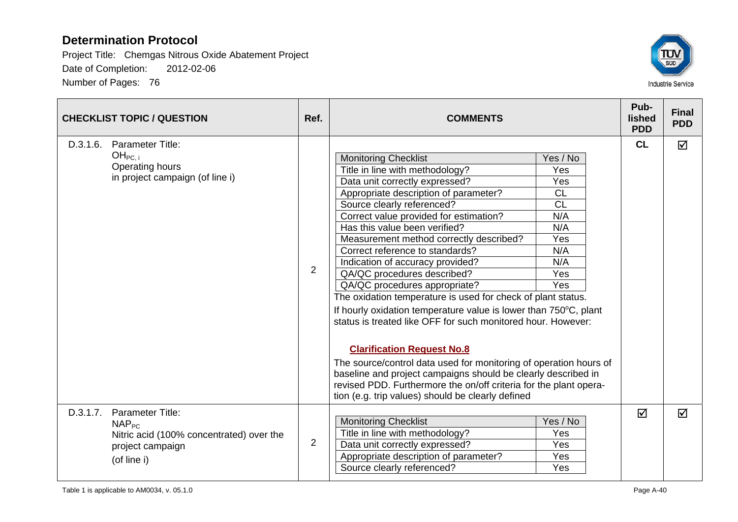# Determination Protocol

Project Title: Chemgas Nitrous Oxide Abatement Project
Date of Completion: 2012-02-06
Number of Pages: 76

| CHECKLIST TOPIC / QUESTION | Ref. | COMMENTS | Pub-lished PDD | Final PDD |
|---|---|---|---|---|
| D.3.1.6. Parameter Title: $OH_{PC,i}$ Operating hours in project campaign (of line i) | 2 | Monitoring Checklist: Yes / No<br>Title in line with methodology? Yes<br>Data unit correctly expressed? Yes<br>Appropriate description of parameter? CL<br>Source clearly referenced? CL<br>Correct value provided for estimation? N/A<br>Has this value been verified? N/A<br>Measurement method correctly described? Yes<br>Correct reference to standards? N/A<br>Indication of accuracy provided? N/A<br>QA/QC procedures described? Yes<br>QA/QC procedures appropriate? Yes<br>The oxidation temperature is used for check of plant status.<br>If hourly oxidation temperature value is lower than 750°C, plant status is treated like OFF for such monitored hour. However:<br>**Clarification Request No.8**<br>The source/control data used for monitoring of operation hours of baseline and project campaigns should be clearly described in revised PDD. Furthermore the on/off criteria for the plant operation (e.g. trip values) should be clearly defined | CL | ☑ |
| D.3.1.7. Parameter Title: $NAP_{PC}$ Nitric acid (100% concentrated) over the project campaign (of line i) | 2 | Monitoring Checklist: Yes / No<br>Title in line with methodology? Yes<br>Data unit correctly expressed? Yes<br>Appropriate description of parameter? Yes<br>Source clearly referenced? Yes | ☑ | ☑ |

Table 1 is applicable to AM0034, v. 05.1.0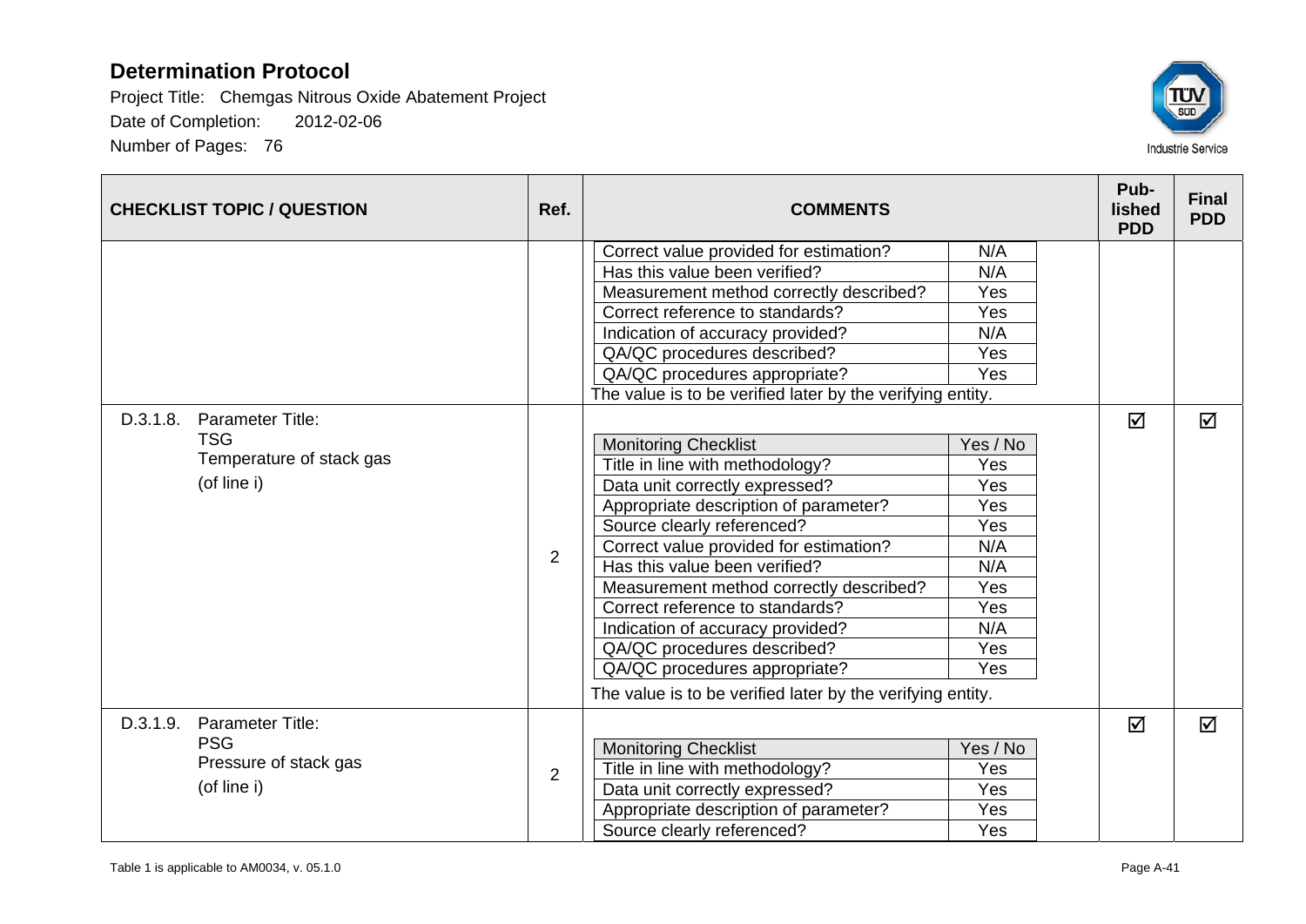| CHECKLIST TOPIC / QUESTION | Ref. | COMMENTS | Pub-lished PDD | Final PDD |
|---|---|---|---|---|
| | | Correct value provided for estimation? N/A<br>Has this value been verified? N/A<br>Measurement method correctly described? Yes<br>Correct reference to standards? Yes<br>Indication of accuracy provided? N/A<br>QA/QC procedures described? Yes<br>QA/QC procedures appropriate? Yes<br>The value is to be verified later by the verifying entity. | | |
| D.3.1.8. Parameter Title: TSG Temperature of stack gas (of line i) | 2 | Monitoring Checklist: Yes / No<br>Title in line with methodology? Yes<br>Data unit correctly expressed? Yes<br>Appropriate description of parameter? Yes<br>Source clearly referenced? Yes<br>Correct value provided for estimation? N/A<br>Has this value been verified? N/A<br>Measurement method correctly described? Yes<br>Correct reference to standards? Yes<br>Indication of accuracy provided? N/A<br>QA/QC procedures described? Yes<br>QA/QC procedures appropriate? Yes<br>The value is to be verified later by the verifying entity. | ☑ | ☑ |
| D.3.1.9. Parameter Title: PSG Pressure of stack gas (of line i) | 2 | Monitoring Checklist: Yes / No<br>Title in line with methodology? Yes<br>Data unit correctly expressed? Yes<br>Appropriate description of parameter? Yes<br>Source clearly referenced? Yes | ☑ | ☑ |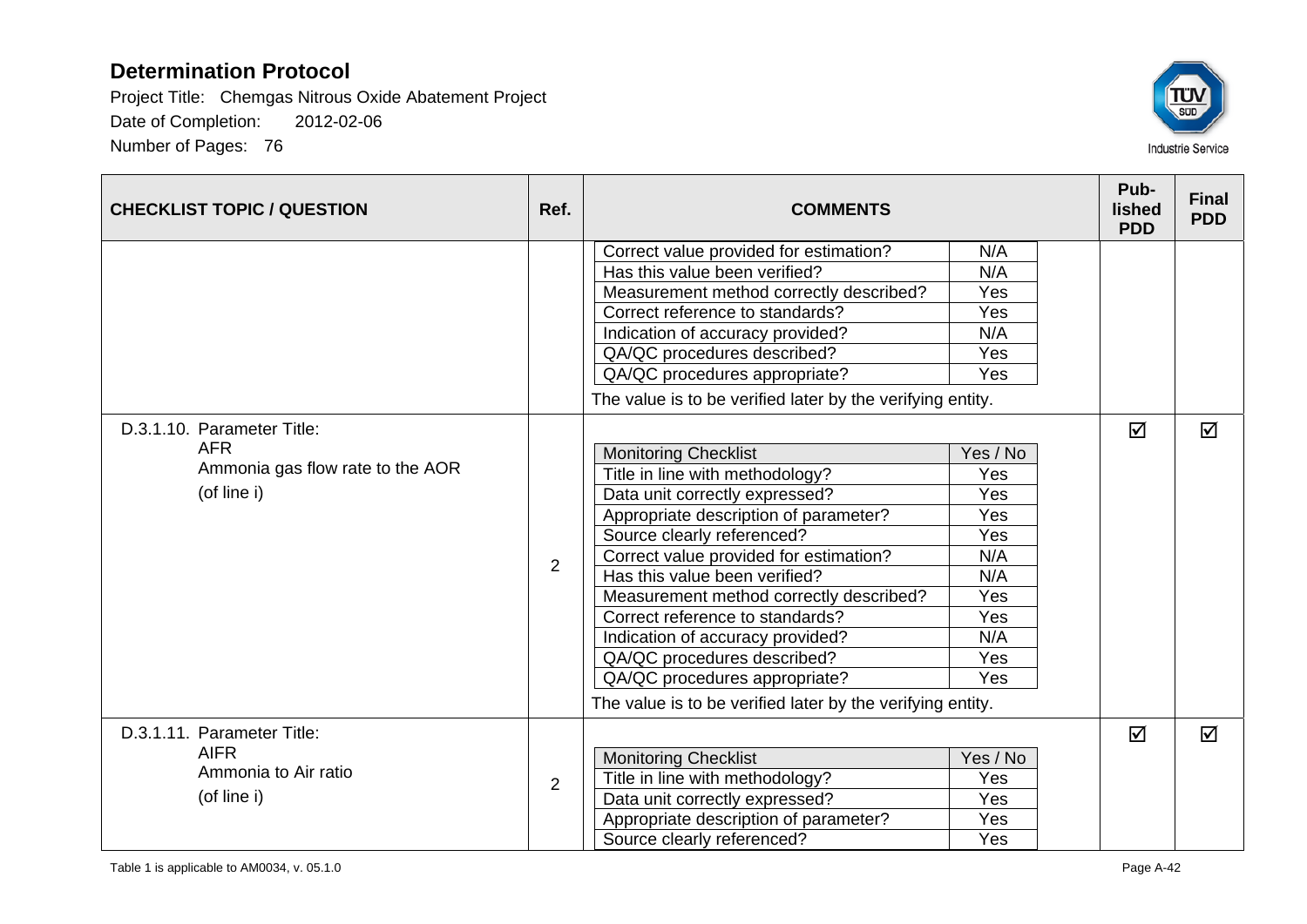| CHECKLIST TOPIC / QUESTION | Ref. | COMMENTS | Pub-lished PDD | Final PDD |
|---|---|---|---|---|
| | | Correct value provided for estimation? N/A<br>Has this value been verified? N/A<br>Measurement method correctly described? Yes<br>Correct reference to standards? Yes<br>Indication of accuracy provided? N/A<br>QA/QC procedures described? Yes<br>QA/QC procedures appropriate? Yes<br>The value is to be verified later by the verifying entity. | | |
| D.3.1.10. Parameter Title:<br>AFR<br>Ammonia gas flow rate to the AOR<br>(of line i) | 2 | Monitoring Checklist — Yes / No<br>Title in line with methodology? Yes<br>Data unit correctly expressed? Yes<br>Appropriate description of parameter? Yes<br>Source clearly referenced? Yes<br>Correct value provided for estimation? N/A<br>Has this value been verified? N/A<br>Measurement method correctly described? Yes<br>Correct reference to standards? Yes<br>Indication of accuracy provided? N/A<br>QA/QC procedures described? Yes<br>QA/QC procedures appropriate? Yes<br>The value is to be verified later by the verifying entity. | ☑ | ☑ |
| D.3.1.11. Parameter Title:<br>AIFR<br>Ammonia to Air ratio<br>(of line i) | 2 | Monitoring Checklist — Yes / No<br>Title in line with methodology? Yes<br>Data unit correctly expressed? Yes<br>Appropriate description of parameter? Yes<br>Source clearly referenced? Yes | ☑ | ☑ |

Table 1 is applicable to AM0034, v. 05.1.0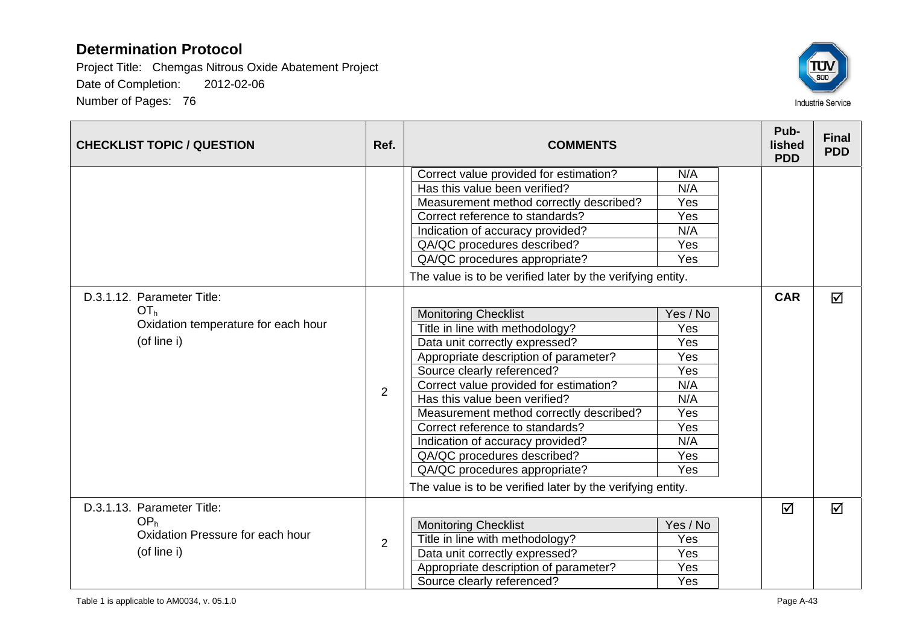| CHECKLIST TOPIC / QUESTION | Ref. | COMMENTS | Pub-lished PDD | Final PDD |
|---|---|---|---|---|
| | | Correct value provided for estimation? — N/A<br>Has this value been verified? — N/A<br>Measurement method correctly described? — Yes<br>Correct reference to standards? — Yes<br>Indication of accuracy provided? — N/A<br>QA/QC procedures described? — Yes<br>QA/QC procedures appropriate? — Yes<br>The value is to be verified later by the verifying entity. | | |
| D.3.1.12. Parameter Title: $OT_h$ Oxidation temperature for each hour (of line i) | 2 | **Monitoring Checklist — Yes / No**<br>Title in line with methodology? — Yes<br>Data unit correctly expressed? — Yes<br>Appropriate description of parameter? — Yes<br>Source clearly referenced? — Yes<br>Correct value provided for estimation? — N/A<br>Has this value been verified? — N/A<br>Measurement method correctly described? — Yes<br>Correct reference to standards? — Yes<br>Indication of accuracy provided? — N/A<br>QA/QC procedures described? — Yes<br>QA/QC procedures appropriate? — Yes<br>The value is to be verified later by the verifying entity. | CAR | ☑ |
| D.3.1.13. Parameter Title: $OP_h$ Oxidation Pressure for each hour (of line i) | 2 | **Monitoring Checklist — Yes / No**<br>Title in line with methodology? — Yes<br>Data unit correctly expressed? — Yes<br>Appropriate description of parameter? — Yes<br>Source clearly referenced? — Yes | ☑ | ☑ |

Table 1 is applicable to AM0034, v. 05.1.0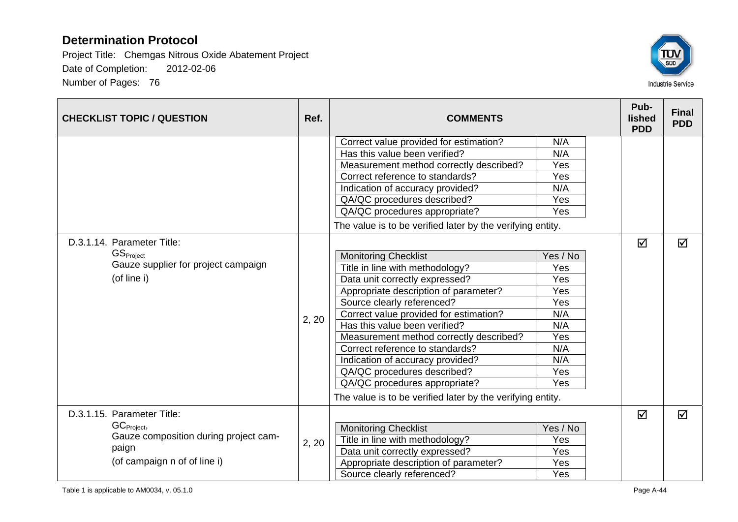| CHECKLIST TOPIC / QUESTION | Ref. | COMMENTS | Pub-lished PDD | Final PDD |
|---|---|---|---|---|
| | | Correct value provided for estimation? — N/A<br>Has this value been verified? — N/A<br>Measurement method correctly described? — Yes<br>Correct reference to standards? — Yes<br>Indication of accuracy provided? — N/A<br>QA/QC procedures described? — Yes<br>QA/QC procedures appropriate? — Yes<br>The value is to be verified later by the verifying entity. | | |
| D.3.1.14. Parameter Title:<br>$GS_{Project}$<br>Gauze supplier for project campaign<br>(of line i) | 2, 20 | Monitoring Checklist — Yes / No<br>Title in line with methodology? — Yes<br>Data unit correctly expressed? — Yes<br>Appropriate description of parameter? — Yes<br>Source clearly referenced? — Yes<br>Correct value provided for estimation? — N/A<br>Has this value been verified? — N/A<br>Measurement method correctly described? — Yes<br>Correct reference to standards? — N/A<br>Indication of accuracy provided? — N/A<br>QA/QC procedures described? — Yes<br>QA/QC procedures appropriate? — Yes<br>The value is to be verified later by the verifying entity. | ☑ | ☑ |
| D.3.1.15. Parameter Title:<br>$GC_{Project}$,<br>Gauze composition during project campaign<br>(of campaign n of of line i) | 2, 20 | Monitoring Checklist — Yes / No<br>Title in line with methodology? — Yes<br>Data unit correctly expressed? — Yes<br>Appropriate description of parameter? — Yes<br>Source clearly referenced? — Yes | ☑ | ☑ |

Table 1 is applicable to AM0034, v. 05.1.0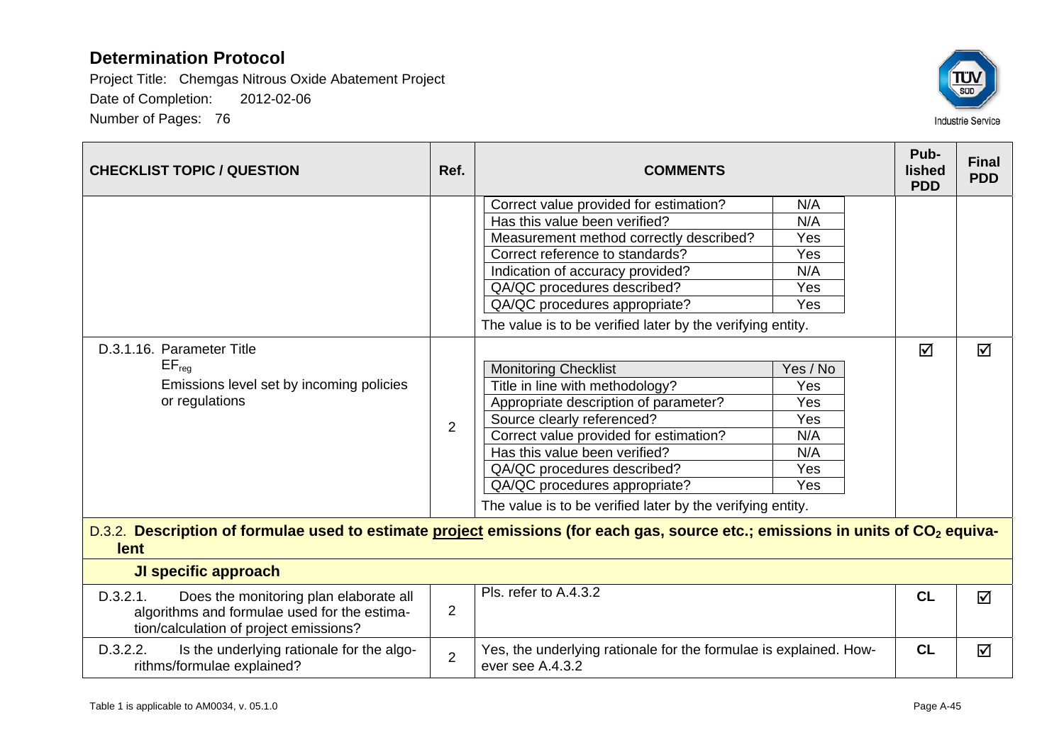# Determination Protocol

Project Title: Chemgas Nitrous Oxide Abatement Project

Date of Completion: 2012-02-06

Number of Pages: 76

| CHECKLIST TOPIC / QUESTION | Ref. | COMMENTS | Pub-lished PDD | Final PDD |
|---|---|---|---|---|
| | | Correct value provided for estimation? — N/A<br>Has this value been verified? — N/A<br>Measurement method correctly described? — Yes<br>Correct reference to standards? — Yes<br>Indication of accuracy provided? — N/A<br>QA/QC procedures described? — Yes<br>QA/QC procedures appropriate? — Yes<br>The value is to be verified later by the verifying entity. | | |
| D.3.1.16. Parameter Title<br>$EF_{reg}$<br>Emissions level set by incoming policies or regulations | 2 | Monitoring Checklist — Yes / No<br>Title in line with methodology? — Yes<br>Appropriate description of parameter? — Yes<br>Source clearly referenced? — Yes<br>Correct value provided for estimation? — N/A<br>Has this value been verified? — N/A<br>QA/QC procedures described? — Yes<br>QA/QC procedures appropriate? — Yes<br>The value is to be verified later by the verifying entity. | ☑ | ☑ |
| **D.3.2. Description of formulae used to estimate project emissions (for each gas, source etc.; emissions in units of $CO_2$ equivalent** | | | | |
| **JI specific approach** | | | | |
| D.3.2.1. Does the monitoring plan elaborate all algorithms and formulae used for the estimation/calculation of project emissions? | 2 | Pls. refer to A.4.3.2 | **CL** | ☑ |
| D.3.2.2. Is the underlying rationale for the algorithms/formulae explained? | 2 | Yes, the underlying rationale for the formulae is explained. However see A.4.3.2 | **CL** | ☑ |

Table 1 is applicable to AM0034, v. 05.1.0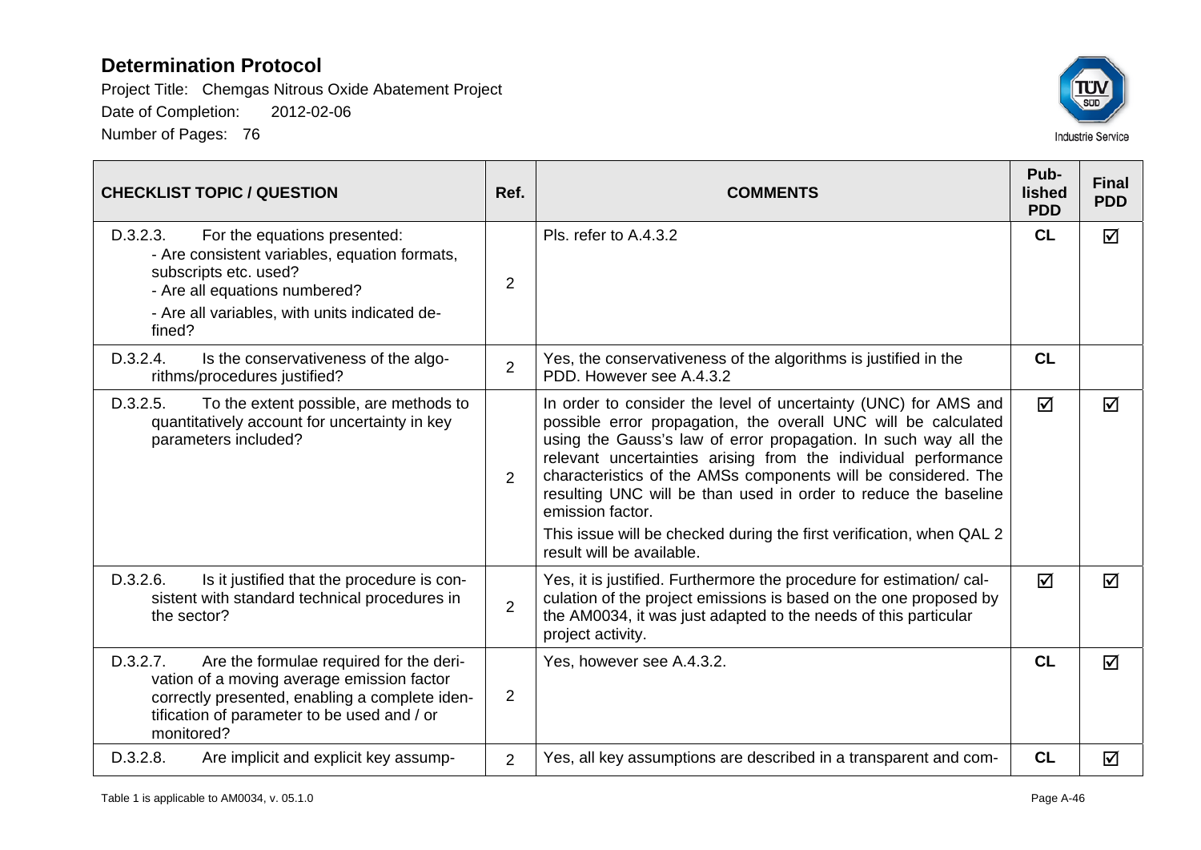| CHECKLIST TOPIC / QUESTION | Ref. | COMMENTS | Pub-lished PDD | Final PDD |
|---|---|---|---|---|
| D.3.2.3. For the equations presented:<br>- Are consistent variables, equation formats, subscripts etc. used?<br>- Are all equations numbered?<br>- Are all variables, with units indicated defined? | 2 | Pls. refer to A.4.3.2 | **CL** | ☑ |
| D.3.2.4. Is the conservativeness of the algorithms/procedures justified? | 2 | Yes, the conservativeness of the algorithms is justified in the PDD. However see A.4.3.2 | **CL** | |
| D.3.2.5. To the extent possible, are methods to quantitatively account for uncertainty in key parameters included? | 2 | In order to consider the level of uncertainty (UNC) for AMS and possible error propagation, the overall UNC will be calculated using the Gauss's law of error propagation. In such way all the relevant uncertainties arising from the individual performance characteristics of the AMSs components will be considered. The resulting UNC will be than used in order to reduce the baseline emission factor.<br>This issue will be checked during the first verification, when QAL 2 result will be available. | ☑ | ☑ |
| D.3.2.6. Is it justified that the procedure is consistent with standard technical procedures in the sector? | 2 | Yes, it is justified. Furthermore the procedure for estimation/ calculation of the project emissions is based on the one proposed by the AM0034, it was just adapted to the needs of this particular project activity. | ☑ | ☑ |
| D.3.2.7. Are the formulae required for the derivation of a moving average emission factor correctly presented, enabling a complete identification of parameter to be used and / or monitored? | 2 | Yes, however see A.4.3.2. | **CL** | ☑ |
| D.3.2.8. Are implicit and explicit key assump- | 2 | Yes, all key assumptions are described in a transparent and com- | **CL** | ☑ |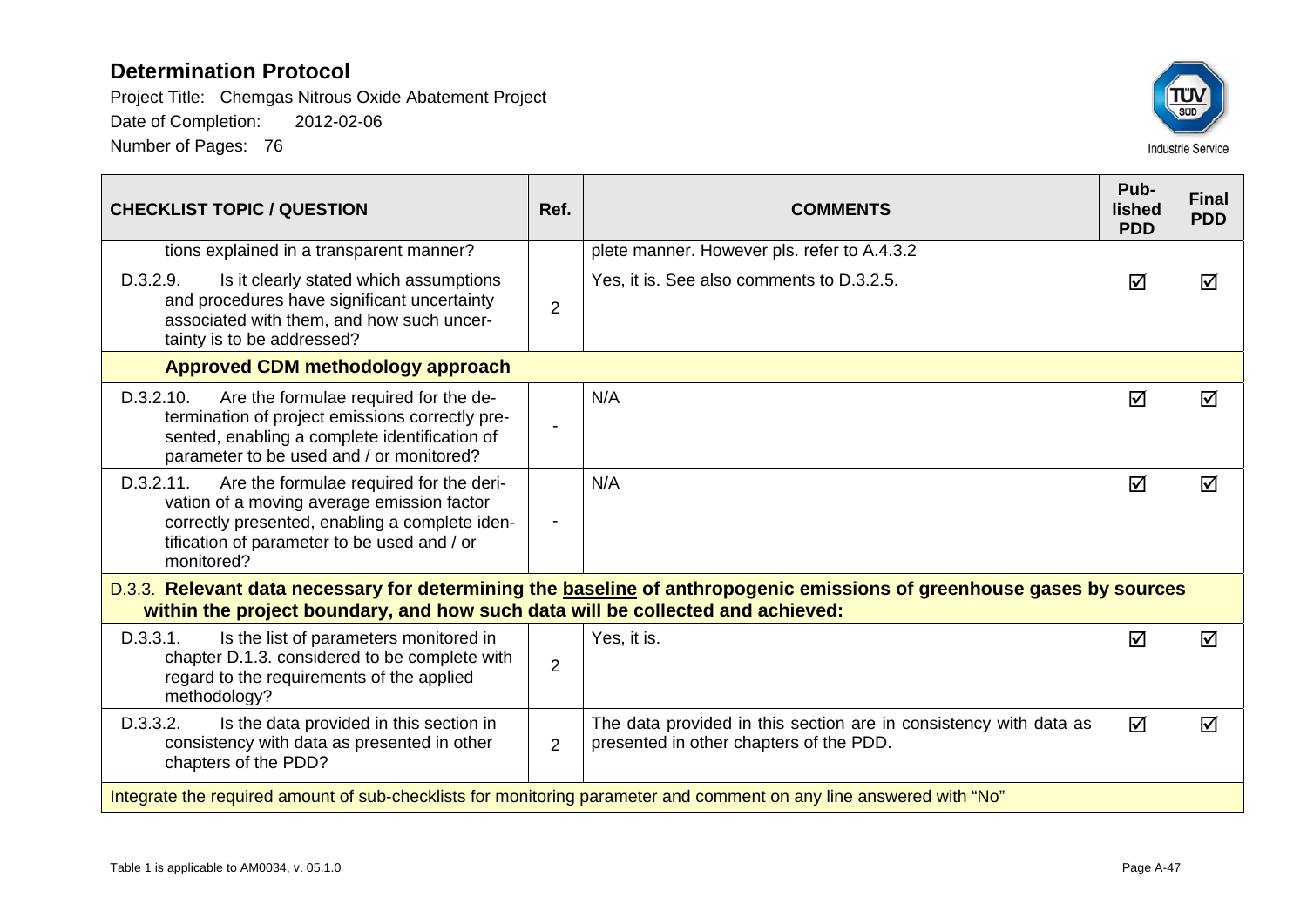| CHECKLIST TOPIC / QUESTION | Ref. | COMMENTS | Pub-lished PDD | Final PDD |
|---|---|---|---|---|
| tions explained in a transparent manner? | | plete manner. However pls. refer to A.4.3.2 | | |
| D.3.2.9. Is it clearly stated which assumptions and procedures have significant uncertainty associated with them, and how such uncertainty is to be addressed? | 2 | Yes, it is. See also comments to D.3.2.5. | ☑ | ☑ |
| **Approved CDM methodology approach** | | | | |
| D.3.2.10. Are the formulae required for the determination of project emissions correctly presented, enabling a complete identification of parameter to be used and / or monitored? | - | N/A | ☑ | ☑ |
| D.3.2.11. Are the formulae required for the derivation of a moving average emission factor correctly presented, enabling a complete identification of parameter to be used and / or monitored? | - | N/A | ☑ | ☑ |
| D.3.3. **Relevant data necessary for determining the baseline of anthropogenic emissions of greenhouse gases by sources within the project boundary, and how such data will be collected and achieved:** | | | | |
| D.3.3.1. Is the list of parameters monitored in chapter D.1.3. considered to be complete with regard to the requirements of the applied methodology? | 2 | Yes, it is. | ☑ | ☑ |
| D.3.3.2. Is the data provided in this section in consistency with data as presented in other chapters of the PDD? | 2 | The data provided in this section are in consistency with data as presented in other chapters of the PDD. | ☑ | ☑ |
| Integrate the required amount of sub-checklists for monitoring parameter and comment on any line answered with "No" | | | | |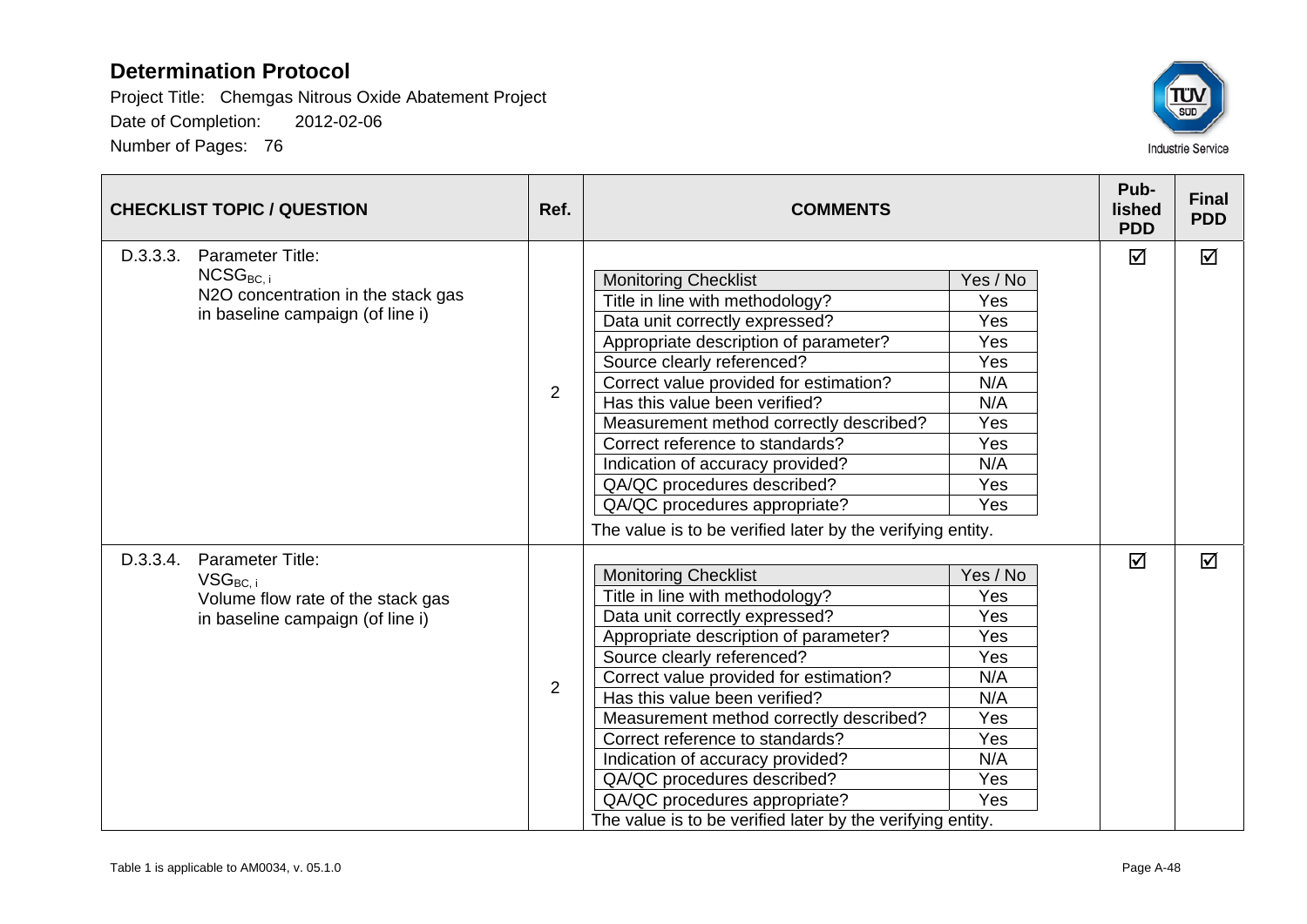# Determination Protocol

Project Title: Chemgas Nitrous Oxide Abatement Project

Date of Completion: 2012-02-06

Number of Pages: 76

| CHECKLIST TOPIC / QUESTION | Ref. | COMMENTS | Published PDD | Final PDD |
|---|---|---|---|---|
| D.3.3.3. Parameter Title: $NCSG_{BC,i}$ N2O concentration in the stack gas in baseline campaign (of line i) | 2 | Monitoring Checklist – Yes / No<br>Title in line with methodology? – Yes<br>Data unit correctly expressed? – Yes<br>Appropriate description of parameter? – Yes<br>Source clearly referenced? – Yes<br>Correct value provided for estimation? – N/A<br>Has this value been verified? – N/A<br>Measurement method correctly described? – Yes<br>Correct reference to standards? – Yes<br>Indication of accuracy provided? – N/A<br>QA/QC procedures described? – Yes<br>QA/QC procedures appropriate? – Yes<br>The value is to be verified later by the verifying entity. | ☑ | ☑ |
| D.3.3.4. Parameter Title: $VSG_{BC,i}$ Volume flow rate of the stack gas in baseline campaign (of line i) | 2 | Monitoring Checklist – Yes / No<br>Title in line with methodology? – Yes<br>Data unit correctly expressed? – Yes<br>Appropriate description of parameter? – Yes<br>Source clearly referenced? – Yes<br>Correct value provided for estimation? – N/A<br>Has this value been verified? – N/A<br>Measurement method correctly described? – Yes<br>Correct reference to standards? – Yes<br>Indication of accuracy provided? – N/A<br>QA/QC procedures described? – Yes<br>QA/QC procedures appropriate? – Yes<br>The value is to be verified later by the verifying entity. | ☑ | ☑ |

Table 1 is applicable to AM0034, v. 05.1.0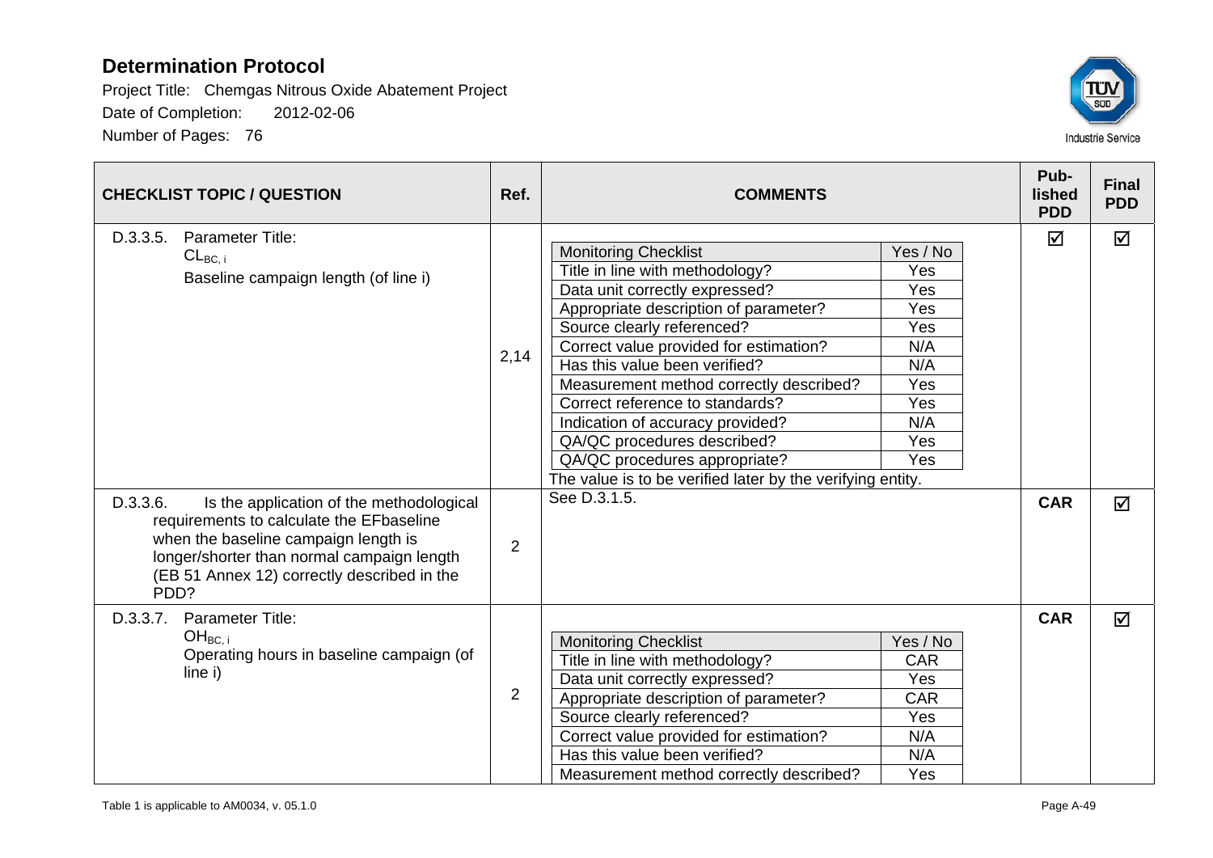# Determination Protocol

Project Title: Chemgas Nitrous Oxide Abatement Project

Date of Completion: 2012-02-06

Number of Pages: 76

| CHECKLIST TOPIC / QUESTION | Ref. | COMMENTS | Pub-lished PDD | Final PDD |
|---|---|---|---|---|
| D.3.3.5. Parameter Title: $CL_{BC,i}$ Baseline campaign length (of line i) | 2,14 | Monitoring Checklist: Yes / No<br>Title in line with methodology? Yes<br>Data unit correctly expressed? Yes<br>Appropriate description of parameter? Yes<br>Source clearly referenced? Yes<br>Correct value provided for estimation? N/A<br>Has this value been verified? N/A<br>Measurement method correctly described? Yes<br>Correct reference to standards? Yes<br>Indication of accuracy provided? N/A<br>QA/QC procedures described? Yes<br>QA/QC procedures appropriate? Yes<br>The value is to be verified later by the verifying entity. | ☑ | ☑ |
| D.3.3.6. Is the application of the methodological requirements to calculate the EFbaseline when the baseline campaign length is longer/shorter than normal campaign length (EB 51 Annex 12) correctly described in the PDD? | 2 | See D.3.1.5. | CAR | ☑ |
| D.3.3.7. Parameter Title: $OH_{BC,i}$ Operating hours in baseline campaign (of line i) | 2 | Monitoring Checklist: Yes / No<br>Title in line with methodology? CAR<br>Data unit correctly expressed? Yes<br>Appropriate description of parameter? CAR<br>Source clearly referenced? Yes<br>Correct value provided for estimation? N/A<br>Has this value been verified? N/A<br>Measurement method correctly described? Yes | CAR | ☑ |

Table 1 is applicable to AM0034, v. 05.1.0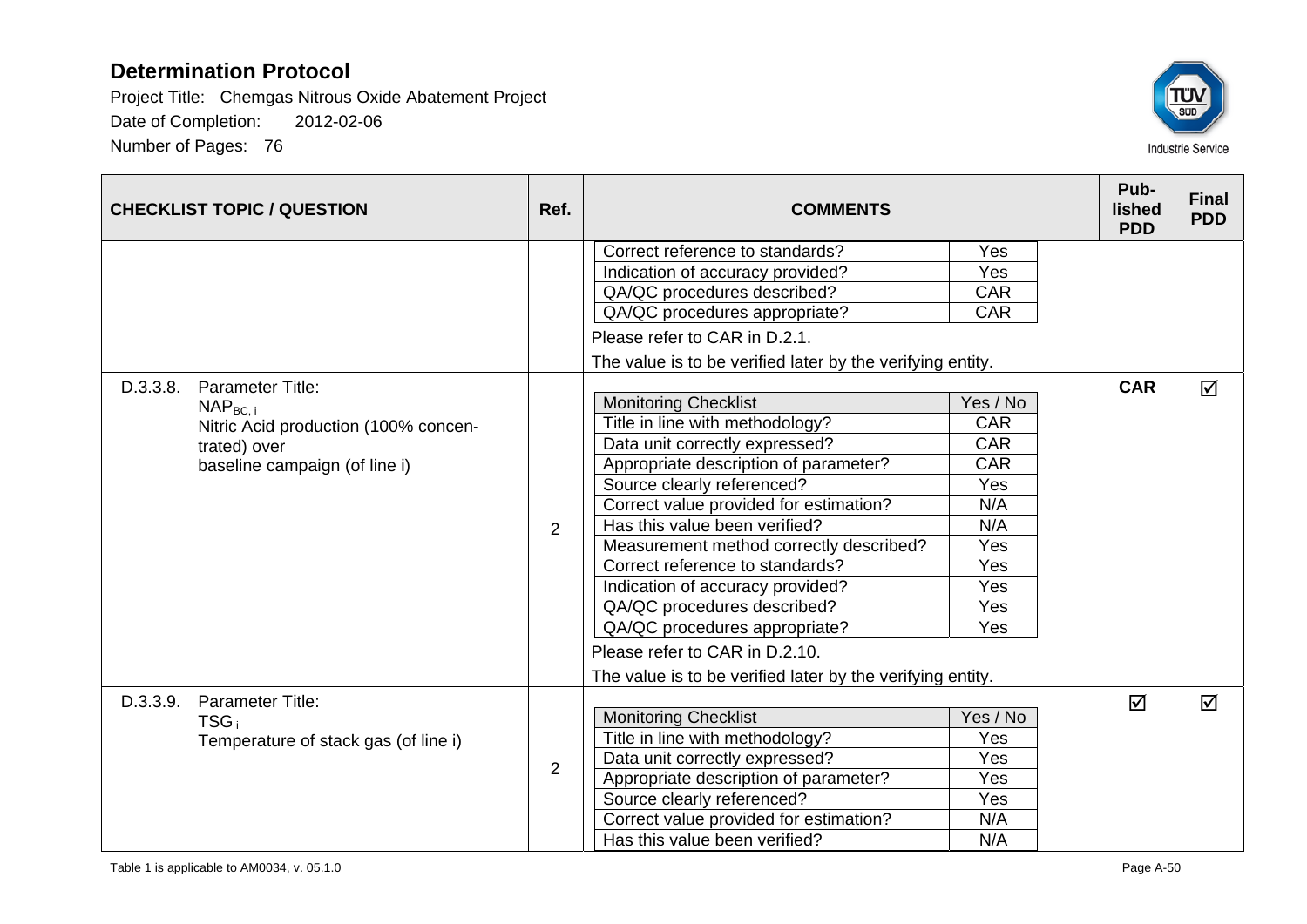# Determination Protocol

Project Title: Chemgas Nitrous Oxide Abatement Project

Date of Completion: 2012-02-06

Number of Pages: 76

| CHECKLIST TOPIC / QUESTION | Ref. | COMMENTS | Pub-lished PDD | Final PDD |
|---|---|---|---|---|
| | | Correct reference to standards? Yes<br>Indication of accuracy provided? Yes<br>QA/QC procedures described? CAR<br>QA/QC procedures appropriate? CAR<br>Please refer to CAR in D.2.1.<br>The value is to be verified later by the verifying entity. | | |
| D.3.3.8. Parameter Title:<br>$NAP_{BC,i}$<br>Nitric Acid production (100% concentrated) over baseline campaign (of line i) | 2 | Monitoring Checklist: Yes / No<br>Title in line with methodology? CAR<br>Data unit correctly expressed? CAR<br>Appropriate description of parameter? CAR<br>Source clearly referenced? Yes<br>Correct value provided for estimation? N/A<br>Has this value been verified? N/A<br>Measurement method correctly described? Yes<br>Correct reference to standards? Yes<br>Indication of accuracy provided? Yes<br>QA/QC procedures described? Yes<br>QA/QC procedures appropriate? Yes<br>Please refer to CAR in D.2.10.<br>The value is to be verified later by the verifying entity. | **CAR** | ☑ |
| D.3.3.9. Parameter Title:<br>$TSG_i$<br>Temperature of stack gas (of line i) | 2 | Monitoring Checklist: Yes / No<br>Title in line with methodology? Yes<br>Data unit correctly expressed? Yes<br>Appropriate description of parameter? Yes<br>Source clearly referenced? Yes<br>Correct value provided for estimation? N/A<br>Has this value been verified? N/A | ☑ | ☑ |

Table 1 is applicable to AM0034, v. 05.1.0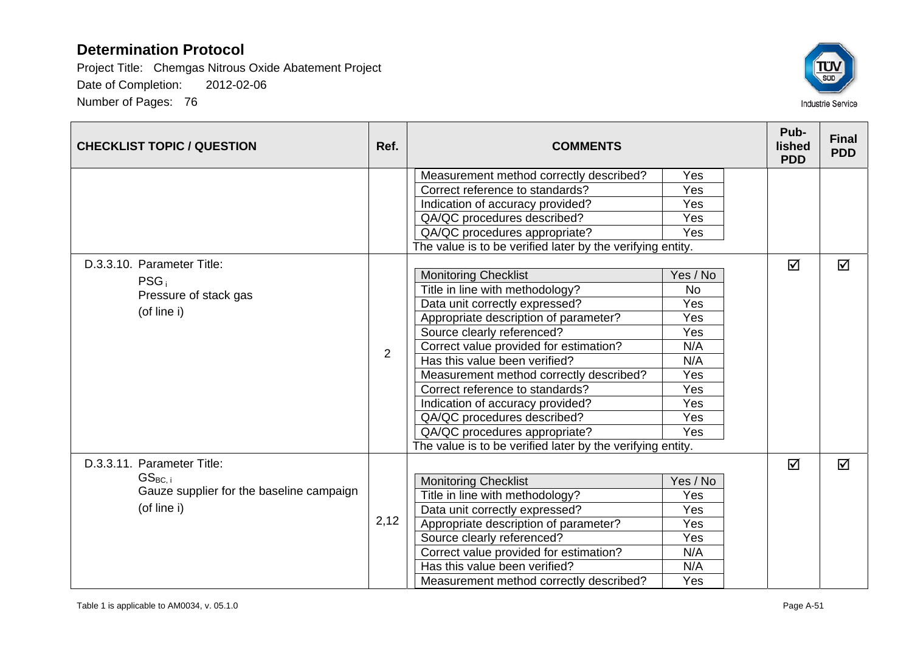# Determination Protocol

Project Title: Chemgas Nitrous Oxide Abatement Project

Date of Completion: 2012-02-06

Number of Pages: 76

| CHECKLIST TOPIC / QUESTION | Ref. | COMMENTS | Pub-lished PDD | Final PDD |
|---|---|---|---|---|
| | | Measurement method correctly described? Yes<br>Correct reference to standards? Yes<br>Indication of accuracy provided? Yes<br>QA/QC procedures described? Yes<br>QA/QC procedures appropriate? Yes<br>The value is to be verified later by the verifying entity. | | |
| D.3.3.10. Parameter Title:<br>$PSG_i$<br>Pressure of stack gas<br>(of line i) | 2 | Monitoring Checklist: Yes / No<br>Title in line with methodology? No<br>Data unit correctly expressed? Yes<br>Appropriate description of parameter? Yes<br>Source clearly referenced? Yes<br>Correct value provided for estimation? N/A<br>Has this value been verified? N/A<br>Measurement method correctly described? Yes<br>Correct reference to standards? Yes<br>Indication of accuracy provided? Yes<br>QA/QC procedures described? Yes<br>QA/QC procedures appropriate? Yes<br>The value is to be verified later by the verifying entity. | ☑ | ☑ |
| D.3.3.11. Parameter Title:<br>$GS_{BC,i}$<br>Gauze supplier for the baseline campaign<br>(of line i) | 2,12 | Monitoring Checklist: Yes / No<br>Title in line with methodology? Yes<br>Data unit correctly expressed? Yes<br>Appropriate description of parameter? Yes<br>Source clearly referenced? Yes<br>Correct value provided for estimation? N/A<br>Has this value been verified? N/A<br>Measurement method correctly described? Yes | ☑ | ☑ |

Table 1 is applicable to AM0034, v. 05.1.0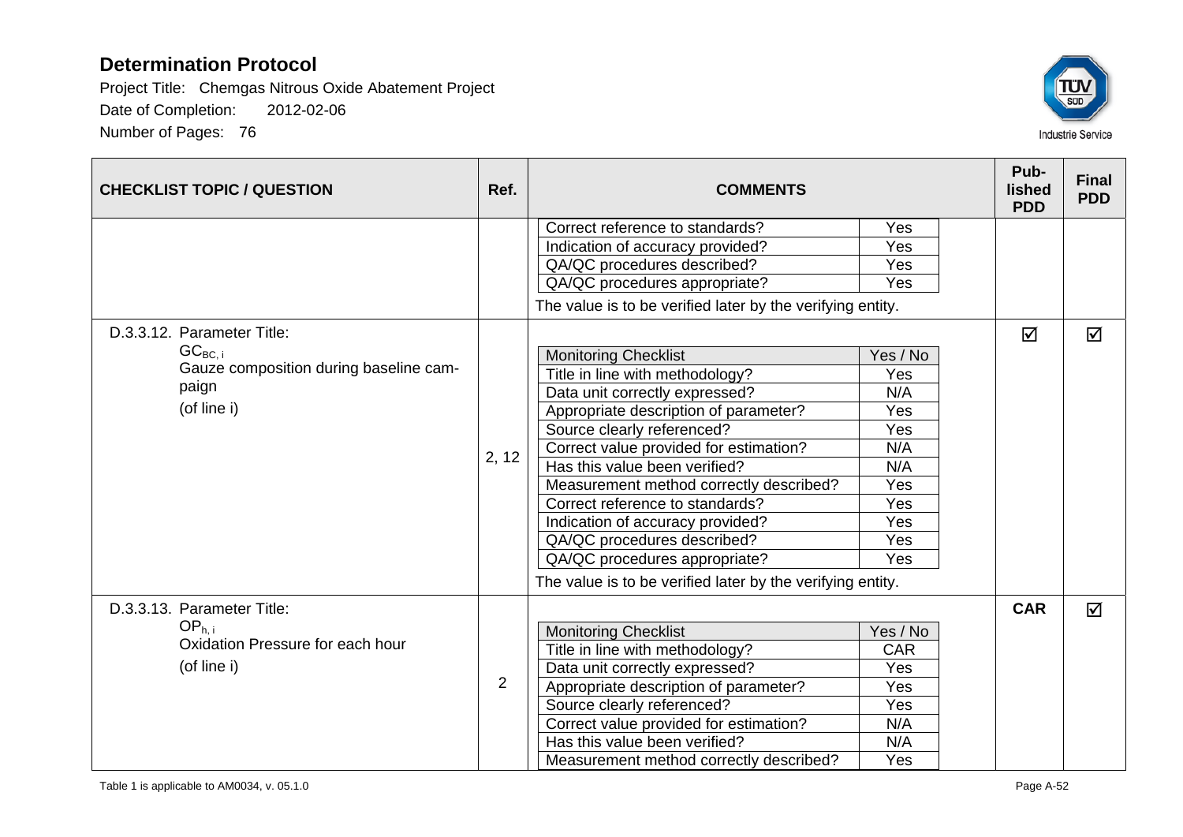# Determination Protocol

Project Title: Chemgas Nitrous Oxide Abatement Project
Date of Completion: 2012-02-06
Number of Pages: 76

| CHECKLIST TOPIC / QUESTION | Ref. | COMMENTS | Pub-lished PDD | Final PDD |
|---|---|---|---|---|
| | | Correct reference to standards? Yes<br>Indication of accuracy provided? Yes<br>QA/QC procedures described? Yes<br>QA/QC procedures appropriate? Yes<br>The value is to be verified later by the verifying entity. | | |
| D.3.3.12. Parameter Title:<br>$GC_{BC,i}$<br>Gauze composition during baseline campaign<br>(of line i) | 2, 12 | Monitoring Checklist: Yes / No<br>Title in line with methodology? Yes<br>Data unit correctly expressed? N/A<br>Appropriate description of parameter? Yes<br>Source clearly referenced? Yes<br>Correct value provided for estimation? N/A<br>Has this value been verified? N/A<br>Measurement method correctly described? Yes<br>Correct reference to standards? Yes<br>Indication of accuracy provided? Yes<br>QA/QC procedures described? Yes<br>QA/QC procedures appropriate? Yes<br>The value is to be verified later by the verifying entity. | ☑ | ☑ |
| D.3.3.13. Parameter Title:<br>$OP_{h,i}$<br>Oxidation Pressure for each hour<br>(of line i) | 2 | Monitoring Checklist: Yes / No<br>Title in line with methodology? CAR<br>Data unit correctly expressed? Yes<br>Appropriate description of parameter? Yes<br>Source clearly referenced? Yes<br>Correct value provided for estimation? N/A<br>Has this value been verified? N/A<br>Measurement method correctly described? Yes | CAR | ☑ |

Table 1 is applicable to AM0034, v. 05.1.0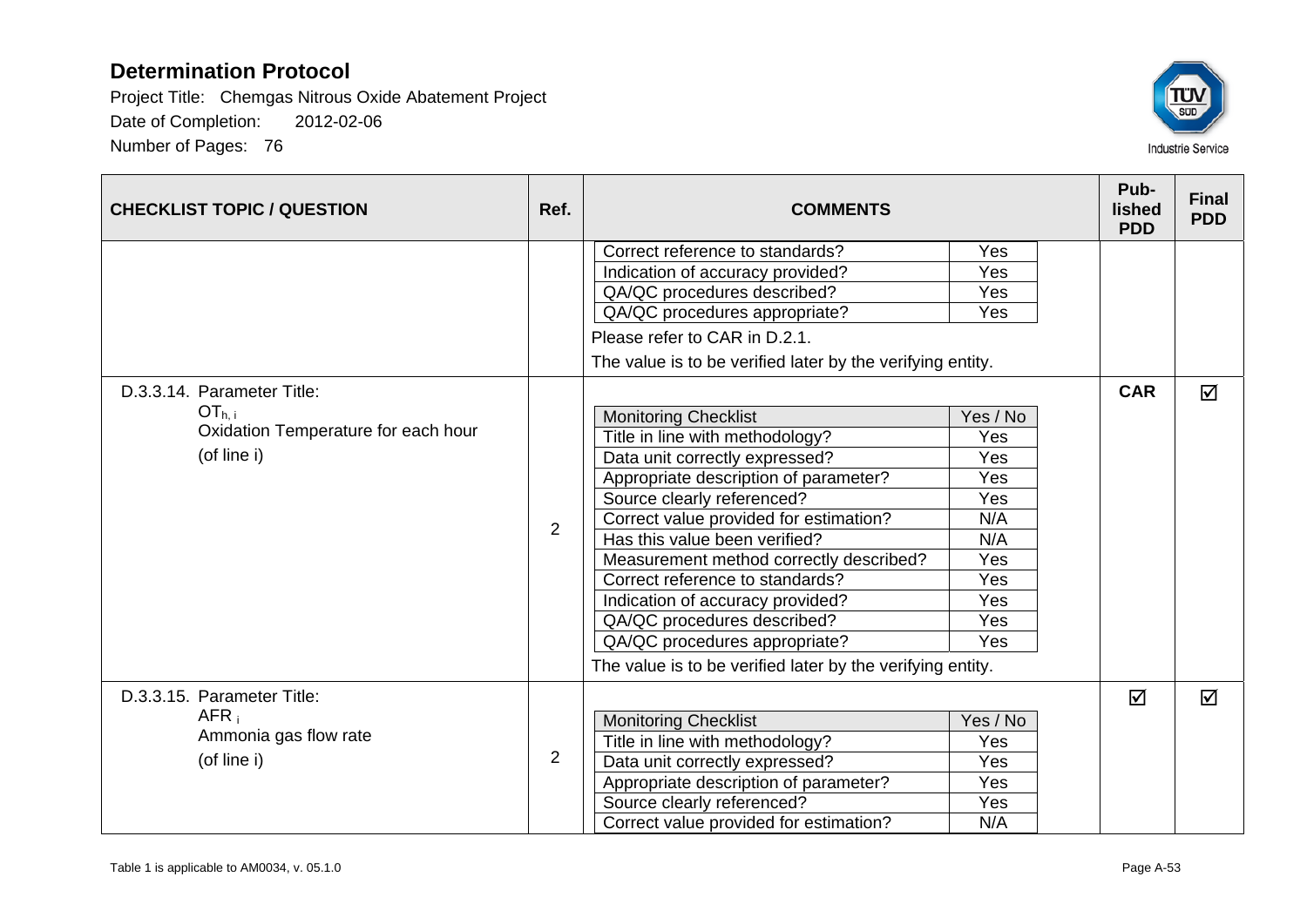| CHECKLIST TOPIC / QUESTION | Ref. | COMMENTS | Pub-lished PDD | Final PDD |
|---|---|---|---|---|
| | | Correct reference to standards? — Yes<br>Indication of accuracy provided? — Yes<br>QA/QC procedures described? — Yes<br>QA/QC procedures appropriate? — Yes<br>Please refer to CAR in D.2.1.<br>The value is to be verified later by the verifying entity. | | |
| D.3.3.14. Parameter Title:<br>$OT_{h,i}$<br>Oxidation Temperature for each hour<br>(of line i) | 2 | Monitoring Checklist — Yes / No<br>Title in line with methodology? — Yes<br>Data unit correctly expressed? — Yes<br>Appropriate description of parameter? — Yes<br>Source clearly referenced? — Yes<br>Correct value provided for estimation? — N/A<br>Has this value been verified? — N/A<br>Measurement method correctly described? — Yes<br>Correct reference to standards? — Yes<br>Indication of accuracy provided? — Yes<br>QA/QC procedures described? — Yes<br>QA/QC procedures appropriate? — Yes<br>The value is to be verified later by the verifying entity. | **CAR** | ☑ |
| D.3.3.15. Parameter Title:<br>$AFR_i$<br>Ammonia gas flow rate<br>(of line i) | 2 | Monitoring Checklist — Yes / No<br>Title in line with methodology? — Yes<br>Data unit correctly expressed? — Yes<br>Appropriate description of parameter? — Yes<br>Source clearly referenced? — Yes<br>Correct value provided for estimation? — N/A | ☑ | ☑ |

Table 1 is applicable to AM0034, v. 05.1.0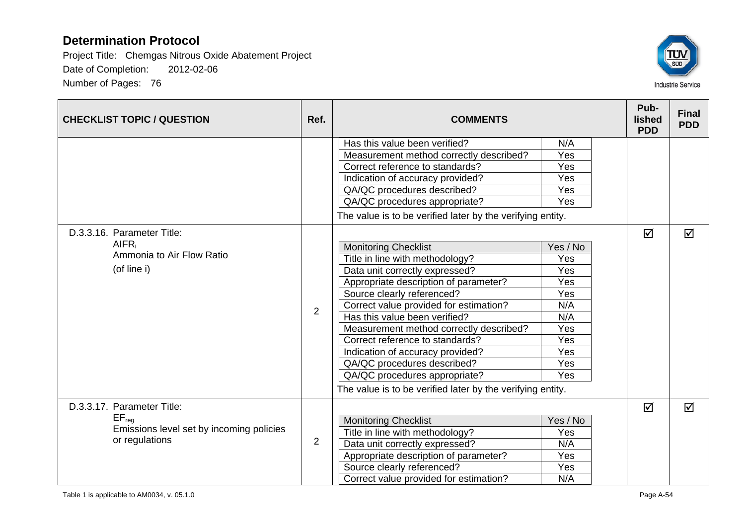| CHECKLIST TOPIC / QUESTION | Ref. | COMMENTS | Pub-lished PDD | Final PDD |
|---|---|---|---|---|
| | | Has this value been verified? — N/A<br>Measurement method correctly described? — Yes<br>Correct reference to standards? — Yes<br>Indication of accuracy provided? — Yes<br>QA/QC procedures described? — Yes<br>QA/QC procedures appropriate? — Yes<br><br>The value is to be verified later by the verifying entity. | | |
| D.3.3.16. Parameter Title:<br>$AIFR_i$<br>Ammonia to Air Flow Ratio<br>(of line i) | 2 | Monitoring Checklist — Yes / No<br>Title in line with methodology? — Yes<br>Data unit correctly expressed? — Yes<br>Appropriate description of parameter? — Yes<br>Source clearly referenced? — Yes<br>Correct value provided for estimation? — N/A<br>Has this value been verified? — N/A<br>Measurement method correctly described? — Yes<br>Correct reference to standards? — Yes<br>Indication of accuracy provided? — Yes<br>QA/QC procedures described? — Yes<br>QA/QC procedures appropriate? — Yes<br><br>The value is to be verified later by the verifying entity. | ☑ | ☑ |
| D.3.3.17. Parameter Title:<br>$EF_{reg}$<br>Emissions level set by incoming policies or regulations | 2 | Monitoring Checklist — Yes / No<br>Title in line with methodology? — Yes<br>Data unit correctly expressed? — N/A<br>Appropriate description of parameter? — Yes<br>Source clearly referenced? — Yes<br>Correct value provided for estimation? — N/A | ☑ | ☑ |

Table 1 is applicable to AM0034, v. 05.1.0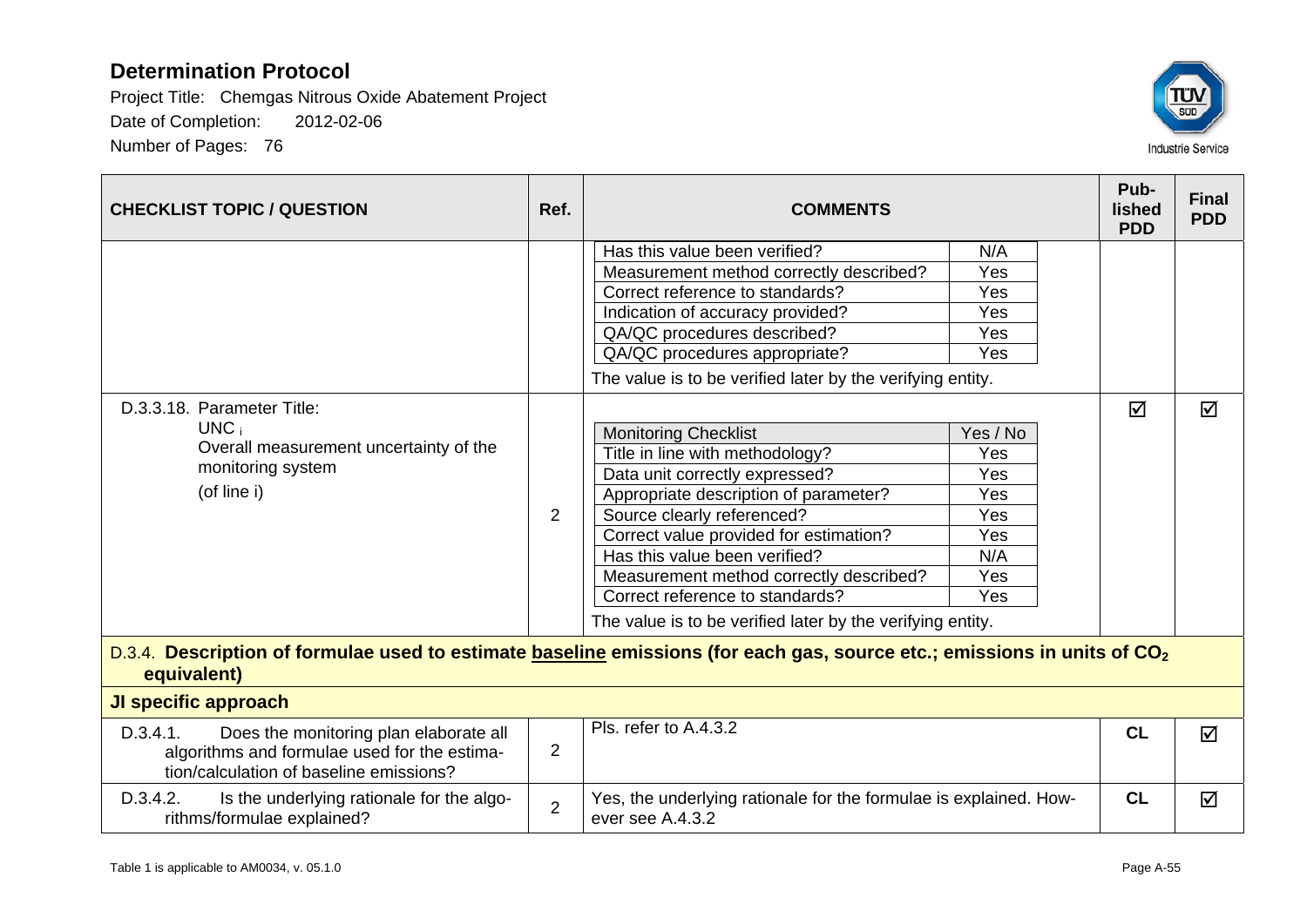# Determination Protocol

Project Title: Chemgas Nitrous Oxide Abatement Project
Date of Completion: 2012-02-06
Number of Pages: 76

| CHECKLIST TOPIC / QUESTION | Ref. | COMMENTS | Pub-lished PDD | Final PDD |
|---|---|---|---|---|
| | | Has this value been verified? — N/A<br>Measurement method correctly described? — Yes<br>Correct reference to standards? — Yes<br>Indication of accuracy provided? — Yes<br>QA/QC procedures described? — Yes<br>QA/QC procedures appropriate? — Yes<br>The value is to be verified later by the verifying entity. | | |
| D.3.3.18. Parameter Title: $UNC_i$ Overall measurement uncertainty of the monitoring system (of line i) | 2 | Monitoring Checklist — Yes / No<br>Title in line with methodology? — Yes<br>Data unit correctly expressed? — Yes<br>Appropriate description of parameter? — Yes<br>Source clearly referenced? — Yes<br>Correct value provided for estimation? — Yes<br>Has this value been verified? — N/A<br>Measurement method correctly described? — Yes<br>Correct reference to standards? — Yes<br>The value is to be verified later by the verifying entity. | ☑ | ☑ |
| **D.3.4. Description of formulae used to estimate baseline emissions (for each gas, source etc.; emissions in units of $CO_2$ equivalent)** | | | | |
| **JI specific approach** | | | | |
| D.3.4.1. Does the monitoring plan elaborate all algorithms and formulae used for the estimation/calculation of baseline emissions? | 2 | Pls. refer to A.4.3.2 | **CL** | ☑ |
| D.3.4.2. Is the underlying rationale for the algorithms/formulae explained? | 2 | Yes, the underlying rationale for the formulae is explained. However see A.4.3.2 | **CL** | ☑ |

Table 1 is applicable to AM0034, v. 05.1.0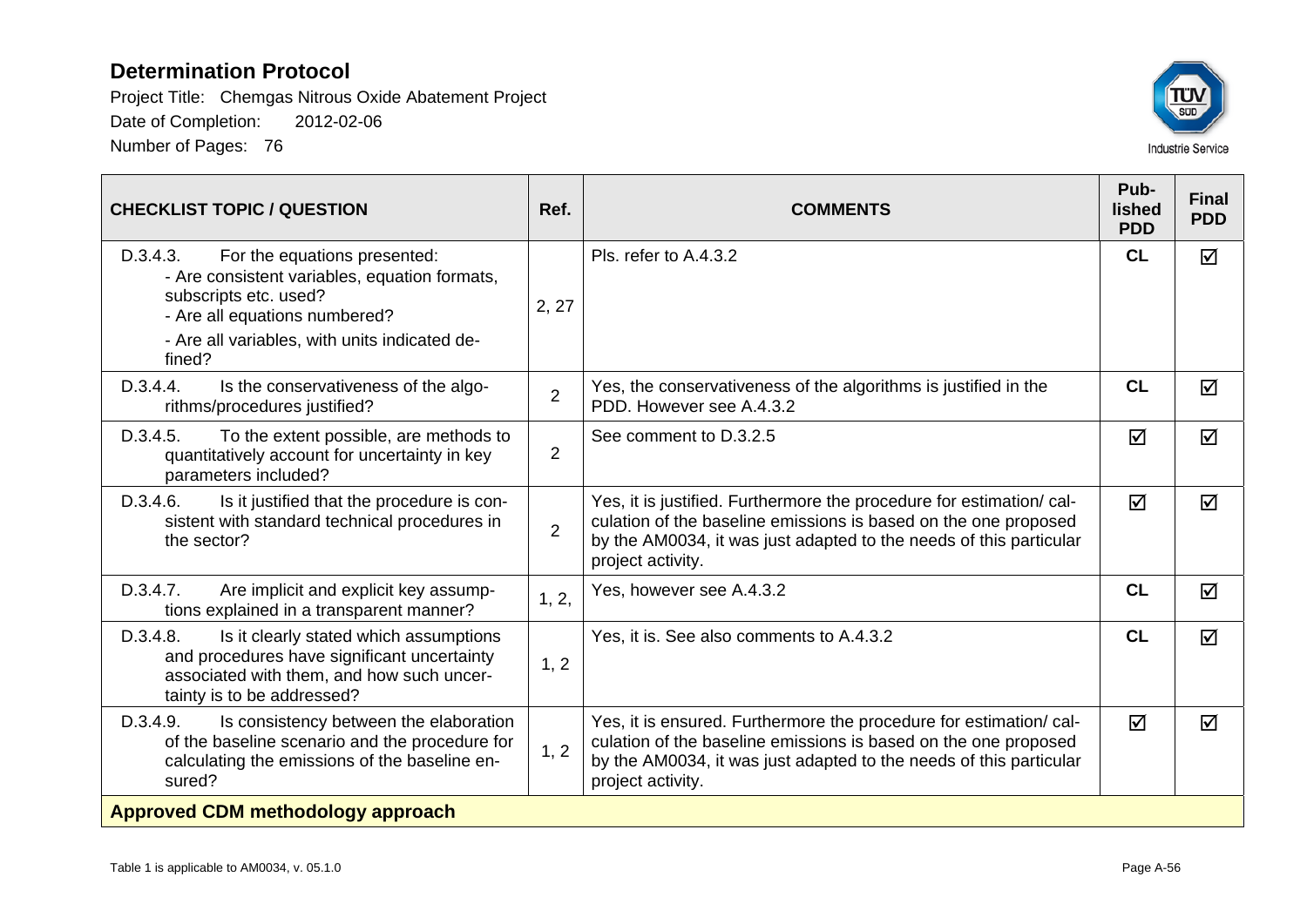# Determination Protocol

Project Title: Chemgas Nitrous Oxide Abatement Project

Date of Completion: 2012-02-06

Number of Pages: 76

| CHECKLIST TOPIC / QUESTION | Ref. | COMMENTS | Pub-lished PDD | Final PDD |
|---|---|---|---|---|
| D.3.4.3. For the equations presented:<br>- Are consistent variables, equation formats, subscripts etc. used?<br>- Are all equations numbered?<br>- Are all variables, with units indicated defined? | 2, 27 | Pls. refer to A.4.3.2 | CL | ☑ |
| D.3.4.4. Is the conservativeness of the algorithms/procedures justified? | 2 | Yes, the conservativeness of the algorithms is justified in the PDD. However see A.4.3.2 | CL | ☑ |
| D.3.4.5. To the extent possible, are methods to quantitatively account for uncertainty in key parameters included? | 2 | See comment to D.3.2.5 | ☑ | ☑ |
| D.3.4.6. Is it justified that the procedure is consistent with standard technical procedures in the sector? | 2 | Yes, it is justified. Furthermore the procedure for estimation/ calculation of the baseline emissions is based on the one proposed by the AM0034, it was just adapted to the needs of this particular project activity. | ☑ | ☑ |
| D.3.4.7. Are implicit and explicit key assumptions explained in a transparent manner? | 1, 2, | Yes, however see A.4.3.2 | CL | ☑ |
| D.3.4.8. Is it clearly stated which assumptions and procedures have significant uncertainty associated with them, and how such uncertainty is to be addressed? | 1, 2 | Yes, it is. See also comments to A.4.3.2 | CL | ☑ |
| D.3.4.9. Is consistency between the elaboration of the baseline scenario and the procedure for calculating the emissions of the baseline ensured? | 1, 2 | Yes, it is ensured. Furthermore the procedure for estimation/ calculation of the baseline emissions is based on the one proposed by the AM0034, it was just adapted to the needs of this particular project activity. | ☑ | ☑ |
| **Approved CDM methodology approach** | | | | |

Table 1 is applicable to AM0034, v. 05.1.0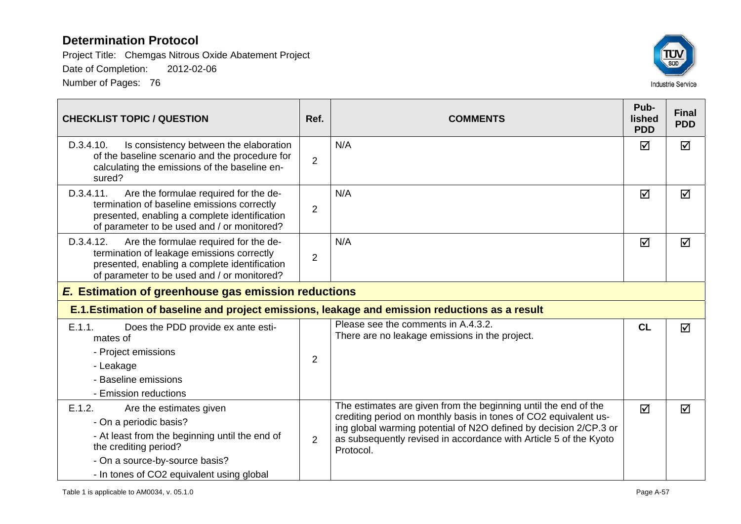# Determination Protocol

Project Title: Chemgas Nitrous Oxide Abatement Project

Date of Completion: 2012-02-06

Number of Pages: 76

| CHECKLIST TOPIC / QUESTION | Ref. | COMMENTS | Pub-lished PDD | Final PDD |
|---|---|---|---|---|
| D.3.4.10. Is consistency between the elaboration of the baseline scenario and the procedure for calculating the emissions of the baseline ensured? | 2 | N/A | ☑ | ☑ |
| D.3.4.11. Are the formulae required for the determination of baseline emissions correctly presented, enabling a complete identification of parameter to be used and / or monitored? | 2 | N/A | ☑ | ☑ |
| D.3.4.12. Are the formulae required for the determination of leakage emissions correctly presented, enabling a complete identification of parameter to be used and / or monitored? | 2 | N/A | ☑ | ☑ |
| ***E.* Estimation of greenhouse gas emission reductions** | | | | |
| **E.1. Estimation of baseline and project emissions, leakage and emission reductions as a result** | | | | |
| E.1.1. Does the PDD provide ex ante estimates of<br>- Project emissions<br>- Leakage<br>- Baseline emissions<br>- Emission reductions | 2 | Please see the comments in A.4.3.2.<br>There are no leakage emissions in the project. | **CL** | ☑ |
| E.1.2. Are the estimates given<br>- On a periodic basis?<br>- At least from the beginning until the end of the crediting period?<br>- On a source-by-source basis?<br>- In tones of CO2 equivalent using global | 2 | The estimates are given from the beginning until the end of the crediting period on monthly basis in tones of CO2 equivalent using global warming potential of N2O defined by decision 2/CP.3 or as subsequently revised in accordance with Article 5 of the Kyoto Protocol. | ☑ | ☑ |

Table 1 is applicable to AM0034, v. 05.1.0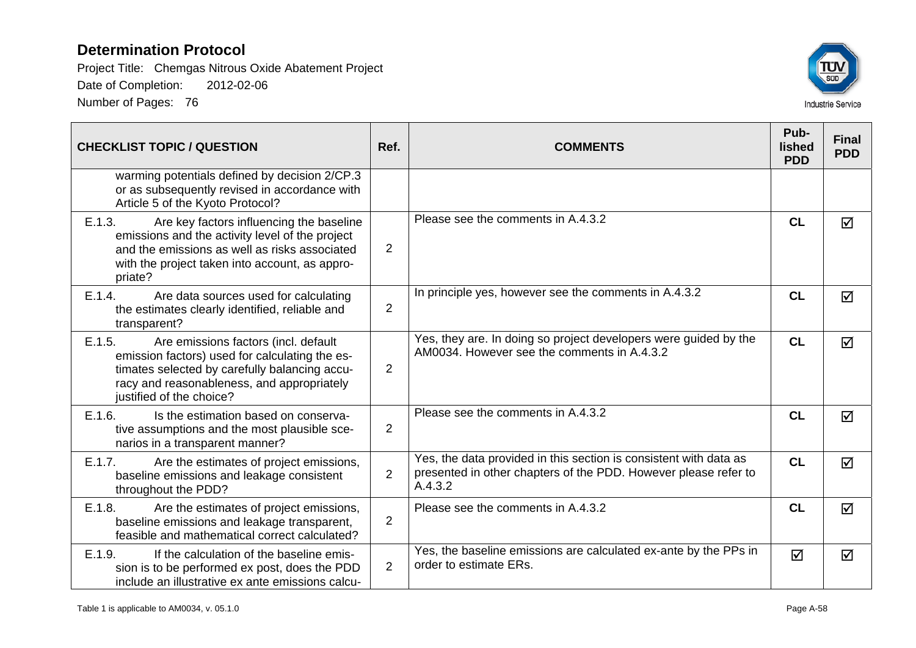| CHECKLIST TOPIC / QUESTION | Ref. | COMMENTS | Pub-lished PDD | Final PDD |
|---|---|---|---|---|
| warming potentials defined by decision 2/CP.3 or as subsequently revised in accordance with Article 5 of the Kyoto Protocol? | | | | |
| E.1.3. Are key factors influencing the baseline emissions and the activity level of the project and the emissions as well as risks associated with the project taken into account, as appropriate? | 2 | Please see the comments in A.4.3.2 | **CL** | ☑ |
| E.1.4. Are data sources used for calculating the estimates clearly identified, reliable and transparent? | 2 | In principle yes, however see the comments in A.4.3.2 | **CL** | ☑ |
| E.1.5. Are emissions factors (incl. default emission factors) used for calculating the estimates selected by carefully balancing accuracy and reasonableness, and appropriately justified of the choice? | 2 | Yes, they are. In doing so project developers were guided by the AM0034. However see the comments in A.4.3.2 | **CL** | ☑ |
| E.1.6. Is the estimation based on conservative assumptions and the most plausible scenarios in a transparent manner? | 2 | Please see the comments in A.4.3.2 | **CL** | ☑ |
| E.1.7. Are the estimates of project emissions, baseline emissions and leakage consistent throughout the PDD? | 2 | Yes, the data provided in this section is consistent with data as presented in other chapters of the PDD. However please refer to A.4.3.2 | **CL** | ☑ |
| E.1.8. Are the estimates of project emissions, baseline emissions and leakage transparent, feasible and mathematical correct calculated? | 2 | Please see the comments in A.4.3.2 | **CL** | ☑ |
| E.1.9. If the calculation of the baseline emission is to be performed ex post, does the PDD include an illustrative ex ante emissions calcu- | 2 | Yes, the baseline emissions are calculated ex-ante by the PPs in order to estimate ERs. | ☑ | ☑ |

Table 1 is applicable to AM0034, v. 05.1.0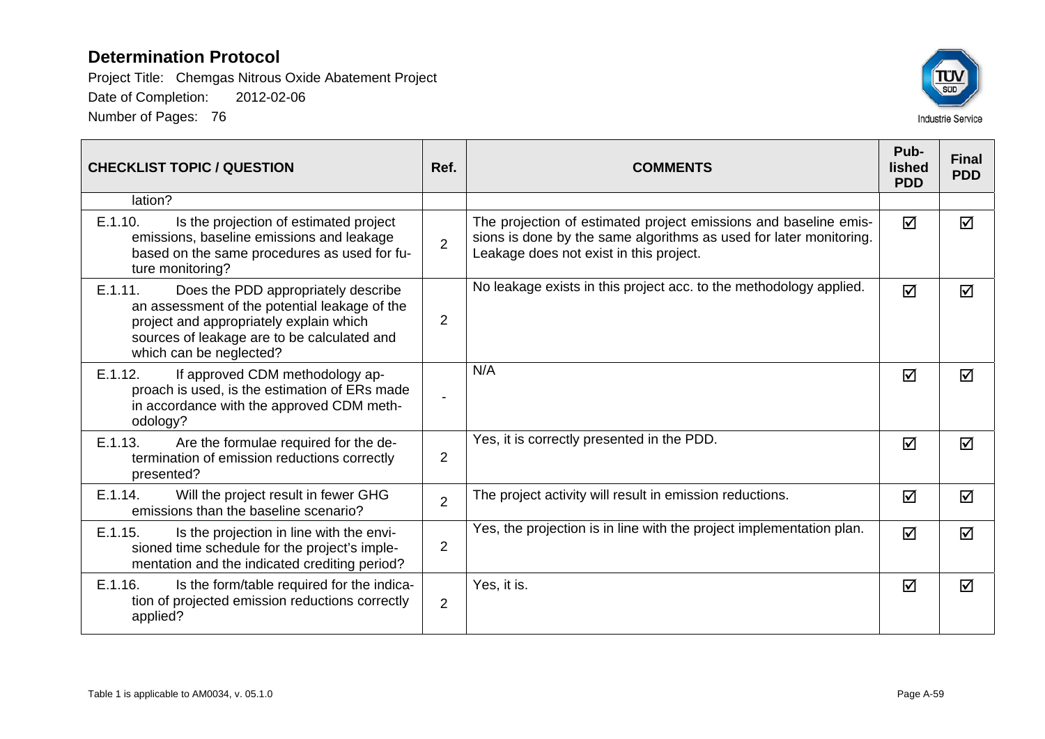# Determination Protocol

Project Title: Chemgas Nitrous Oxide Abatement Project

Date of Completion: 2012-02-06

Number of Pages: 76

| CHECKLIST TOPIC / QUESTION | Ref. | COMMENTS | Published PDD | Final PDD |
|---|---|---|---|---|
| lation? | | | | |
| E.1.10. Is the projection of estimated project emissions, baseline emissions and leakage based on the same procedures as used for future monitoring? | 2 | The projection of estimated project emissions and baseline emissions is done by the same algorithms as used for later monitoring. Leakage does not exist in this project. | ☑ | ☑ |
| E.1.11. Does the PDD appropriately describe an assessment of the potential leakage of the project and appropriately explain which sources of leakage are to be calculated and which can be neglected? | 2 | No leakage exists in this project acc. to the methodology applied. | ☑ | ☑ |
| E.1.12. If approved CDM methodology approach is used, is the estimation of ERs made in accordance with the approved CDM methodology? | - | N/A | ☑ | ☑ |
| E.1.13. Are the formulae required for the determination of emission reductions correctly presented? | 2 | Yes, it is correctly presented in the PDD. | ☑ | ☑ |
| E.1.14. Will the project result in fewer GHG emissions than the baseline scenario? | 2 | The project activity will result in emission reductions. | ☑ | ☑ |
| E.1.15. Is the projection in line with the envisioned time schedule for the project's implementation and the indicated crediting period? | 2 | Yes, the projection is in line with the project implementation plan. | ☑ | ☑ |
| E.1.16. Is the form/table required for the indication of projected emission reductions correctly applied? | 2 | Yes, it is. | ☑ | ☑ |

Table 1 is applicable to AM0034, v. 05.1.0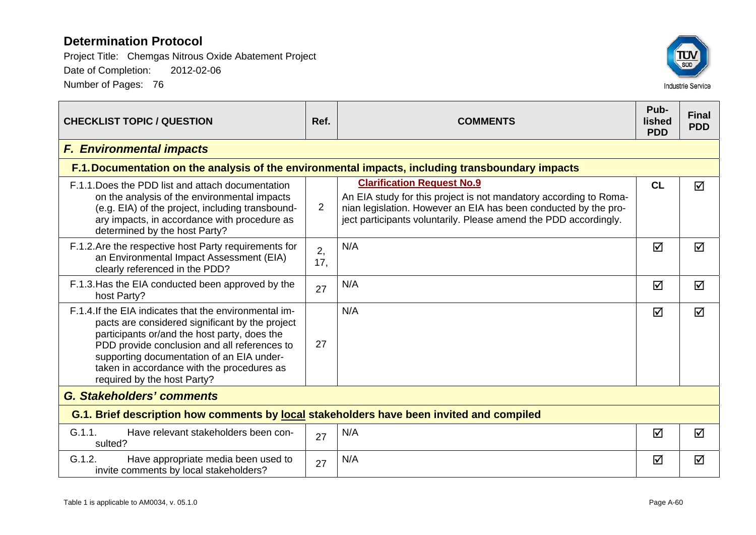# Determination Protocol

Project Title: Chemgas Nitrous Oxide Abatement Project

Date of Completion: 2012-02-06

Number of Pages: 76

| CHECKLIST TOPIC / QUESTION | Ref. | COMMENTS | Published PDD | Final PDD |
|---|---|---|---|---|
| ***F. Environmental impacts*** | | | | |
| **F.1. Documentation on the analysis of the environmental impacts, including transboundary impacts** | | | | |
| F.1.1. Does the PDD list and attach documentation on the analysis of the environmental impacts (e.g. EIA) of the project, including transboundary impacts, in accordance with procedure as determined by the host Party? | 2 | **Clarification Request No.9** An EIA study for this project is not mandatory according to Romanian legislation. However an EIA has been conducted by the project participants voluntarily. Please amend the PDD accordingly. | CL | ☑ |
| F.1.2. Are the respective host Party requirements for an Environmental Impact Assessment (EIA) clearly referenced in the PDD? | 2, 17, | N/A | ☑ | ☑ |
| F.1.3. Has the EIA conducted been approved by the host Party? | 27 | N/A | ☑ | ☑ |
| F.1.4. If the EIA indicates that the environmental impacts are considered significant by the project participants or/and the host party, does the PDD provide conclusion and all references to supporting documentation of an EIA undertaken in accordance with the procedures as required by the host Party? | 27 | N/A | ☑ | ☑ |
| ***G. Stakeholders' comments*** | | | | |
| **G.1. Brief description how comments by local stakeholders have been invited and compiled** | | | | |
| G.1.1. Have relevant stakeholders been consulted? | 27 | N/A | ☑ | ☑ |
| G.1.2. Have appropriate media been used to invite comments by local stakeholders? | 27 | N/A | ☑ | ☑ |

Table 1 is applicable to AM0034, v. 05.1.0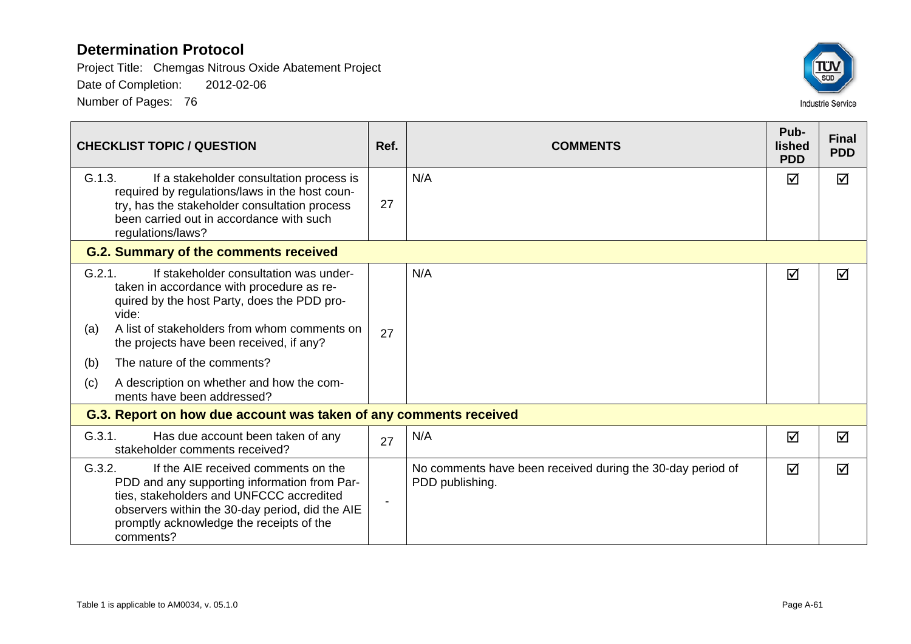| CHECKLIST TOPIC / QUESTION | Ref. | COMMENTS | Published PDD | Final PDD |
|---|---|---|---|---|
| G.1.3. If a stakeholder consultation process is required by regulations/laws in the host country, has the stakeholder consultation process been carried out in accordance with such regulations/laws? | 27 | N/A | ☑ | ☑ |
| **G.2. Summary of the comments received** | | | | |
| G.2.1. If stakeholder consultation was undertaken in accordance with procedure as required by the host Party, does the PDD provide:<br>(a) A list of stakeholders from whom comments on the projects have been received, if any?<br>(b) The nature of the comments?<br>(c) A description on whether and how the comments have been addressed? | 27 | N/A | ☑ | ☑ |
| **G.3. Report on how due account was taken of any comments received** | | | | |
| G.3.1. Has due account been taken of any stakeholder comments received? | 27 | N/A | ☑ | ☑ |
| G.3.2. If the AIE received comments on the PDD and any supporting information from Parties, stakeholders and UNFCCC accredited observers within the 30-day period, did the AIE promptly acknowledge the receipts of the comments? | - | No comments have been received during the 30-day period of PDD publishing. | ☑ | ☑ |

Table 1 is applicable to AM0034, v. 05.1.0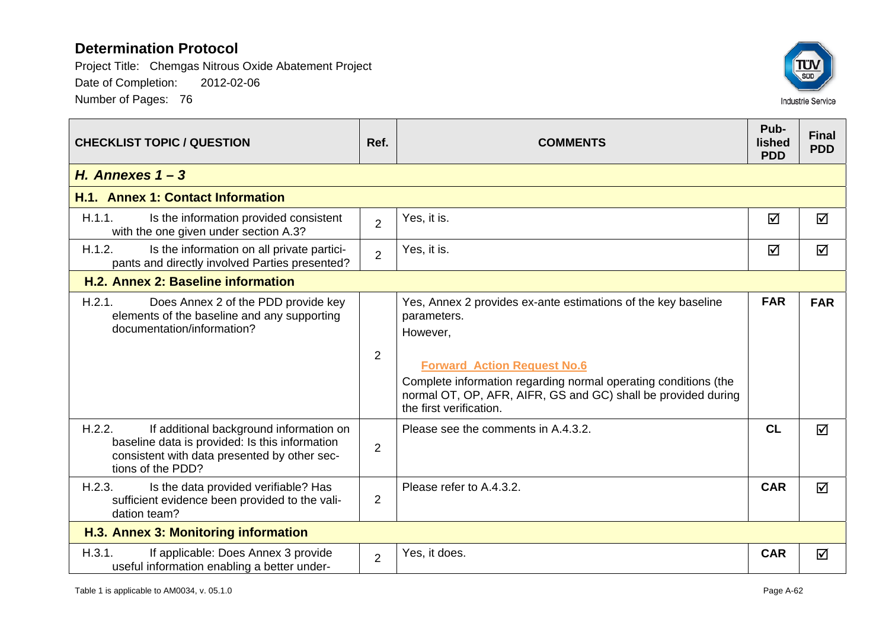# Determination Protocol

Project Title: Chemgas Nitrous Oxide Abatement Project

Date of Completion: 2012-02-06

Number of Pages: 76

| CHECKLIST TOPIC / QUESTION | Ref. | COMMENTS | Pub-lished PDD | Final PDD |
|---|---|---|---|---|
| ***H. Annexes 1 – 3*** | | | | |
| **H.1. Annex 1: Contact Information** | | | | |
| H.1.1. Is the information provided consistent with the one given under section A.3? | 2 | Yes, it is. | ☑ | ☑ |
| H.1.2. Is the information on all private participants and directly involved Parties presented? | 2 | Yes, it is. | ☑ | ☑ |
| **H.2. Annex 2: Baseline information** | | | | |
| H.2.1. Does Annex 2 of the PDD provide key elements of the baseline and any supporting documentation/information? | 2 | Yes, Annex 2 provides ex-ante estimations of the key baseline parameters. However, **Forward Action Request No.6** Complete information regarding normal operating conditions (the normal OT, OP, AFR, AIFR, GS and GC) shall be provided during the first verification. | **FAR** | **FAR** |
| H.2.2. If additional background information on baseline data is provided: Is this information consistent with data presented by other sections of the PDD? | 2 | Please see the comments in A.4.3.2. | **CL** | ☑ |
| H.2.3. Is the data provided verifiable? Has sufficient evidence been provided to the validation team? | 2 | Please refer to A.4.3.2. | **CAR** | ☑ |
| **H.3. Annex 3: Monitoring information** | | | | |
| H.3.1. If applicable: Does Annex 3 provide useful information enabling a better under- | 2 | Yes, it does. | **CAR** | ☑ |

Table 1 is applicable to AM0034, v. 05.1.0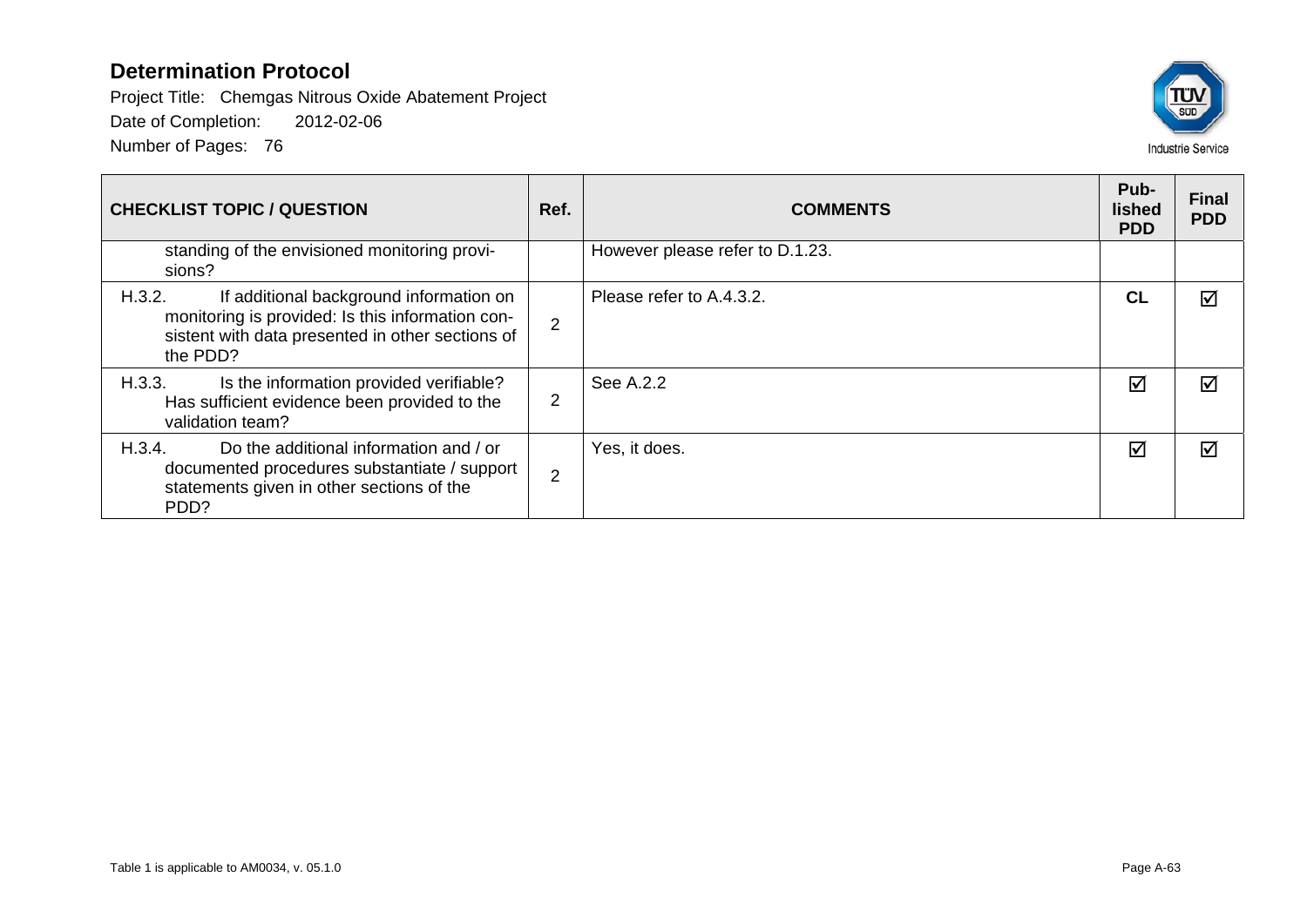# Determination Protocol

Project Title: Chemgas Nitrous Oxide Abatement Project

Date of Completion: 2012-02-06

Number of Pages: 76

| CHECKLIST TOPIC / QUESTION | Ref. | COMMENTS | Pub-lished PDD | Final PDD |
|---|---|---|---|---|
| standing of the envisioned monitoring provisions? | | However please refer to D.1.23. | | |
| H.3.2. If additional background information on monitoring is provided: Is this information consistent with data presented in other sections of the PDD? | 2 | Please refer to A.4.3.2. | **CL** | ☑ |
| H.3.3. Is the information provided verifiable? Has sufficient evidence been provided to the validation team? | 2 | See A.2.2 | ☑ | ☑ |
| H.3.4. Do the additional information and / or documented procedures substantiate / support statements given in other sections of the PDD? | 2 | Yes, it does. | ☑ | ☑ |

Table 1 is applicable to AM0034, v. 05.1.0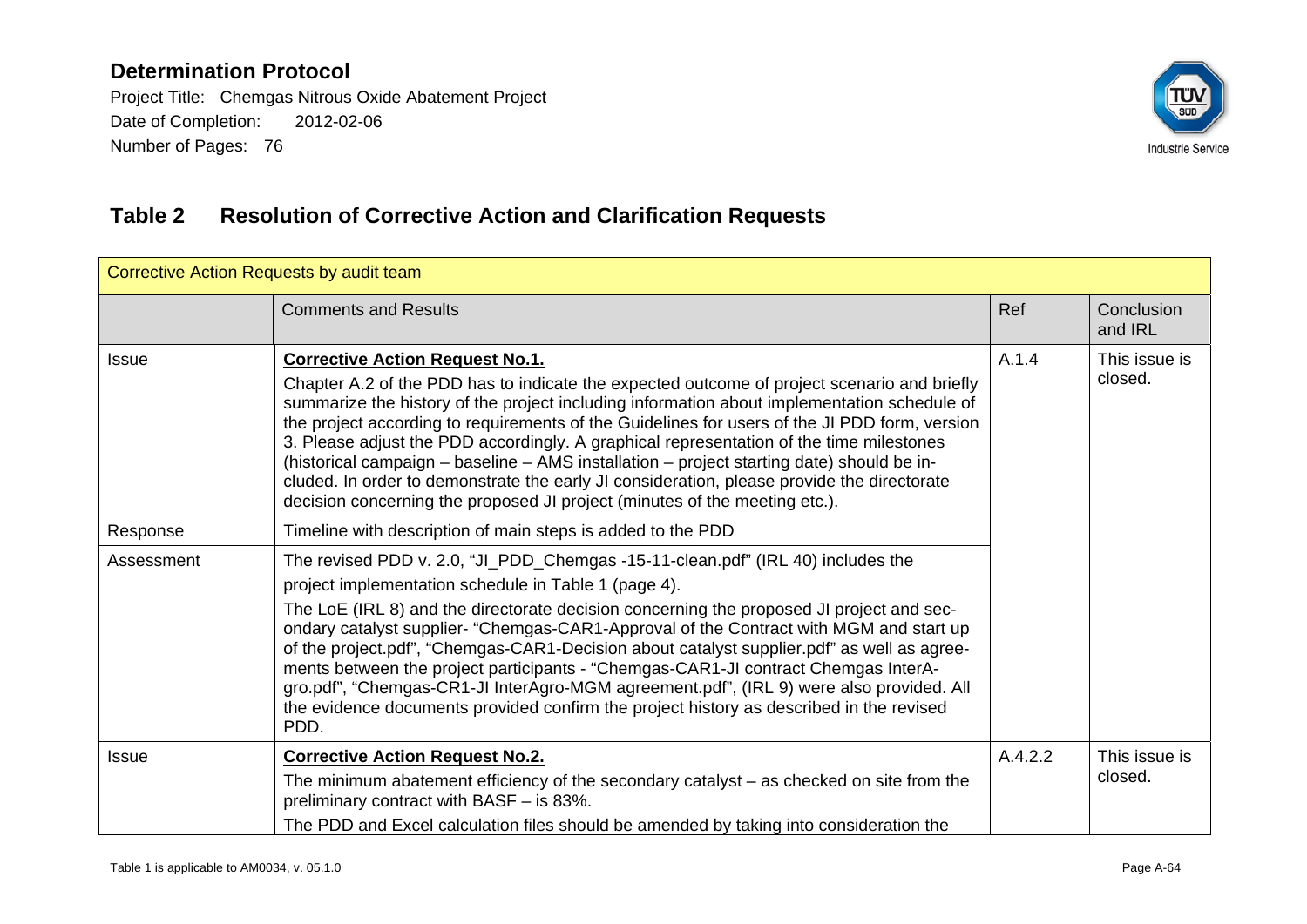## Table 2 Resolution of Corrective Action and Clarification Requests

| Corrective Action Requests by audit team | | | |
|---|---|---|---|
| | Comments and Results | Ref | Conclusion and IRL |
| Issue | **Corrective Action Request No.1.** Chapter A.2 of the PDD has to indicate the expected outcome of project scenario and briefly summarize the history of the project including information about implementation schedule of the project according to requirements of the Guidelines for users of the JI PDD form, version 3. Please adjust the PDD accordingly. A graphical representation of the time milestones (historical campaign – baseline – AMS installation – project starting date) should be included. In order to demonstrate the early JI consideration, please provide the directorate decision concerning the proposed JI project (minutes of the meeting etc.). | A.1.4 | This issue is closed. |
| Response | Timeline with description of main steps is added to the PDD | | |
| Assessment | The revised PDD v. 2.0, "JI_PDD_Chemgas -15-11-clean.pdf" (IRL 40) includes the project implementation schedule in Table 1 (page 4). The LoE (IRL 8) and the directorate decision concerning the proposed JI project and secondary catalyst supplier- "Chemgas-CAR1-Approval of the Contract with MGM and start up of the project.pdf", "Chemgas-CAR1-Decision about catalyst supplier.pdf" as well as agreements between the project participants - "Chemgas-CAR1-JI contract Chemgas InterAgro.pdf", "Chemgas-CR1-JI InterAgro-MGM agreement.pdf", (IRL 9) were also provided. All the evidence documents provided confirm the project history as described in the revised PDD. | | |
| Issue | **Corrective Action Request No.2.** The minimum abatement efficiency of the secondary catalyst – as checked on site from the preliminary contract with BASF – is 83%. The PDD and Excel calculation files should be amended by taking into consideration the | A.4.2.2 | This issue is closed. |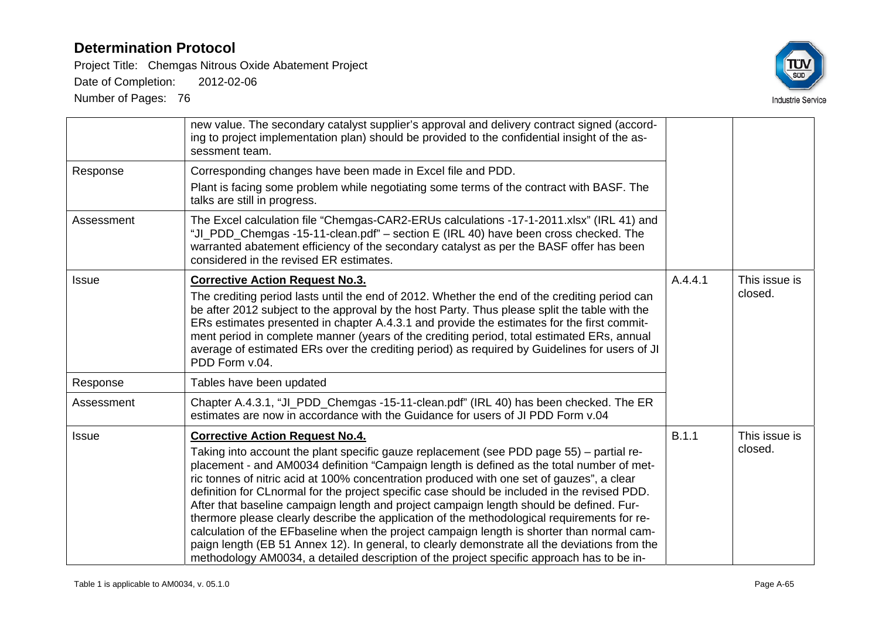| | | | |
|---|---|---|---|
| | new value. The secondary catalyst supplier's approval and delivery contract signed (according to project implementation plan) should be provided to the confidential insight of the assessment team. | | |
| Response | Corresponding changes have been made in Excel file and PDD.<br>Plant is facing some problem while negotiating some terms of the contract with BASF. The talks are still in progress. | | |
| Assessment | The Excel calculation file "Chemgas-CAR2-ERUs calculations -17-1-2011.xlsx" (IRL 41) and "JI_PDD_Chemgas -15-11-clean.pdf" – section E (IRL 40) have been cross checked. The warranted abatement efficiency of the secondary catalyst as per the BASF offer has been considered in the revised ER estimates. | | |
| Issue | **Corrective Action Request No.3.**<br>The crediting period lasts until the end of 2012. Whether the end of the crediting period can be after 2012 subject to the approval by the host Party. Thus please split the table with the ERs estimates presented in chapter A.4.3.1 and provide the estimates for the first commitment period in complete manner (years of the crediting period, total estimated ERs, annual average of estimated ERs over the crediting period) as required by Guidelines for users of JI PDD Form v.04. | A.4.4.1 | This issue is closed. |
| Response | Tables have been updated | | |
| Assessment | Chapter A.4.3.1, "JI_PDD_Chemgas -15-11-clean.pdf" (IRL 40) has been checked. The ER estimates are now in accordance with the Guidance for users of JI PDD Form v.04 | | |
| Issue | **Corrective Action Request No.4.**<br>Taking into account the plant specific gauze replacement (see PDD page 55) – partial replacement - and AM0034 definition "Campaign length is defined as the total number of metric tonnes of nitric acid at 100% concentration produced with one set of gauzes", a clear definition for CLnormal for the project specific case should be included in the revised PDD. After that baseline campaign length and project campaign length should be defined. Furthermore please clearly describe the application of the methodological requirements for recalculation of the EFbaseline when the project campaign length is shorter than normal campaign length (EB 51 Annex 12). In general, to clearly demonstrate all the deviations from the methodology AM0034, a detailed description of the project specific approach has to be in- | B.1.1 | This issue is closed. |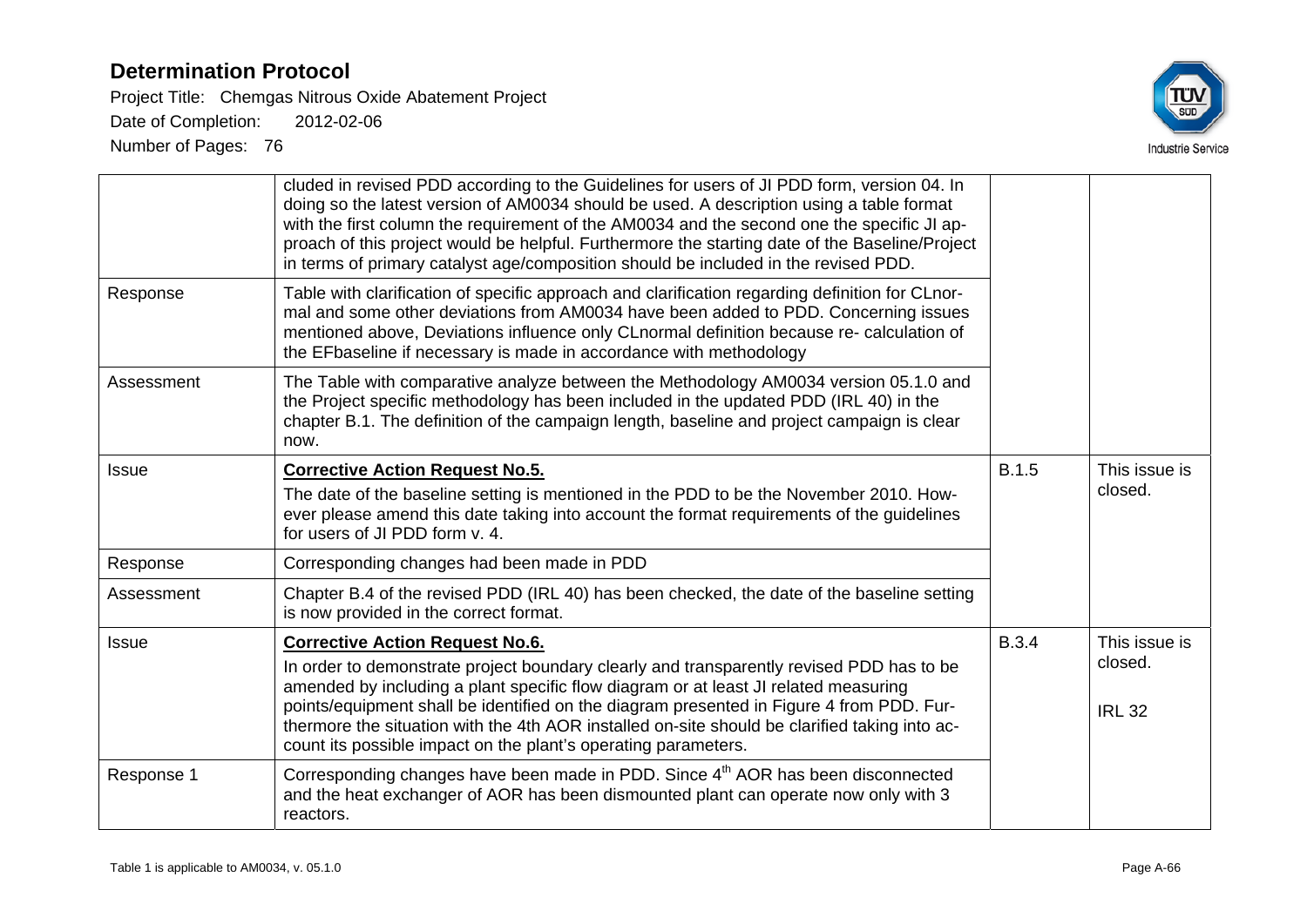| | | | |
|---|---|---|---|
| | cluded in revised PDD according to the Guidelines for users of JI PDD form, version 04. In doing so the latest version of AM0034 should be used. A description using a table format with the first column the requirement of the AM0034 and the second one the specific JI approach of this project would be helpful. Furthermore the starting date of the Baseline/Project in terms of primary catalyst age/composition should be included in the revised PDD. | | |
| Response | Table with clarification of specific approach and clarification regarding definition for CLnormal and some other deviations from AM0034 have been added to PDD. Concerning issues mentioned above, Deviations influence only CLnormal definition because re- calculation of the EFbaseline if necessary is made in accordance with methodology | | |
| Assessment | The Table with comparative analyze between the Methodology AM0034 version 05.1.0 and the Project specific methodology has been included in the updated PDD (IRL 40) in the chapter B.1. The definition of the campaign length, baseline and project campaign is clear now. | | |
| Issue | **Corrective Action Request No.5.**<br>The date of the baseline setting is mentioned in the PDD to be the November 2010. However please amend this date taking into account the format requirements of the guidelines for users of JI PDD form v. 4. | B.1.5 | This issue is closed. |
| Response | Corresponding changes had been made in PDD | | |
| Assessment | Chapter B.4 of the revised PDD (IRL 40) has been checked, the date of the baseline setting is now provided in the correct format. | | |
| Issue | **Corrective Action Request No.6.**<br>In order to demonstrate project boundary clearly and transparently revised PDD has to be amended by including a plant specific flow diagram or at least JI related measuring points/equipment shall be identified on the diagram presented in Figure 4 from PDD. Furthermore the situation with the 4th AOR installed on-site should be clarified taking into account its possible impact on the plant's operating parameters. | B.3.4 | This issue is closed.<br><br>IRL 32 |
| Response 1 | Corresponding changes have been made in PDD. Since 4th AOR has been disconnected and the heat exchanger of AOR has been dismounted plant can operate now only with 3 reactors. | | |

Table 1 is applicable to AM0034, v. 05.1.0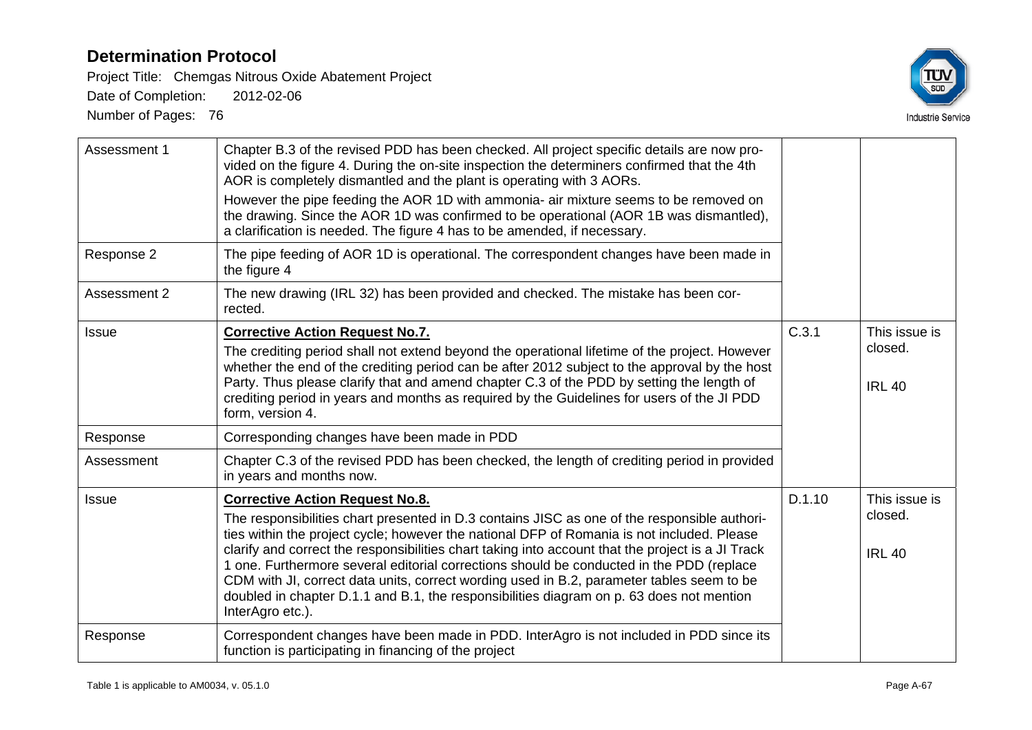| | | | |
|---|---|---|---|
| Assessment 1 | Chapter B.3 of the revised PDD has been checked. All project specific details are now provided on the figure 4. During the on-site inspection the determiners confirmed that the 4th AOR is completely dismantled and the plant is operating with 3 AORs. However the pipe feeding the AOR 1D with ammonia- air mixture seems to be removed on the drawing. Since the AOR 1D was confirmed to be operational (AOR 1B was dismantled), a clarification is needed. The figure 4 has to be amended, if necessary. | | |
| Response 2 | The pipe feeding of AOR 1D is operational. The correspondent changes have been made in the figure 4 | | |
| Assessment 2 | The new drawing (IRL 32) has been provided and checked. The mistake has been corrected. | | |
| Issue | **Corrective Action Request No.7.** The crediting period shall not extend beyond the operational lifetime of the project. However whether the end of the crediting period can be after 2012 subject to the approval by the host Party. Thus please clarify that and amend chapter C.3 of the PDD by setting the length of crediting period in years and months as required by the Guidelines for users of the JI PDD form, version 4. | C.3.1 | This issue is closed. IRL 40 |
| Response | Corresponding changes have been made in PDD | | |
| Assessment | Chapter C.3 of the revised PDD has been checked, the length of crediting period in provided in years and months now. | | |
| Issue | **Corrective Action Request No.8.** The responsibilities chart presented in D.3 contains JISC as one of the responsible authorities within the project cycle; however the national DFP of Romania is not included. Please clarify and correct the responsibilities chart taking into account that the project is a JI Track 1 one. Furthermore several editorial corrections should be conducted in the PDD (replace CDM with JI, correct data units, correct wording used in B.2, parameter tables seem to be doubled in chapter D.1.1 and B.1, the responsibilities diagram on p. 63 does not mention InterAgro etc.). | D.1.10 | This issue is closed. IRL 40 |
| Response | Correspondent changes have been made in PDD. InterAgro is not included in PDD since its function is participating in financing of the project | | |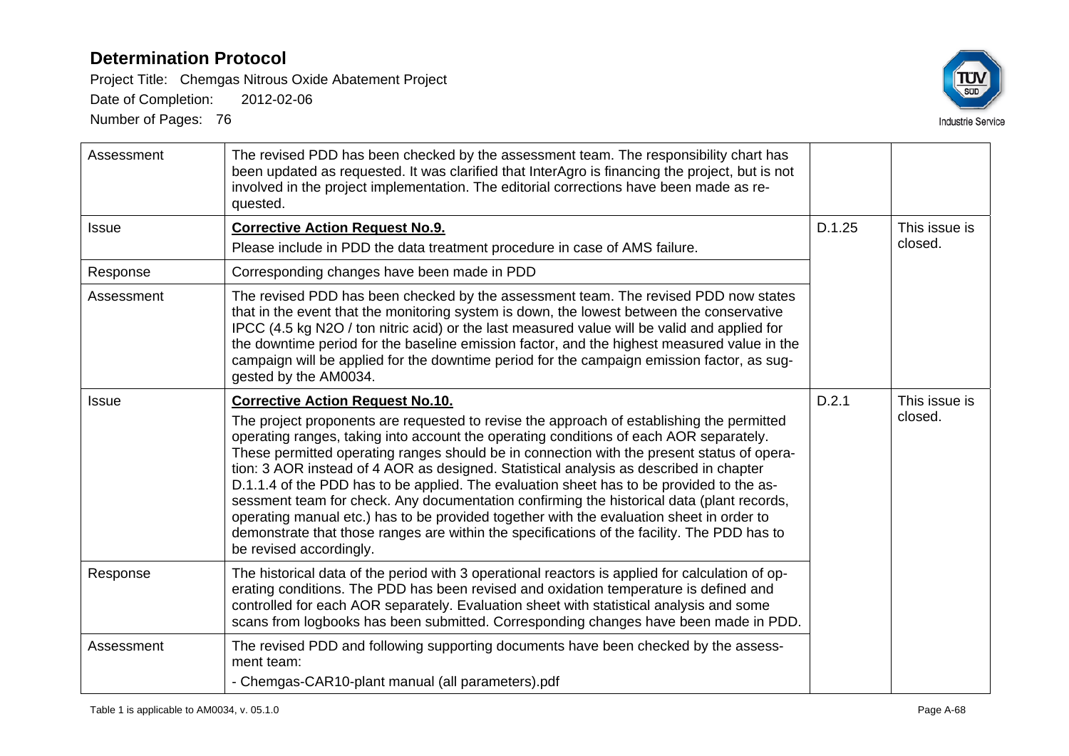| | | | |
|---|---|---|---|
| Assessment | The revised PDD has been checked by the assessment team. The responsibility chart has been updated as requested. It was clarified that InterAgro is financing the project, but is not involved in the project implementation. The editorial corrections have been made as requested. | | |
| Issue | **Corrective Action Request No.9.**<br>Please include in PDD the data treatment procedure in case of AMS failure. | D.1.25 | This issue is closed. |
| Response | Corresponding changes have been made in PDD | | |
| Assessment | The revised PDD has been checked by the assessment team. The revised PDD now states that in the event that the monitoring system is down, the lowest between the conservative IPCC (4.5 kg $N_2O$ / ton nitric acid) or the last measured value will be valid and applied for the downtime period for the baseline emission factor, and the highest measured value in the campaign will be applied for the downtime period for the campaign emission factor, as suggested by the AM0034. | | |
| Issue | **Corrective Action Request No.10.**<br>The project proponents are requested to revise the approach of establishing the permitted operating ranges, taking into account the operating conditions of each AOR separately. These permitted operating ranges should be in connection with the present status of operation: 3 AOR instead of 4 AOR as designed. Statistical analysis as described in chapter D.1.1.4 of the PDD has to be applied. The evaluation sheet has to be provided to the assessment team for check. Any documentation confirming the historical data (plant records, operating manual etc.) has to be provided together with the evaluation sheet in order to demonstrate that those ranges are within the specifications of the facility. The PDD has to be revised accordingly. | D.2.1 | This issue is closed. |
| Response | The historical data of the period with 3 operational reactors is applied for calculation of operating conditions. The PDD has been revised and oxidation temperature is defined and controlled for each AOR separately. Evaluation sheet with statistical analysis and some scans from logbooks has been submitted. Corresponding changes have been made in PDD. | | |
| Assessment | The revised PDD and following supporting documents have been checked by the assessment team:<br>- Chemgas-CAR10-plant manual (all parameters).pdf | | |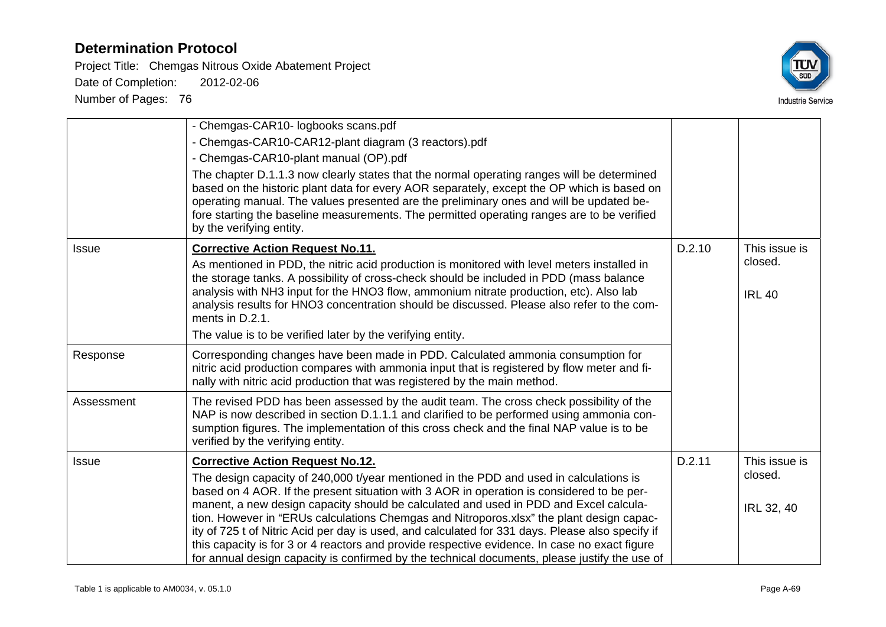| | | | |
|---|---|---|---|
| | - Chemgas-CAR10- logbooks scans.pdf<br>- Chemgas-CAR10-CAR12-plant diagram (3 reactors).pdf<br>- Chemgas-CAR10-plant manual (OP).pdf<br>The chapter D.1.1.3 now clearly states that the normal operating ranges will be determined based on the historic plant data for every AOR separately, except the OP which is based on operating manual. The values presented are the preliminary ones and will be updated before starting the baseline measurements. The permitted operating ranges are to be verified by the verifying entity. | | |
| Issue | **Corrective Action Request No.11.**<br>As mentioned in PDD, the nitric acid production is monitored with level meters installed in the storage tanks. A possibility of cross-check should be included in PDD (mass balance analysis with NH3 input for the HNO3 flow, ammonium nitrate production, etc). Also lab analysis results for HNO3 concentration should be discussed. Please also refer to the comments in D.2.1.<br>The value is to be verified later by the verifying entity. | D.2.10 | This issue is closed.<br><br>IRL 40 |
| Response | Corresponding changes have been made in PDD. Calculated ammonia consumption for nitric acid production compares with ammonia input that is registered by flow meter and finally with nitric acid production that was registered by the main method. | | |
| Assessment | The revised PDD has been assessed by the audit team. The cross check possibility of the NAP is now described in section D.1.1.1 and clarified to be performed using ammonia consumption figures. The implementation of this cross check and the final NAP value is to be verified by the verifying entity. | | |
| Issue | **Corrective Action Request No.12.**<br>The design capacity of 240,000 t/year mentioned in the PDD and used in calculations is based on 4 AOR. If the present situation with 3 AOR in operation is considered to be permanent, a new design capacity should be calculated and used in PDD and Excel calculation. However in "ERUs calculations Chemgas and Nitroporos.xlsx" the plant design capacity of 725 t of Nitric Acid per day is used, and calculated for 331 days. Please also specify if this capacity is for 3 or 4 reactors and provide respective evidence. In case no exact figure for annual design capacity is confirmed by the technical documents, please justify the use of | D.2.11 | This issue is closed.<br><br>IRL 32, 40 |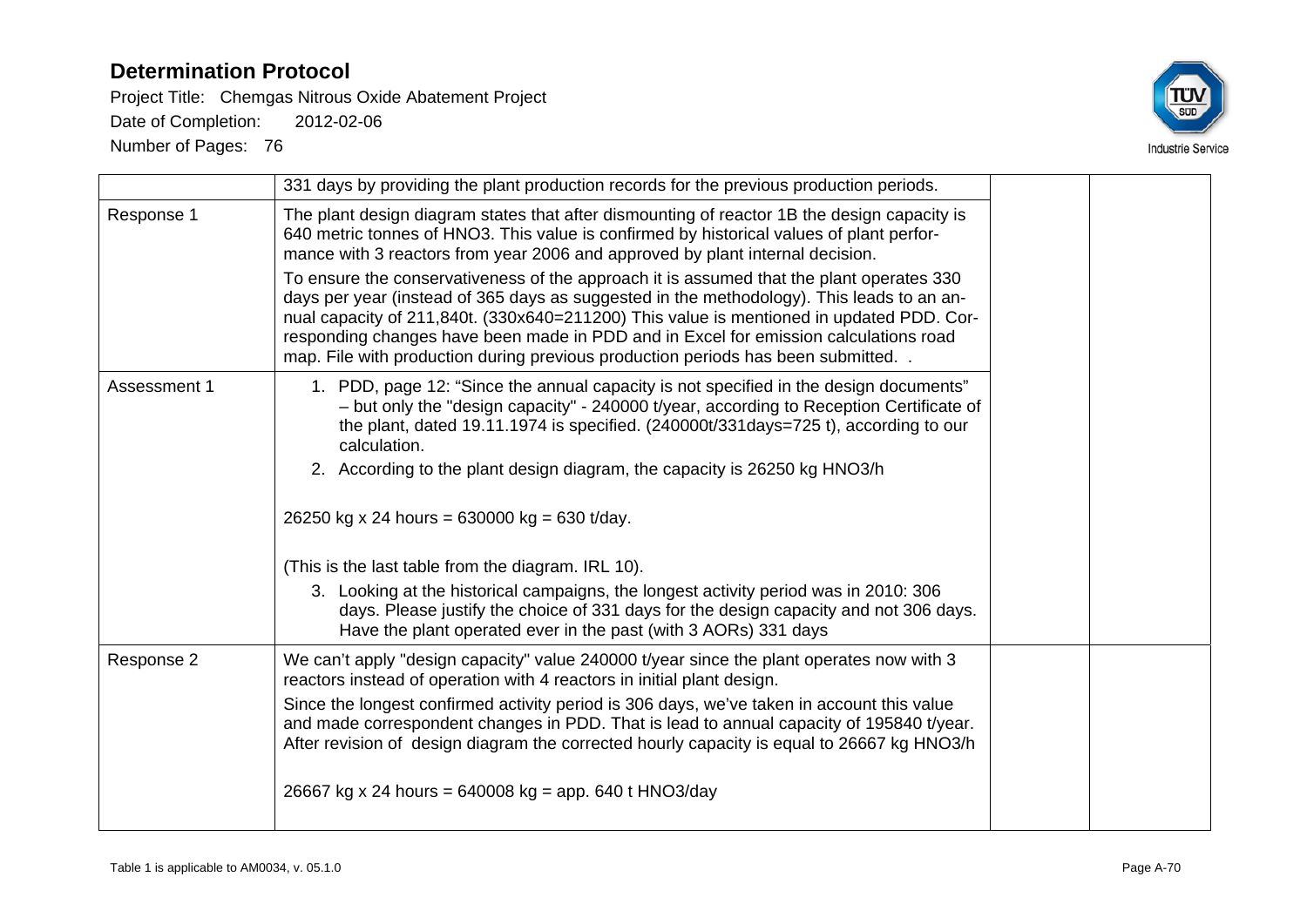# Determination Protocol

Project Title: Chemgas Nitrous Oxide Abatement Project

Date of Completion: 2012-02-06

Number of Pages: 76

| | | | |
|---|---|---|---|
| | 331 days by providing the plant production records for the previous production periods. | | |
| Response 1 | The plant design diagram states that after dismounting of reactor 1B the design capacity is 640 metric tonnes of $HNO_3$. This value is confirmed by historical values of plant performance with 3 reactors from year 2006 and approved by plant internal decision.<br><br>To ensure the conservativeness of the approach it is assumed that the plant operates 330 days per year (instead of 365 days as suggested in the methodology). This leads to an annual capacity of 211,840t. (330x640=211200) This value is mentioned in updated PDD. Corresponding changes have been made in PDD and in Excel for emission calculations road map. File with production during previous production periods has been submitted. . | | |
| Assessment 1 | 1. PDD, page 12: "Since the annual capacity is not specified in the design documents" – but only the "design capacity" - 240000 t/year, according to Reception Certificate of the plant, dated 19.11.1974 is specified. (240000t/331days=725 t), according to our calculation.<br>2. According to the plant design diagram, the capacity is 26250 kg $HNO_3$/h<br><br>26250 kg x 24 hours = 630000 kg = 630 t/day.<br><br>(This is the last table from the diagram. IRL 10).<br><br>3. Looking at the historical campaigns, the longest activity period was in 2010: 306 days. Please justify the choice of 331 days for the design capacity and not 306 days. Have the plant operated ever in the past (with 3 AORs) 331 days | | |
| Response 2 | We can't apply "design capacity" value 240000 t/year since the plant operates now with 3 reactors instead of operation with 4 reactors in initial plant design.<br><br>Since the longest confirmed activity period is 306 days, we've taken in account this value and made correspondent changes in PDD. That is lead to annual capacity of 195840 t/year. After revision of design diagram the corrected hourly capacity is equal to 26667 kg $HNO_3$/h<br><br>26667 kg x 24 hours = 640008 kg = app. 640 t $HNO_3$/day | | |

Table 1 is applicable to AM0034, v. 05.1.0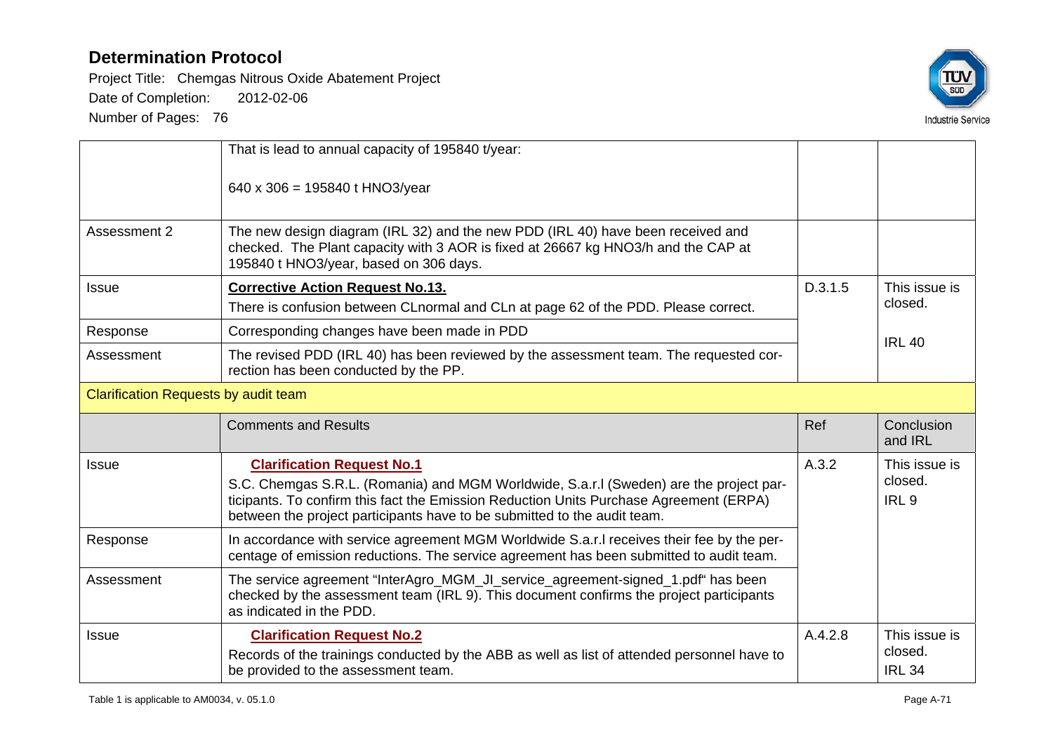| | | | |
|---|---|---|---|
| | That is lead to annual capacity of 195840 t/year:<br><br>640 x 306 = 195840 t HNO3/year | | |
| Assessment 2 | The new design diagram (IRL 32) and the new PDD (IRL 40) have been received and checked. The Plant capacity with 3 AOR is fixed at 26667 kg HNO3/h and the CAP at 195840 t HNO3/year, based on 306 days. | | |
| Issue | **Corrective Action Request No.13.**<br>There is confusion between CLnormal and CLn at page 62 of the PDD. Please correct. | D.3.1.5 | This issue is closed.<br><br>IRL 40 |
| Response | Corresponding changes have been made in PDD | | |
| Assessment | The revised PDD (IRL 40) has been reviewed by the assessment team. The requested correction has been conducted by the PP. | | |
| **Clarification Requests by audit team** | | | |
| | Comments and Results | Ref | Conclusion and IRL |
| Issue | **Clarification Request No.1**<br>S.C. Chemgas S.R.L. (Romania) and MGM Worldwide, S.a.r.l (Sweden) are the project participants. To confirm this fact the Emission Reduction Units Purchase Agreement (ERPA) between the project participants have to be submitted to the audit team. | A.3.2 | This issue is closed.<br>IRL 9 |
| Response | In accordance with service agreement MGM Worldwide S.a.r.l receives their fee by the percentage of emission reductions. The service agreement has been submitted to audit team. | | |
| Assessment | The service agreement "InterAgro_MGM_JI_service_agreement-signed_1.pdf" has been checked by the assessment team (IRL 9). This document confirms the project participants as indicated in the PDD. | | |
| Issue | **Clarification Request No.2**<br>Records of the trainings conducted by the ABB as well as list of attended personnel have to be provided to the assessment team. | A.4.2.8 | This issue is closed.<br>IRL 34 |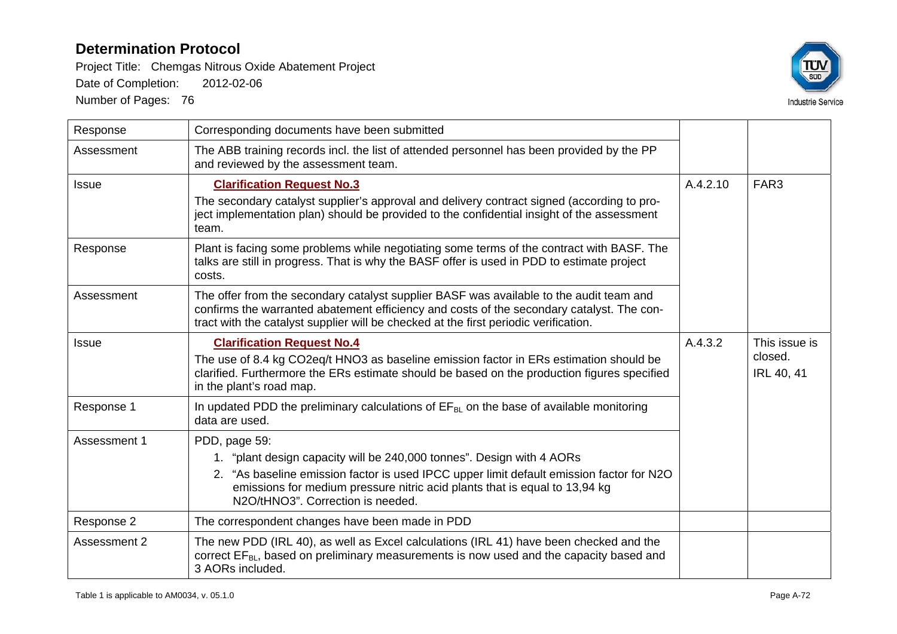| | | | |
|---|---|---|---|
| Response | Corresponding documents have been submitted | | |
| Assessment | The ABB training records incl. the list of attended personnel has been provided by the PP and reviewed by the assessment team. | | |
| Issue | **Clarification Request No.3**<br>The secondary catalyst supplier's approval and delivery contract signed (according to project implementation plan) should be provided to the confidential insight of the assessment team. | A.4.2.10 | FAR3 |
| Response | Plant is facing some problems while negotiating some terms of the contract with BASF. The talks are still in progress. That is why the BASF offer is used in PDD to estimate project costs. | | |
| Assessment | The offer from the secondary catalyst supplier BASF was available to the audit team and confirms the warranted abatement efficiency and costs of the secondary catalyst. The contract with the catalyst supplier will be checked at the first periodic verification. | | |
| Issue | **Clarification Request No.4**<br>The use of 8.4 kg CO2eq/t HNO3 as baseline emission factor in ERs estimation should be clarified. Furthermore the ERs estimate should be based on the production figures specified in the plant's road map. | A.4.3.2 | This issue is closed.<br>IRL 40, 41 |
| Response 1 | In updated PDD the preliminary calculations of $EF_{BL}$ on the base of available monitoring data are used. | | |
| Assessment 1 | PDD, page 59:<br>1. "plant design capacity will be 240,000 tonnes". Design with 4 AORs<br>2. "As baseline emission factor is used IPCC upper limit default emission factor for N2O emissions for medium pressure nitric acid plants that is equal to 13,94 kg N2O/tHNO3". Correction is needed. | | |
| Response 2 | The correspondent changes have been made in PDD | | |
| Assessment 2 | The new PDD (IRL 40), as well as Excel calculations (IRL 41) have been checked and the correct $EF_{BL}$, based on preliminary measurements is now used and the capacity based and 3 AORs included. | | |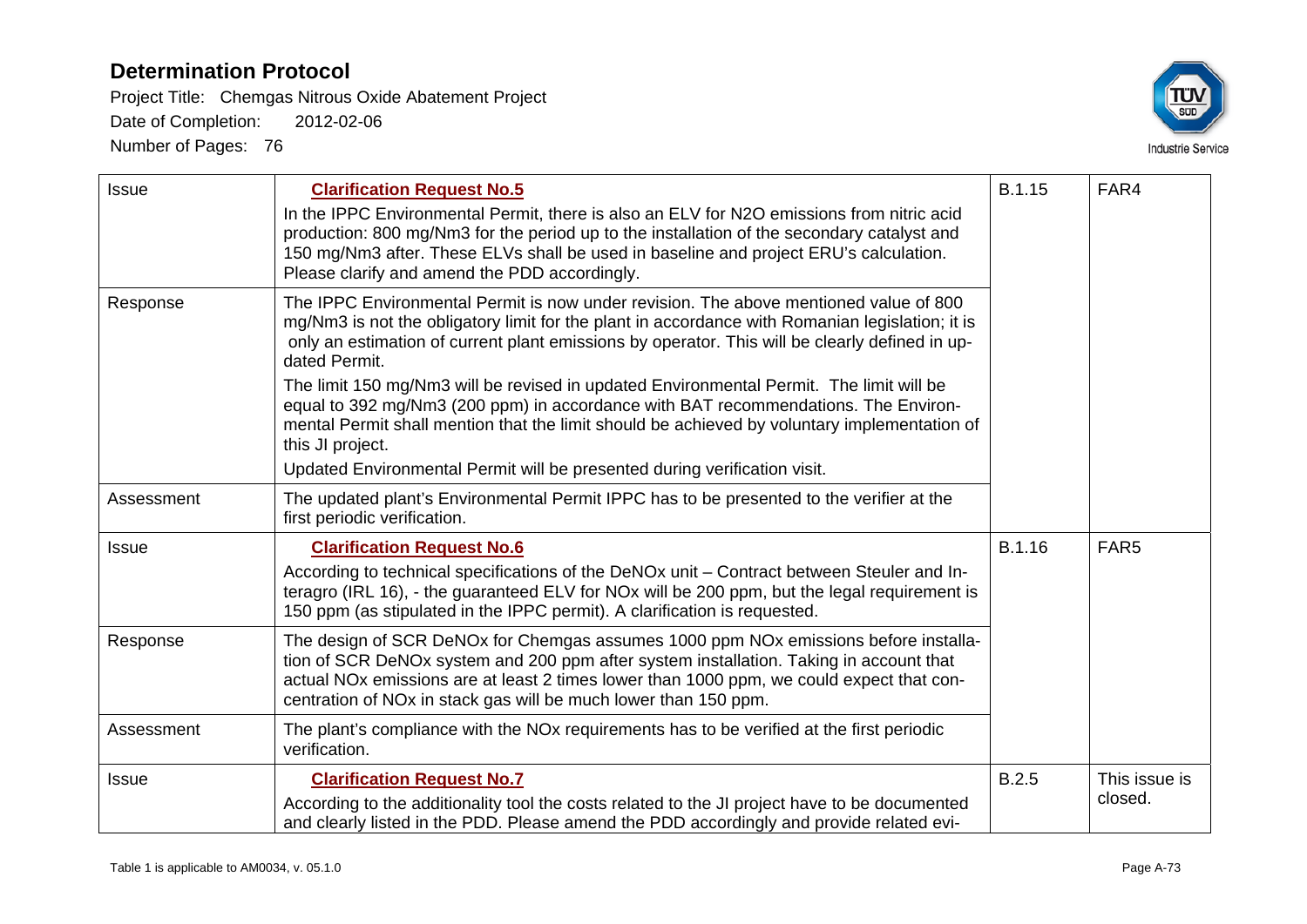| Issue | **Clarification Request No.5**<br>In the IPPC Environmental Permit, there is also an ELV for N2O emissions from nitric acid production: 800 mg/Nm3 for the period up to the installation of the secondary catalyst and 150 mg/Nm3 after. These ELVs shall be used in baseline and project ERU's calculation. Please clarify and amend the PDD accordingly. | B.1.15 | FAR4 |
|---|---|---|---|
| Response | The IPPC Environmental Permit is now under revision. The above mentioned value of 800 mg/Nm3 is not the obligatory limit for the plant in accordance with Romanian legislation; it is only an estimation of current plant emissions by operator. This will be clearly defined in updated Permit.<br>The limit 150 mg/Nm3 will be revised in updated Environmental Permit. The limit will be equal to 392 mg/Nm3 (200 ppm) in accordance with BAT recommendations. The Environmental Permit shall mention that the limit should be achieved by voluntary implementation of this JI project.<br>Updated Environmental Permit will be presented during verification visit. | | |
| Assessment | The updated plant's Environmental Permit IPPC has to be presented to the verifier at the first periodic verification. | | |
| Issue | **Clarification Request No.6**<br>According to technical specifications of the DeNOx unit – Contract between Steuler and Interagro (IRL 16), - the guaranteed ELV for NOx will be 200 ppm, but the legal requirement is 150 ppm (as stipulated in the IPPC permit). A clarification is requested. | B.1.16 | FAR5 |
| Response | The design of SCR DeNOx for Chemgas assumes 1000 ppm NOx emissions before installation of SCR DeNOx system and 200 ppm after system installation. Taking in account that actual NOx emissions are at least 2 times lower than 1000 ppm, we could expect that concentration of NOx in stack gas will be much lower than 150 ppm. | | |
| Assessment | The plant's compliance with the NOx requirements has to be verified at the first periodic verification. | | |
| Issue | **Clarification Request No.7**<br>According to the additionality tool the costs related to the JI project have to be documented and clearly listed in the PDD. Please amend the PDD accordingly and provide related evi- | B.2.5 | This issue is closed. |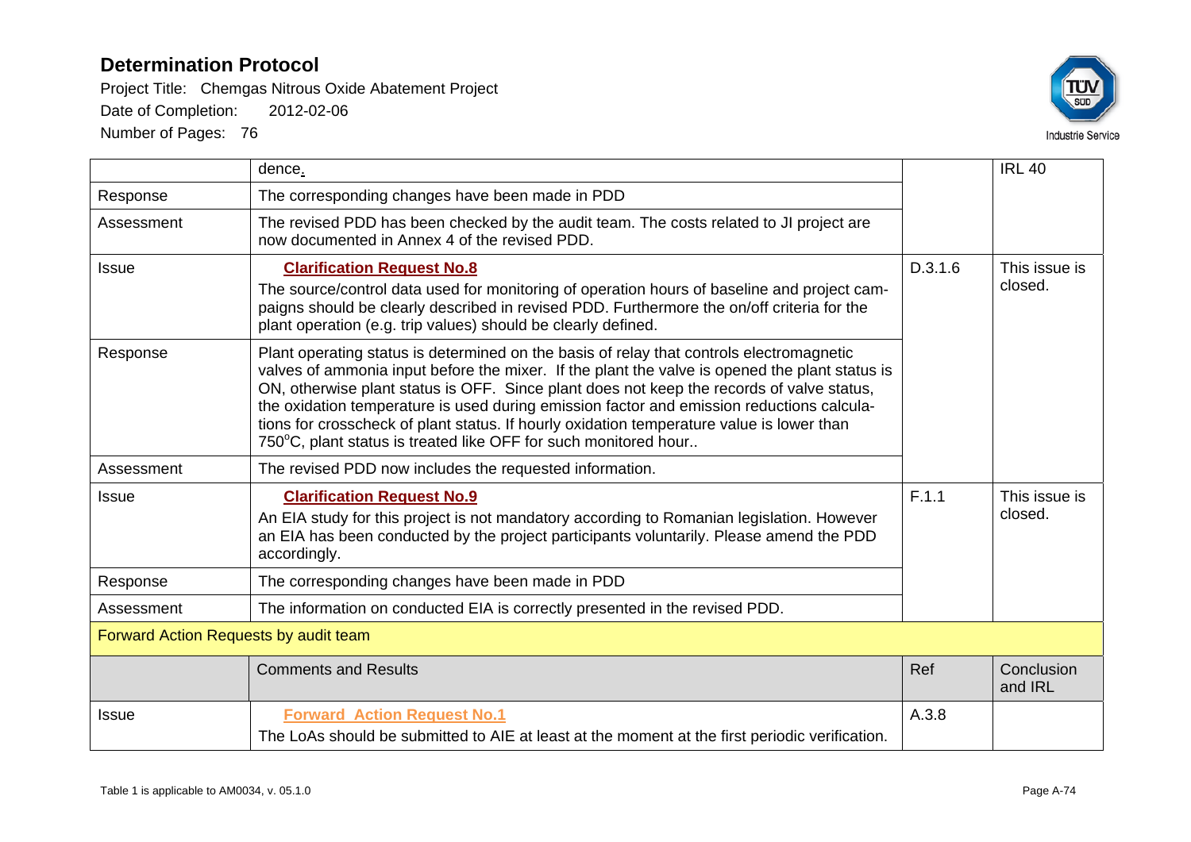| | | | |
|---|---|---|---|
| | dence. | | IRL 40 |
| Response | The corresponding changes have been made in PDD | | |
| Assessment | The revised PDD has been checked by the audit team. The costs related to JI project are now documented in Annex 4 of the revised PDD. | | |
| Issue | **Clarification Request No.8**<br>The source/control data used for monitoring of operation hours of baseline and project campaigns should be clearly described in revised PDD. Furthermore the on/off criteria for the plant operation (e.g. trip values) should be clearly defined. | D.3.1.6 | This issue is closed. |
| Response | Plant operating status is determined on the basis of relay that controls electromagnetic valves of ammonia input before the mixer. If the plant the valve is opened the plant status is ON, otherwise plant status is OFF. Since plant does not keep the records of valve status, the oxidation temperature is used during emission factor and emission reductions calculations for crosscheck of plant status. If hourly oxidation temperature value is lower than 750°C, plant status is treated like OFF for such monitored hour.. | | |
| Assessment | The revised PDD now includes the requested information. | | |
| Issue | **Clarification Request No.9**<br>An EIA study for this project is not mandatory according to Romanian legislation. However an EIA has been conducted by the project participants voluntarily. Please amend the PDD accordingly. | F.1.1 | This issue is closed. |
| Response | The corresponding changes have been made in PDD | | |
| Assessment | The information on conducted EIA is correctly presented in the revised PDD. | | |
| Forward Action Requests by audit team | | | |
| | Comments and Results | Ref | Conclusion and IRL |
| Issue | **Forward Action Request No.1**<br>The LoAs should be submitted to AIE at least at the moment at the first periodic verification. | A.3.8 | |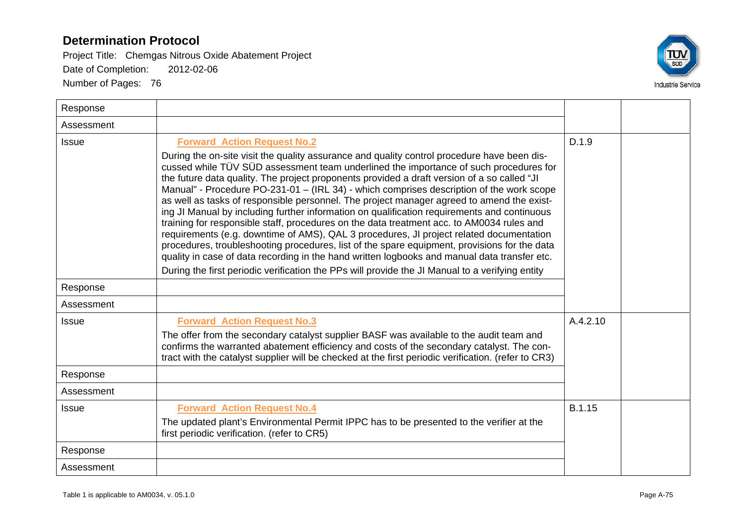| | | | |
|---|---|---|---|
| Response | | | |
| Assessment | | | |
| Issue | **Forward Action Request No.2**<br>During the on-site visit the quality assurance and quality control procedure have been discussed while TÜV SÜD assessment team underlined the importance of such procedures for the future data quality. The project proponents provided a draft version of a so called "JI Manual" - Procedure PO-231-01 – (IRL 34) - which comprises description of the work scope as well as tasks of responsible personnel. The project manager agreed to amend the existing JI Manual by including further information on qualification requirements and continuous training for responsible staff, procedures on the data treatment acc. to AM0034 rules and requirements (e.g. downtime of AMS), QAL 3 procedures, JI project related documentation procedures, troubleshooting procedures, list of the spare equipment, provisions for the data quality in case of data recording in the hand written logbooks and manual data transfer etc.<br>During the first periodic verification the PPs will provide the JI Manual to a verifying entity | D.1.9 | |
| Response | | | |
| Assessment | | | |
| Issue | **Forward Action Request No.3**<br>The offer from the secondary catalyst supplier BASF was available to the audit team and confirms the warranted abatement efficiency and costs of the secondary catalyst. The contract with the catalyst supplier will be checked at the first periodic verification. (refer to CR3) | A.4.2.10 | |
| Response | | | |
| Assessment | | | |
| Issue | **Forward Action Request No.4**<br>The updated plant's Environmental Permit IPPC has to be presented to the verifier at the first periodic verification. (refer to CR5) | B.1.15 | |
| Response | | | |
| Assessment | | | |

Table 1 is applicable to AM0034, v. 05.1.0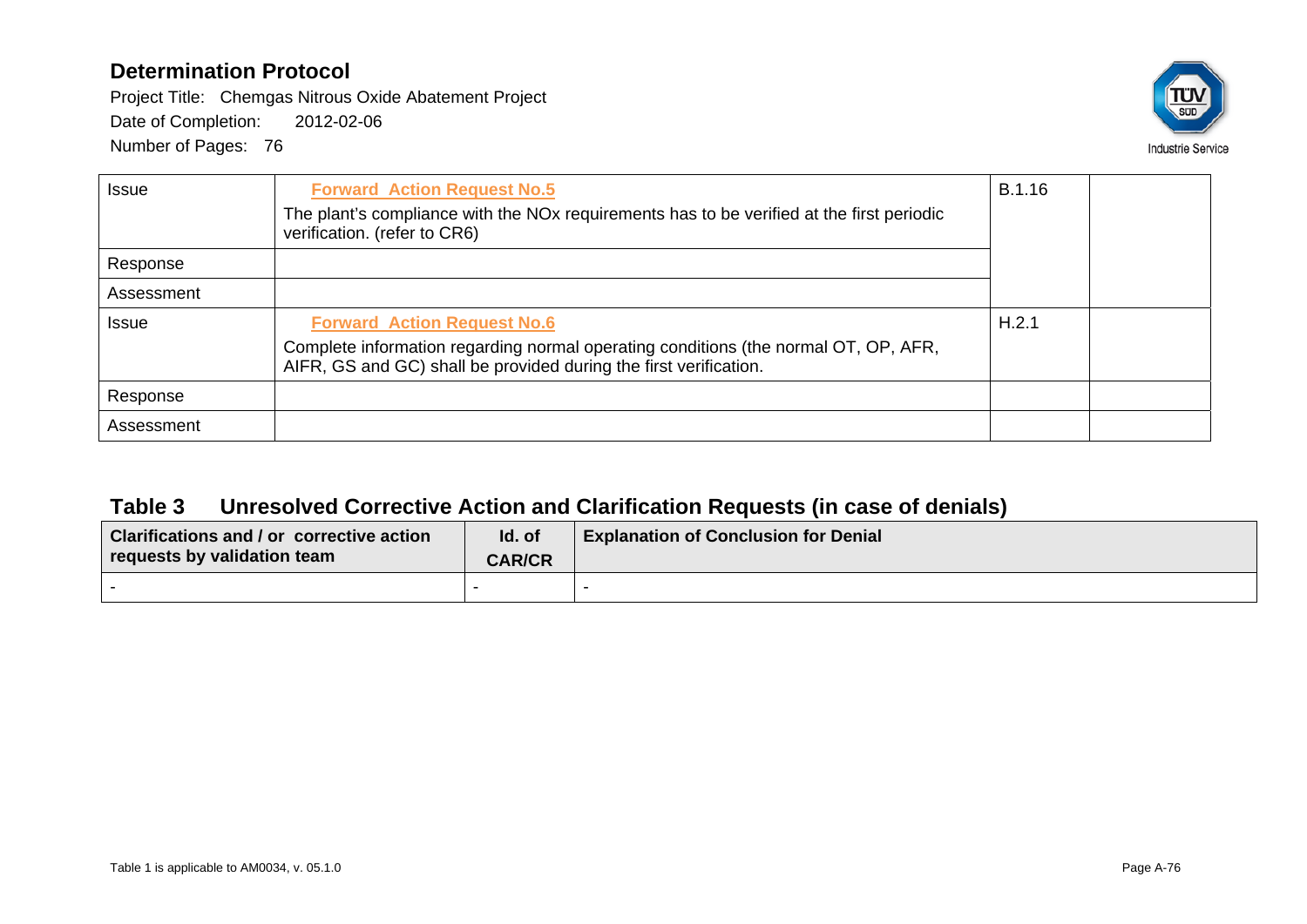| Issue | **Forward Action Request No.5**<br>The plant's compliance with the NOx requirements has to be verified at the first periodic verification. (refer to CR6) | B.1.16 | |
|---|---|---|---|
| Response | | | |
| Assessment | | | |
| Issue | **Forward Action Request No.6**<br>Complete information regarding normal operating conditions (the normal OT, OP, AFR, AIFR, GS and GC) shall be provided during the first verification. | H.2.1 | |
| Response | | | |
| Assessment | | | |

## Table 3 Unresolved Corrective Action and Clarification Requests (in case of denials)

| Clarifications and / or corrective action requests by validation team | Id. of CAR/CR | Explanation of Conclusion for Denial |
|---|---|---|
| - | - | - |

Table 1 is applicable to AM0034, v. 05.1.0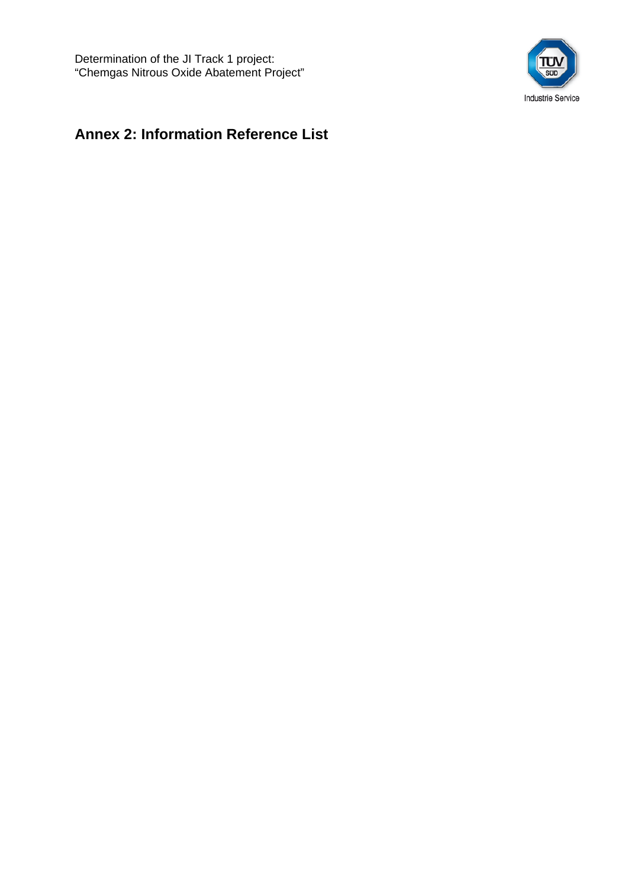## Annex 2: Information Reference List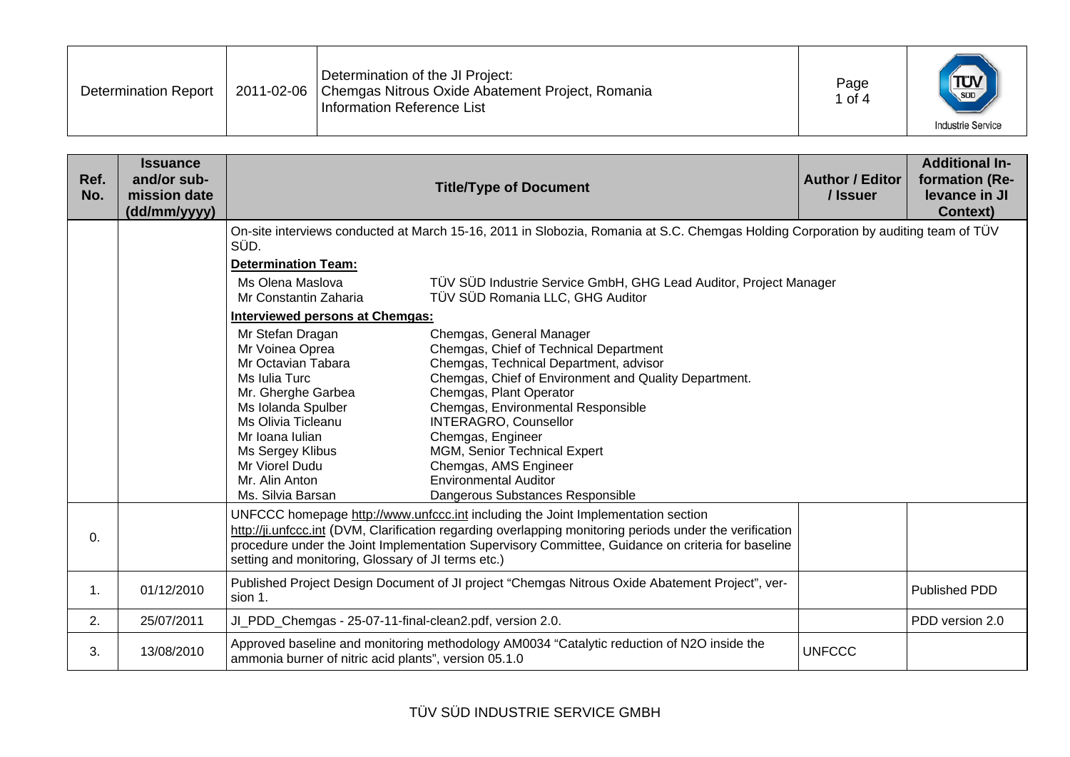| Ref. No. | Issuance and/or sub-mission date (dd/mm/yyyy) | Title/Type of Document | Author / Editor / Issuer | Additional In-formation (Re-levance in JI Context) |
|---|---|---|---|---|
| | | On-site interviews conducted at March 15-16, 2011 in Slobozia, Romania at S.C. Chemgas Holding Corporation by auditing team of TÜV SÜD.<br>**Determination Team:**<br>Ms Olena Maslova — TÜV SÜD Industrie Service GmbH, GHG Lead Auditor, Project Manager<br>Mr Constantin Zaharia — TÜV SÜD Romania LLC, GHG Auditor<br>**Interviewed persons at Chemgas:**<br>Mr Stefan Dragan — Chemgas, General Manager<br>Mr Voinea Oprea — Chemgas, Chief of Technical Department<br>Mr Octavian Tabara — Chemgas, Technical Department, advisor<br>Ms Iulia Turc — Chemgas, Chief of Environment and Quality Department.<br>Mr. Gherghe Garbea — Chemgas, Plant Operator<br>Ms Iolanda Spulber — Chemgas, Environmental Responsible<br>Ms Olivia Ticleanu — INTERAGRO, Counsellor<br>Mr Ioana Iulian — Chemgas, Engineer<br>Ms Sergey Klibus — MGM, Senior Technical Expert<br>Mr Viorel Dudu — Chemgas, AMS Engineer<br>Mr. Alin Anton — Environmental Auditor<br>Ms. Silvia Barsan — Dangerous Substances Responsible | | |
| 0. | | UNFCCC homepage http://www.unfccc.int including the Joint Implementation section http://ji.unfccc.int (DVM, Clarification regarding overlapping monitoring periods under the verification procedure under the Joint Implementation Supervisory Committee, Guidance on criteria for baseline setting and monitoring, Glossary of JI terms etc.) | | |
| 1. | 01/12/2010 | Published Project Design Document of JI project "Chemgas Nitrous Oxide Abatement Project", version 1. | | Published PDD |
| 2. | 25/07/2011 | JI_PDD_Chemgas - 25-07-11-final-clean2.pdf, version 2.0. | | PDD version 2.0 |
| 3. | 13/08/2010 | Approved baseline and monitoring methodology AM0034 "Catalytic reduction of N2O inside the ammonia burner of nitric acid plants", version 05.1.0 | UNFCCC | |

TÜV SÜD INDUSTRIE SERVICE GMBH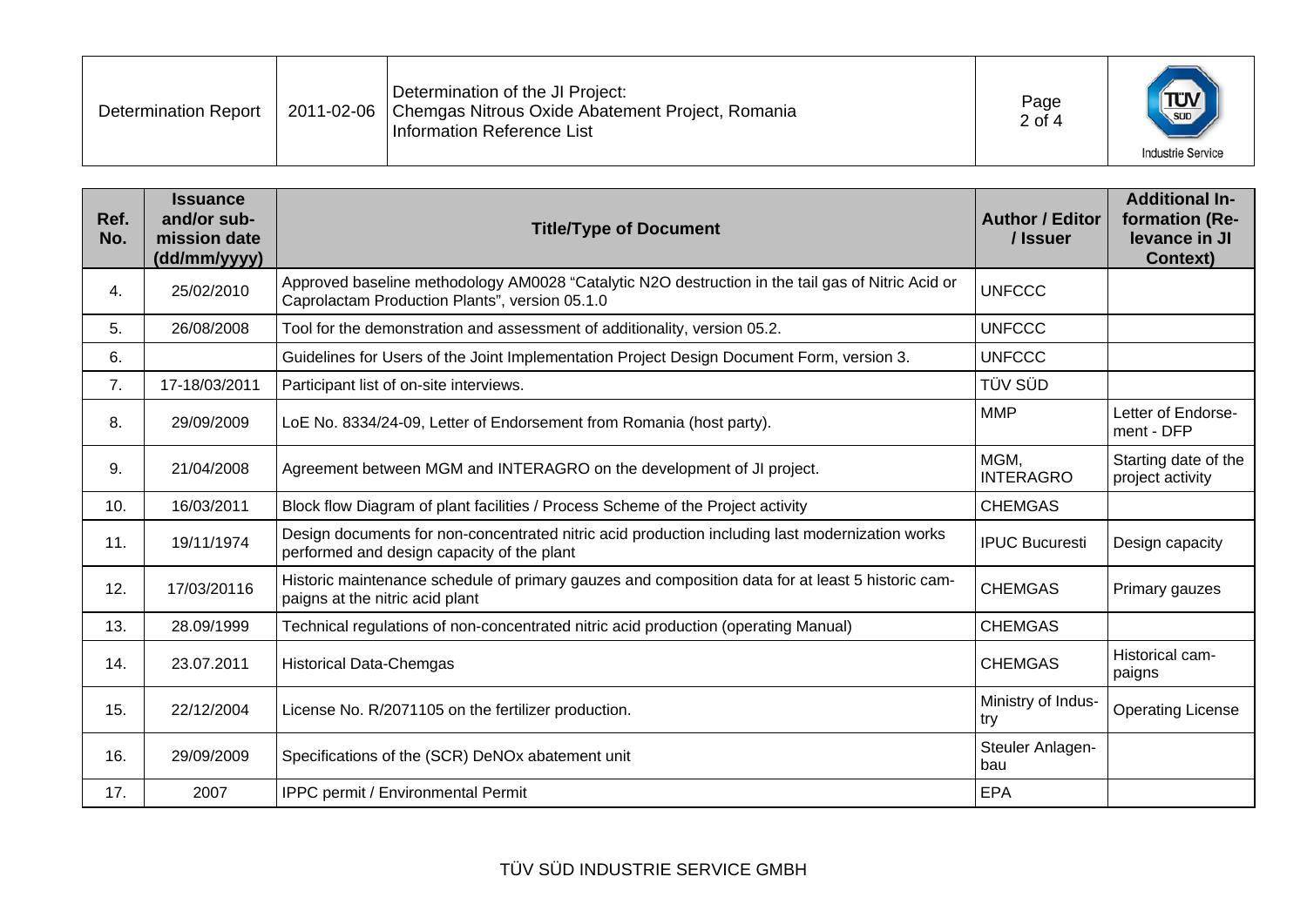| Ref. No. | Issuance and/or submission date (dd/mm/yyyy) | Title/Type of Document | Author / Editor / Issuer | Additional Information (Relevance in JI Context) |
|---|---|---|---|---|
| 4. | 25/02/2010 | Approved baseline methodology AM0028 "Catalytic N2O destruction in the tail gas of Nitric Acid or Caprolactam Production Plants", version 05.1.0 | UNFCCC | |
| 5. | 26/08/2008 | Tool for the demonstration and assessment of additionality, version 05.2. | UNFCCC | |
| 6. | | Guidelines for Users of the Joint Implementation Project Design Document Form, version 3. | UNFCCC | |
| 7. | 17-18/03/2011 | Participant list of on-site interviews. | TÜV SÜD | |
| 8. | 29/09/2009 | LoE No. 8334/24-09, Letter of Endorsement from Romania (host party). | MMP | Letter of Endorsement - DFP |
| 9. | 21/04/2008 | Agreement between MGM and INTERAGRO on the development of JI project. | MGM, INTERAGRO | Starting date of the project activity |
| 10. | 16/03/2011 | Block flow Diagram of plant facilities / Process Scheme of the Project activity | CHEMGAS | |
| 11. | 19/11/1974 | Design documents for non-concentrated nitric acid production including last modernization works performed and design capacity of the plant | IPUC Bucuresti | Design capacity |
| 12. | 17/03/20116 | Historic maintenance schedule of primary gauzes and composition data for at least 5 historic campaigns at the nitric acid plant | CHEMGAS | Primary gauzes |
| 13. | 28.09/1999 | Technical regulations of non-concentrated nitric acid production (operating Manual) | CHEMGAS | |
| 14. | 23.07.2011 | Historical Data-Chemgas | CHEMGAS | Historical campaigns |
| 15. | 22/12/2004 | License No. R/2071105 on the fertilizer production. | Ministry of Industry | Operating License |
| 16. | 29/09/2009 | Specifications of the (SCR) DeNOx abatement unit | Steuler Anlagenbau | |
| 17. | 2007 | IPPC permit / Environmental Permit | EPA | |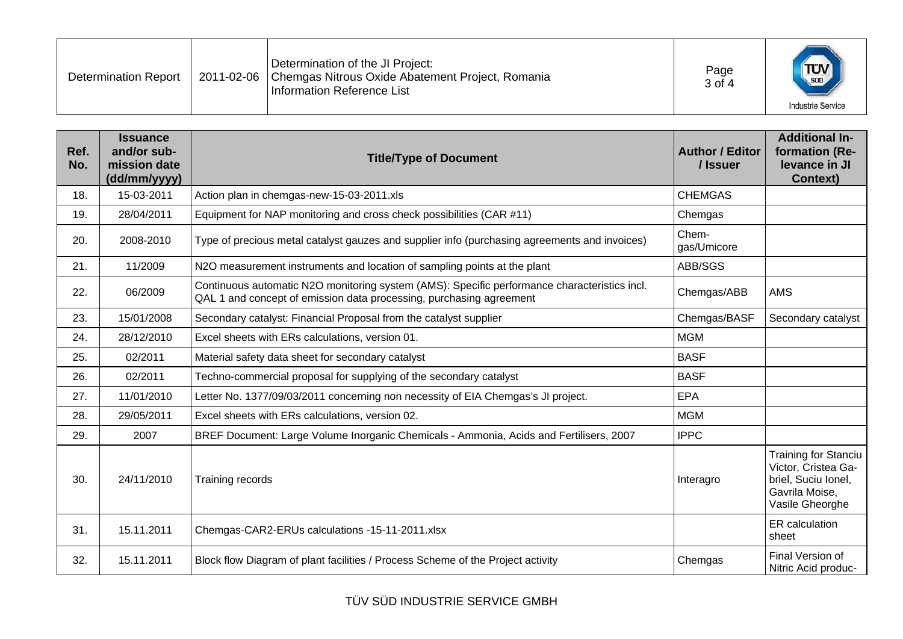| Ref. No. | Issuance and/or sub-mission date (dd/mm/yyyy) | Title/Type of Document | Author / Editor / Issuer | Additional In-formation (Re-levance in JI Context) |
|---|---|---|---|---|
| 18. | 15-03-2011 | Action plan in chemgas-new-15-03-2011.xls | CHEMGAS | |
| 19. | 28/04/2011 | Equipment for NAP monitoring and cross check possibilities (CAR #11) | Chemgas | |
| 20. | 2008-2010 | Type of precious metal catalyst gauzes and supplier info (purchasing agreements and invoices) | Chem-gas/Umicore | |
| 21. | 11/2009 | N2O measurement instruments and location of sampling points at the plant | ABB/SGS | |
| 22. | 06/2009 | Continuous automatic N2O monitoring system (AMS): Specific performance characteristics incl. QAL 1 and concept of emission data processing, purchasing agreement | Chemgas/ABB | AMS |
| 23. | 15/01/2008 | Secondary catalyst: Financial Proposal from the catalyst supplier | Chemgas/BASF | Secondary catalyst |
| 24. | 28/12/2010 | Excel sheets with ERs calculations, version 01. | MGM | |
| 25. | 02/2011 | Material safety data sheet for secondary catalyst | BASF | |
| 26. | 02/2011 | Techno-commercial proposal for supplying of the secondary catalyst | BASF | |
| 27. | 11/01/2010 | Letter No. 1377/09/03/2011 concerning non necessity of EIA Chemgas's JI project. | EPA | |
| 28. | 29/05/2011 | Excel sheets with ERs calculations, version 02. | MGM | |
| 29. | 2007 | BREF Document: Large Volume Inorganic Chemicals - Ammonia, Acids and Fertilisers, 2007 | IPPC | |
| 30. | 24/11/2010 | Training records | Interagro | Training for Stanciu Victor, Cristea Ga-briel, Suciu Ionel, Gavrila Moise, Vasile Gheorghe |
| 31. | 15.11.2011 | Chemgas-CAR2-ERUs calculations -15-11-2011.xlsx | | ER calculation sheet |
| 32. | 15.11.2011 | Block flow Diagram of plant facilities / Process Scheme of the Project activity | Chemgas | Final Version of Nitric Acid produc- |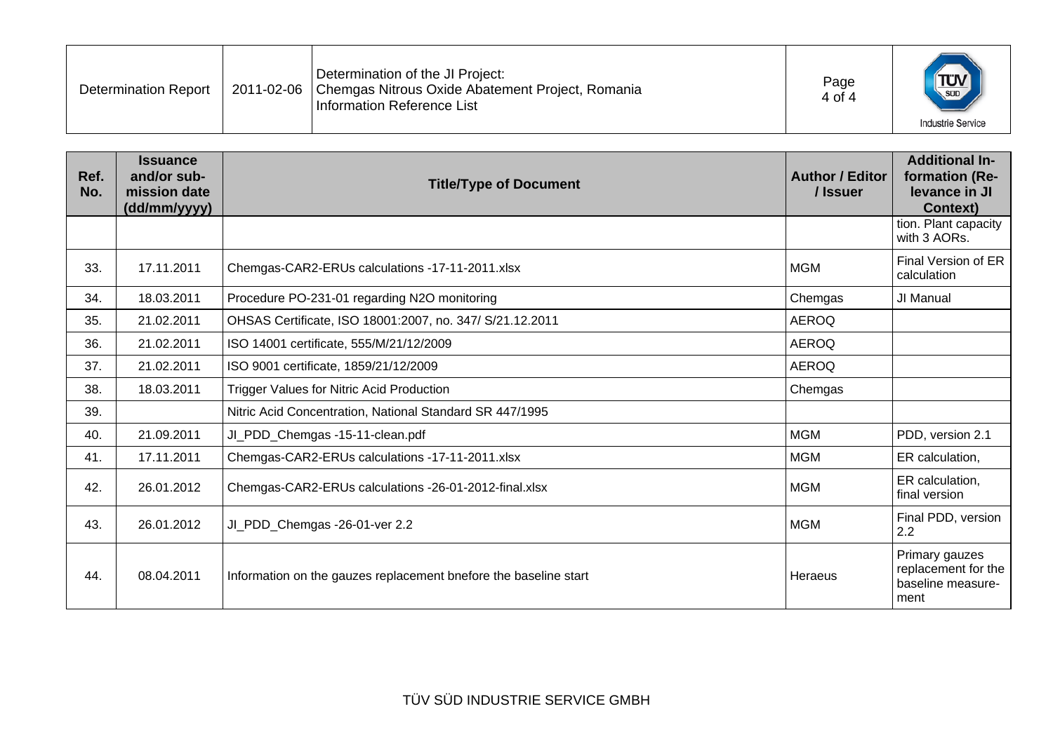| Ref. No. | Issuance and/or submission date (dd/mm/yyyy) | Title/Type of Document | Author / Editor / Issuer | Additional Information (Relevance in JI Context) |
|---|---|---|---|---|
| | | | | tion. Plant capacity with 3 AORs. |
| 33. | 17.11.2011 | Chemgas-CAR2-ERUs calculations -17-11-2011.xlsx | MGM | Final Version of ER calculation |
| 34. | 18.03.2011 | Procedure PO-231-01 regarding N2O monitoring | Chemgas | JI Manual |
| 35. | 21.02.2011 | OHSAS Certificate, ISO 18001:2007, no. 347/ S/21.12.2011 | AEROQ | |
| 36. | 21.02.2011 | ISO 14001 certificate, 555/M/21/12/2009 | AEROQ | |
| 37. | 21.02.2011 | ISO 9001 certificate, 1859/21/12/2009 | AEROQ | |
| 38. | 18.03.2011 | Trigger Values for Nitric Acid Production | Chemgas | |
| 39. | | Nitric Acid Concentration, National Standard SR 447/1995 | | |
| 40. | 21.09.2011 | JI_PDD_Chemgas -15-11-clean.pdf | MGM | PDD, version 2.1 |
| 41. | 17.11.2011 | Chemgas-CAR2-ERUs calculations -17-11-2011.xlsx | MGM | ER calculation, |
| 42. | 26.01.2012 | Chemgas-CAR2-ERUs calculations -26-01-2012-final.xlsx | MGM | ER calculation, final version |
| 43. | 26.01.2012 | JI_PDD_Chemgas -26-01-ver 2.2 | MGM | Final PDD, version 2.2 |
| 44. | 08.04.2011 | Information on the gauzes replacement bnefore the baseline start | Heraeus | Primary gauzes replacement for the baseline measurement |